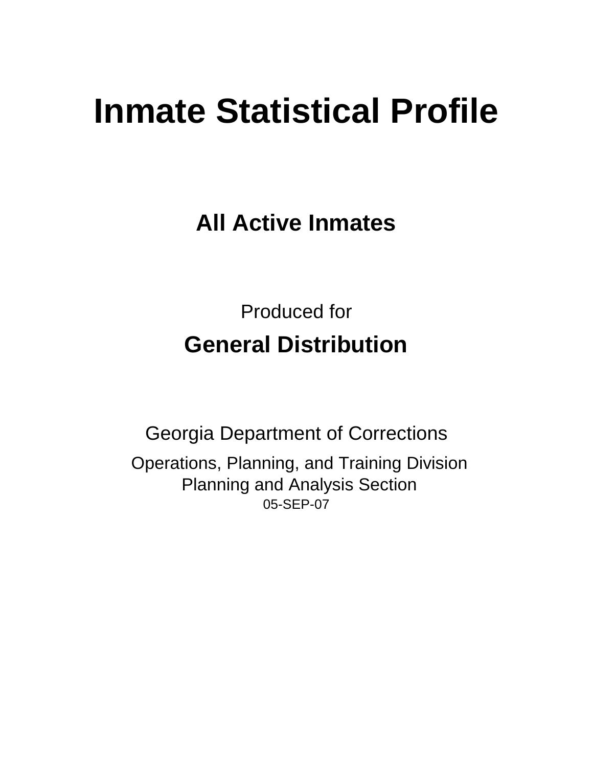# Inmate Statistical Profile

## All Active Inmates

Produced for

## General Distribution

Georgia Department of Corrections

Operations, Planning, and Training Division
Planning and Analysis Section
05-SEP-07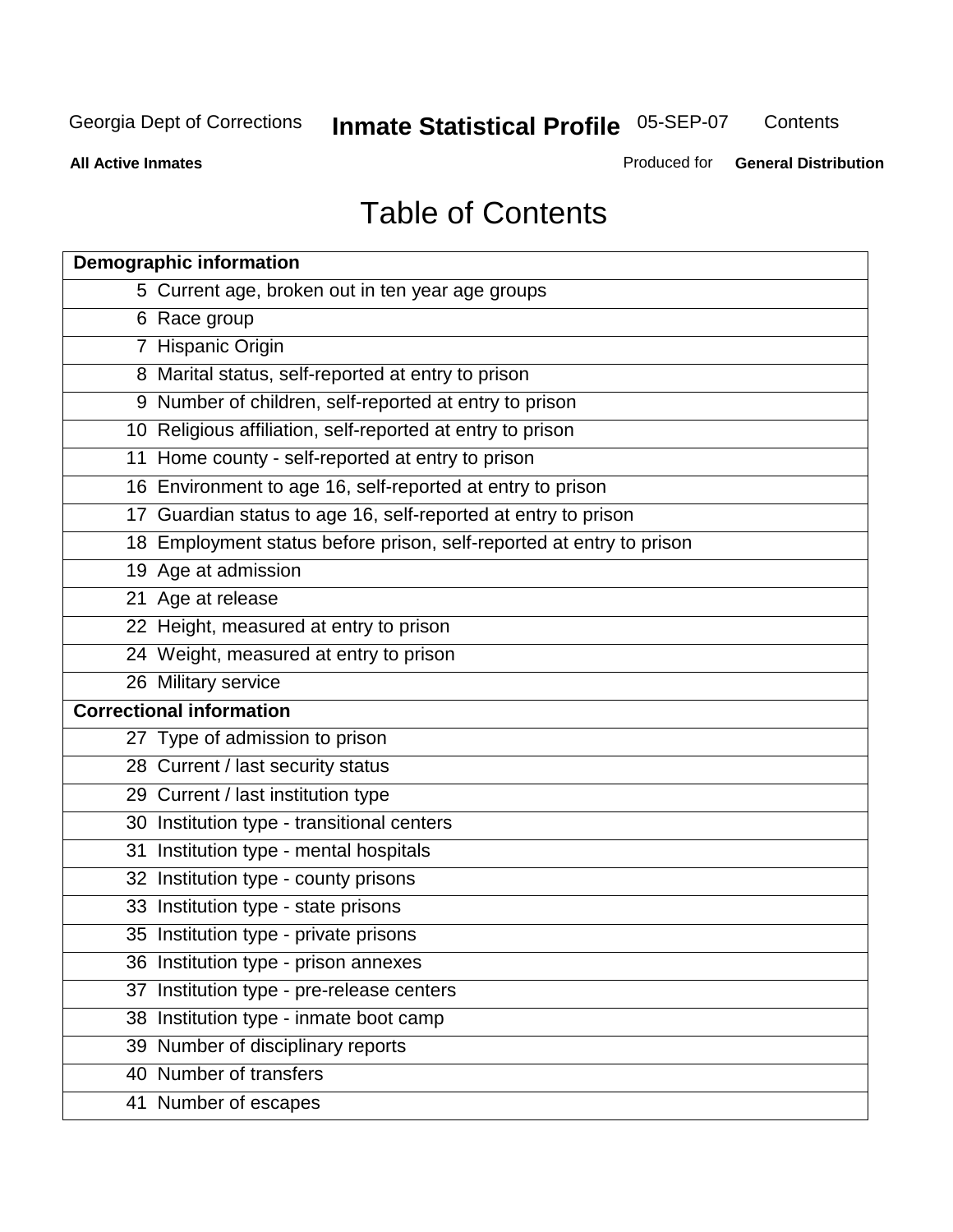# Table of Contents

| Demographic information | |
|---|---|
| 5 | Current age, broken out in ten year age groups |
| 6 | Race group |
| 7 | Hispanic Origin |
| 8 | Marital status, self-reported at entry to prison |
| 9 | Number of children, self-reported at entry to prison |
| 10 | Religious affiliation, self-reported at entry to prison |
| 11 | Home county - self-reported at entry to prison |
| 16 | Environment to age 16, self-reported at entry to prison |
| 17 | Guardian status to age 16, self-reported at entry to prison |
| 18 | Employment status before prison, self-reported at entry to prison |
| 19 | Age at admission |
| 21 | Age at release |
| 22 | Height, measured at entry to prison |
| 24 | Weight, measured at entry to prison |
| 26 | Military service |
| **Correctional information** | |
| 27 | Type of admission to prison |
| 28 | Current / last security status |
| 29 | Current / last institution type |
| 30 | Institution type - transitional centers |
| 31 | Institution type - mental hospitals |
| 32 | Institution type - county prisons |
| 33 | Institution type - state prisons |
| 35 | Institution type - private prisons |
| 36 | Institution type - prison annexes |
| 37 | Institution type - pre-release centers |
| 38 | Institution type - inmate boot camp |
| 39 | Number of disciplinary reports |
| 40 | Number of transfers |
| 41 | Number of escapes |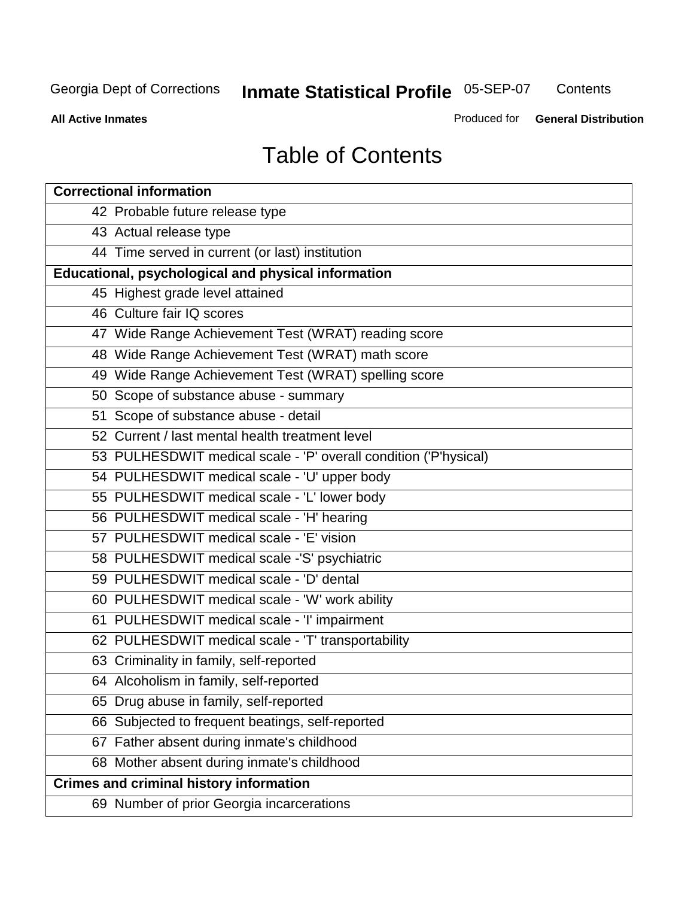# Table of Contents

| Correctional information |
|---|
| 42 Probable future release type |
| 43 Actual release type |
| 44 Time served in current (or last) institution |
| **Educational, psychological and physical information** |
| 45 Highest grade level attained |
| 46 Culture fair IQ scores |
| 47 Wide Range Achievement Test (WRAT) reading score |
| 48 Wide Range Achievement Test (WRAT) math score |
| 49 Wide Range Achievement Test (WRAT) spelling score |
| 50 Scope of substance abuse - summary |
| 51 Scope of substance abuse - detail |
| 52 Current / last mental health treatment level |
| 53 PULHESDWIT medical scale - 'P' overall condition ('P'hysical) |
| 54 PULHESDWIT medical scale - 'U' upper body |
| 55 PULHESDWIT medical scale - 'L' lower body |
| 56 PULHESDWIT medical scale - 'H' hearing |
| 57 PULHESDWIT medical scale - 'E' vision |
| 58 PULHESDWIT medical scale -'S' psychiatric |
| 59 PULHESDWIT medical scale - 'D' dental |
| 60 PULHESDWIT medical scale - 'W' work ability |
| 61 PULHESDWIT medical scale - 'I' impairment |
| 62 PULHESDWIT medical scale - 'T' transportability |
| 63 Criminality in family, self-reported |
| 64 Alcoholism in family, self-reported |
| 65 Drug abuse in family, self-reported |
| 66 Subjected to frequent beatings, self-reported |
| 67 Father absent during inmate's childhood |
| 68 Mother absent during inmate's childhood |
| **Crimes and criminal history information** |
| 69 Number of prior Georgia incarcerations |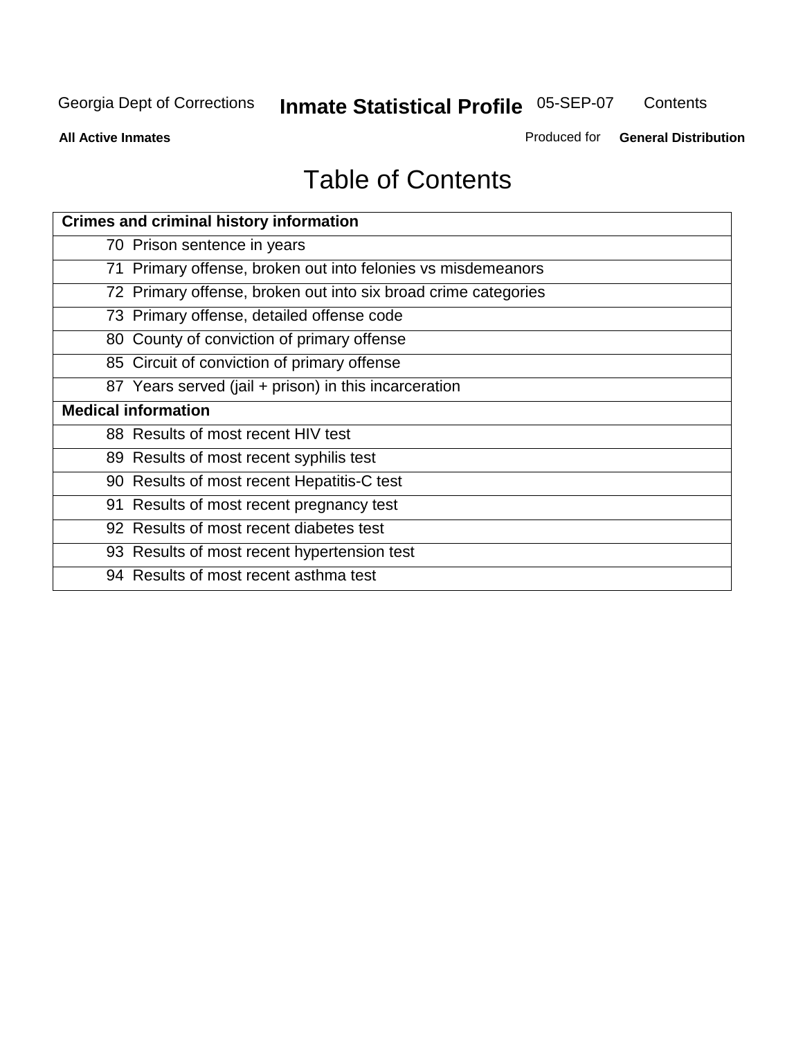# Table of Contents

| Crimes and criminal history information |
|---|
| 70 Prison sentence in years |
| 71 Primary offense, broken out into felonies vs misdemeanors |
| 72 Primary offense, broken out into six broad crime categories |
| 73 Primary offense, detailed offense code |
| 80 County of conviction of primary offense |
| 85 Circuit of conviction of primary offense |
| 87 Years served (jail + prison) in this incarceration |
| **Medical information** |
| 88 Results of most recent HIV test |
| 89 Results of most recent syphilis test |
| 90 Results of most recent Hepatitis-C test |
| 91 Results of most recent pregnancy test |
| 92 Results of most recent diabetes test |
| 93 Results of most recent hypertension test |
| 94 Results of most recent asthma test |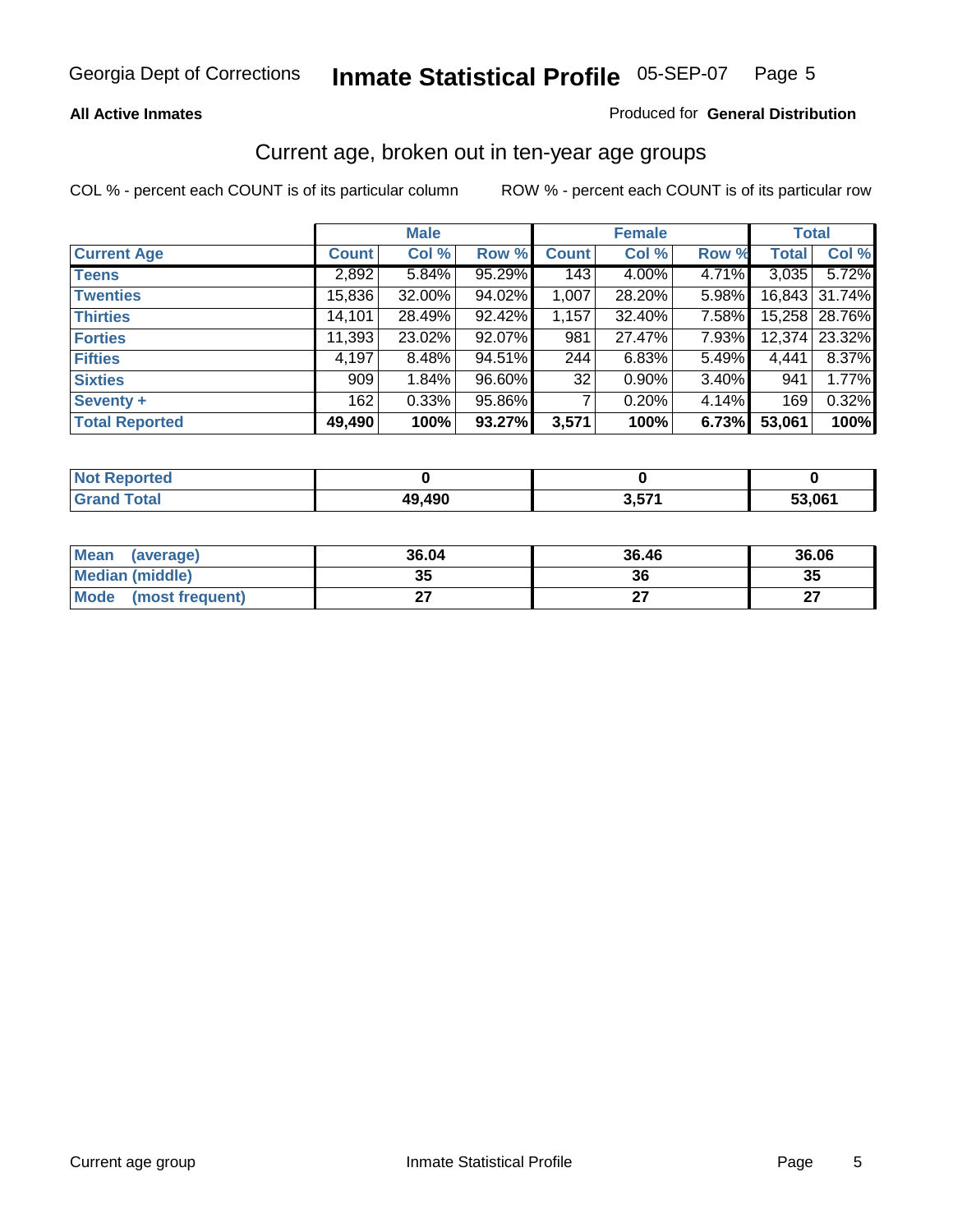**All Active Inmates**

Produced for **General Distribution**

## Current age, broken out in ten-year age groups

COL % - percent each COUNT is of its particular column

ROW % - percent each COUNT is of its particular row

| | Male | | | Female | | | Total | |
|---|---|---|---|---|---|---|---|---|
| **Current Age** | **Count** | **Col %** | **Row %** | **Count** | **Col %** | **Row %** | **Total** | **Col %** |
| **Teens** | 2,892 | 5.84% | 95.29% | 143 | 4.00% | 4.71% | 3,035 | 5.72% |
| **Twenties** | 15,836 | 32.00% | 94.02% | 1,007 | 28.20% | 5.98% | 16,843 | 31.74% |
| **Thirties** | 14,101 | 28.49% | 92.42% | 1,157 | 32.40% | 7.58% | 15,258 | 28.76% |
| **Forties** | 11,393 | 23.02% | 92.07% | 981 | 27.47% | 7.93% | 12,374 | 23.32% |
| **Fifties** | 4,197 | 8.48% | 94.51% | 244 | 6.83% | 5.49% | 4,441 | 8.37% |
| **Sixties** | 909 | 1.84% | 96.60% | 32 | 0.90% | 3.40% | 941 | 1.77% |
| **Seventy +** | 162 | 0.33% | 95.86% | 7 | 0.20% | 4.14% | 169 | 0.32% |
| **Total Reported** | **49,490** | **100%** | **93.27%** | **3,571** | **100%** | **6.73%** | **53,061** | **100%** |

| | Male | Female | Total |
|---|---|---|---|
| **Not Reported** | **0** | **0** | **0** |
| **Grand Total** | **49,490** | **3,571** | **53,061** |

| | Male | Female | Total |
|---|---|---|---|
| **Mean (average)** | **36.04** | **36.46** | **36.06** |
| **Median (middle)** | **35** | **36** | **35** |
| **Mode (most frequent)** | **27** | **27** | **27** |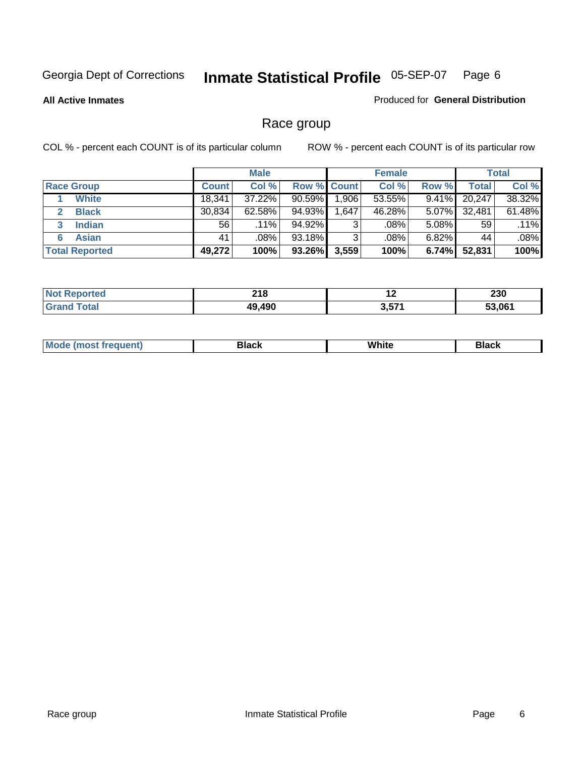Georgia Dept of Corrections **Inmate Statistical Profile** 05-SEP-07

**All Active Inmates**

Produced for **General Distribution**

## Race group

COL % - percent each COUNT is of its particular column

ROW % - percent each COUNT is of its particular row

| | | Male | | | Female | | | Total | |
|---|---|---|---|---|---|---|---|---|---|
| **Race Group** | | **Count** | **Col %** | **Row %** | **Count** | **Col %** | **Row %** | **Total** | **Col %** |
| 1 | White | 18,341 | 37.22% | 90.59% | 1,906 | 53.55% | 9.41% | 20,247 | 38.32% |
| 2 | Black | 30,834 | 62.58% | 94.93% | 1,647 | 46.28% | 5.07% | 32,481 | 61.48% |
| 3 | Indian | 56 | .11% | 94.92% | 3 | .08% | 5.08% | 59 | .11% |
| 6 | Asian | 41 | .08% | 93.18% | 3 | .08% | 6.82% | 44 | .08% |
| **Total Reported** | | **49,272** | **100%** | **93.26%** | **3,559** | **100%** | **6.74%** | **52,831** | **100%** |

| | Male | Female | Total |
|---|---|---|---|
| **Not Reported** | **218** | **12** | **230** |
| **Grand Total** | **49,490** | **3,571** | **53,061** |

| | Male | Female | Total |
|---|---|---|---|
| **Mode (most frequent)** | **Black** | **White** | **Black** |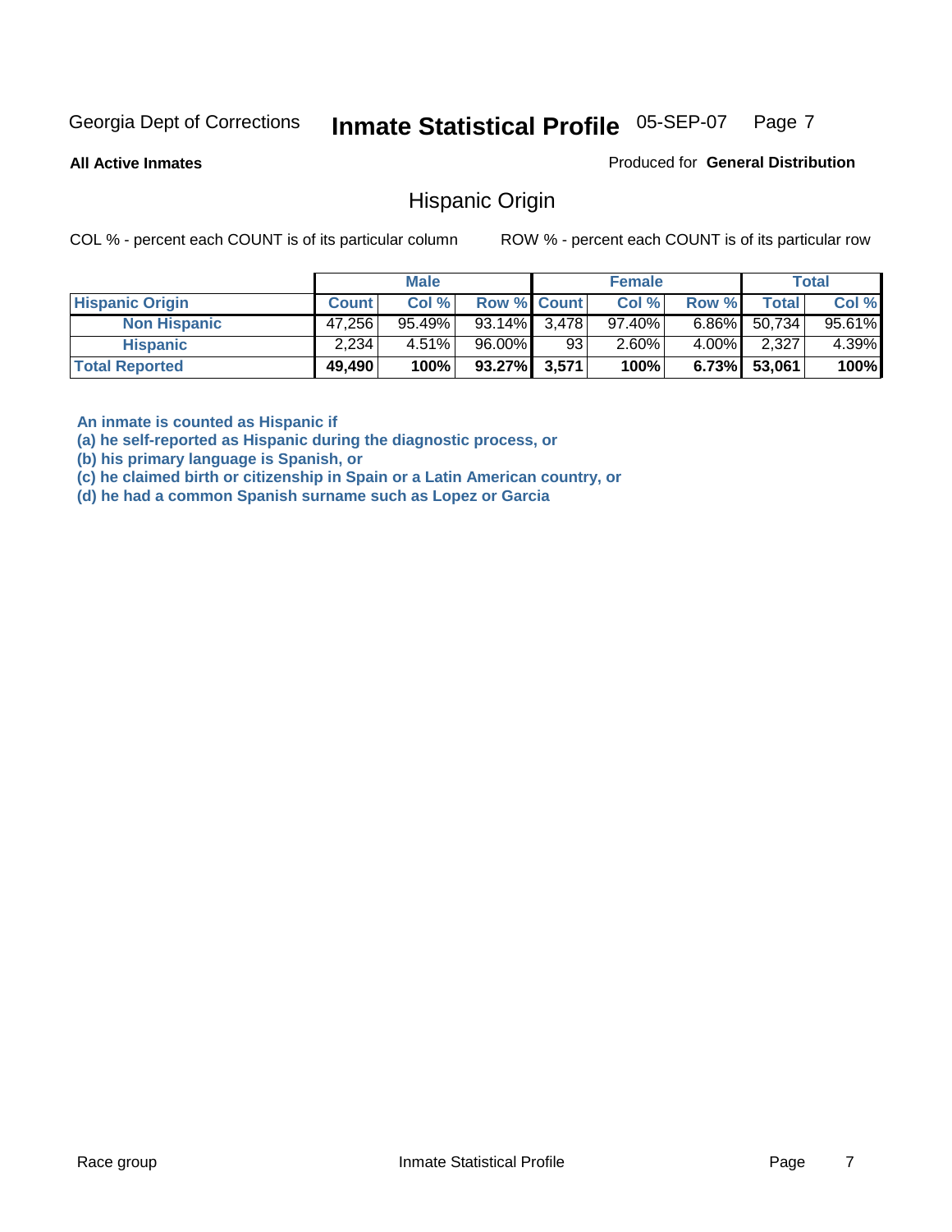Georgia Dept of Corrections **Inmate Statistical Profile** 05-SEP-07

**All Active Inmates**

Produced for **General Distribution**

## Hispanic Origin

COL % - percent each COUNT is of its particular column

ROW % - percent each COUNT is of its particular row

| | Male | | | Female | | | Total | |
|---|---|---|---|---|---|---|---|---|
| **Hispanic Origin** | **Count** | **Col %** | **Row %** | **Count** | **Col %** | **Row %** | **Total** | **Col %** |
| **Non Hispanic** | 47,256 | 95.49% | 93.14% | 3,478 | 97.40% | 6.86% | 50,734 | 95.61% |
| **Hispanic** | 2,234 | 4.51% | 96.00% | 93 | 2.60% | 4.00% | 2,327 | 4.39% |
| **Total Reported** | **49,490** | **100%** | **93.27%** | **3,571** | **100%** | **6.73%** | **53,061** | **100%** |

**An inmate is counted as Hispanic if**
**(a) he self-reported as Hispanic during the diagnostic process, or**
**(b) his primary language is Spanish, or**
**(c) he claimed birth or citizenship in Spain or a Latin American country, or**
**(d) he had a common Spanish surname such as Lopez or Garcia**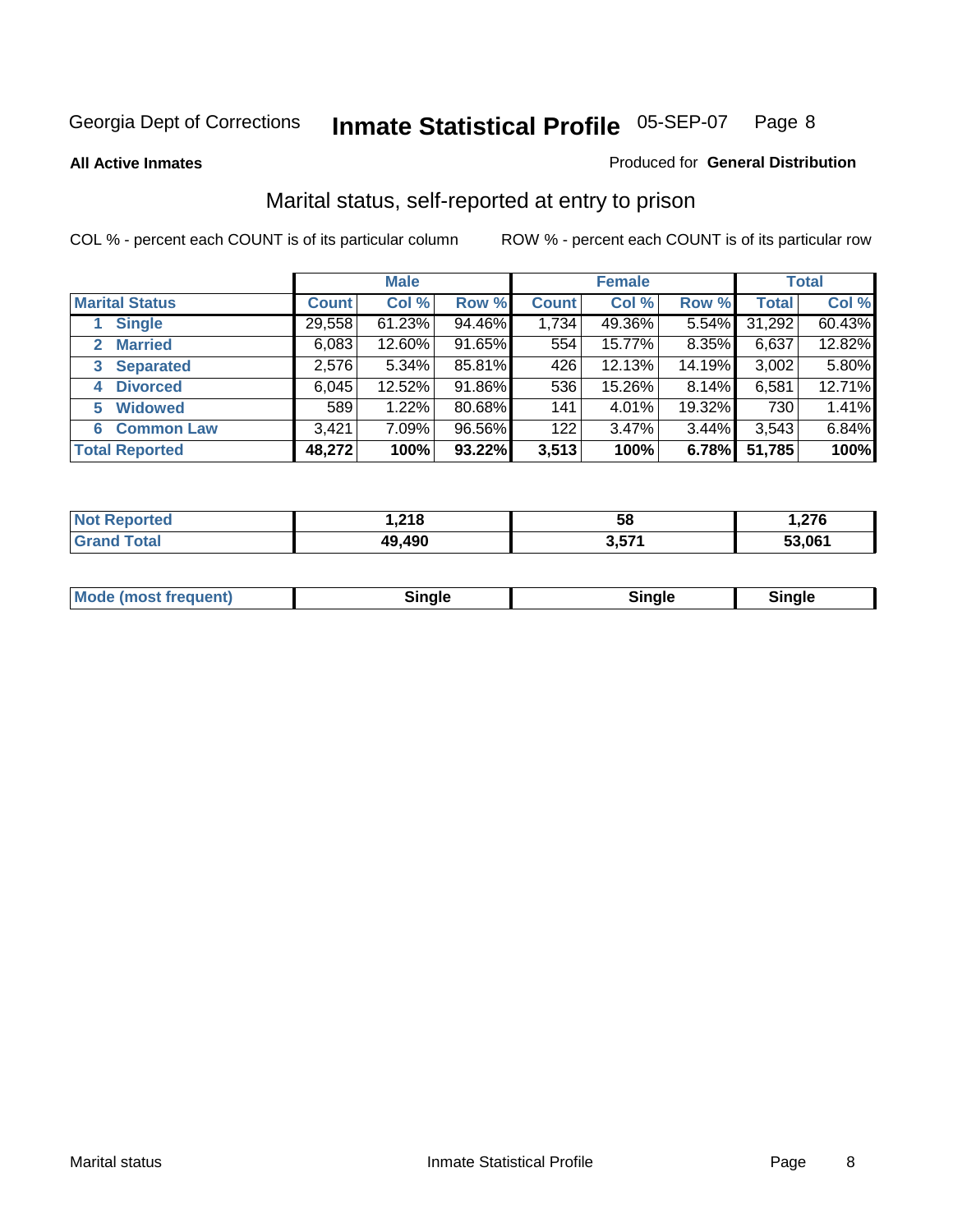Georgia Dept of Corrections **Inmate Statistical Profile** 05-SEP-07

**All Active Inmates**

Produced for **General Distribution**

## Marital status, self-reported at entry to prison

COL % - percent each COUNT is of its particular column ROW % - percent each COUNT is of its particular row

| | Male | | | Female | | | Total | |
|---|---|---|---|---|---|---|---|---|
| **Marital Status** | **Count** | **Col %** | **Row %** | **Count** | **Col %** | **Row %** | **Total** | **Col %** |
| 1 **Single** | 29,558 | 61.23% | 94.46% | 1,734 | 49.36% | 5.54% | 31,292 | 60.43% |
| 2 **Married** | 6,083 | 12.60% | 91.65% | 554 | 15.77% | 8.35% | 6,637 | 12.82% |
| 3 **Separated** | 2,576 | 5.34% | 85.81% | 426 | 12.13% | 14.19% | 3,002 | 5.80% |
| 4 **Divorced** | 6,045 | 12.52% | 91.86% | 536 | 15.26% | 8.14% | 6,581 | 12.71% |
| 5 **Widowed** | 589 | 1.22% | 80.68% | 141 | 4.01% | 19.32% | 730 | 1.41% |
| 6 **Common Law** | 3,421 | 7.09% | 96.56% | 122 | 3.47% | 3.44% | 3,543 | 6.84% |
| **Total Reported** | **48,272** | **100%** | **93.22%** | **3,513** | **100%** | **6.78%** | **51,785** | **100%** |

| | Male | Female | Total |
|---|---|---|---|
| **Not Reported** | **1,218** | **58** | **1,276** |
| **Grand Total** | **49,490** | **3,571** | **53,061** |

| | Male | Female | Total |
|---|---|---|---|
| **Mode (most frequent)** | **Single** | **Single** | **Single** |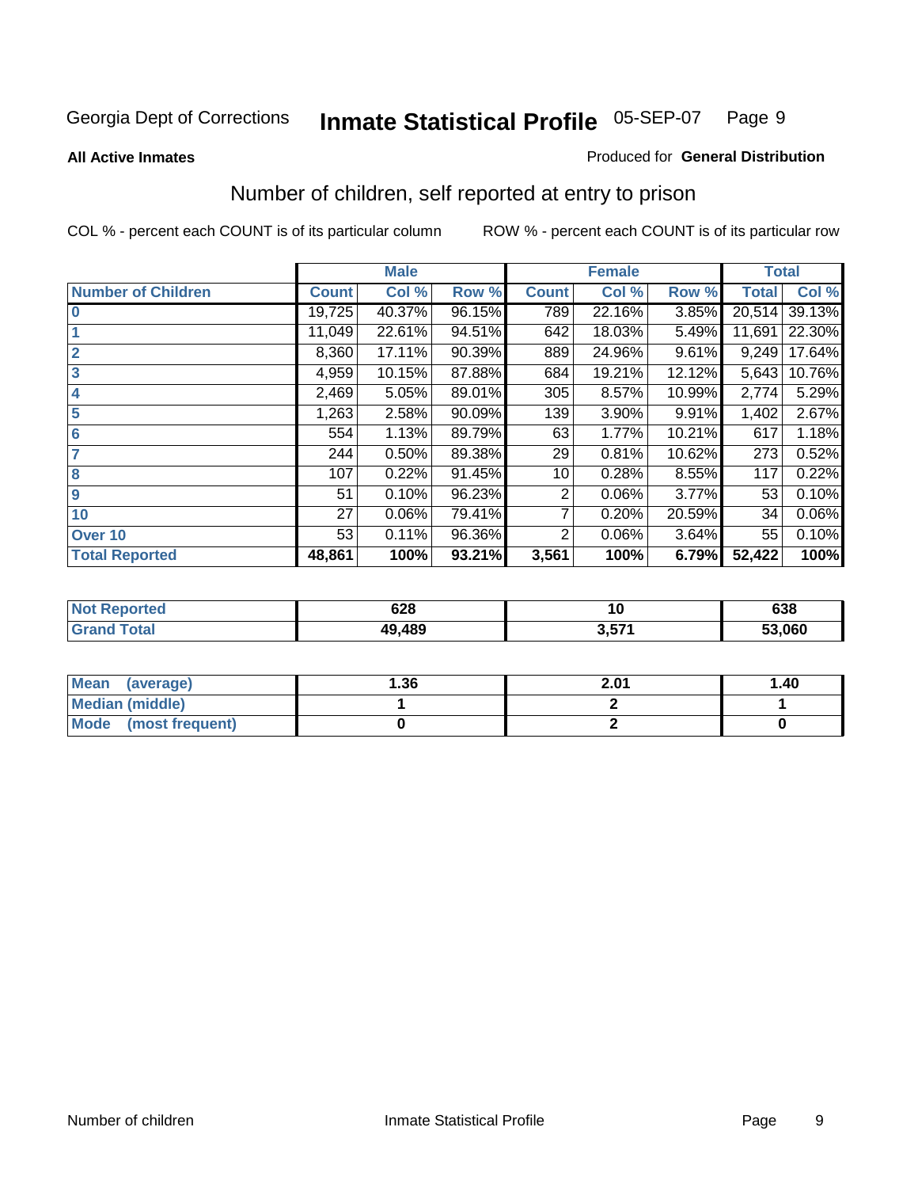Georgia Dept of Corrections **Inmate Statistical Profile** 05-SEP-07

**All Active Inmates**

Produced for **General Distribution**

## Number of children, self reported at entry to prison

COL % - percent each COUNT is of its particular column

ROW % - percent each COUNT is of its particular row

| | Male | | | Female | | | Total | |
|---|---|---|---|---|---|---|---|---|
| **Number of Children** | **Count** | **Col %** | **Row %** | **Count** | **Col %** | **Row %** | **Total** | **Col %** |
| **0** | 19,725 | 40.37% | 96.15% | 789 | 22.16% | 3.85% | 20,514 | 39.13% |
| **1** | 11,049 | 22.61% | 94.51% | 642 | 18.03% | 5.49% | 11,691 | 22.30% |
| **2** | 8,360 | 17.11% | 90.39% | 889 | 24.96% | 9.61% | 9,249 | 17.64% |
| **3** | 4,959 | 10.15% | 87.88% | 684 | 19.21% | 12.12% | 5,643 | 10.76% |
| **4** | 2,469 | 5.05% | 89.01% | 305 | 8.57% | 10.99% | 2,774 | 5.29% |
| **5** | 1,263 | 2.58% | 90.09% | 139 | 3.90% | 9.91% | 1,402 | 2.67% |
| **6** | 554 | 1.13% | 89.79% | 63 | 1.77% | 10.21% | 617 | 1.18% |
| **7** | 244 | 0.50% | 89.38% | 29 | 0.81% | 10.62% | 273 | 0.52% |
| **8** | 107 | 0.22% | 91.45% | 10 | 0.28% | 8.55% | 117 | 0.22% |
| **9** | 51 | 0.10% | 96.23% | 2 | 0.06% | 3.77% | 53 | 0.10% |
| **10** | 27 | 0.06% | 79.41% | 7 | 0.20% | 20.59% | 34 | 0.06% |
| **Over 10** | 53 | 0.11% | 96.36% | 2 | 0.06% | 3.64% | 55 | 0.10% |
| **Total Reported** | **48,861** | **100%** | **93.21%** | **3,561** | **100%** | **6.79%** | **52,422** | **100%** |

| | Male | Female | Total |
|---|---|---|---|
| **Not Reported** | **628** | **10** | **638** |
| **Grand Total** | **49,489** | **3,571** | **53,060** |

| | Male | Female | Total |
|---|---|---|---|
| **Mean (average)** | **1.36** | **2.01** | **1.40** |
| **Median (middle)** | **1** | **2** | **1** |
| **Mode (most frequent)** | **0** | **2** | **0** |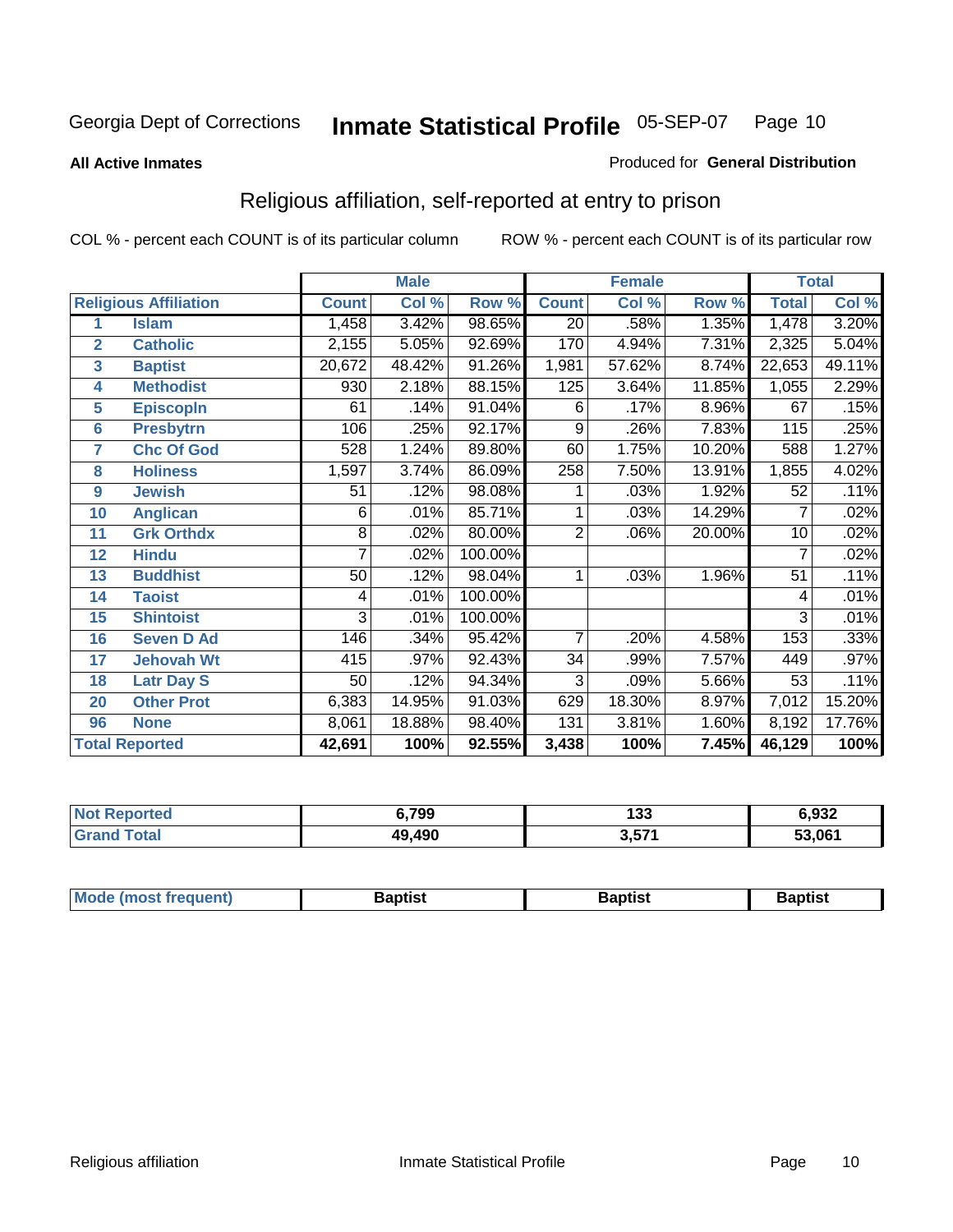Georgia Dept of Corrections **Inmate Statistical Profile** 05-SEP-07

**All Active Inmates**

Produced for **General Distribution**

## Religious affiliation, self-reported at entry to prison

COL % - percent each COUNT is of its particular column ROW % - percent each COUNT is of its particular row

| | | Male | | | Female | | | Total | |
|---|---|---|---|---|---|---|---|---|---|
| **Religious Affiliation** | | **Count** | **Col %** | **Row %** | **Count** | **Col %** | **Row %** | **Total** | **Col %** |
| 1 | Islam | 1,458 | 3.42% | 98.65% | 20 | .58% | 1.35% | 1,478 | 3.20% |
| 2 | Catholic | 2,155 | 5.05% | 92.69% | 170 | 4.94% | 7.31% | 2,325 | 5.04% |
| 3 | Baptist | 20,672 | 48.42% | 91.26% | 1,981 | 57.62% | 8.74% | 22,653 | 49.11% |
| 4 | Methodist | 930 | 2.18% | 88.15% | 125 | 3.64% | 11.85% | 1,055 | 2.29% |
| 5 | Episcopln | 61 | .14% | 91.04% | 6 | .17% | 8.96% | 67 | .15% |
| 6 | Presbytrn | 106 | .25% | 92.17% | 9 | .26% | 7.83% | 115 | .25% |
| 7 | Chc Of God | 528 | 1.24% | 89.80% | 60 | 1.75% | 10.20% | 588 | 1.27% |
| 8 | Holiness | 1,597 | 3.74% | 86.09% | 258 | 7.50% | 13.91% | 1,855 | 4.02% |
| 9 | Jewish | 51 | .12% | 98.08% | 1 | .03% | 1.92% | 52 | .11% |
| 10 | Anglican | 6 | .01% | 85.71% | 1 | .03% | 14.29% | 7 | .02% |
| 11 | Grk Orthdx | 8 | .02% | 80.00% | 2 | .06% | 20.00% | 10 | .02% |
| 12 | Hindu | 7 | .02% | 100.00% | | | | 7 | .02% |
| 13 | Buddhist | 50 | .12% | 98.04% | 1 | .03% | 1.96% | 51 | .11% |
| 14 | Taoist | 4 | .01% | 100.00% | | | | 4 | .01% |
| 15 | Shintoist | 3 | .01% | 100.00% | | | | 3 | .01% |
| 16 | Seven D Ad | 146 | .34% | 95.42% | 7 | .20% | 4.58% | 153 | .33% |
| 17 | Jehovah Wt | 415 | .97% | 92.43% | 34 | .99% | 7.57% | 449 | .97% |
| 18 | Latr Day S | 50 | .12% | 94.34% | 3 | .09% | 5.66% | 53 | .11% |
| 20 | Other Prot | 6,383 | 14.95% | 91.03% | 629 | 18.30% | 8.97% | 7,012 | 15.20% |
| 96 | None | 8,061 | 18.88% | 98.40% | 131 | 3.81% | 1.60% | 8,192 | 17.76% |
| **Total Reported** | | **42,691** | **100%** | **92.55%** | **3,438** | **100%** | **7.45%** | **46,129** | **100%** |

| | Male | Female | Total |
|---|---|---|---|
| Not Reported | 6,799 | 133 | 6,932 |
| Grand Total | 49,490 | 3,571 | 53,061 |

| | Male | Female | Total |
|---|---|---|---|
| Mode (most frequent) | Baptist | Baptist | Baptist |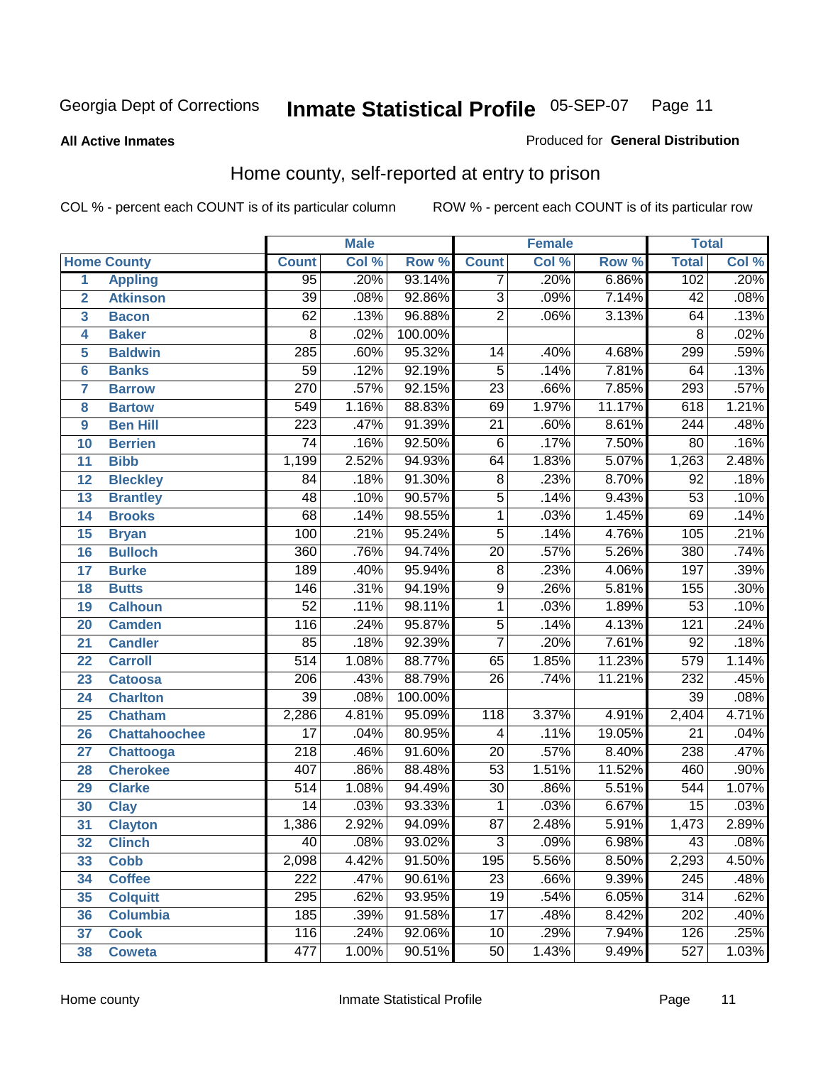Georgia Dept of Corrections **Inmate Statistical Profile** 05-SEP-07

**All Active Inmates** Produced for **General Distribution**

## Home county, self-reported at entry to prison

COL % - percent each COUNT is of its particular column ROW % - percent each COUNT is of its particular row

| | | Male | | | Female | | | Total | |
|---|---|---|---|---|---|---|---|---|---|
| **Home County** | | **Count** | **Col %** | **Row %** | **Count** | **Col %** | **Row %** | **Total** | **Col %** |
| 1 | **Appling** | 95 | .20% | 93.14% | 7 | .20% | 6.86% | 102 | .20% |
| 2 | **Atkinson** | 39 | .08% | 92.86% | 3 | .09% | 7.14% | 42 | .08% |
| 3 | **Bacon** | 62 | .13% | 96.88% | 2 | .06% | 3.13% | 64 | .13% |
| 4 | **Baker** | 8 | .02% | 100.00% | | | | 8 | .02% |
| 5 | **Baldwin** | 285 | .60% | 95.32% | 14 | .40% | 4.68% | 299 | .59% |
| 6 | **Banks** | 59 | .12% | 92.19% | 5 | .14% | 7.81% | 64 | .13% |
| 7 | **Barrow** | 270 | .57% | 92.15% | 23 | .66% | 7.85% | 293 | .57% |
| 8 | **Bartow** | 549 | 1.16% | 88.83% | 69 | 1.97% | 11.17% | 618 | 1.21% |
| 9 | **Ben Hill** | 223 | .47% | 91.39% | 21 | .60% | 8.61% | 244 | .48% |
| 10 | **Berrien** | 74 | .16% | 92.50% | 6 | .17% | 7.50% | 80 | .16% |
| 11 | **Bibb** | 1,199 | 2.52% | 94.93% | 64 | 1.83% | 5.07% | 1,263 | 2.48% |
| 12 | **Bleckley** | 84 | .18% | 91.30% | 8 | .23% | 8.70% | 92 | .18% |
| 13 | **Brantley** | 48 | .10% | 90.57% | 5 | .14% | 9.43% | 53 | .10% |
| 14 | **Brooks** | 68 | .14% | 98.55% | 1 | .03% | 1.45% | 69 | .14% |
| 15 | **Bryan** | 100 | .21% | 95.24% | 5 | .14% | 4.76% | 105 | .21% |
| 16 | **Bulloch** | 360 | .76% | 94.74% | 20 | .57% | 5.26% | 380 | .74% |
| 17 | **Burke** | 189 | .40% | 95.94% | 8 | .23% | 4.06% | 197 | .39% |
| 18 | **Butts** | 146 | .31% | 94.19% | 9 | .26% | 5.81% | 155 | .30% |
| 19 | **Calhoun** | 52 | .11% | 98.11% | 1 | .03% | 1.89% | 53 | .10% |
| 20 | **Camden** | 116 | .24% | 95.87% | 5 | .14% | 4.13% | 121 | .24% |
| 21 | **Candler** | 85 | .18% | 92.39% | 7 | .20% | 7.61% | 92 | .18% |
| 22 | **Carroll** | 514 | 1.08% | 88.77% | 65 | 1.85% | 11.23% | 579 | 1.14% |
| 23 | **Catoosa** | 206 | .43% | 88.79% | 26 | .74% | 11.21% | 232 | .45% |
| 24 | **Charlton** | 39 | .08% | 100.00% | | | | 39 | .08% |
| 25 | **Chatham** | 2,286 | 4.81% | 95.09% | 118 | 3.37% | 4.91% | 2,404 | 4.71% |
| 26 | **Chattahoochee** | 17 | .04% | 80.95% | 4 | .11% | 19.05% | 21 | .04% |
| 27 | **Chattooga** | 218 | .46% | 91.60% | 20 | .57% | 8.40% | 238 | .47% |
| 28 | **Cherokee** | 407 | .86% | 88.48% | 53 | 1.51% | 11.52% | 460 | .90% |
| 29 | **Clarke** | 514 | 1.08% | 94.49% | 30 | .86% | 5.51% | 544 | 1.07% |
| 30 | **Clay** | 14 | .03% | 93.33% | 1 | .03% | 6.67% | 15 | .03% |
| 31 | **Clayton** | 1,386 | 2.92% | 94.09% | 87 | 2.48% | 5.91% | 1,473 | 2.89% |
| 32 | **Clinch** | 40 | .08% | 93.02% | 3 | .09% | 6.98% | 43 | .08% |
| 33 | **Cobb** | 2,098 | 4.42% | 91.50% | 195 | 5.56% | 8.50% | 2,293 | 4.50% |
| 34 | **Coffee** | 222 | .47% | 90.61% | 23 | .66% | 9.39% | 245 | .48% |
| 35 | **Colquitt** | 295 | .62% | 93.95% | 19 | .54% | 6.05% | 314 | .62% |
| 36 | **Columbia** | 185 | .39% | 91.58% | 17 | .48% | 8.42% | 202 | .40% |
| 37 | **Cook** | 116 | .24% | 92.06% | 10 | .29% | 7.94% | 126 | .25% |
| 38 | **Coweta** | 477 | 1.00% | 90.51% | 50 | 1.43% | 9.49% | 527 | 1.03% |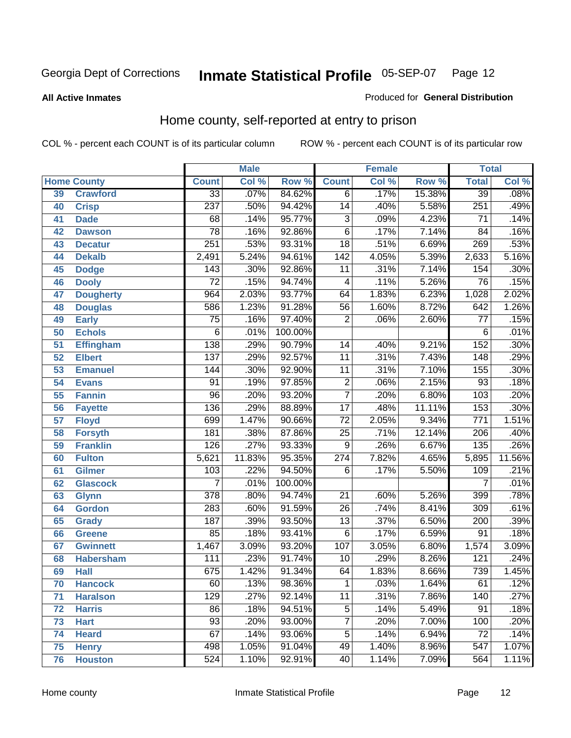Georgia Dept of Corrections

# Inmate Statistical Profile 05-SEP-07

**All Active Inmates**

Produced for **General Distribution**

## Home county, self-reported at entry to prison

COL % - percent each COUNT is of its particular column

ROW % - percent each COUNT is of its particular row

| Home County | | Male | | | Female | | | Total | |
|---|---|---|---|---|---|---|---|---|---|
| | | Count | Col % | Row % | Count | Col % | Row % | Total | Col % |
| 39 | Crawford | 33 | .07% | 84.62% | 6 | .17% | 15.38% | 39 | .08% |
| 40 | Crisp | 237 | .50% | 94.42% | 14 | .40% | 5.58% | 251 | .49% |
| 41 | Dade | 68 | .14% | 95.77% | 3 | .09% | 4.23% | 71 | .14% |
| 42 | Dawson | 78 | .16% | 92.86% | 6 | .17% | 7.14% | 84 | .16% |
| 43 | Decatur | 251 | .53% | 93.31% | 18 | .51% | 6.69% | 269 | .53% |
| 44 | Dekalb | 2,491 | 5.24% | 94.61% | 142 | 4.05% | 5.39% | 2,633 | 5.16% |
| 45 | Dodge | 143 | .30% | 92.86% | 11 | .31% | 7.14% | 154 | .30% |
| 46 | Dooly | 72 | .15% | 94.74% | 4 | .11% | 5.26% | 76 | .15% |
| 47 | Dougherty | 964 | 2.03% | 93.77% | 64 | 1.83% | 6.23% | 1,028 | 2.02% |
| 48 | Douglas | 586 | 1.23% | 91.28% | 56 | 1.60% | 8.72% | 642 | 1.26% |
| 49 | Early | 75 | .16% | 97.40% | 2 | .06% | 2.60% | 77 | .15% |
| 50 | Echols | 6 | .01% | 100.00% | | | | 6 | .01% |
| 51 | Effingham | 138 | .29% | 90.79% | 14 | .40% | 9.21% | 152 | .30% |
| 52 | Elbert | 137 | .29% | 92.57% | 11 | .31% | 7.43% | 148 | .29% |
| 53 | Emanuel | 144 | .30% | 92.90% | 11 | .31% | 7.10% | 155 | .30% |
| 54 | Evans | 91 | .19% | 97.85% | 2 | .06% | 2.15% | 93 | .18% |
| 55 | Fannin | 96 | .20% | 93.20% | 7 | .20% | 6.80% | 103 | .20% |
| 56 | Fayette | 136 | .29% | 88.89% | 17 | .48% | 11.11% | 153 | .30% |
| 57 | Floyd | 699 | 1.47% | 90.66% | 72 | 2.05% | 9.34% | 771 | 1.51% |
| 58 | Forsyth | 181 | .38% | 87.86% | 25 | .71% | 12.14% | 206 | .40% |
| 59 | Franklin | 126 | .27% | 93.33% | 9 | .26% | 6.67% | 135 | .26% |
| 60 | Fulton | 5,621 | 11.83% | 95.35% | 274 | 7.82% | 4.65% | 5,895 | 11.56% |
| 61 | Gilmer | 103 | .22% | 94.50% | 6 | .17% | 5.50% | 109 | .21% |
| 62 | Glascock | 7 | .01% | 100.00% | | | | 7 | .01% |
| 63 | Glynn | 378 | .80% | 94.74% | 21 | .60% | 5.26% | 399 | .78% |
| 64 | Gordon | 283 | .60% | 91.59% | 26 | .74% | 8.41% | 309 | .61% |
| 65 | Grady | 187 | .39% | 93.50% | 13 | .37% | 6.50% | 200 | .39% |
| 66 | Greene | 85 | .18% | 93.41% | 6 | .17% | 6.59% | 91 | .18% |
| 67 | Gwinnett | 1,467 | 3.09% | 93.20% | 107 | 3.05% | 6.80% | 1,574 | 3.09% |
| 68 | Habersham | 111 | .23% | 91.74% | 10 | .29% | 8.26% | 121 | .24% |
| 69 | Hall | 675 | 1.42% | 91.34% | 64 | 1.83% | 8.66% | 739 | 1.45% |
| 70 | Hancock | 60 | .13% | 98.36% | 1 | .03% | 1.64% | 61 | .12% |
| 71 | Haralson | 129 | .27% | 92.14% | 11 | .31% | 7.86% | 140 | .27% |
| 72 | Harris | 86 | .18% | 94.51% | 5 | .14% | 5.49% | 91 | .18% |
| 73 | Hart | 93 | .20% | 93.00% | 7 | .20% | 7.00% | 100 | .20% |
| 74 | Heard | 67 | .14% | 93.06% | 5 | .14% | 6.94% | 72 | .14% |
| 75 | Henry | 498 | 1.05% | 91.04% | 49 | 1.40% | 8.96% | 547 | 1.07% |
| 76 | Houston | 524 | 1.10% | 92.91% | 40 | 1.14% | 7.09% | 564 | 1.11% |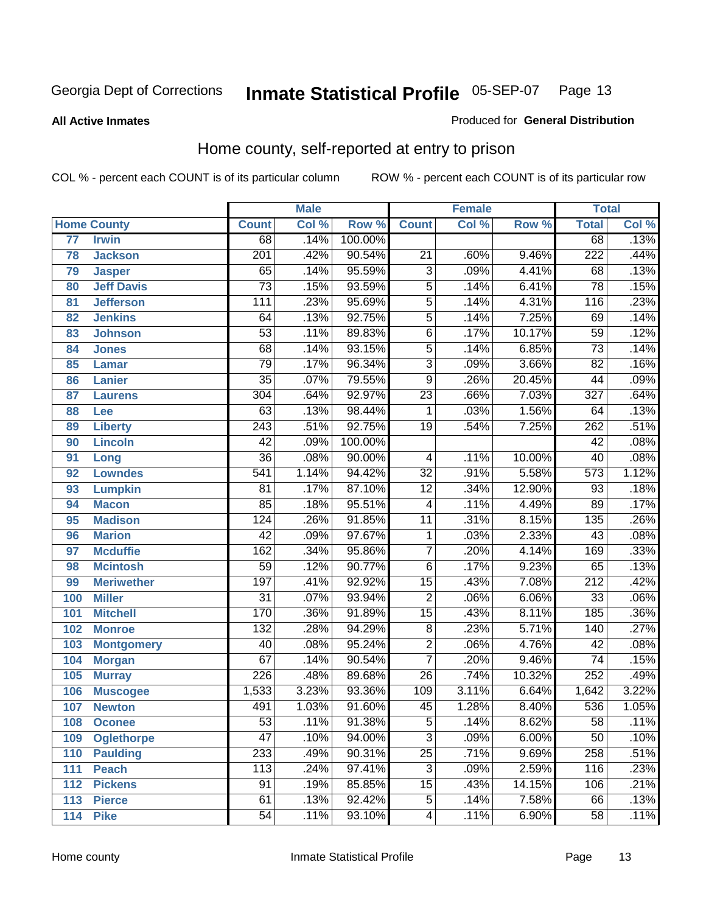Georgia Dept of Corrections **Inmate Statistical Profile** 05-SEP-07

**All Active Inmates**

Produced for **General Distribution**

## Home county, self-reported at entry to prison

COL % - percent each COUNT is of its particular column ROW % - percent each COUNT is of its particular row

| Home County | | Male | | | Female | | | Total | |
|---|---|---|---|---|---|---|---|---|---|
| | | Count | Col % | Row % | Count | Col % | Row % | Total | Col % |
| 77 | Irwin | 68 | .14% | 100.00% | | | | 68 | .13% |
| 78 | Jackson | 201 | .42% | 90.54% | 21 | .60% | 9.46% | 222 | .44% |
| 79 | Jasper | 65 | .14% | 95.59% | 3 | .09% | 4.41% | 68 | .13% |
| 80 | Jeff Davis | 73 | .15% | 93.59% | 5 | .14% | 6.41% | 78 | .15% |
| 81 | Jefferson | 111 | .23% | 95.69% | 5 | .14% | 4.31% | 116 | .23% |
| 82 | Jenkins | 64 | .13% | 92.75% | 5 | .14% | 7.25% | 69 | .14% |
| 83 | Johnson | 53 | .11% | 89.83% | 6 | .17% | 10.17% | 59 | .12% |
| 84 | Jones | 68 | .14% | 93.15% | 5 | .14% | 6.85% | 73 | .14% |
| 85 | Lamar | 79 | .17% | 96.34% | 3 | .09% | 3.66% | 82 | .16% |
| 86 | Lanier | 35 | .07% | 79.55% | 9 | .26% | 20.45% | 44 | .09% |
| 87 | Laurens | 304 | .64% | 92.97% | 23 | .66% | 7.03% | 327 | .64% |
| 88 | Lee | 63 | .13% | 98.44% | 1 | .03% | 1.56% | 64 | .13% |
| 89 | Liberty | 243 | .51% | 92.75% | 19 | .54% | 7.25% | 262 | .51% |
| 90 | Lincoln | 42 | .09% | 100.00% | | | | 42 | .08% |
| 91 | Long | 36 | .08% | 90.00% | 4 | .11% | 10.00% | 40 | .08% |
| 92 | Lowndes | 541 | 1.14% | 94.42% | 32 | .91% | 5.58% | 573 | 1.12% |
| 93 | Lumpkin | 81 | .17% | 87.10% | 12 | .34% | 12.90% | 93 | .18% |
| 94 | Macon | 85 | .18% | 95.51% | 4 | .11% | 4.49% | 89 | .17% |
| 95 | Madison | 124 | .26% | 91.85% | 11 | .31% | 8.15% | 135 | .26% |
| 96 | Marion | 42 | .09% | 97.67% | 1 | .03% | 2.33% | 43 | .08% |
| 97 | Mcduffie | 162 | .34% | 95.86% | 7 | .20% | 4.14% | 169 | .33% |
| 98 | Mcintosh | 59 | .12% | 90.77% | 6 | .17% | 9.23% | 65 | .13% |
| 99 | Meriwether | 197 | .41% | 92.92% | 15 | .43% | 7.08% | 212 | .42% |
| 100 | Miller | 31 | .07% | 93.94% | 2 | .06% | 6.06% | 33 | .06% |
| 101 | Mitchell | 170 | .36% | 91.89% | 15 | .43% | 8.11% | 185 | .36% |
| 102 | Monroe | 132 | .28% | 94.29% | 8 | .23% | 5.71% | 140 | .27% |
| 103 | Montgomery | 40 | .08% | 95.24% | 2 | .06% | 4.76% | 42 | .08% |
| 104 | Morgan | 67 | .14% | 90.54% | 7 | .20% | 9.46% | 74 | .15% |
| 105 | Murray | 226 | .48% | 89.68% | 26 | .74% | 10.32% | 252 | .49% |
| 106 | Muscogee | 1,533 | 3.23% | 93.36% | 109 | 3.11% | 6.64% | 1,642 | 3.22% |
| 107 | Newton | 491 | 1.03% | 91.60% | 45 | 1.28% | 8.40% | 536 | 1.05% |
| 108 | Oconee | 53 | .11% | 91.38% | 5 | .14% | 8.62% | 58 | .11% |
| 109 | Oglethorpe | 47 | .10% | 94.00% | 3 | .09% | 6.00% | 50 | .10% |
| 110 | Paulding | 233 | .49% | 90.31% | 25 | .71% | 9.69% | 258 | .51% |
| 111 | Peach | 113 | .24% | 97.41% | 3 | .09% | 2.59% | 116 | .23% |
| 112 | Pickens | 91 | .19% | 85.85% | 15 | .43% | 14.15% | 106 | .21% |
| 113 | Pierce | 61 | .13% | 92.42% | 5 | .14% | 7.58% | 66 | .13% |
| 114 | Pike | 54 | .11% | 93.10% | 4 | .11% | 6.90% | 58 | .11% |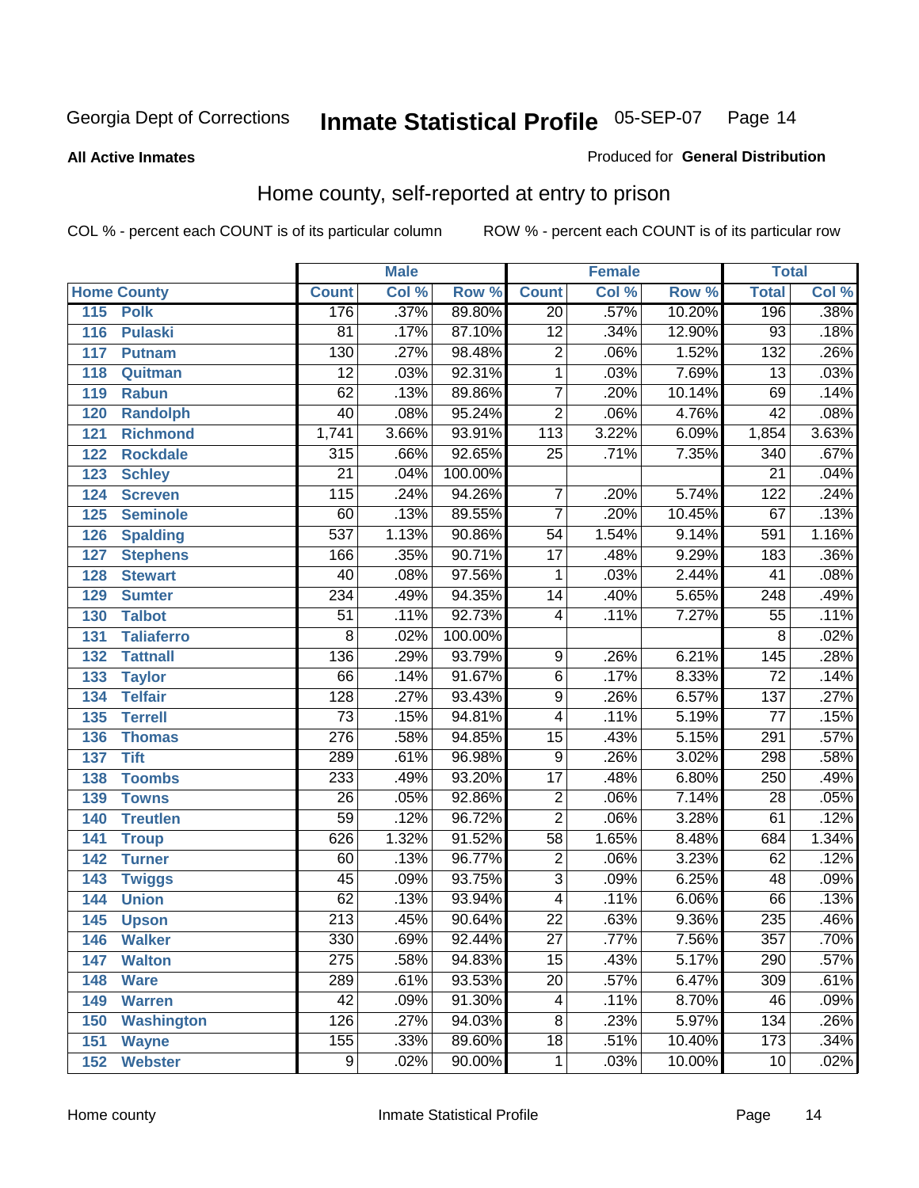Georgia Dept of Corrections **Inmate Statistical Profile** 05-SEP-07

**All Active Inmates**

Produced for **General Distribution**

## Home county, self-reported at entry to prison

COL % - percent each COUNT is of its particular column ROW % - percent each COUNT is of its particular row

| Home County | | Male | | | Female | | | Total | |
|---|---|---|---|---|---|---|---|---|---|
| | | Count | Col % | Row % | Count | Col % | Row % | Total | Col % |
| 115 | Polk | 176 | .37% | 89.80% | 20 | .57% | 10.20% | 196 | .38% |
| 116 | Pulaski | 81 | .17% | 87.10% | 12 | .34% | 12.90% | 93 | .18% |
| 117 | Putnam | 130 | .27% | 98.48% | 2 | .06% | 1.52% | 132 | .26% |
| 118 | Quitman | 12 | .03% | 92.31% | 1 | .03% | 7.69% | 13 | .03% |
| 119 | Rabun | 62 | .13% | 89.86% | 7 | .20% | 10.14% | 69 | .14% |
| 120 | Randolph | 40 | .08% | 95.24% | 2 | .06% | 4.76% | 42 | .08% |
| 121 | Richmond | 1,741 | 3.66% | 93.91% | 113 | 3.22% | 6.09% | 1,854 | 3.63% |
| 122 | Rockdale | 315 | .66% | 92.65% | 25 | .71% | 7.35% | 340 | .67% |
| 123 | Schley | 21 | .04% | 100.00% | | | | 21 | .04% |
| 124 | Screven | 115 | .24% | 94.26% | 7 | .20% | 5.74% | 122 | .24% |
| 125 | Seminole | 60 | .13% | 89.55% | 7 | .20% | 10.45% | 67 | .13% |
| 126 | Spalding | 537 | 1.13% | 90.86% | 54 | 1.54% | 9.14% | 591 | 1.16% |
| 127 | Stephens | 166 | .35% | 90.71% | 17 | .48% | 9.29% | 183 | .36% |
| 128 | Stewart | 40 | .08% | 97.56% | 1 | .03% | 2.44% | 41 | .08% |
| 129 | Sumter | 234 | .49% | 94.35% | 14 | .40% | 5.65% | 248 | .49% |
| 130 | Talbot | 51 | .11% | 92.73% | 4 | .11% | 7.27% | 55 | .11% |
| 131 | Taliaferro | 8 | .02% | 100.00% | | | | 8 | .02% |
| 132 | Tattnall | 136 | .29% | 93.79% | 9 | .26% | 6.21% | 145 | .28% |
| 133 | Taylor | 66 | .14% | 91.67% | 6 | .17% | 8.33% | 72 | .14% |
| 134 | Telfair | 128 | .27% | 93.43% | 9 | .26% | 6.57% | 137 | .27% |
| 135 | Terrell | 73 | .15% | 94.81% | 4 | .11% | 5.19% | 77 | .15% |
| 136 | Thomas | 276 | .58% | 94.85% | 15 | .43% | 5.15% | 291 | .57% |
| 137 | Tift | 289 | .61% | 96.98% | 9 | .26% | 3.02% | 298 | .58% |
| 138 | Toombs | 233 | .49% | 93.20% | 17 | .48% | 6.80% | 250 | .49% |
| 139 | Towns | 26 | .05% | 92.86% | 2 | .06% | 7.14% | 28 | .05% |
| 140 | Treutlen | 59 | .12% | 96.72% | 2 | .06% | 3.28% | 61 | .12% |
| 141 | Troup | 626 | 1.32% | 91.52% | 58 | 1.65% | 8.48% | 684 | 1.34% |
| 142 | Turner | 60 | .13% | 96.77% | 2 | .06% | 3.23% | 62 | .12% |
| 143 | Twiggs | 45 | .09% | 93.75% | 3 | .09% | 6.25% | 48 | .09% |
| 144 | Union | 62 | .13% | 93.94% | 4 | .11% | 6.06% | 66 | .13% |
| 145 | Upson | 213 | .45% | 90.64% | 22 | .63% | 9.36% | 235 | .46% |
| 146 | Walker | 330 | .69% | 92.44% | 27 | .77% | 7.56% | 357 | .70% |
| 147 | Walton | 275 | .58% | 94.83% | 15 | .43% | 5.17% | 290 | .57% |
| 148 | Ware | 289 | .61% | 93.53% | 20 | .57% | 6.47% | 309 | .61% |
| 149 | Warren | 42 | .09% | 91.30% | 4 | .11% | 8.70% | 46 | .09% |
| 150 | Washington | 126 | .27% | 94.03% | 8 | .23% | 5.97% | 134 | .26% |
| 151 | Wayne | 155 | .33% | 89.60% | 18 | .51% | 10.40% | 173 | .34% |
| 152 | Webster | 9 | .02% | 90.00% | 1 | .03% | 10.00% | 10 | .02% |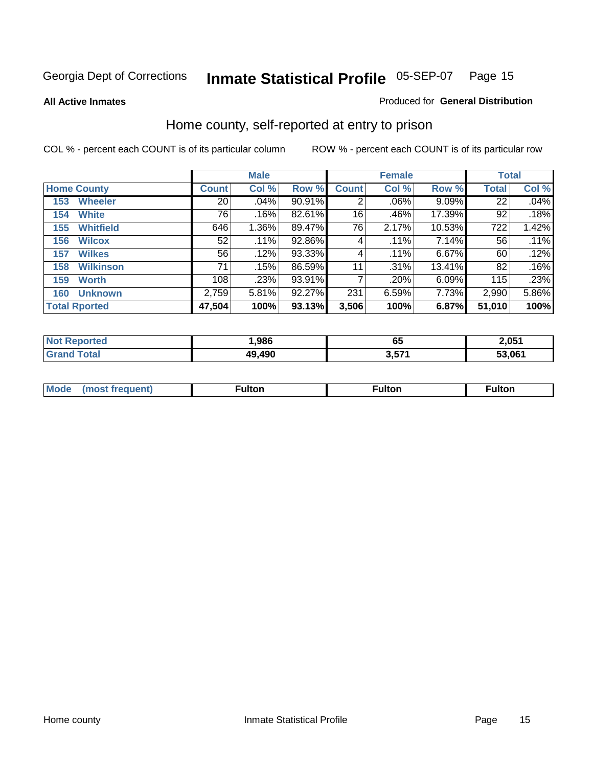Georgia Dept of Corrections **Inmate Statistical Profile** 05-SEP-07

**All Active Inmates**

Produced for **General Distribution**

## Home county, self-reported at entry to prison

COL % - percent each COUNT is of its particular column ROW % - percent each COUNT is of its particular row

| Home County | Male | | | Female | | | Total | |
|---|---|---|---|---|---|---|---|---|
| | Count | Col % | Row % | Count | Col % | Row % | Total | Col % |
| 153 Wheeler | 20 | .04% | 90.91% | 2 | .06% | 9.09% | 22 | .04% |
| 154 White | 76 | .16% | 82.61% | 16 | .46% | 17.39% | 92 | .18% |
| 155 Whitfield | 646 | 1.36% | 89.47% | 76 | 2.17% | 10.53% | 722 | 1.42% |
| 156 Wilcox | 52 | .11% | 92.86% | 4 | .11% | 7.14% | 56 | .11% |
| 157 Wilkes | 56 | .12% | 93.33% | 4 | .11% | 6.67% | 60 | .12% |
| 158 Wilkinson | 71 | .15% | 86.59% | 11 | .31% | 13.41% | 82 | .16% |
| 159 Worth | 108 | .23% | 93.91% | 7 | .20% | 6.09% | 115 | .23% |
| 160 Unknown | 2,759 | 5.81% | 92.27% | 231 | 6.59% | 7.73% | 2,990 | 5.86% |
| **Total Rported** | **47,504** | **100%** | **93.13%** | **3,506** | **100%** | **6.87%** | **51,010** | **100%** |

| | Male | Female | Total |
|---|---|---|---|
| Not Reported | 1,986 | 65 | 2,051 |
| Grand Total | 49,490 | 3,571 | 53,061 |

| | Male | Female | Total |
|---|---|---|---|
| Mode (most frequent) | Fulton | Fulton | Fulton |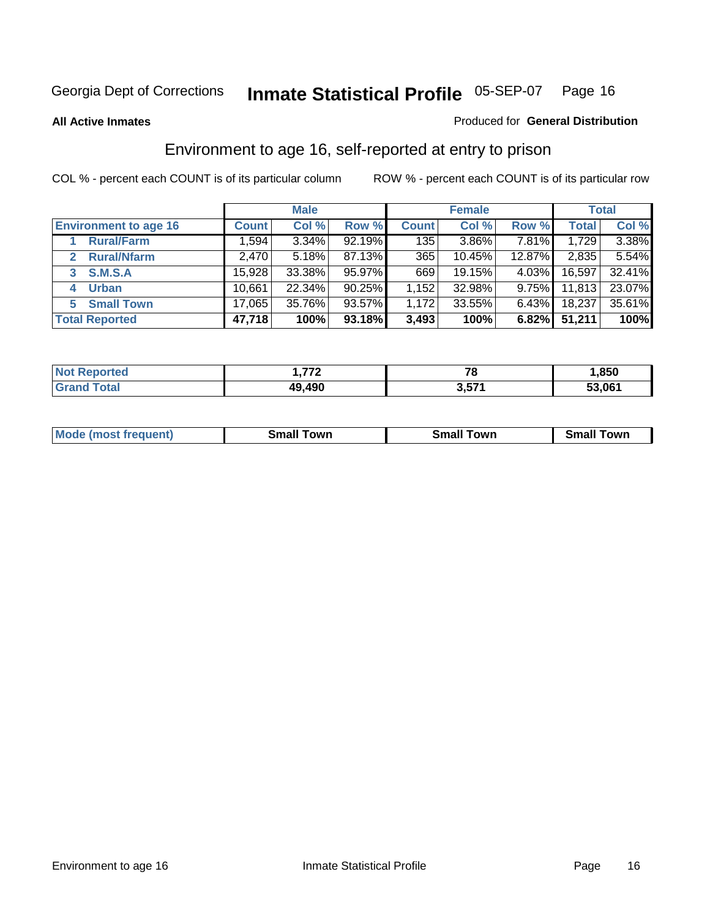Georgia Dept of Corrections **Inmate Statistical Profile** 05-SEP-07

**All Active Inmates**

Produced for **General Distribution**

## Environment to age 16, self-reported at entry to prison

COL % - percent each COUNT is of its particular column ROW % - percent each COUNT is of its particular row

| | Male | | | Female | | | Total | |
|---|---|---|---|---|---|---|---|---|
| **Environment to age 16** | **Count** | **Col %** | **Row %** | **Count** | **Col %** | **Row %** | **Total** | **Col %** |
| 1 **Rural/Farm** | 1,594 | 3.34% | 92.19% | 135 | 3.86% | 7.81% | 1,729 | 3.38% |
| 2 **Rural/Nfarm** | 2,470 | 5.18% | 87.13% | 365 | 10.45% | 12.87% | 2,835 | 5.54% |
| 3 **S.M.S.A** | 15,928 | 33.38% | 95.97% | 669 | 19.15% | 4.03% | 16,597 | 32.41% |
| 4 **Urban** | 10,661 | 22.34% | 90.25% | 1,152 | 32.98% | 9.75% | 11,813 | 23.07% |
| 5 **Small Town** | 17,065 | 35.76% | 93.57% | 1,172 | 33.55% | 6.43% | 18,237 | 35.61% |
| **Total Reported** | **47,718** | **100%** | **93.18%** | **3,493** | **100%** | **6.82%** | **51,211** | **100%** |

| | Male | Female | Total |
|---|---|---|---|
| **Not Reported** | **1,772** | **78** | **1,850** |
| **Grand Total** | **49,490** | **3,571** | **53,061** |

| | Male | Female | Total |
|---|---|---|---|
| **Mode (most frequent)** | **Small Town** | **Small Town** | **Small Town** |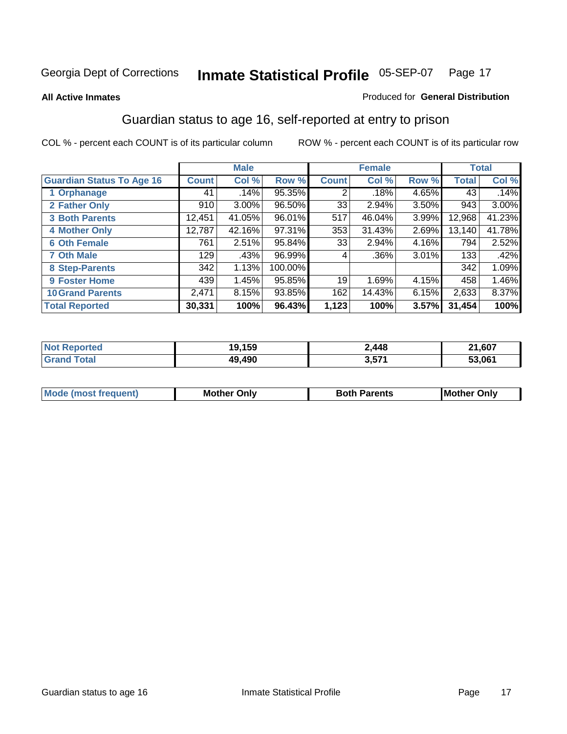Georgia Dept of Corrections **Inmate Statistical Profile** 05-SEP-07

**All Active Inmates**

Produced for **General Distribution**

## Guardian status to age 16, self-reported at entry to prison

COL % - percent each COUNT is of its particular column

ROW % - percent each COUNT is of its particular row

| | Male | | | Female | | | Total | |
|---|---|---|---|---|---|---|---|---|
| **Guardian Status To Age 16** | **Count** | **Col %** | **Row %** | **Count** | **Col %** | **Row %** | **Total** | **Col %** |
| 1 Orphanage | 41 | .14% | 95.35% | 2 | .18% | 4.65% | 43 | .14% |
| 2 Father Only | 910 | 3.00% | 96.50% | 33 | 2.94% | 3.50% | 943 | 3.00% |
| 3 Both Parents | 12,451 | 41.05% | 96.01% | 517 | 46.04% | 3.99% | 12,968 | 41.23% |
| 4 Mother Only | 12,787 | 42.16% | 97.31% | 353 | 31.43% | 2.69% | 13,140 | 41.78% |
| 6 Oth Female | 761 | 2.51% | 95.84% | 33 | 2.94% | 4.16% | 794 | 2.52% |
| 7 Oth Male | 129 | .43% | 96.99% | 4 | .36% | 3.01% | 133 | .42% |
| 8 Step-Parents | 342 | 1.13% | 100.00% | | | | 342 | 1.09% |
| 9 Foster Home | 439 | 1.45% | 95.85% | 19 | 1.69% | 4.15% | 458 | 1.46% |
| 10 Grand Parents | 2,471 | 8.15% | 93.85% | 162 | 14.43% | 6.15% | 2,633 | 8.37% |
| **Total Reported** | **30,331** | **100%** | **96.43%** | **1,123** | **100%** | **3.57%** | **31,454** | **100%** |

| | Male | Female | Total |
|---|---|---|---|
| Not Reported | **19,159** | **2,448** | **21,607** |
| Grand Total | **49,490** | **3,571** | **53,061** |

| | Male | Female | Total |
|---|---|---|---|
| Mode (most frequent) | **Mother Only** | **Both Parents** | **Mother Only** |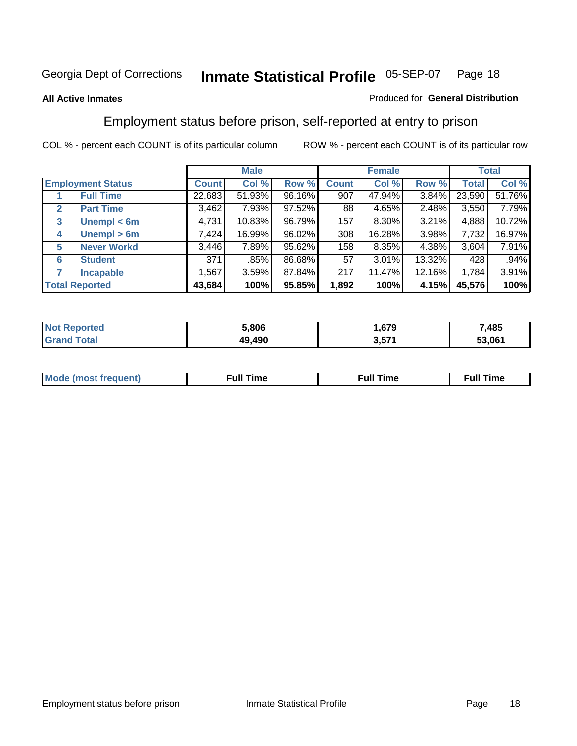Georgia Dept of Corrections **Inmate Statistical Profile** 05-SEP-07

**All Active Inmates**

Produced for **General Distribution**

## Employment status before prison, self-reported at entry to prison

COL % - percent each COUNT is of its particular column ROW % - percent each COUNT is of its particular row

| Employment Status | | Male | | | Female | | | Total | |
|---|---|---|---|---|---|---|---|---|---|
| | | Count | Col % | Row % | Count | Col % | Row % | Total | Col % |
| 1 | Full Time | 22,683 | 51.93% | 96.16% | 907 | 47.94% | 3.84% | 23,590 | 51.76% |
| 2 | Part Time | 3,462 | 7.93% | 97.52% | 88 | 4.65% | 2.48% | 3,550 | 7.79% |
| 3 | Unempl < 6m | 4,731 | 10.83% | 96.79% | 157 | 8.30% | 3.21% | 4,888 | 10.72% |
| 4 | Unempl > 6m | 7,424 | 16.99% | 96.02% | 308 | 16.28% | 3.98% | 7,732 | 16.97% |
| 5 | Never Workd | 3,446 | 7.89% | 95.62% | 158 | 8.35% | 4.38% | 3,604 | 7.91% |
| 6 | Student | 371 | .85% | 86.68% | 57 | 3.01% | 13.32% | 428 | .94% |
| 7 | Incapable | 1,567 | 3.59% | 87.84% | 217 | 11.47% | 12.16% | 1,784 | 3.91% |
| **Total Reported** | | **43,684** | **100%** | **95.85%** | **1,892** | **100%** | **4.15%** | **45,576** | **100%** |

| | Male | Female | Total |
|---|---|---|---|
| Not Reported | 5,806 | 1,679 | 7,485 |
| Grand Total | 49,490 | 3,571 | 53,061 |

| | Male | Female | Total |
|---|---|---|---|
| Mode (most frequent) | Full Time | Full Time | Full Time |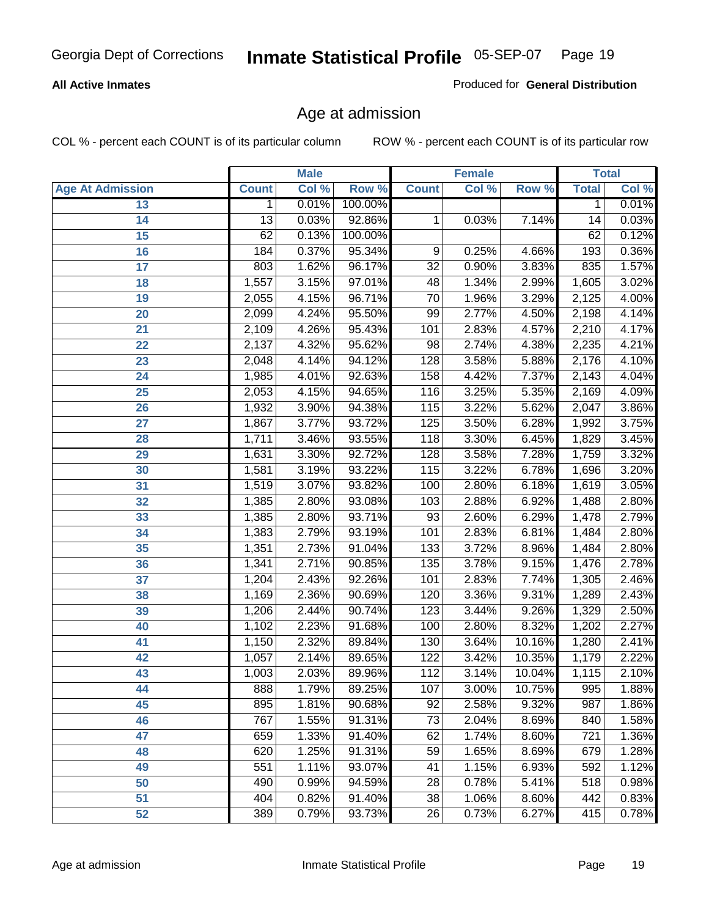**All Active Inmates**

Produced for **General Distribution**

## Age at admission

COL % - percent each COUNT is of its particular column

ROW % - percent each COUNT is of its particular row

| Age At Admission | Male | | | Female | | | Total | |
|---|---|---|---|---|---|---|---|---|
| | Count | Col % | Row % | Count | Col % | Row % | Total | Col % |
| 13 | 1 | 0.01% | 100.00% | | | | 1 | 0.01% |
| 14 | 13 | 0.03% | 92.86% | 1 | 0.03% | 7.14% | 14 | 0.03% |
| 15 | 62 | 0.13% | 100.00% | | | | 62 | 0.12% |
| 16 | 184 | 0.37% | 95.34% | 9 | 0.25% | 4.66% | 193 | 0.36% |
| 17 | 803 | 1.62% | 96.17% | 32 | 0.90% | 3.83% | 835 | 1.57% |
| 18 | 1,557 | 3.15% | 97.01% | 48 | 1.34% | 2.99% | 1,605 | 3.02% |
| 19 | 2,055 | 4.15% | 96.71% | 70 | 1.96% | 3.29% | 2,125 | 4.00% |
| 20 | 2,099 | 4.24% | 95.50% | 99 | 2.77% | 4.50% | 2,198 | 4.14% |
| 21 | 2,109 | 4.26% | 95.43% | 101 | 2.83% | 4.57% | 2,210 | 4.17% |
| 22 | 2,137 | 4.32% | 95.62% | 98 | 2.74% | 4.38% | 2,235 | 4.21% |
| 23 | 2,048 | 4.14% | 94.12% | 128 | 3.58% | 5.88% | 2,176 | 4.10% |
| 24 | 1,985 | 4.01% | 92.63% | 158 | 4.42% | 7.37% | 2,143 | 4.04% |
| 25 | 2,053 | 4.15% | 94.65% | 116 | 3.25% | 5.35% | 2,169 | 4.09% |
| 26 | 1,932 | 3.90% | 94.38% | 115 | 3.22% | 5.62% | 2,047 | 3.86% |
| 27 | 1,867 | 3.77% | 93.72% | 125 | 3.50% | 6.28% | 1,992 | 3.75% |
| 28 | 1,711 | 3.46% | 93.55% | 118 | 3.30% | 6.45% | 1,829 | 3.45% |
| 29 | 1,631 | 3.30% | 92.72% | 128 | 3.58% | 7.28% | 1,759 | 3.32% |
| 30 | 1,581 | 3.19% | 93.22% | 115 | 3.22% | 6.78% | 1,696 | 3.20% |
| 31 | 1,519 | 3.07% | 93.82% | 100 | 2.80% | 6.18% | 1,619 | 3.05% |
| 32 | 1,385 | 2.80% | 93.08% | 103 | 2.88% | 6.92% | 1,488 | 2.80% |
| 33 | 1,385 | 2.80% | 93.71% | 93 | 2.60% | 6.29% | 1,478 | 2.79% |
| 34 | 1,383 | 2.79% | 93.19% | 101 | 2.83% | 6.81% | 1,484 | 2.80% |
| 35 | 1,351 | 2.73% | 91.04% | 133 | 3.72% | 8.96% | 1,484 | 2.80% |
| 36 | 1,341 | 2.71% | 90.85% | 135 | 3.78% | 9.15% | 1,476 | 2.78% |
| 37 | 1,204 | 2.43% | 92.26% | 101 | 2.83% | 7.74% | 1,305 | 2.46% |
| 38 | 1,169 | 2.36% | 90.69% | 120 | 3.36% | 9.31% | 1,289 | 2.43% |
| 39 | 1,206 | 2.44% | 90.74% | 123 | 3.44% | 9.26% | 1,329 | 2.50% |
| 40 | 1,102 | 2.23% | 91.68% | 100 | 2.80% | 8.32% | 1,202 | 2.27% |
| 41 | 1,150 | 2.32% | 89.84% | 130 | 3.64% | 10.16% | 1,280 | 2.41% |
| 42 | 1,057 | 2.14% | 89.65% | 122 | 3.42% | 10.35% | 1,179 | 2.22% |
| 43 | 1,003 | 2.03% | 89.96% | 112 | 3.14% | 10.04% | 1,115 | 2.10% |
| 44 | 888 | 1.79% | 89.25% | 107 | 3.00% | 10.75% | 995 | 1.88% |
| 45 | 895 | 1.81% | 90.68% | 92 | 2.58% | 9.32% | 987 | 1.86% |
| 46 | 767 | 1.55% | 91.31% | 73 | 2.04% | 8.69% | 840 | 1.58% |
| 47 | 659 | 1.33% | 91.40% | 62 | 1.74% | 8.60% | 721 | 1.36% |
| 48 | 620 | 1.25% | 91.31% | 59 | 1.65% | 8.69% | 679 | 1.28% |
| 49 | 551 | 1.11% | 93.07% | 41 | 1.15% | 6.93% | 592 | 1.12% |
| 50 | 490 | 0.99% | 94.59% | 28 | 0.78% | 5.41% | 518 | 0.98% |
| 51 | 404 | 0.82% | 91.40% | 38 | 1.06% | 8.60% | 442 | 0.83% |
| 52 | 389 | 0.79% | 93.73% | 26 | 0.73% | 6.27% | 415 | 0.78% |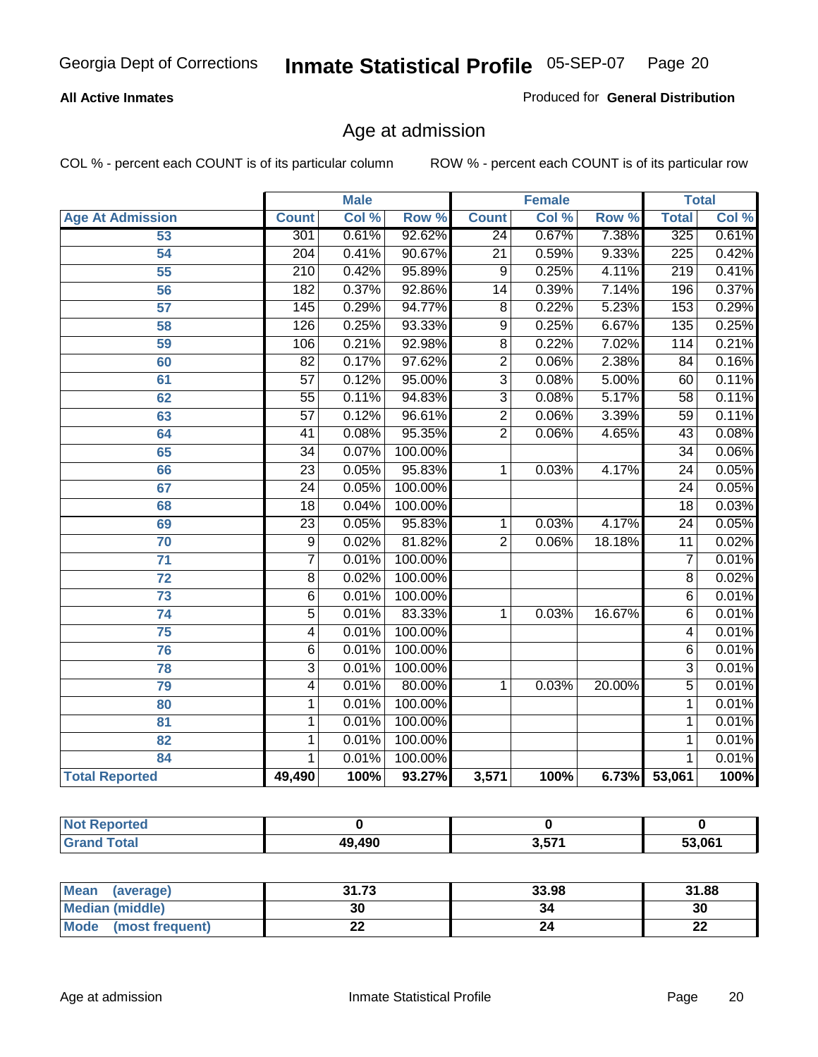# Inmate Statistical Profile

Georgia Dept of Corrections — 05-SEP-07

**All Active Inmates** — Produced for **General Distribution**

## Age at admission

COL % - percent each COUNT is of its particular column　　ROW % - percent each COUNT is of its particular row

| Age At Admission | Male | | | Female | | | Total | |
|---|---|---|---|---|---|---|---|---|
| | Count | Col % | Row % | Count | Col % | Row % | Total | Col % |
| 53 | 301 | 0.61% | 92.62% | 24 | 0.67% | 7.38% | 325 | 0.61% |
| 54 | 204 | 0.41% | 90.67% | 21 | 0.59% | 9.33% | 225 | 0.42% |
| 55 | 210 | 0.42% | 95.89% | 9 | 0.25% | 4.11% | 219 | 0.41% |
| 56 | 182 | 0.37% | 92.86% | 14 | 0.39% | 7.14% | 196 | 0.37% |
| 57 | 145 | 0.29% | 94.77% | 8 | 0.22% | 5.23% | 153 | 0.29% |
| 58 | 126 | 0.25% | 93.33% | 9 | 0.25% | 6.67% | 135 | 0.25% |
| 59 | 106 | 0.21% | 92.98% | 8 | 0.22% | 7.02% | 114 | 0.21% |
| 60 | 82 | 0.17% | 97.62% | 2 | 0.06% | 2.38% | 84 | 0.16% |
| 61 | 57 | 0.12% | 95.00% | 3 | 0.08% | 5.00% | 60 | 0.11% |
| 62 | 55 | 0.11% | 94.83% | 3 | 0.08% | 5.17% | 58 | 0.11% |
| 63 | 57 | 0.12% | 96.61% | 2 | 0.06% | 3.39% | 59 | 0.11% |
| 64 | 41 | 0.08% | 95.35% | 2 | 0.06% | 4.65% | 43 | 0.08% |
| 65 | 34 | 0.07% | 100.00% | | | | 34 | 0.06% |
| 66 | 23 | 0.05% | 95.83% | 1 | 0.03% | 4.17% | 24 | 0.05% |
| 67 | 24 | 0.05% | 100.00% | | | | 24 | 0.05% |
| 68 | 18 | 0.04% | 100.00% | | | | 18 | 0.03% |
| 69 | 23 | 0.05% | 95.83% | 1 | 0.03% | 4.17% | 24 | 0.05% |
| 70 | 9 | 0.02% | 81.82% | 2 | 0.06% | 18.18% | 11 | 0.02% |
| 71 | 7 | 0.01% | 100.00% | | | | 7 | 0.01% |
| 72 | 8 | 0.02% | 100.00% | | | | 8 | 0.02% |
| 73 | 6 | 0.01% | 100.00% | | | | 6 | 0.01% |
| 74 | 5 | 0.01% | 83.33% | 1 | 0.03% | 16.67% | 6 | 0.01% |
| 75 | 4 | 0.01% | 100.00% | | | | 4 | 0.01% |
| 76 | 6 | 0.01% | 100.00% | | | | 6 | 0.01% |
| 78 | 3 | 0.01% | 100.00% | | | | 3 | 0.01% |
| 79 | 4 | 0.01% | 80.00% | 1 | 0.03% | 20.00% | 5 | 0.01% |
| 80 | 1 | 0.01% | 100.00% | | | | 1 | 0.01% |
| 81 | 1 | 0.01% | 100.00% | | | | 1 | 0.01% |
| 82 | 1 | 0.01% | 100.00% | | | | 1 | 0.01% |
| 84 | 1 | 0.01% | 100.00% | | | | 1 | 0.01% |
| **Total Reported** | **49,490** | **100%** | **93.27%** | **3,571** | **100%** | **6.73%** | **53,061** | **100%** |

| | Male | Female | Total |
|---|---|---|---|
| Not Reported | 0 | 0 | 0 |
| Grand Total | 49,490 | 3,571 | 53,061 |

| | Male | Female | Total |
|---|---|---|---|
| Mean (average) | 31.73 | 33.98 | 31.88 |
| Median (middle) | 30 | 34 | 30 |
| Mode (most frequent) | 22 | 24 | 22 |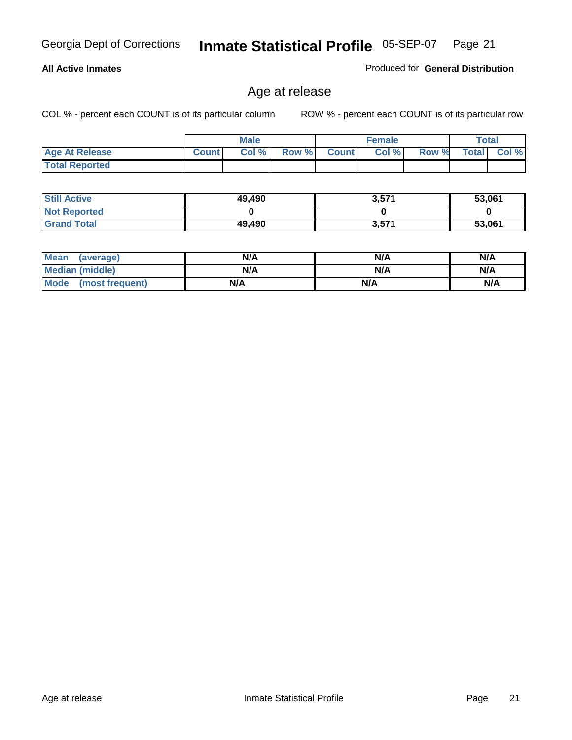Georgia Dept of Corrections **Inmate Statistical Profile** 05-SEP-07

**All Active Inmates**

Produced for **General Distribution**

## Age at release

COL % - percent each COUNT is of its particular column

ROW % - percent each COUNT is of its particular row

| | Male | | | Female | | | Total | |
|---|---|---|---|---|---|---|---|---|
| Age At Release | Count | Col % | Row % | Count | Col % | Row % | Total | Col % |
| Total Reported | | | | | | | | |

| | Male | Female | Total |
|---|---|---|---|
| Still Active | 49,490 | 3,571 | 53,061 |
| Not Reported | 0 | 0 | 0 |
| Grand Total | 49,490 | 3,571 | 53,061 |

| | Male | Female | Total |
|---|---|---|---|
| Mean (average) | N/A | N/A | N/A |
| Median (middle) | N/A | N/A | N/A |
| Mode (most frequent) | N/A | N/A | N/A |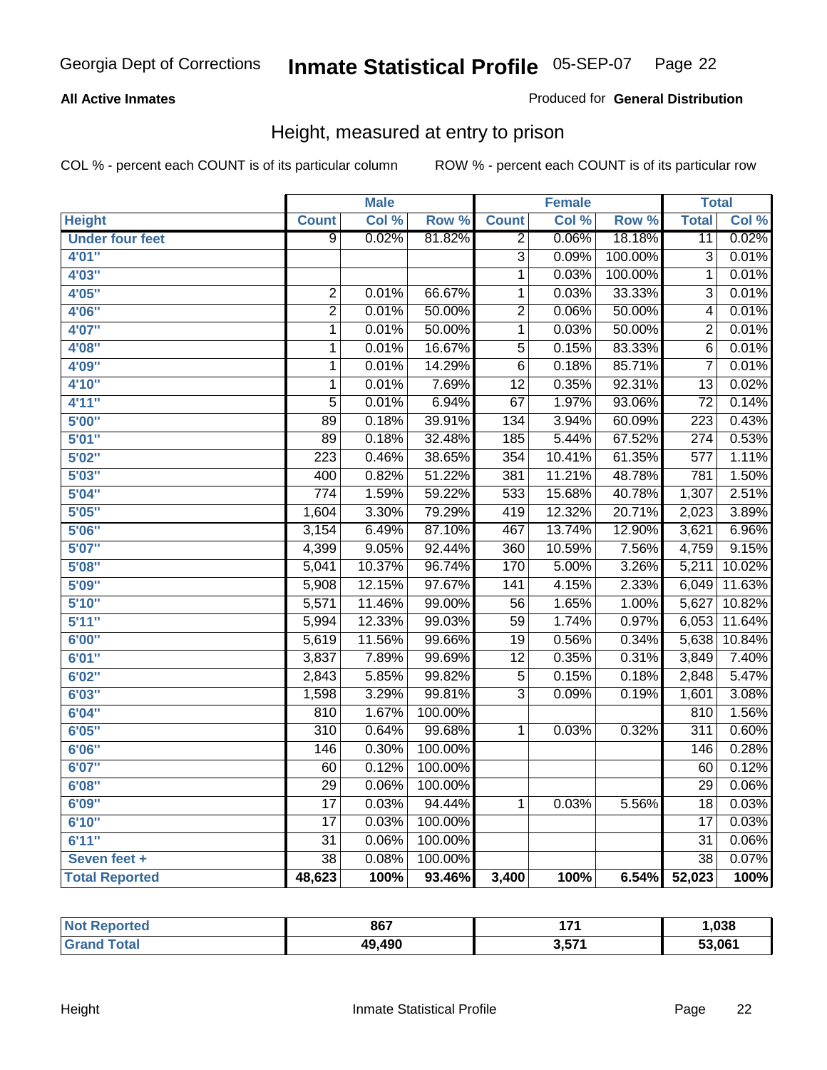Georgia Dept of Corrections **Inmate Statistical Profile** 05-SEP-07

**All Active Inmates**

Produced for **General Distribution**

## Height, measured at entry to prison

COL % - percent each COUNT is of its particular column

ROW % - percent each COUNT is of its particular row

| | Male | | | Female | | | Total | |
|---|---|---|---|---|---|---|---|---|
| Height | Count | Col % | Row % | Count | Col % | Row % | Total | Col % |
| Under four feet | 9 | 0.02% | 81.82% | 2 | 0.06% | 18.18% | 11 | 0.02% |
| 4'01" | | | | 3 | 0.09% | 100.00% | 3 | 0.01% |
| 4'03" | | | | 1 | 0.03% | 100.00% | 1 | 0.01% |
| 4'05" | 2 | 0.01% | 66.67% | 1 | 0.03% | 33.33% | 3 | 0.01% |
| 4'06" | 2 | 0.01% | 50.00% | 2 | 0.06% | 50.00% | 4 | 0.01% |
| 4'07" | 1 | 0.01% | 50.00% | 1 | 0.03% | 50.00% | 2 | 0.01% |
| 4'08" | 1 | 0.01% | 16.67% | 5 | 0.15% | 83.33% | 6 | 0.01% |
| 4'09" | 1 | 0.01% | 14.29% | 6 | 0.18% | 85.71% | 7 | 0.01% |
| 4'10" | 1 | 0.01% | 7.69% | 12 | 0.35% | 92.31% | 13 | 0.02% |
| 4'11" | 5 | 0.01% | 6.94% | 67 | 1.97% | 93.06% | 72 | 0.14% |
| 5'00" | 89 | 0.18% | 39.91% | 134 | 3.94% | 60.09% | 223 | 0.43% |
| 5'01" | 89 | 0.18% | 32.48% | 185 | 5.44% | 67.52% | 274 | 0.53% |
| 5'02" | 223 | 0.46% | 38.65% | 354 | 10.41% | 61.35% | 577 | 1.11% |
| 5'03" | 400 | 0.82% | 51.22% | 381 | 11.21% | 48.78% | 781 | 1.50% |
| 5'04" | 774 | 1.59% | 59.22% | 533 | 15.68% | 40.78% | 1,307 | 2.51% |
| 5'05" | 1,604 | 3.30% | 79.29% | 419 | 12.32% | 20.71% | 2,023 | 3.89% |
| 5'06" | 3,154 | 6.49% | 87.10% | 467 | 13.74% | 12.90% | 3,621 | 6.96% |
| 5'07" | 4,399 | 9.05% | 92.44% | 360 | 10.59% | 7.56% | 4,759 | 9.15% |
| 5'08" | 5,041 | 10.37% | 96.74% | 170 | 5.00% | 3.26% | 5,211 | 10.02% |
| 5'09" | 5,908 | 12.15% | 97.67% | 141 | 4.15% | 2.33% | 6,049 | 11.63% |
| 5'10" | 5,571 | 11.46% | 99.00% | 56 | 1.65% | 1.00% | 5,627 | 10.82% |
| 5'11" | 5,994 | 12.33% | 99.03% | 59 | 1.74% | 0.97% | 6,053 | 11.64% |
| 6'00" | 5,619 | 11.56% | 99.66% | 19 | 0.56% | 0.34% | 5,638 | 10.84% |
| 6'01" | 3,837 | 7.89% | 99.69% | 12 | 0.35% | 0.31% | 3,849 | 7.40% |
| 6'02" | 2,843 | 5.85% | 99.82% | 5 | 0.15% | 0.18% | 2,848 | 5.47% |
| 6'03" | 1,598 | 3.29% | 99.81% | 3 | 0.09% | 0.19% | 1,601 | 3.08% |
| 6'04" | 810 | 1.67% | 100.00% | | | | 810 | 1.56% |
| 6'05" | 310 | 0.64% | 99.68% | 1 | 0.03% | 0.32% | 311 | 0.60% |
| 6'06" | 146 | 0.30% | 100.00% | | | | 146 | 0.28% |
| 6'07" | 60 | 0.12% | 100.00% | | | | 60 | 0.12% |
| 6'08" | 29 | 0.06% | 100.00% | | | | 29 | 0.06% |
| 6'09" | 17 | 0.03% | 94.44% | 1 | 0.03% | 5.56% | 18 | 0.03% |
| 6'10" | 17 | 0.03% | 100.00% | | | | 17 | 0.03% |
| 6'11" | 31 | 0.06% | 100.00% | | | | 31 | 0.06% |
| Seven feet + | 38 | 0.08% | 100.00% | | | | 38 | 0.07% |
| **Total Reported** | **48,623** | **100%** | **93.46%** | **3,400** | **100%** | **6.54%** | **52,023** | **100%** |

| | Male | Female | Total |
|---|---|---|---|
| Not Reported | 867 | 171 | 1,038 |
| Grand Total | 49,490 | 3,571 | 53,061 |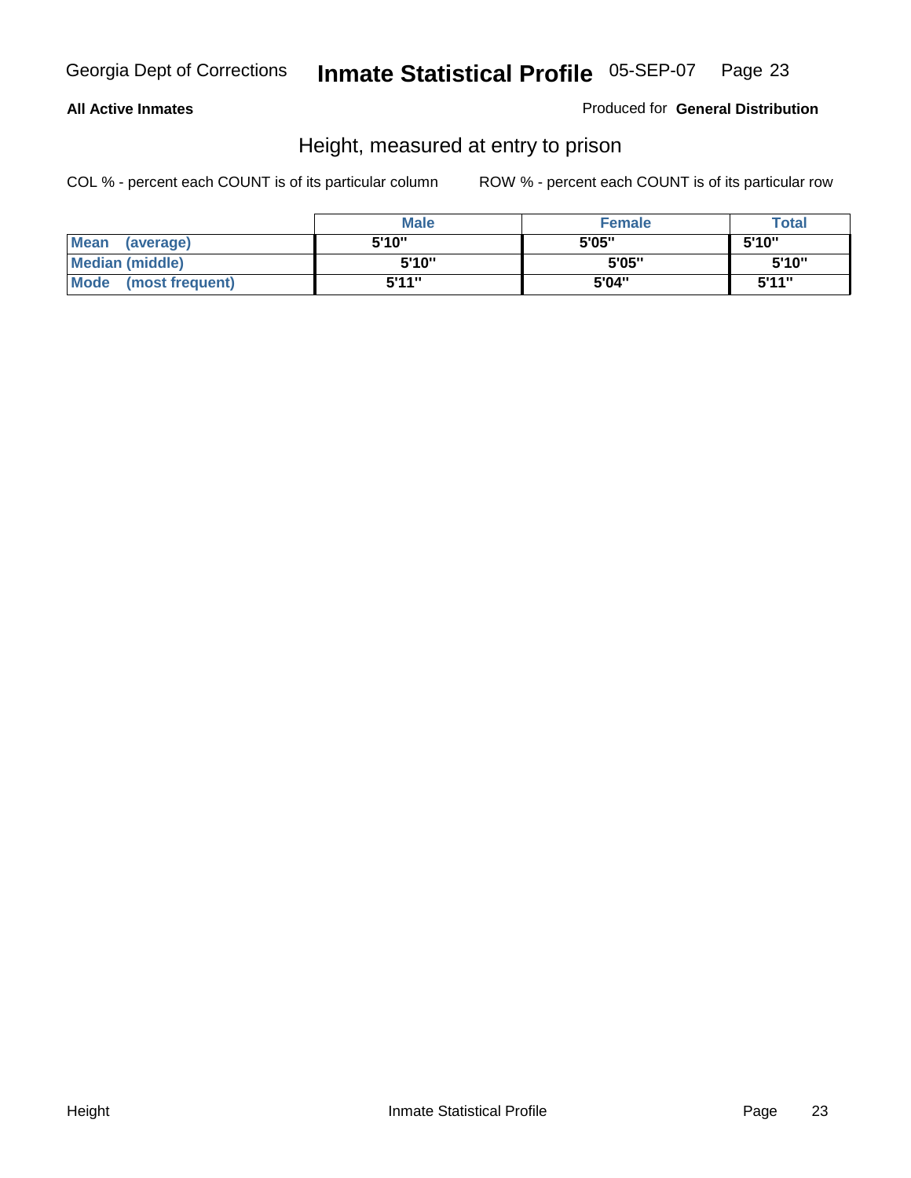**All Active Inmates** Produced for **General Distribution**

## Height, measured at entry to prison

COL % - percent each COUNT is of its particular column ROW % - percent each COUNT is of its particular row

| | Male | Female | Total |
|---|---|---|---|
| **Mean (average)** | 5'10" | 5'05" | 5'10" |
| **Median (middle)** | 5'10" | 5'05" | 5'10" |
| **Mode (most frequent)** | 5'11" | 5'04" | 5'11" |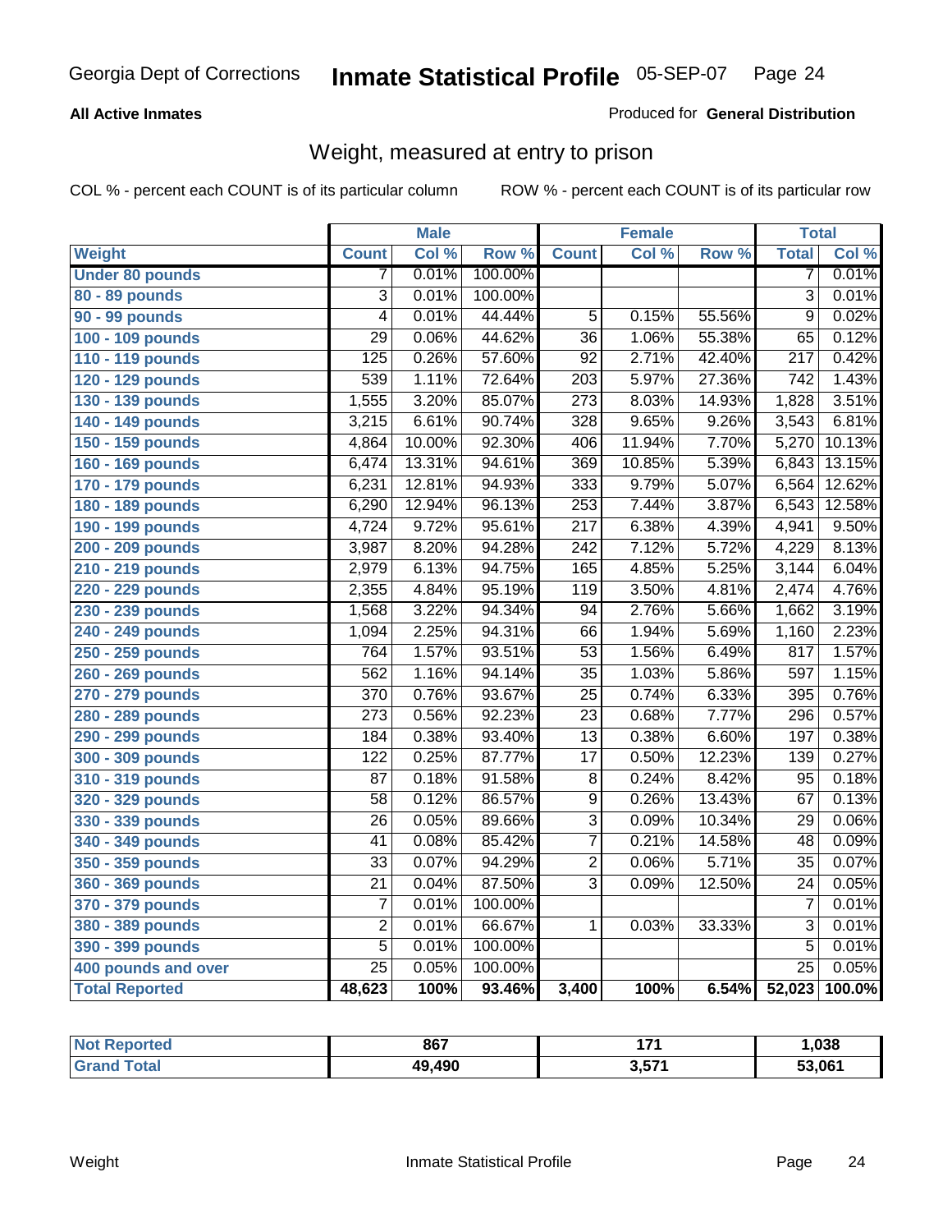Georgia Dept of Corrections **Inmate Statistical Profile** 05-SEP-07

**All Active Inmates**

Produced for **General Distribution**

## Weight, measured at entry to prison

COL % - percent each COUNT is of its particular column ROW % - percent each COUNT is of its particular row

| | Male | | | Female | | | Total | |
|---|---|---|---|---|---|---|---|---|
| **Weight** | **Count** | **Col %** | **Row %** | **Count** | **Col %** | **Row %** | **Total** | **Col %** |
| **Under 80 pounds** | 7 | 0.01% | 100.00% | | | | 7 | 0.01% |
| **80 - 89 pounds** | 3 | 0.01% | 100.00% | | | | 3 | 0.01% |
| **90 - 99 pounds** | 4 | 0.01% | 44.44% | 5 | 0.15% | 55.56% | 9 | 0.02% |
| **100 - 109 pounds** | 29 | 0.06% | 44.62% | 36 | 1.06% | 55.38% | 65 | 0.12% |
| **110 - 119 pounds** | 125 | 0.26% | 57.60% | 92 | 2.71% | 42.40% | 217 | 0.42% |
| **120 - 129 pounds** | 539 | 1.11% | 72.64% | 203 | 5.97% | 27.36% | 742 | 1.43% |
| **130 - 139 pounds** | 1,555 | 3.20% | 85.07% | 273 | 8.03% | 14.93% | 1,828 | 3.51% |
| **140 - 149 pounds** | 3,215 | 6.61% | 90.74% | 328 | 9.65% | 9.26% | 3,543 | 6.81% |
| **150 - 159 pounds** | 4,864 | 10.00% | 92.30% | 406 | 11.94% | 7.70% | 5,270 | 10.13% |
| **160 - 169 pounds** | 6,474 | 13.31% | 94.61% | 369 | 10.85% | 5.39% | 6,843 | 13.15% |
| **170 - 179 pounds** | 6,231 | 12.81% | 94.93% | 333 | 9.79% | 5.07% | 6,564 | 12.62% |
| **180 - 189 pounds** | 6,290 | 12.94% | 96.13% | 253 | 7.44% | 3.87% | 6,543 | 12.58% |
| **190 - 199 pounds** | 4,724 | 9.72% | 95.61% | 217 | 6.38% | 4.39% | 4,941 | 9.50% |
| **200 - 209 pounds** | 3,987 | 8.20% | 94.28% | 242 | 7.12% | 5.72% | 4,229 | 8.13% |
| **210 - 219 pounds** | 2,979 | 6.13% | 94.75% | 165 | 4.85% | 5.25% | 3,144 | 6.04% |
| **220 - 229 pounds** | 2,355 | 4.84% | 95.19% | 119 | 3.50% | 4.81% | 2,474 | 4.76% |
| **230 - 239 pounds** | 1,568 | 3.22% | 94.34% | 94 | 2.76% | 5.66% | 1,662 | 3.19% |
| **240 - 249 pounds** | 1,094 | 2.25% | 94.31% | 66 | 1.94% | 5.69% | 1,160 | 2.23% |
| **250 - 259 pounds** | 764 | 1.57% | 93.51% | 53 | 1.56% | 6.49% | 817 | 1.57% |
| **260 - 269 pounds** | 562 | 1.16% | 94.14% | 35 | 1.03% | 5.86% | 597 | 1.15% |
| **270 - 279 pounds** | 370 | 0.76% | 93.67% | 25 | 0.74% | 6.33% | 395 | 0.76% |
| **280 - 289 pounds** | 273 | 0.56% | 92.23% | 23 | 0.68% | 7.77% | 296 | 0.57% |
| **290 - 299 pounds** | 184 | 0.38% | 93.40% | 13 | 0.38% | 6.60% | 197 | 0.38% |
| **300 - 309 pounds** | 122 | 0.25% | 87.77% | 17 | 0.50% | 12.23% | 139 | 0.27% |
| **310 - 319 pounds** | 87 | 0.18% | 91.58% | 8 | 0.24% | 8.42% | 95 | 0.18% |
| **320 - 329 pounds** | 58 | 0.12% | 86.57% | 9 | 0.26% | 13.43% | 67 | 0.13% |
| **330 - 339 pounds** | 26 | 0.05% | 89.66% | 3 | 0.09% | 10.34% | 29 | 0.06% |
| **340 - 349 pounds** | 41 | 0.08% | 85.42% | 7 | 0.21% | 14.58% | 48 | 0.09% |
| **350 - 359 pounds** | 33 | 0.07% | 94.29% | 2 | 0.06% | 5.71% | 35 | 0.07% |
| **360 - 369 pounds** | 21 | 0.04% | 87.50% | 3 | 0.09% | 12.50% | 24 | 0.05% |
| **370 - 379 pounds** | 7 | 0.01% | 100.00% | | | | 7 | 0.01% |
| **380 - 389 pounds** | 2 | 0.01% | 66.67% | 1 | 0.03% | 33.33% | 3 | 0.01% |
| **390 - 399 pounds** | 5 | 0.01% | 100.00% | | | | 5 | 0.01% |
| **400 pounds and over** | 25 | 0.05% | 100.00% | | | | 25 | 0.05% |
| **Total Reported** | **48,623** | **100%** | **93.46%** | **3,400** | **100%** | **6.54%** | **52,023** | **100.0%** |

| | Male | Female | Total |
|---|---|---|---|
| **Not Reported** | **867** | **171** | **1,038** |
| **Grand Total** | **49,490** | **3,571** | **53,061** |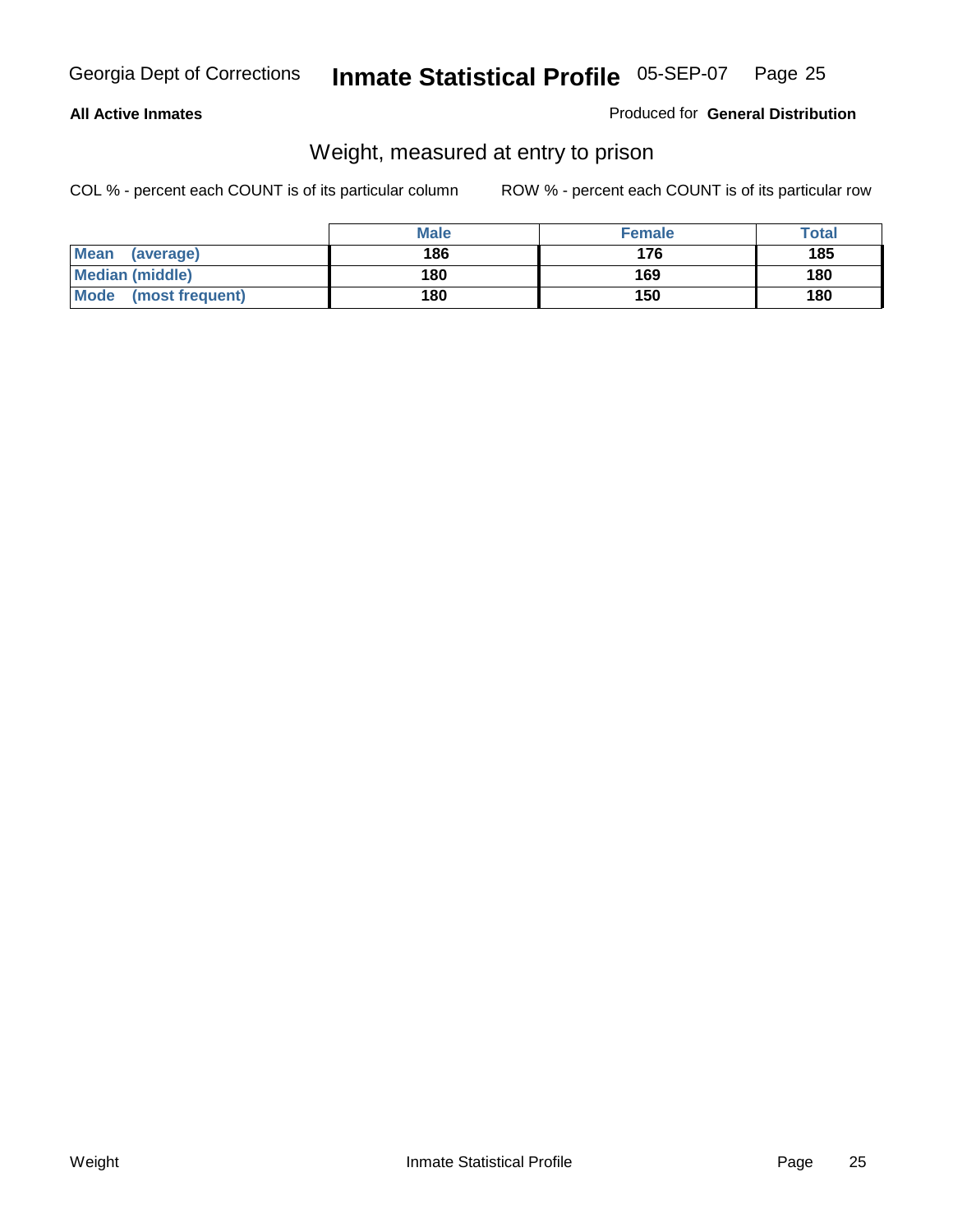**All Active Inmates**

Produced for **General Distribution**

## Weight, measured at entry to prison

COL % - percent each COUNT is of its particular column

ROW % - percent each COUNT is of its particular row

| | Male | Female | Total |
|---|---|---|---|
| **Mean (average)** | 186 | 176 | 185 |
| **Median (middle)** | 180 | 169 | 180 |
| **Mode (most frequent)** | 180 | 150 | 180 |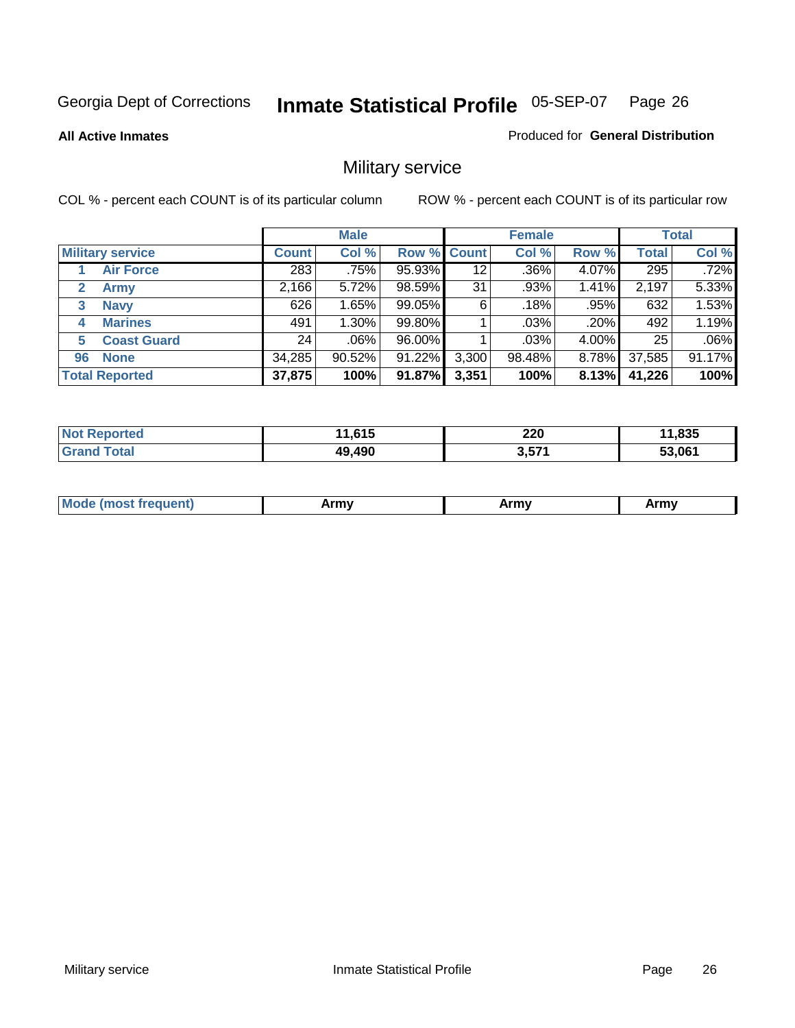Georgia Dept of Corrections **Inmate Statistical Profile** 05-SEP-07

**All Active Inmates**

Produced for **General Distribution**

## Military service

COL % - percent each COUNT is of its particular column ROW % - percent each COUNT is of its particular row

| Military service | Male | | | Female | | | Total | |
|---|---|---|---|---|---|---|---|---|
| | Count | Col % | Row % | Count | Col % | Row % | Total | Col % |
| 1 Air Force | 283 | .75% | 95.93% | 12 | .36% | 4.07% | 295 | .72% |
| 2 Army | 2,166 | 5.72% | 98.59% | 31 | .93% | 1.41% | 2,197 | 5.33% |
| 3 Navy | 626 | 1.65% | 99.05% | 6 | .18% | .95% | 632 | 1.53% |
| 4 Marines | 491 | 1.30% | 99.80% | 1 | .03% | .20% | 492 | 1.19% |
| 5 Coast Guard | 24 | .06% | 96.00% | 1 | .03% | 4.00% | 25 | .06% |
| 96 None | 34,285 | 90.52% | 91.22% | 3,300 | 98.48% | 8.78% | 37,585 | 91.17% |
| **Total Reported** | **37,875** | **100%** | **91.87%** | **3,351** | **100%** | **8.13%** | **41,226** | **100%** |

| | Male | Female | Total |
|---|---|---|---|
| Not Reported | **11,615** | **220** | **11,835** |
| Grand Total | **49,490** | **3,571** | **53,061** |

| | Male | Female | Total |
|---|---|---|---|
| Mode (most frequent) | **Army** | **Army** | **Army** |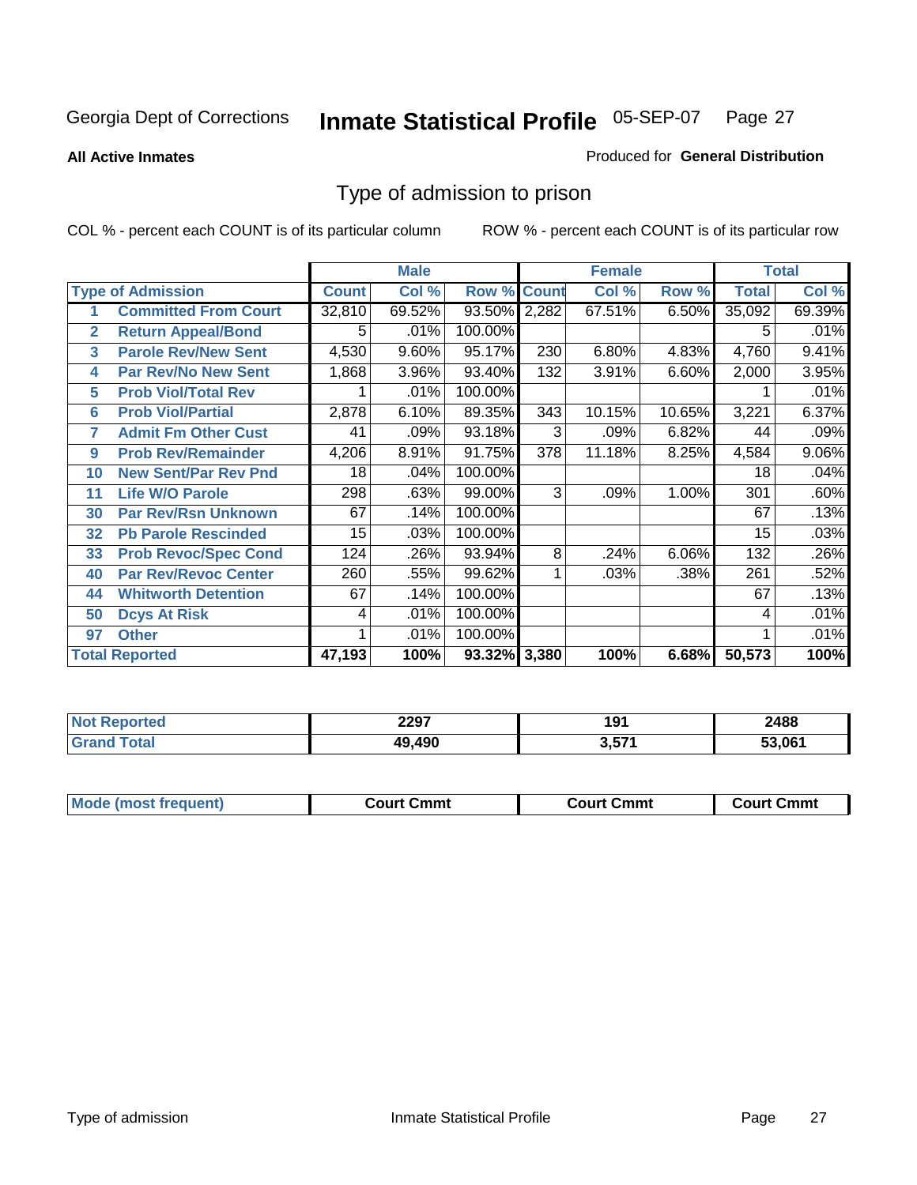Georgia Dept of Corrections **Inmate Statistical Profile** 05-SEP-07

**All Active Inmates** Produced for **General Distribution**

## Type of admission to prison

COL % - percent each COUNT is of its particular column ROW % - percent each COUNT is of its particular row

| | | Male | | | Female | | | Total | |
|---|---|---|---|---|---|---|---|---|---|
| **Type of Admission** | | **Count** | **Col %** | **Row %** | **Count** | **Col %** | **Row %** | **Total** | **Col %** |
| 1 | **Committed From Court** | 32,810 | 69.52% | 93.50% | 2,282 | 67.51% | 6.50% | 35,092 | 69.39% |
| 2 | **Return Appeal/Bond** | 5 | .01% | 100.00% | | | | 5 | .01% |
| 3 | **Parole Rev/New Sent** | 4,530 | 9.60% | 95.17% | 230 | 6.80% | 4.83% | 4,760 | 9.41% |
| 4 | **Par Rev/No New Sent** | 1,868 | 3.96% | 93.40% | 132 | 3.91% | 6.60% | 2,000 | 3.95% |
| 5 | **Prob Viol/Total Rev** | 1 | .01% | 100.00% | | | | 1 | .01% |
| 6 | **Prob Viol/Partial** | 2,878 | 6.10% | 89.35% | 343 | 10.15% | 10.65% | 3,221 | 6.37% |
| 7 | **Admit Fm Other Cust** | 41 | .09% | 93.18% | 3 | .09% | 6.82% | 44 | .09% |
| 9 | **Prob Rev/Remainder** | 4,206 | 8.91% | 91.75% | 378 | 11.18% | 8.25% | 4,584 | 9.06% |
| 10 | **New Sent/Par Rev Pnd** | 18 | .04% | 100.00% | | | | 18 | .04% |
| 11 | **Life W/O Parole** | 298 | .63% | 99.00% | 3 | .09% | 1.00% | 301 | .60% |
| 30 | **Par Rev/Rsn Unknown** | 67 | .14% | 100.00% | | | | 67 | .13% |
| 32 | **Pb Parole Rescinded** | 15 | .03% | 100.00% | | | | 15 | .03% |
| 33 | **Prob Revoc/Spec Cond** | 124 | .26% | 93.94% | 8 | .24% | 6.06% | 132 | .26% |
| 40 | **Par Rev/Revoc Center** | 260 | .55% | 99.62% | 1 | .03% | .38% | 261 | .52% |
| 44 | **Whitworth Detention** | 67 | .14% | 100.00% | | | | 67 | .13% |
| 50 | **Dcys At Risk** | 4 | .01% | 100.00% | | | | 4 | .01% |
| 97 | **Other** | 1 | .01% | 100.00% | | | | 1 | .01% |
| **Total Reported** | | **47,193** | **100%** | **93.32%** | **3,380** | **100%** | **6.68%** | **50,573** | **100%** |

| | Male | Female | Total |
|---|---|---|---|
| **Not Reported** | **2297** | **191** | **2488** |
| **Grand Total** | **49,490** | **3,571** | **53,061** |

| | Male | Female | Total |
|---|---|---|---|
| **Mode (most frequent)** | **Court Cmmt** | **Court Cmmt** | **Court Cmmt** |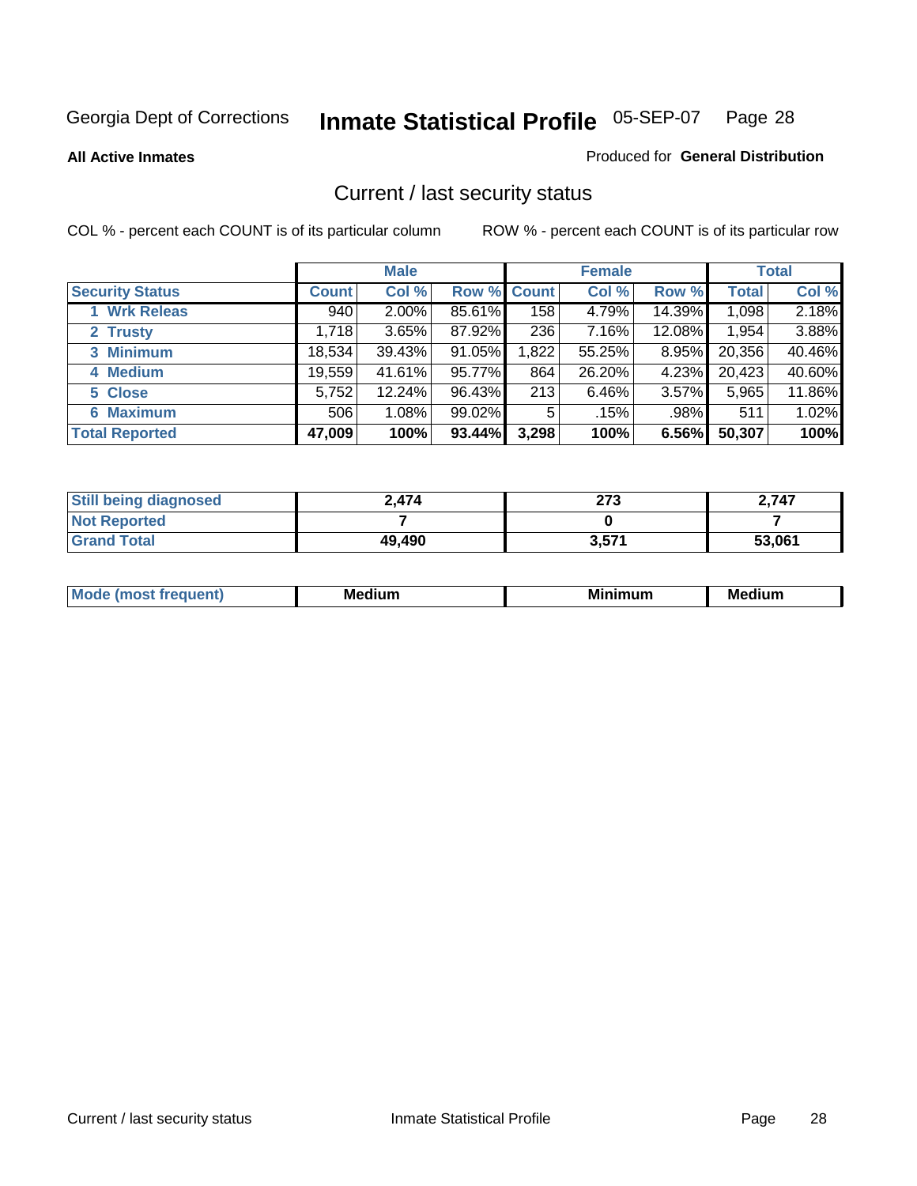Georgia Dept of Corrections **Inmate Statistical Profile** 05-SEP-07

**All Active Inmates** Produced for **General Distribution**

## Current / last security status

COL % - percent each COUNT is of its particular column ROW % - percent each COUNT is of its particular row

| | Male | | | Female | | | Total | |
|---|---|---|---|---|---|---|---|---|
| **Security Status** | **Count** | **Col %** | **Row %** | **Count** | **Col %** | **Row %** | **Total** | **Col %** |
| 1 Wrk Releas | 940 | 2.00% | 85.61% | 158 | 4.79% | 14.39% | 1,098 | 2.18% |
| 2 Trusty | 1,718 | 3.65% | 87.92% | 236 | 7.16% | 12.08% | 1,954 | 3.88% |
| 3 Minimum | 18,534 | 39.43% | 91.05% | 1,822 | 55.25% | 8.95% | 20,356 | 40.46% |
| 4 Medium | 19,559 | 41.61% | 95.77% | 864 | 26.20% | 4.23% | 20,423 | 40.60% |
| 5 Close | 5,752 | 12.24% | 96.43% | 213 | 6.46% | 3.57% | 5,965 | 11.86% |
| 6 Maximum | 506 | 1.08% | 99.02% | 5 | .15% | .98% | 511 | 1.02% |
| **Total Reported** | **47,009** | **100%** | **93.44%** | **3,298** | **100%** | **6.56%** | **50,307** | **100%** |

| | Male | Female | Total |
|---|---|---|---|
| Still being diagnosed | 2,474 | 273 | 2,747 |
| Not Reported | 7 | 0 | 7 |
| Grand Total | 49,490 | 3,571 | 53,061 |

| | Male | Female | Total |
|---|---|---|---|
| Mode (most frequent) | Medium | Minimum | Medium |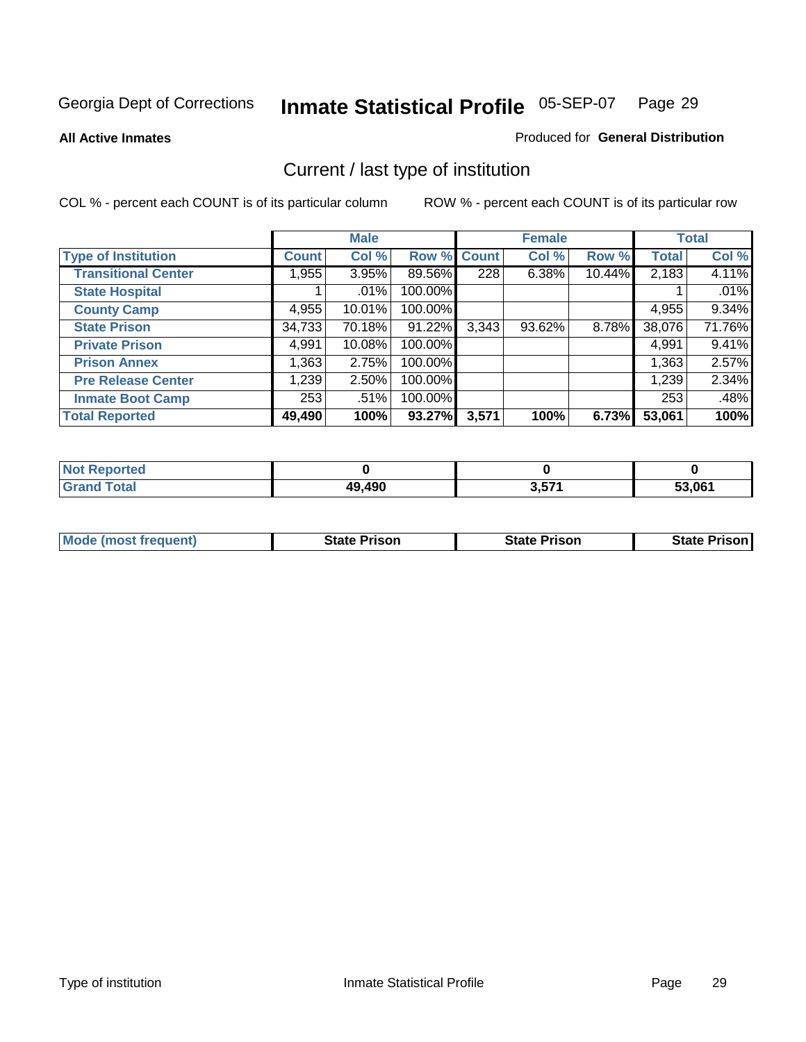Georgia Dept of Corrections **Inmate Statistical Profile** 05-SEP-07

**All Active Inmates**

Produced for **General Distribution**

## Current / last type of institution

COL % - percent each COUNT is of its particular column

ROW % - percent each COUNT is of its particular row

| | Male | | | Female | | | Total | |
|---|---|---|---|---|---|---|---|---|
| Type of Institution | Count | Col % | Row % | Count | Col % | Row % | Total | Col % |
| Transitional Center | 1,955 | 3.95% | 89.56% | 228 | 6.38% | 10.44% | 2,183 | 4.11% |
| State Hospital | 1 | .01% | 100.00% | | | | 1 | .01% |
| County Camp | 4,955 | 10.01% | 100.00% | | | | 4,955 | 9.34% |
| State Prison | 34,733 | 70.18% | 91.22% | 3,343 | 93.62% | 8.78% | 38,076 | 71.76% |
| Private Prison | 4,991 | 10.08% | 100.00% | | | | 4,991 | 9.41% |
| Prison Annex | 1,363 | 2.75% | 100.00% | | | | 1,363 | 2.57% |
| Pre Release Center | 1,239 | 2.50% | 100.00% | | | | 1,239 | 2.34% |
| Inmate Boot Camp | 253 | .51% | 100.00% | | | | 253 | .48% |
| **Total Reported** | **49,490** | **100%** | **93.27%** | **3,571** | **100%** | **6.73%** | **53,061** | **100%** |

| | Male | Female | Total |
|---|---|---|---|
| Not Reported | 0 | 0 | 0 |
| Grand Total | 49,490 | 3,571 | 53,061 |

| | Male | Female | Total |
|---|---|---|---|
| Mode (most frequent) | State Prison | State Prison | State Prison |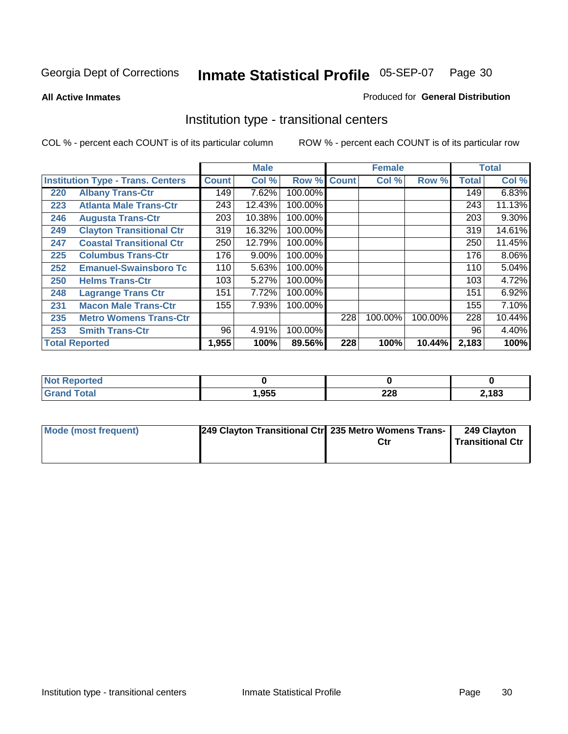Georgia Dept of Corrections **Inmate Statistical Profile** 05-SEP-07

**All Active Inmates**

Produced for **General Distribution**

## Institution type - transitional centers

COL % - percent each COUNT is of its particular column

ROW % - percent each COUNT is of its particular row

| | | Male | | | Female | | | Total | |
|---|---|---|---|---|---|---|---|---|---|
| **Institution Type - Trans. Centers** | | **Count** | **Col %** | **Row %** | **Count** | **Col %** | **Row %** | **Total** | **Col %** |
| 220 | Albany Trans-Ctr | 149 | 7.62% | 100.00% | | | | 149 | 6.83% |
| 223 | Atlanta Male Trans-Ctr | 243 | 12.43% | 100.00% | | | | 243 | 11.13% |
| 246 | Augusta Trans-Ctr | 203 | 10.38% | 100.00% | | | | 203 | 9.30% |
| 249 | Clayton Transitional Ctr | 319 | 16.32% | 100.00% | | | | 319 | 14.61% |
| 247 | Coastal Transitional Ctr | 250 | 12.79% | 100.00% | | | | 250 | 11.45% |
| 225 | Columbus Trans-Ctr | 176 | 9.00% | 100.00% | | | | 176 | 8.06% |
| 252 | Emanuel-Swainsboro Tc | 110 | 5.63% | 100.00% | | | | 110 | 5.04% |
| 250 | Helms Trans-Ctr | 103 | 5.27% | 100.00% | | | | 103 | 4.72% |
| 248 | Lagrange Trans Ctr | 151 | 7.72% | 100.00% | | | | 151 | 6.92% |
| 231 | Macon Male Trans-Ctr | 155 | 7.93% | 100.00% | | | | 155 | 7.10% |
| 235 | Metro Womens Trans-Ctr | | | | 228 | 100.00% | 100.00% | 228 | 10.44% |
| 253 | Smith Trans-Ctr | 96 | 4.91% | 100.00% | | | | 96 | 4.40% |
| **Total Reported** | | **1,955** | **100%** | **89.56%** | **228** | **100%** | **10.44%** | **2,183** | **100%** |

| | Male | Female | Total |
|---|---|---|---|
| **Not Reported** | **0** | **0** | **0** |
| **Grand Total** | **1,955** | **228** | **2,183** |

| | Male | Female | Total |
|---|---|---|---|
| **Mode (most frequent)** | **249 Clayton Transitional Ctr** | **235 Metro Womens Trans-Ctr** | **249 Clayton Transitional Ctr** |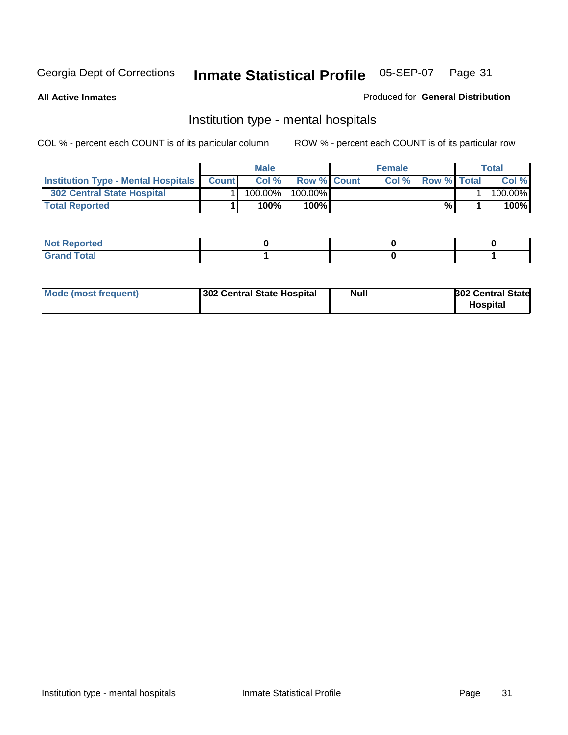Georgia Dept of Corrections **Inmate Statistical Profile** 05-SEP-07

**All Active Inmates**

Produced for **General Distribution**

## Institution type - mental hospitals

COL % - percent each COUNT is of its particular column

ROW % - percent each COUNT is of its particular row

| | Male | | | Female | | | Total | |
|---|---|---|---|---|---|---|---|---|
| **Institution Type - Mental Hospitals** | **Count** | **Col %** | **Row %** | **Count** | **Col %** | **Row %** | **Total** | **Col %** |
| **302 Central State Hospital** | 1 | 100.00% | 100.00% | | | | 1 | 100.00% |
| **Total Reported** | **1** | **100%** | **100%** | | | **%** | **1** | **100%** |

| | Male | Female | Total |
|---|---|---|---|
| **Not Reported** | **0** | **0** | **0** |
| **Grand Total** | **1** | **0** | **1** |

| | Male | Female | Total |
|---|---|---|---|
| **Mode (most frequent)** | **302 Central State Hospital** | **Null** | **302 Central State Hospital** |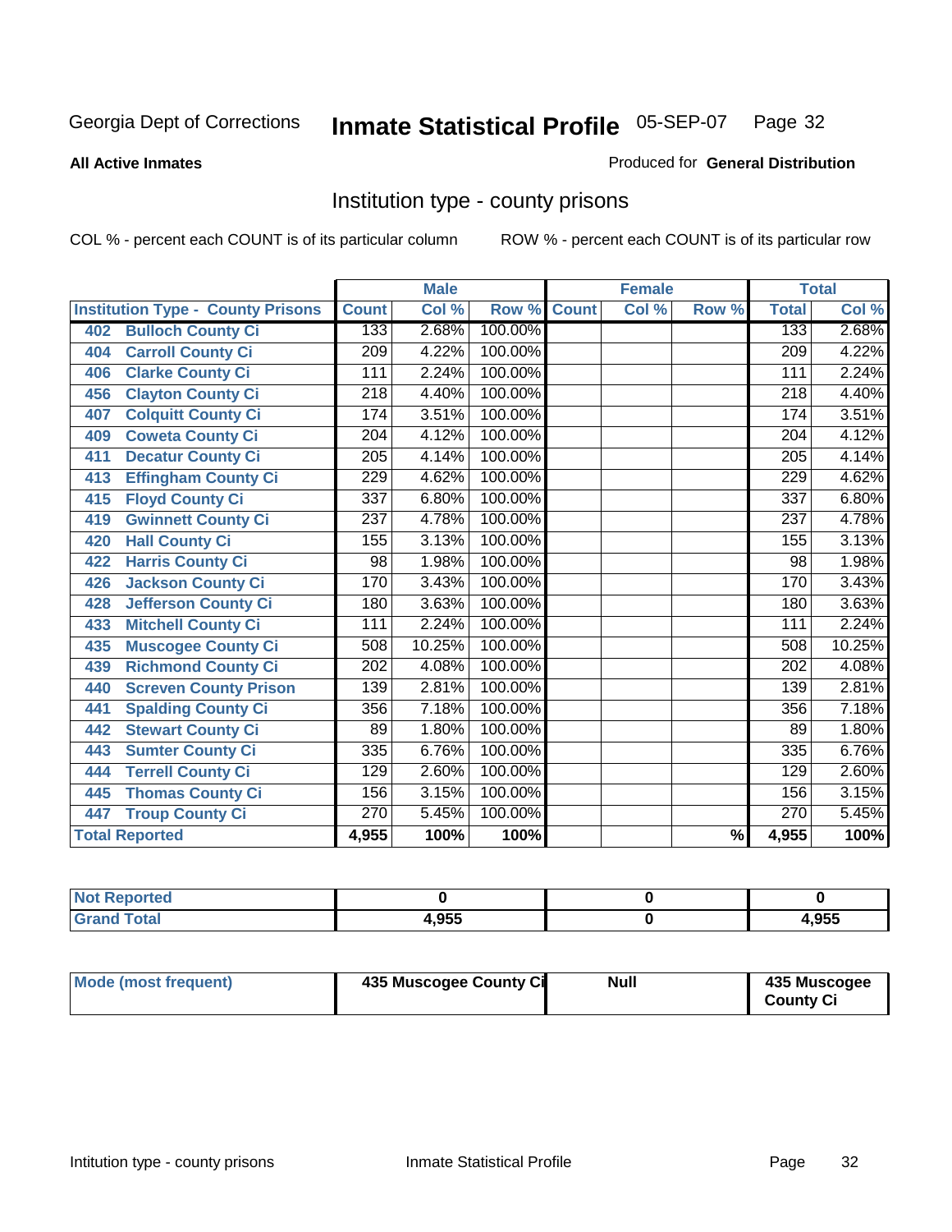Georgia Dept of Corrections **Inmate Statistical Profile** 05-SEP-07

**All Active Inmates**

Produced for **General Distribution**

## Institution type - county prisons

COL % - percent each COUNT is of its particular column

ROW % - percent each COUNT is of its particular row

| | Male | | | Female | | | Total | |
|---|---|---|---|---|---|---|---|---|
| Institution Type - County Prisons | Count | Col % | Row % | Count | Col % | Row % | Total | Col % |
| 402 Bulloch County Ci | 133 | 2.68% | 100.00% | | | | 133 | 2.68% |
| 404 Carroll County Ci | 209 | 4.22% | 100.00% | | | | 209 | 4.22% |
| 406 Clarke County Ci | 111 | 2.24% | 100.00% | | | | 111 | 2.24% |
| 456 Clayton County Ci | 218 | 4.40% | 100.00% | | | | 218 | 4.40% |
| 407 Colquitt County Ci | 174 | 3.51% | 100.00% | | | | 174 | 3.51% |
| 409 Coweta County Ci | 204 | 4.12% | 100.00% | | | | 204 | 4.12% |
| 411 Decatur County Ci | 205 | 4.14% | 100.00% | | | | 205 | 4.14% |
| 413 Effingham County Ci | 229 | 4.62% | 100.00% | | | | 229 | 4.62% |
| 415 Floyd County Ci | 337 | 6.80% | 100.00% | | | | 337 | 6.80% |
| 419 Gwinnett County Ci | 237 | 4.78% | 100.00% | | | | 237 | 4.78% |
| 420 Hall County Ci | 155 | 3.13% | 100.00% | | | | 155 | 3.13% |
| 422 Harris County Ci | 98 | 1.98% | 100.00% | | | | 98 | 1.98% |
| 426 Jackson County Ci | 170 | 3.43% | 100.00% | | | | 170 | 3.43% |
| 428 Jefferson County Ci | 180 | 3.63% | 100.00% | | | | 180 | 3.63% |
| 433 Mitchell County Ci | 111 | 2.24% | 100.00% | | | | 111 | 2.24% |
| 435 Muscogee County Ci | 508 | 10.25% | 100.00% | | | | 508 | 10.25% |
| 439 Richmond County Ci | 202 | 4.08% | 100.00% | | | | 202 | 4.08% |
| 440 Screven County Prison | 139 | 2.81% | 100.00% | | | | 139 | 2.81% |
| 441 Spalding County Ci | 356 | 7.18% | 100.00% | | | | 356 | 7.18% |
| 442 Stewart County Ci | 89 | 1.80% | 100.00% | | | | 89 | 1.80% |
| 443 Sumter County Ci | 335 | 6.76% | 100.00% | | | | 335 | 6.76% |
| 444 Terrell County Ci | 129 | 2.60% | 100.00% | | | | 129 | 2.60% |
| 445 Thomas County Ci | 156 | 3.15% | 100.00% | | | | 156 | 3.15% |
| 447 Troup County Ci | 270 | 5.45% | 100.00% | | | | 270 | 5.45% |
| **Total Reported** | **4,955** | **100%** | **100%** | | | **%** | **4,955** | **100%** |

| | Male | Female | Total |
|---|---|---|---|
| Not Reported | 0 | 0 | 0 |
| Grand Total | 4,955 | 0 | 4,955 |

| | Male | Female | Total |
|---|---|---|---|
| Mode (most frequent) | 435 Muscogee County Ci | Null | 435 Muscogee County Ci |

Intitution type - county prisons Inmate Statistical Profile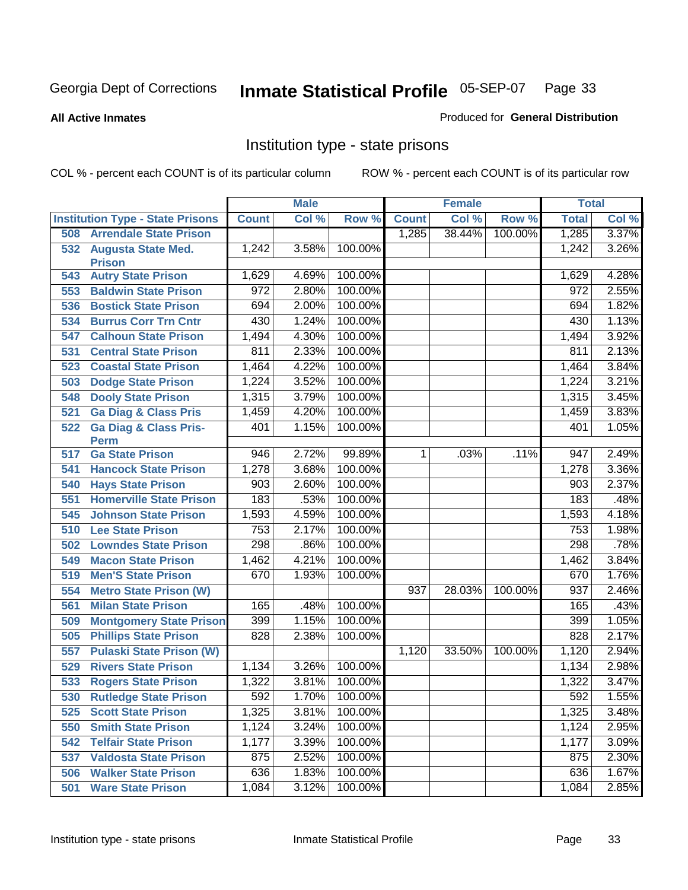Georgia Dept of Corrections **Inmate Statistical Profile** 05-SEP-07

**All Active Inmates**

Produced for **General Distribution**

## Institution type - state prisons

COL % - percent each COUNT is of its particular column ROW % - percent each COUNT is of its particular row

| | Male | | | Female | | | Total | |
|---|---|---|---|---|---|---|---|---|
| **Institution Type - State Prisons** | **Count** | **Col %** | **Row %** | **Count** | **Col %** | **Row %** | **Total** | **Col %** |
| 508 Arrendale State Prison | | | | 1,285 | 38.44% | 100.00% | 1,285 | 3.37% |
| 532 Augusta State Med. Prison | 1,242 | 3.58% | 100.00% | | | | 1,242 | 3.26% |
| 543 Autry State Prison | 1,629 | 4.69% | 100.00% | | | | 1,629 | 4.28% |
| 553 Baldwin State Prison | 972 | 2.80% | 100.00% | | | | 972 | 2.55% |
| 536 Bostick State Prison | 694 | 2.00% | 100.00% | | | | 694 | 1.82% |
| 534 Burrus Corr Trn Cntr | 430 | 1.24% | 100.00% | | | | 430 | 1.13% |
| 547 Calhoun State Prison | 1,494 | 4.30% | 100.00% | | | | 1,494 | 3.92% |
| 531 Central State Prison | 811 | 2.33% | 100.00% | | | | 811 | 2.13% |
| 523 Coastal State Prison | 1,464 | 4.22% | 100.00% | | | | 1,464 | 3.84% |
| 503 Dodge State Prison | 1,224 | 3.52% | 100.00% | | | | 1,224 | 3.21% |
| 548 Dooly State Prison | 1,315 | 3.79% | 100.00% | | | | 1,315 | 3.45% |
| 521 Ga Diag & Class Pris | 1,459 | 4.20% | 100.00% | | | | 1,459 | 3.83% |
| 522 Ga Diag & Class Pris-Perm | 401 | 1.15% | 100.00% | | | | 401 | 1.05% |
| 517 Ga State Prison | 946 | 2.72% | 99.89% | 1 | .03% | .11% | 947 | 2.49% |
| 541 Hancock State Prison | 1,278 | 3.68% | 100.00% | | | | 1,278 | 3.36% |
| 540 Hays State Prison | 903 | 2.60% | 100.00% | | | | 903 | 2.37% |
| 551 Homerville State Prison | 183 | .53% | 100.00% | | | | 183 | .48% |
| 545 Johnson State Prison | 1,593 | 4.59% | 100.00% | | | | 1,593 | 4.18% |
| 510 Lee State Prison | 753 | 2.17% | 100.00% | | | | 753 | 1.98% |
| 502 Lowndes State Prison | 298 | .86% | 100.00% | | | | 298 | .78% |
| 549 Macon State Prison | 1,462 | 4.21% | 100.00% | | | | 1,462 | 3.84% |
| 519 Men'S State Prison | 670 | 1.93% | 100.00% | | | | 670 | 1.76% |
| 554 Metro State Prison (W) | | | | 937 | 28.03% | 100.00% | 937 | 2.46% |
| 561 Milan State Prison | 165 | .48% | 100.00% | | | | 165 | .43% |
| 509 Montgomery State Prison | 399 | 1.15% | 100.00% | | | | 399 | 1.05% |
| 505 Phillips State Prison | 828 | 2.38% | 100.00% | | | | 828 | 2.17% |
| 557 Pulaski State Prison (W) | | | | 1,120 | 33.50% | 100.00% | 1,120 | 2.94% |
| 529 Rivers State Prison | 1,134 | 3.26% | 100.00% | | | | 1,134 | 2.98% |
| 533 Rogers State Prison | 1,322 | 3.81% | 100.00% | | | | 1,322 | 3.47% |
| 530 Rutledge State Prison | 592 | 1.70% | 100.00% | | | | 592 | 1.55% |
| 525 Scott State Prison | 1,325 | 3.81% | 100.00% | | | | 1,325 | 3.48% |
| 550 Smith State Prison | 1,124 | 3.24% | 100.00% | | | | 1,124 | 2.95% |
| 542 Telfair State Prison | 1,177 | 3.39% | 100.00% | | | | 1,177 | 3.09% |
| 537 Valdosta State Prison | 875 | 2.52% | 100.00% | | | | 875 | 2.30% |
| 506 Walker State Prison | 636 | 1.83% | 100.00% | | | | 636 | 1.67% |
| 501 Ware State Prison | 1,084 | 3.12% | 100.00% | | | | 1,084 | 2.85% |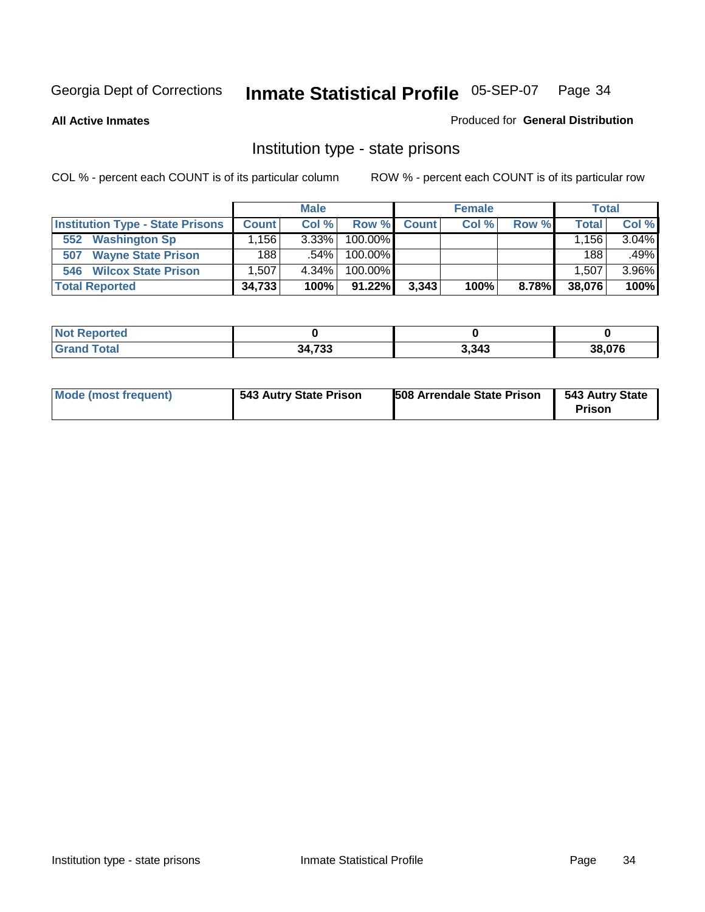Georgia Dept of Corrections **Inmate Statistical Profile** 05-SEP-07

**All Active Inmates**

Produced for **General Distribution**

## Institution type - state prisons

COL % - percent each COUNT is of its particular column

ROW % - percent each COUNT is of its particular row

| | Male | | | Female | | | Total | |
|---|---|---|---|---|---|---|---|---|
| **Institution Type - State Prisons** | **Count** | **Col %** | **Row %** | **Count** | **Col %** | **Row %** | **Total** | **Col %** |
| **552 Washington Sp** | 1,156 | 3.33% | 100.00% | | | | 1,156 | 3.04% |
| **507 Wayne State Prison** | 188 | .54% | 100.00% | | | | 188 | .49% |
| **546 Wilcox State Prison** | 1,507 | 4.34% | 100.00% | | | | 1,507 | 3.96% |
| **Total Reported** | **34,733** | **100%** | **91.22%** | **3,343** | **100%** | **8.78%** | **38,076** | **100%** |

| | Male | Female | Total |
|---|---|---|---|
| **Not Reported** | **0** | **0** | **0** |
| **Grand Total** | **34,733** | **3,343** | **38,076** |

| | Male | Female | Total |
|---|---|---|---|
| **Mode (most frequent)** | **543 Autry State Prison** | **508 Arrendale State Prison** | **543 Autry State Prison** |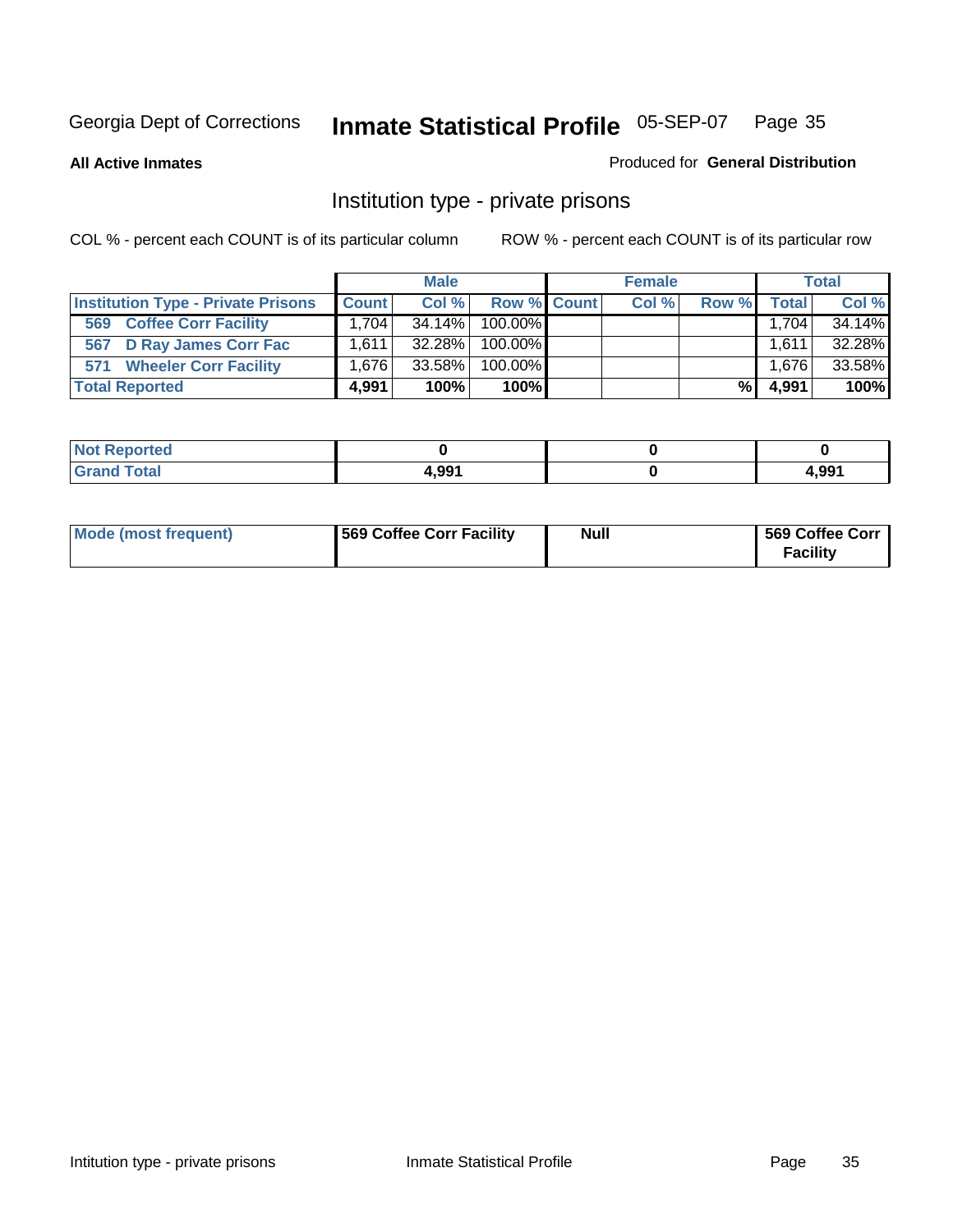Georgia Dept of Corrections **Inmate Statistical Profile** 05-SEP-07

**All Active Inmates** Produced for **General Distribution**

## Institution type - private prisons

COL % - percent each COUNT is of its particular column ROW % - percent each COUNT is of its particular row

| | Male | | | Female | | | Total | |
|---|---|---|---|---|---|---|---|---|
| **Institution Type - Private Prisons** | **Count** | **Col %** | **Row %** | **Count** | **Col %** | **Row %** | **Total** | **Col %** |
| **569 Coffee Corr Facility** | 1,704 | 34.14% | 100.00% | | | | 1,704 | 34.14% |
| **567 D Ray James Corr Fac** | 1,611 | 32.28% | 100.00% | | | | 1,611 | 32.28% |
| **571 Wheeler Corr Facility** | 1,676 | 33.58% | 100.00% | | | | 1,676 | 33.58% |
| **Total Reported** | **4,991** | **100%** | **100%** | | | **%** | **4,991** | **100%** |

| | Male | Female | Total |
|---|---|---|---|
| **Not Reported** | **0** | **0** | **0** |
| **Grand Total** | **4,991** | **0** | **4,991** |

| | Male | Female | Total |
|---|---|---|---|
| **Mode (most frequent)** | **569 Coffee Corr Facility** | **Null** | **569 Coffee Corr Facility** |

Intitution type - private prisons Inmate Statistical Profile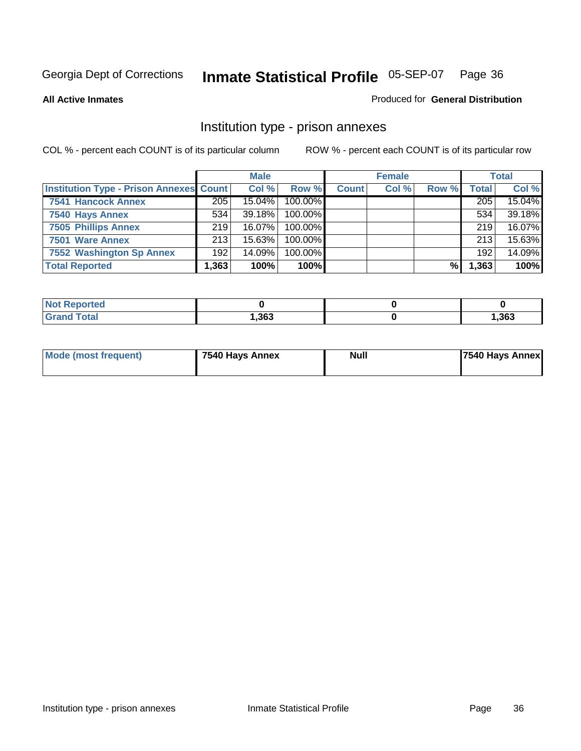Georgia Dept of Corrections **Inmate Statistical Profile** 05-SEP-07

**All Active Inmates**

Produced for **General Distribution**

## Institution type - prison annexes

COL % - percent each COUNT is of its particular column

ROW % - percent each COUNT is of its particular row

| | Male | | | Female | | | Total | |
|---|---|---|---|---|---|---|---|---|
| **Institution Type - Prison Annexes** | **Count** | **Col %** | **Row %** | **Count** | **Col %** | **Row %** | **Total** | **Col %** |
| **7541 Hancock Annex** | 205 | 15.04% | 100.00% | | | | 205 | 15.04% |
| **7540 Hays Annex** | 534 | 39.18% | 100.00% | | | | 534 | 39.18% |
| **7505 Phillips Annex** | 219 | 16.07% | 100.00% | | | | 219 | 16.07% |
| **7501 Ware Annex** | 213 | 15.63% | 100.00% | | | | 213 | 15.63% |
| **7552 Washington Sp Annex** | 192 | 14.09% | 100.00% | | | | 192 | 14.09% |
| **Total Reported** | **1,363** | **100%** | **100%** | | | **%** | **1,363** | **100%** |

| | Male | Female | Total |
|---|---|---|---|
| **Not Reported** | **0** | **0** | **0** |
| **Grand Total** | **1,363** | **0** | **1,363** |

| | Male | Female | Total |
|---|---|---|---|
| **Mode (most frequent)** | **7540 Hays Annex** | **Null** | **7540 Hays Annex** |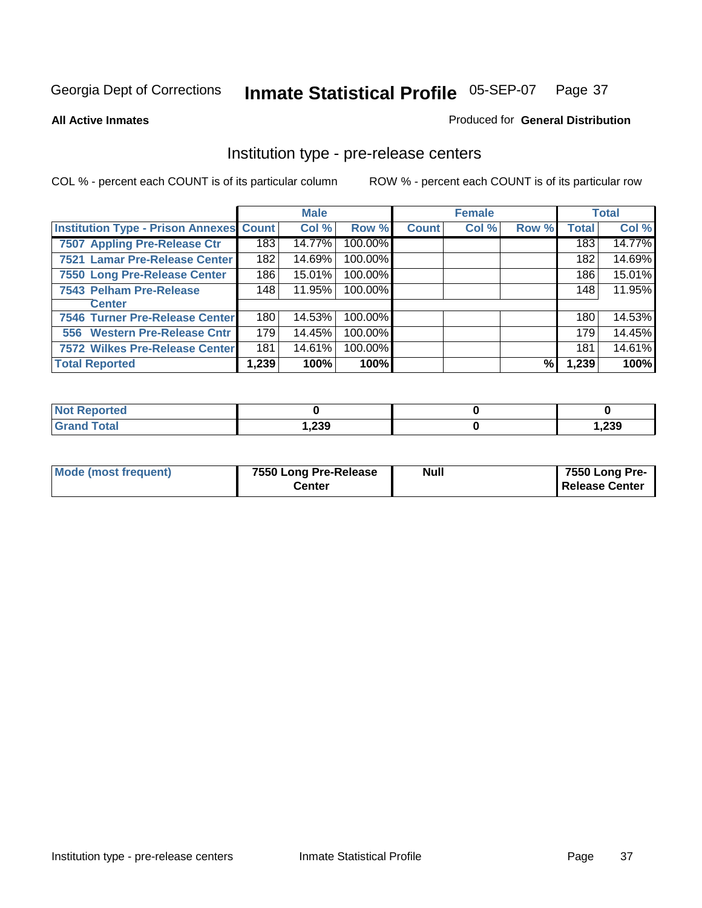Georgia Dept of Corrections **Inmate Statistical Profile** 05-SEP-07

**All Active Inmates**

Produced for **General Distribution**

## Institution type - pre-release centers

COL % - percent each COUNT is of its particular column ROW % - percent each COUNT is of its particular row

| | Male | | | Female | | | Total | |
|---|---|---|---|---|---|---|---|---|
| **Institution Type - Prison Annexes** | **Count** | **Col %** | **Row %** | **Count** | **Col %** | **Row %** | **Total** | **Col %** |
| 7507 Appling Pre-Release Ctr | 183 | 14.77% | 100.00% | | | | 183 | 14.77% |
| 7521 Lamar Pre-Release Center | 182 | 14.69% | 100.00% | | | | 182 | 14.69% |
| 7550 Long Pre-Release Center | 186 | 15.01% | 100.00% | | | | 186 | 15.01% |
| 7543 Pelham Pre-Release Center | 148 | 11.95% | 100.00% | | | | 148 | 11.95% |
| 7546 Turner Pre-Release Center | 180 | 14.53% | 100.00% | | | | 180 | 14.53% |
| 556 Western Pre-Release Cntr | 179 | 14.45% | 100.00% | | | | 179 | 14.45% |
| 7572 Wilkes Pre-Release Center | 181 | 14.61% | 100.00% | | | | 181 | 14.61% |
| **Total Reported** | **1,239** | **100%** | **100%** | | | **%** | **1,239** | **100%** |

| | Male | Female | Total |
|---|---|---|---|
| **Not Reported** | **0** | **0** | **0** |
| **Grand Total** | **1,239** | **0** | **1,239** |

| | Male | Female | Total |
|---|---|---|---|
| **Mode (most frequent)** | **7550 Long Pre-Release Center** | **Null** | **7550 Long Pre-Release Center** |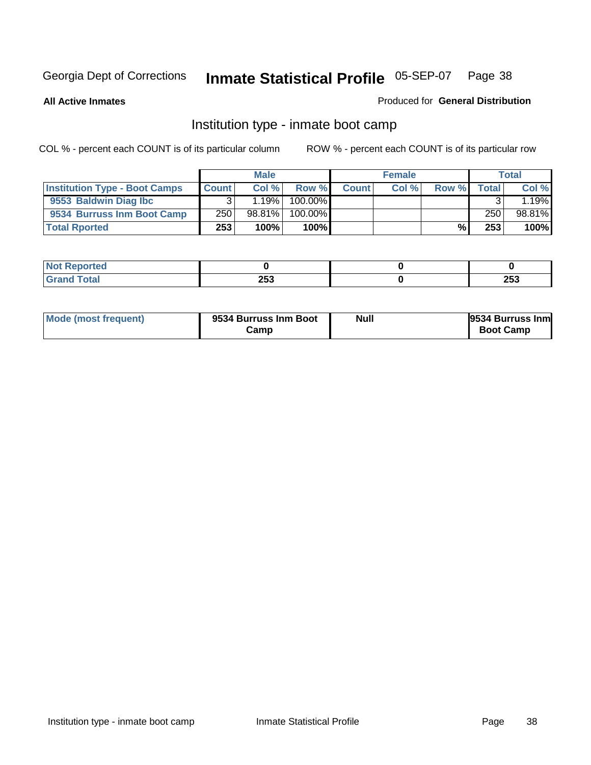Georgia Dept of Corrections **Inmate Statistical Profile** 05-SEP-07

**All Active Inmates**

Produced for **General Distribution**

## Institution type - inmate boot camp

COL % - percent each COUNT is of its particular column

ROW % - percent each COUNT is of its particular row

| | Male | | | Female | | | Total | |
|---|---|---|---|---|---|---|---|---|
| **Institution Type - Boot Camps** | **Count** | **Col %** | **Row %** | **Count** | **Col %** | **Row %** | **Total** | **Col %** |
| **9553 Baldwin Diag Ibc** | 3 | 1.19% | 100.00% | | | | 3 | 1.19% |
| **9534 Burruss Inm Boot Camp** | 250 | 98.81% | 100.00% | | | | 250 | 98.81% |
| **Total Rported** | **253** | **100%** | **100%** | | | **%** | **253** | **100%** |

| | Male | Female | Total |
|---|---|---|---|
| **Not Reported** | **0** | **0** | **0** |
| **Grand Total** | **253** | **0** | **253** |

| | Male | Female | Total |
|---|---|---|---|
| **Mode (most frequent)** | **9534 Burruss Inm Boot Camp** | **Null** | **9534 Burruss Inm Boot Camp** |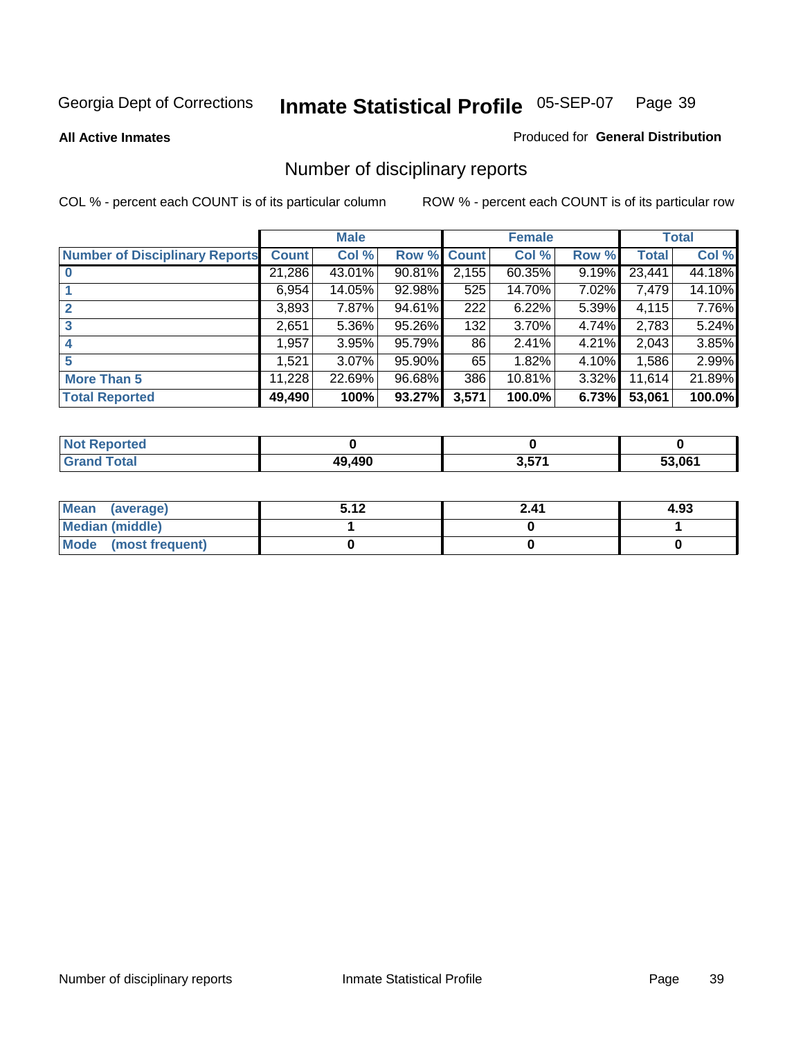Georgia Dept of Corrections **Inmate Statistical Profile** 05-SEP-07

**All Active Inmates**

Produced for **General Distribution**

## Number of disciplinary reports

COL % - percent each COUNT is of its particular column

ROW % - percent each COUNT is of its particular row

| | Male | | | Female | | | Total | |
|---|---|---|---|---|---|---|---|---|
| **Number of Disciplinary Reports** | **Count** | **Col %** | **Row %** | **Count** | **Col %** | **Row %** | **Total** | **Col %** |
| **0** | 21,286 | 43.01% | 90.81% | 2,155 | 60.35% | 9.19% | 23,441 | 44.18% |
| **1** | 6,954 | 14.05% | 92.98% | 525 | 14.70% | 7.02% | 7,479 | 14.10% |
| **2** | 3,893 | 7.87% | 94.61% | 222 | 6.22% | 5.39% | 4,115 | 7.76% |
| **3** | 2,651 | 5.36% | 95.26% | 132 | 3.70% | 4.74% | 2,783 | 5.24% |
| **4** | 1,957 | 3.95% | 95.79% | 86 | 2.41% | 4.21% | 2,043 | 3.85% |
| **5** | 1,521 | 3.07% | 95.90% | 65 | 1.82% | 4.10% | 1,586 | 2.99% |
| **More Than 5** | 11,228 | 22.69% | 96.68% | 386 | 10.81% | 3.32% | 11,614 | 21.89% |
| **Total Reported** | **49,490** | **100%** | **93.27%** | **3,571** | **100.0%** | **6.73%** | **53,061** | **100.0%** |

| | Male | Female | Total |
|---|---|---|---|
| **Not Reported** | **0** | **0** | **0** |
| **Grand Total** | **49,490** | **3,571** | **53,061** |

| | Male | Female | Total |
|---|---|---|---|
| **Mean (average)** | **5.12** | **2.41** | **4.93** |
| **Median (middle)** | **1** | **0** | **1** |
| **Mode (most frequent)** | **0** | **0** | **0** |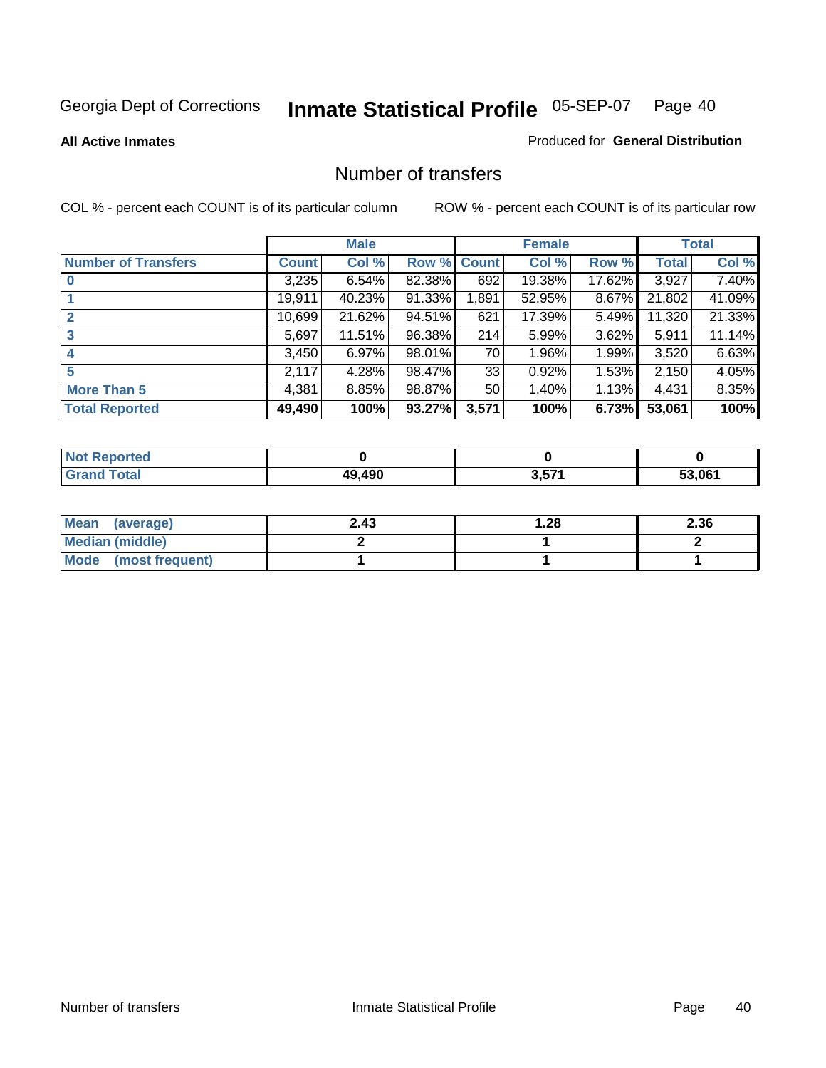Georgia Dept of Corrections **Inmate Statistical Profile** 05-SEP-07

**All Active Inmates**

Produced for **General Distribution**

## Number of transfers

COL % - percent each COUNT is of its particular column

ROW % - percent each COUNT is of its particular row

| | Male | | | Female | | | Total | |
|---|---|---|---|---|---|---|---|---|
| **Number of Transfers** | **Count** | **Col %** | **Row %** | **Count** | **Col %** | **Row %** | **Total** | **Col %** |
| **0** | 3,235 | 6.54% | 82.38% | 692 | 19.38% | 17.62% | 3,927 | 7.40% |
| **1** | 19,911 | 40.23% | 91.33% | 1,891 | 52.95% | 8.67% | 21,802 | 41.09% |
| **2** | 10,699 | 21.62% | 94.51% | 621 | 17.39% | 5.49% | 11,320 | 21.33% |
| **3** | 5,697 | 11.51% | 96.38% | 214 | 5.99% | 3.62% | 5,911 | 11.14% |
| **4** | 3,450 | 6.97% | 98.01% | 70 | 1.96% | 1.99% | 3,520 | 6.63% |
| **5** | 2,117 | 4.28% | 98.47% | 33 | 0.92% | 1.53% | 2,150 | 4.05% |
| **More Than 5** | 4,381 | 8.85% | 98.87% | 50 | 1.40% | 1.13% | 4,431 | 8.35% |
| **Total Reported** | **49,490** | **100%** | **93.27%** | **3,571** | **100%** | **6.73%** | **53,061** | **100%** |

| | Male | Female | Total |
|---|---|---|---|
| **Not Reported** | **0** | **0** | **0** |
| **Grand Total** | **49,490** | **3,571** | **53,061** |

| | Male | Female | Total |
|---|---|---|---|
| **Mean (average)** | **2.43** | **1.28** | **2.36** |
| **Median (middle)** | **2** | **1** | **2** |
| **Mode (most frequent)** | **1** | **1** | **1** |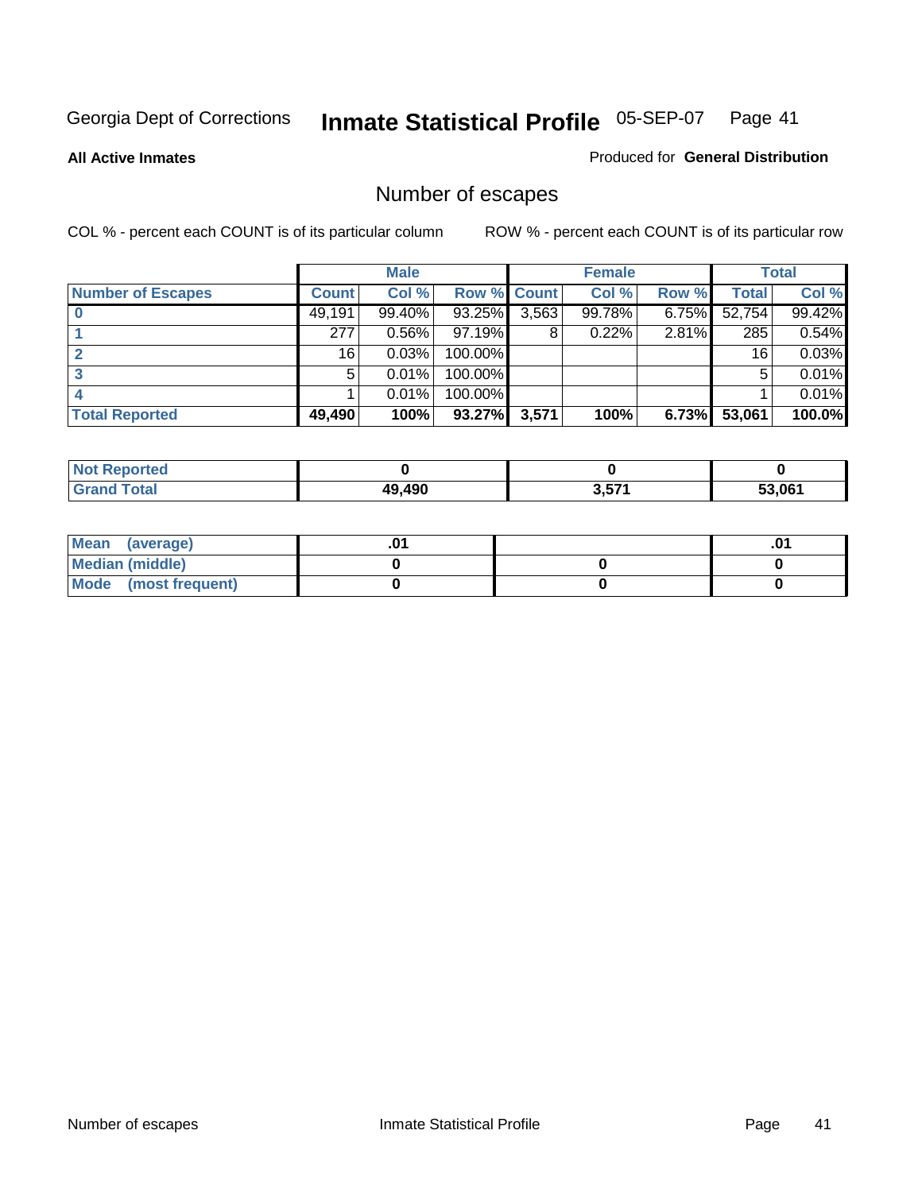Georgia Dept of Corrections **Inmate Statistical Profile** 05-SEP-07

**All Active Inmates**

Produced for **General Distribution**

## Number of escapes

COL % - percent each COUNT is of its particular column

ROW % - percent each COUNT is of its particular row

| | Male | | | Female | | | Total | |
|---|---|---|---|---|---|---|---|---|
| **Number of Escapes** | **Count** | **Col %** | **Row %** | **Count** | **Col %** | **Row %** | **Total** | **Col %** |
| **0** | 49,191 | 99.40% | 93.25% | 3,563 | 99.78% | 6.75% | 52,754 | 99.42% |
| **1** | 277 | 0.56% | 97.19% | 8 | 0.22% | 2.81% | 285 | 0.54% |
| **2** | 16 | 0.03% | 100.00% | | | | 16 | 0.03% |
| **3** | 5 | 0.01% | 100.00% | | | | 5 | 0.01% |
| **4** | 1 | 0.01% | 100.00% | | | | 1 | 0.01% |
| **Total Reported** | **49,490** | **100%** | **93.27%** | **3,571** | **100%** | **6.73%** | **53,061** | **100.0%** |

| | Male | Female | Total |
|---|---|---|---|
| **Not Reported** | **0** | **0** | **0** |
| **Grand Total** | **49,490** | **3,571** | **53,061** |

| | Male | Female | Total |
|---|---|---|---|
| **Mean (average)** | **.01** | | **.01** |
| **Median (middle)** | **0** | **0** | **0** |
| **Mode (most frequent)** | **0** | **0** | **0** |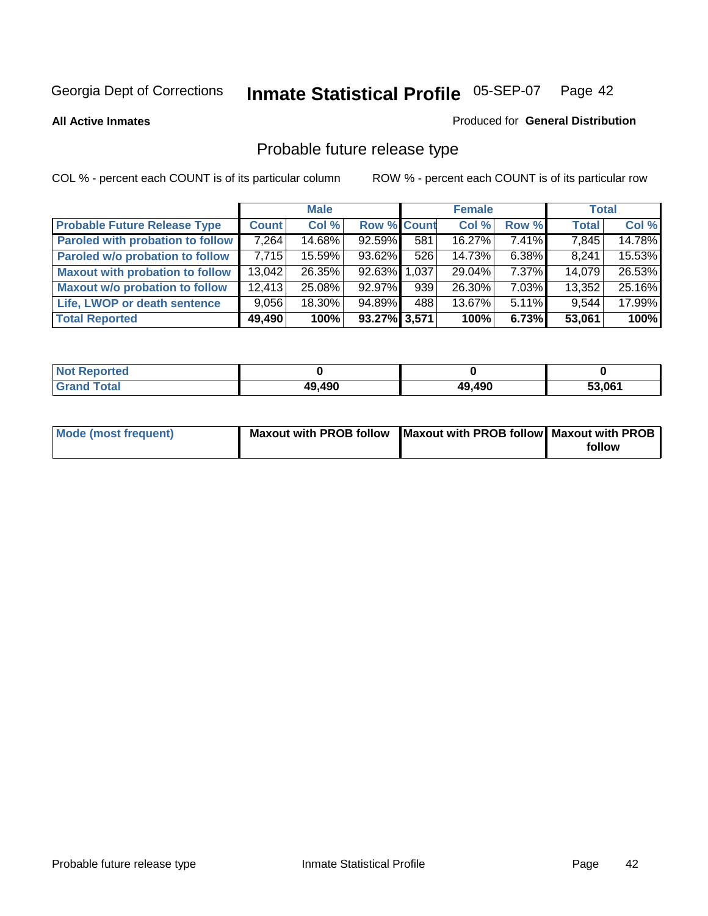Georgia Dept of Corrections **Inmate Statistical Profile** 05-SEP-07 Page 42

**All Active Inmates**

Produced for **General Distribution**

## Probable future release type

COL % - percent each COUNT is of its particular column

ROW % - percent each COUNT is of its particular row

| | Male | | | Female | | | Total | |
|---|---|---|---|---|---|---|---|---|
| **Probable Future Release Type** | **Count** | **Col %** | **Row %** | **Count** | **Col %** | **Row %** | **Total** | **Col %** |
| **Paroled with probation to follow** | 7,264 | 14.68% | 92.59% | 581 | 16.27% | 7.41% | 7,845 | 14.78% |
| **Paroled w/o probation to follow** | 7,715 | 15.59% | 93.62% | 526 | 14.73% | 6.38% | 8,241 | 15.53% |
| **Maxout with probation to follow** | 13,042 | 26.35% | 92.63% | 1,037 | 29.04% | 7.37% | 14,079 | 26.53% |
| **Maxout w/o probation to follow** | 12,413 | 25.08% | 92.97% | 939 | 26.30% | 7.03% | 13,352 | 25.16% |
| **Life, LWOP or death sentence** | 9,056 | 18.30% | 94.89% | 488 | 13.67% | 5.11% | 9,544 | 17.99% |
| **Total Reported** | **49,490** | **100%** | **93.27%** | **3,571** | **100%** | **6.73%** | **53,061** | **100%** |

| | Male | Female | Total |
|---|---|---|---|
| **Not Reported** | **0** | **0** | **0** |
| **Grand Total** | **49,490** | **49,490** | **53,061** |

| | Male | Female | Total |
|---|---|---|---|
| **Mode (most frequent)** | **Maxout with PROB follow** | **Maxout with PROB follow** | **Maxout with PROB follow** |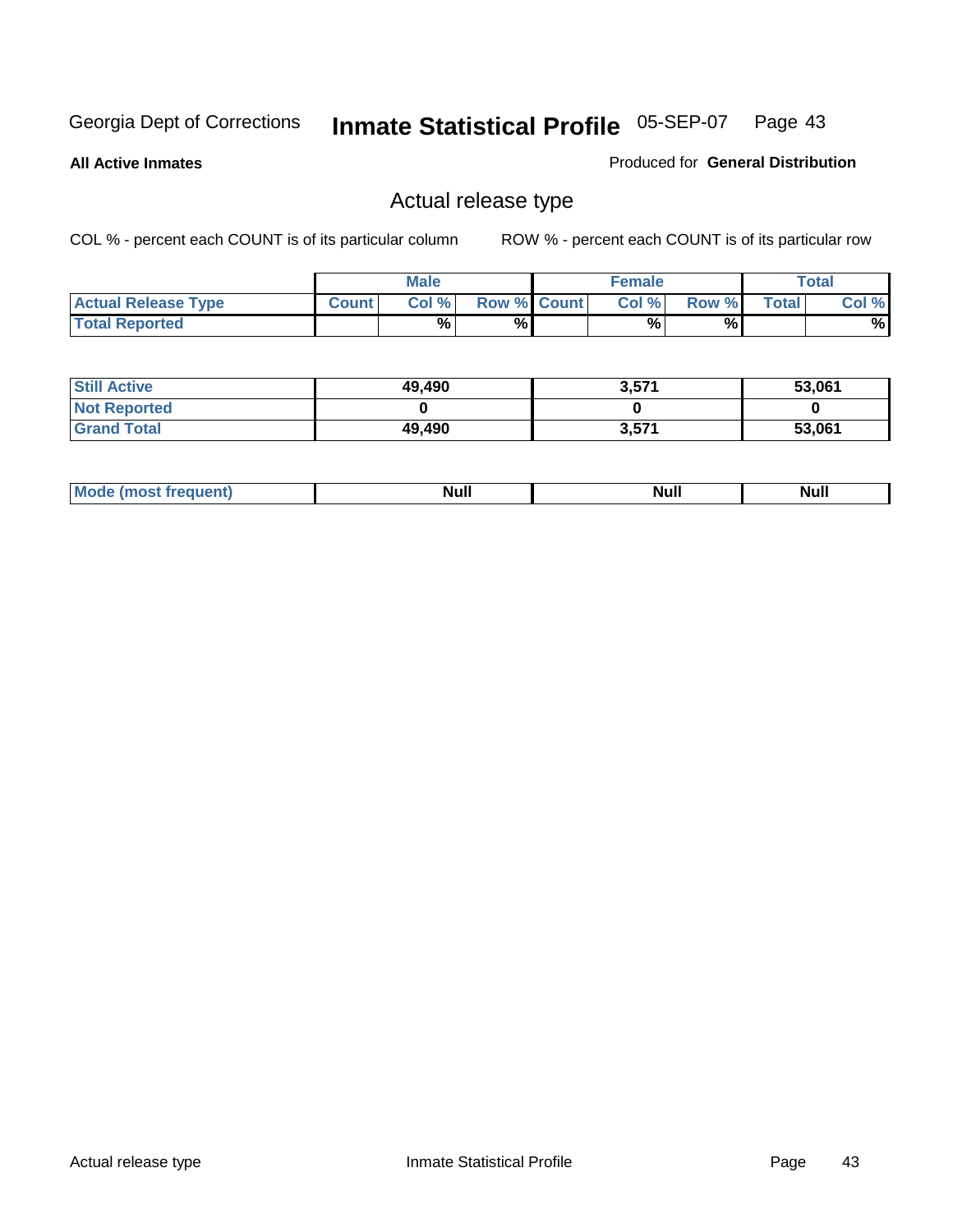Georgia Dept of Corrections **Inmate Statistical Profile** 05-SEP-07

**All Active Inmates**

Produced for **General Distribution**

## Actual release type

COL % - percent each COUNT is of its particular column

ROW % - percent each COUNT is of its particular row

| | Male | | | Female | | | Total | |
|---|---|---|---|---|---|---|---|---|
| **Actual Release Type** | Count | Col % | Row % | Count | Col % | Row % | Total | Col % |
| **Total Reported** | | % | % | | % | % | | % |

| | Male | Female | Total |
|---|---|---|---|
| **Still Active** | 49,490 | 3,571 | 53,061 |
| **Not Reported** | 0 | 0 | 0 |
| **Grand Total** | 49,490 | 3,571 | 53,061 |

| | Male | Female | Total |
|---|---|---|---|
| **Mode (most frequent)** | Null | Null | Null |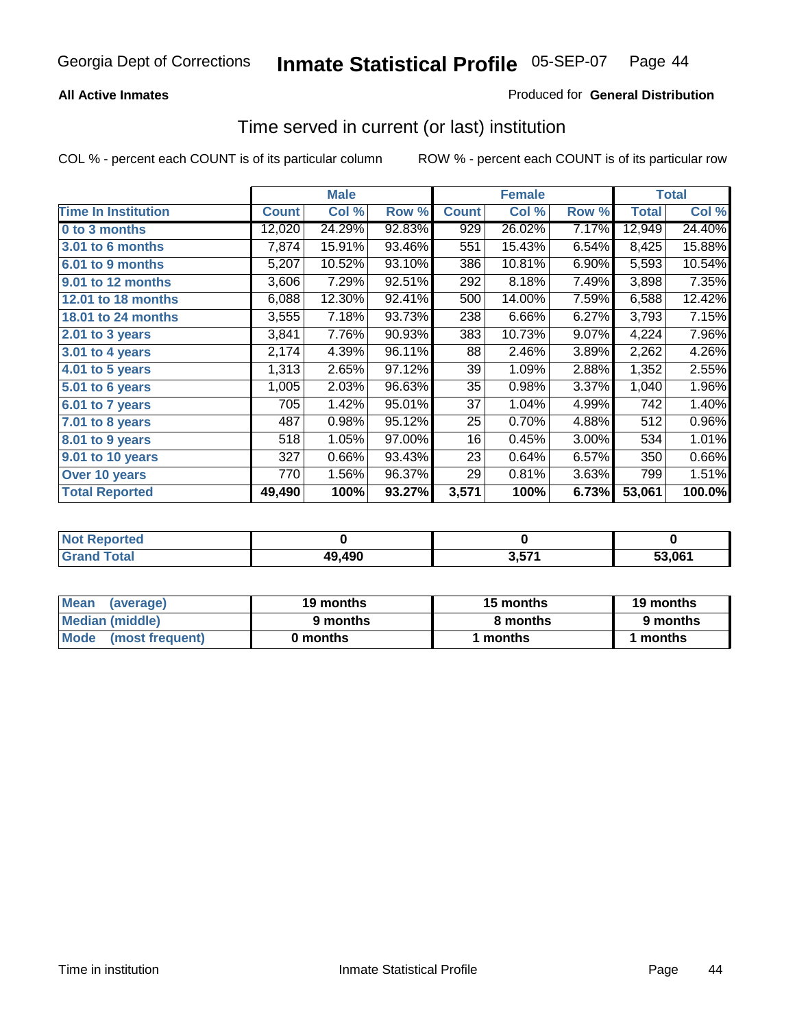Georgia Dept of Corrections **Inmate Statistical Profile** 05-SEP-07

**All Active Inmates** Produced for **General Distribution**

## Time served in current (or last) institution

COL % - percent each COUNT is of its particular column ROW % - percent each COUNT is of its particular row

| | Male | | | Female | | | Total | |
|---|---|---|---|---|---|---|---|---|
| **Time In Institution** | **Count** | **Col %** | **Row %** | **Count** | **Col %** | **Row %** | **Total** | **Col %** |
| **0 to 3 months** | 12,020 | 24.29% | 92.83% | 929 | 26.02% | 7.17% | 12,949 | 24.40% |
| **3.01 to 6 months** | 7,874 | 15.91% | 93.46% | 551 | 15.43% | 6.54% | 8,425 | 15.88% |
| **6.01 to 9 months** | 5,207 | 10.52% | 93.10% | 386 | 10.81% | 6.90% | 5,593 | 10.54% |
| **9.01 to 12 months** | 3,606 | 7.29% | 92.51% | 292 | 8.18% | 7.49% | 3,898 | 7.35% |
| **12.01 to 18 months** | 6,088 | 12.30% | 92.41% | 500 | 14.00% | 7.59% | 6,588 | 12.42% |
| **18.01 to 24 months** | 3,555 | 7.18% | 93.73% | 238 | 6.66% | 6.27% | 3,793 | 7.15% |
| **2.01 to 3 years** | 3,841 | 7.76% | 90.93% | 383 | 10.73% | 9.07% | 4,224 | 7.96% |
| **3.01 to 4 years** | 2,174 | 4.39% | 96.11% | 88 | 2.46% | 3.89% | 2,262 | 4.26% |
| **4.01 to 5 years** | 1,313 | 2.65% | 97.12% | 39 | 1.09% | 2.88% | 1,352 | 2.55% |
| **5.01 to 6 years** | 1,005 | 2.03% | 96.63% | 35 | 0.98% | 3.37% | 1,040 | 1.96% |
| **6.01 to 7 years** | 705 | 1.42% | 95.01% | 37 | 1.04% | 4.99% | 742 | 1.40% |
| **7.01 to 8 years** | 487 | 0.98% | 95.12% | 25 | 0.70% | 4.88% | 512 | 0.96% |
| **8.01 to 9 years** | 518 | 1.05% | 97.00% | 16 | 0.45% | 3.00% | 534 | 1.01% |
| **9.01 to 10 years** | 327 | 0.66% | 93.43% | 23 | 0.64% | 6.57% | 350 | 0.66% |
| **Over 10 years** | 770 | 1.56% | 96.37% | 29 | 0.81% | 3.63% | 799 | 1.51% |
| **Total Reported** | **49,490** | **100%** | **93.27%** | **3,571** | **100%** | **6.73%** | **53,061** | **100.0%** |

| | Male | Female | Total |
|---|---|---|---|
| **Not Reported** | **0** | **0** | **0** |
| **Grand Total** | **49,490** | **3,571** | **53,061** |

| | Male | Female | Total |
|---|---|---|---|
| **Mean (average)** | **19 months** | **15 months** | **19 months** |
| **Median (middle)** | **9 months** | **8 months** | **9 months** |
| **Mode (most frequent)** | **0 months** | **1 months** | **1 months** |

Time in institution Inmate Statistical Profile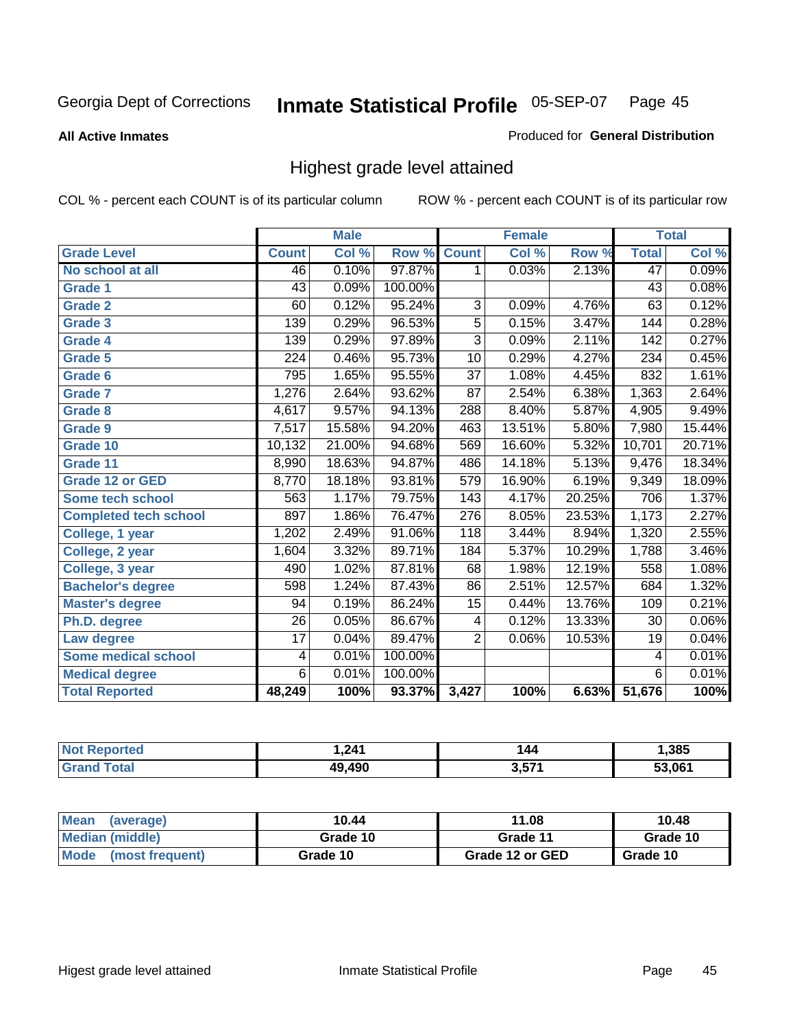Georgia Dept of Corrections **Inmate Statistical Profile** 05-SEP-07

**All Active Inmates**

Produced for **General Distribution**

## Highest grade level attained

COL % - percent each COUNT is of its particular column    ROW % - percent each COUNT is of its particular row

| | Male | | | Female | | | Total | |
|---|---|---|---|---|---|---|---|---|
| **Grade Level** | **Count** | **Col %** | **Row %** | **Count** | **Col %** | **Row %** | **Total** | **Col %** |
| No school at all | 46 | 0.10% | 97.87% | 1 | 0.03% | 2.13% | 47 | 0.09% |
| Grade 1 | 43 | 0.09% | 100.00% | | | | 43 | 0.08% |
| Grade 2 | 60 | 0.12% | 95.24% | 3 | 0.09% | 4.76% | 63 | 0.12% |
| Grade 3 | 139 | 0.29% | 96.53% | 5 | 0.15% | 3.47% | 144 | 0.28% |
| Grade 4 | 139 | 0.29% | 97.89% | 3 | 0.09% | 2.11% | 142 | 0.27% |
| Grade 5 | 224 | 0.46% | 95.73% | 10 | 0.29% | 4.27% | 234 | 0.45% |
| Grade 6 | 795 | 1.65% | 95.55% | 37 | 1.08% | 4.45% | 832 | 1.61% |
| Grade 7 | 1,276 | 2.64% | 93.62% | 87 | 2.54% | 6.38% | 1,363 | 2.64% |
| Grade 8 | 4,617 | 9.57% | 94.13% | 288 | 8.40% | 5.87% | 4,905 | 9.49% |
| Grade 9 | 7,517 | 15.58% | 94.20% | 463 | 13.51% | 5.80% | 7,980 | 15.44% |
| Grade 10 | 10,132 | 21.00% | 94.68% | 569 | 16.60% | 5.32% | 10,701 | 20.71% |
| Grade 11 | 8,990 | 18.63% | 94.87% | 486 | 14.18% | 5.13% | 9,476 | 18.34% |
| Grade 12 or GED | 8,770 | 18.18% | 93.81% | 579 | 16.90% | 6.19% | 9,349 | 18.09% |
| Some tech school | 563 | 1.17% | 79.75% | 143 | 4.17% | 20.25% | 706 | 1.37% |
| Completed tech school | 897 | 1.86% | 76.47% | 276 | 8.05% | 23.53% | 1,173 | 2.27% |
| College, 1 year | 1,202 | 2.49% | 91.06% | 118 | 3.44% | 8.94% | 1,320 | 2.55% |
| College, 2 year | 1,604 | 3.32% | 89.71% | 184 | 5.37% | 10.29% | 1,788 | 3.46% |
| College, 3 year | 490 | 1.02% | 87.81% | 68 | 1.98% | 12.19% | 558 | 1.08% |
| Bachelor's degree | 598 | 1.24% | 87.43% | 86 | 2.51% | 12.57% | 684 | 1.32% |
| Master's degree | 94 | 0.19% | 86.24% | 15 | 0.44% | 13.76% | 109 | 0.21% |
| Ph.D. degree | 26 | 0.05% | 86.67% | 4 | 0.12% | 13.33% | 30 | 0.06% |
| Law degree | 17 | 0.04% | 89.47% | 2 | 0.06% | 10.53% | 19 | 0.04% |
| Some medical school | 4 | 0.01% | 100.00% | | | | 4 | 0.01% |
| Medical degree | 6 | 0.01% | 100.00% | | | | 6 | 0.01% |
| **Total Reported** | **48,249** | **100%** | **93.37%** | **3,427** | **100%** | **6.63%** | **51,676** | **100%** |

| | Male | Female | Total |
|---|---|---|---|
| Not Reported | 1,241 | 144 | 1,385 |
| Grand Total | 49,490 | 3,571 | 53,061 |

| | Male | Female | Total |
|---|---|---|---|
| Mean (average) | 10.44 | 11.08 | 10.48 |
| Median (middle) | Grade 10 | Grade 11 | Grade 10 |
| Mode (most frequent) | Grade 10 | Grade 12 or GED | Grade 10 |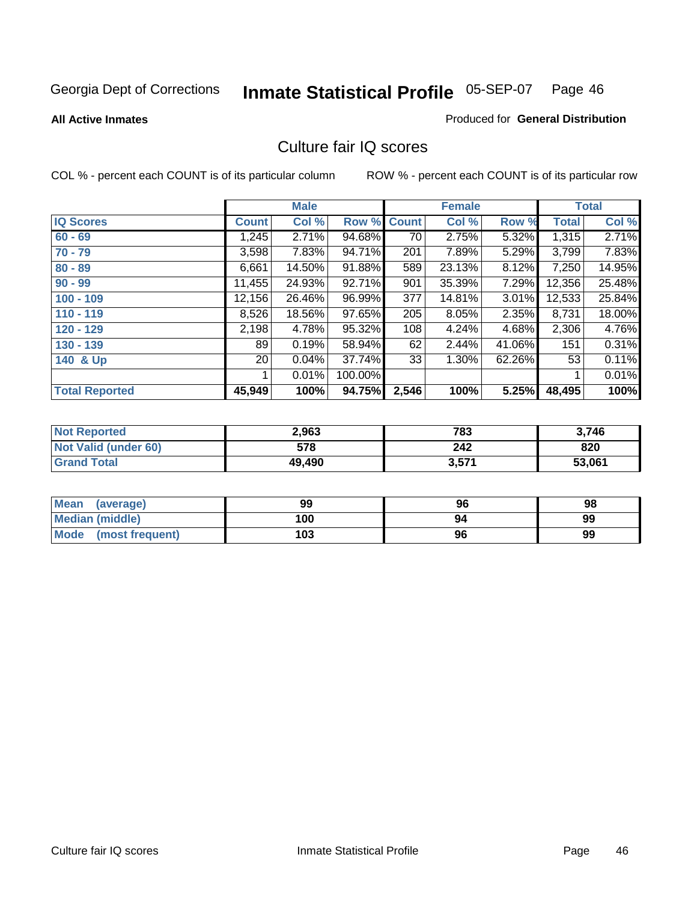Georgia Dept of Corrections **Inmate Statistical Profile** 05-SEP-07

**All Active Inmates**

Produced for **General Distribution**

## Culture fair IQ scores

COL % - percent each COUNT is of its particular column

ROW % - percent each COUNT is of its particular row

| | Male | | | Female | | | Total | |
|---|---|---|---|---|---|---|---|---|
| **IQ Scores** | **Count** | **Col %** | **Row %** | **Count** | **Col %** | **Row %** | **Total** | **Col %** |
| 60 - 69 | 1,245 | 2.71% | 94.68% | 70 | 2.75% | 5.32% | 1,315 | 2.71% |
| 70 - 79 | 3,598 | 7.83% | 94.71% | 201 | 7.89% | 5.29% | 3,799 | 7.83% |
| 80 - 89 | 6,661 | 14.50% | 91.88% | 589 | 23.13% | 8.12% | 7,250 | 14.95% |
| 90 - 99 | 11,455 | 24.93% | 92.71% | 901 | 35.39% | 7.29% | 12,356 | 25.48% |
| 100 - 109 | 12,156 | 26.46% | 96.99% | 377 | 14.81% | 3.01% | 12,533 | 25.84% |
| 110 - 119 | 8,526 | 18.56% | 97.65% | 205 | 8.05% | 2.35% | 8,731 | 18.00% |
| 120 - 129 | 2,198 | 4.78% | 95.32% | 108 | 4.24% | 4.68% | 2,306 | 4.76% |
| 130 - 139 | 89 | 0.19% | 58.94% | 62 | 2.44% | 41.06% | 151 | 0.31% |
| 140 & Up | 20 | 0.04% | 37.74% | 33 | 1.30% | 62.26% | 53 | 0.11% |
| | 1 | 0.01% | 100.00% | | | | 1 | 0.01% |
| **Total Reported** | **45,949** | **100%** | **94.75%** | **2,546** | **100%** | **5.25%** | **48,495** | **100%** |

| | Male | Female | Total |
|---|---|---|---|
| Not Reported | 2,963 | 783 | 3,746 |
| Not Valid (under 60) | 578 | 242 | 820 |
| Grand Total | 49,490 | 3,571 | 53,061 |

| | Male | Female | Total |
|---|---|---|---|
| Mean (average) | 99 | 96 | 98 |
| Median (middle) | 100 | 94 | 99 |
| Mode (most frequent) | 103 | 96 | 99 |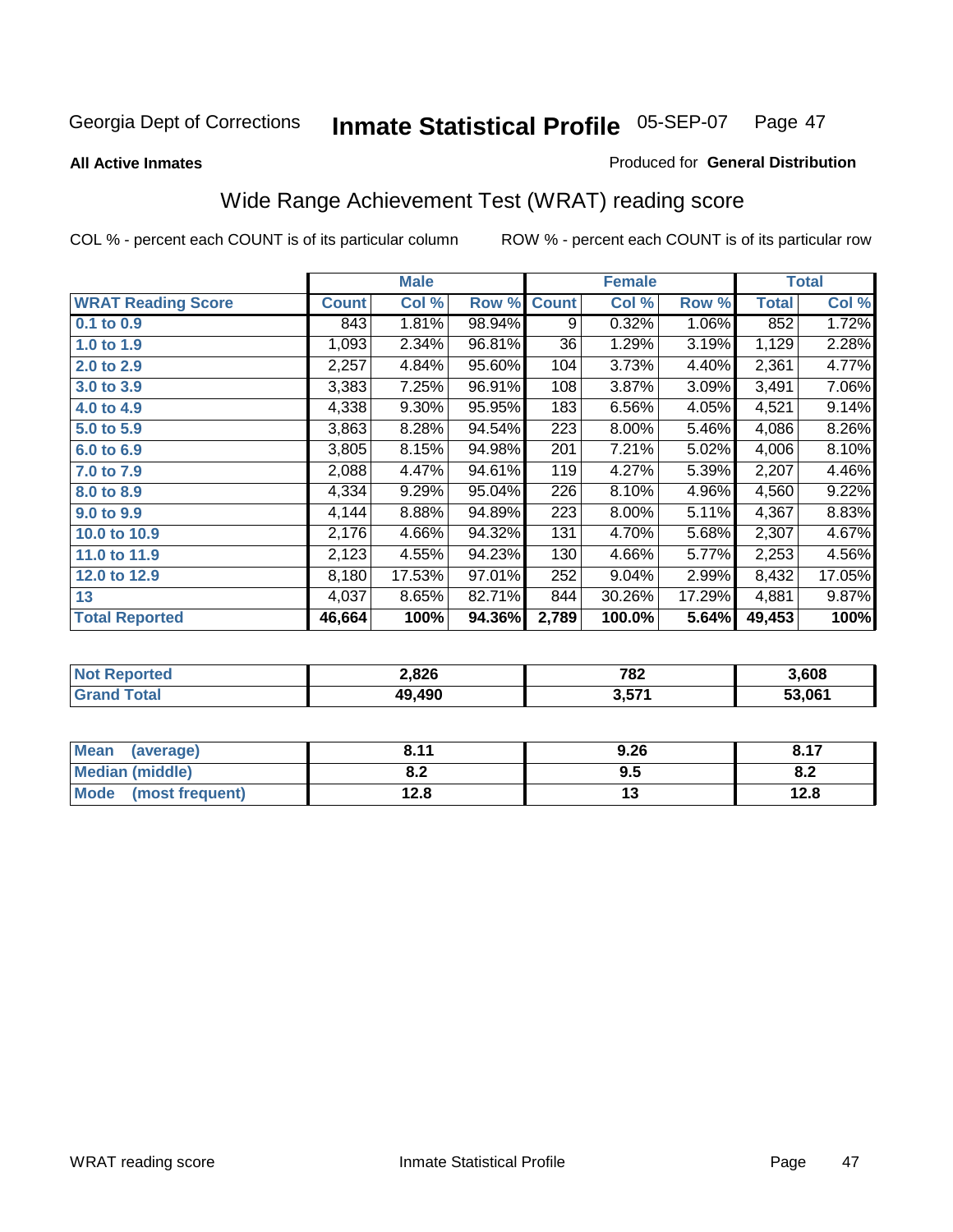Georgia Dept of Corrections **Inmate Statistical Profile** 05-SEP-07

**All Active Inmates**

Produced for **General Distribution**

## Wide Range Achievement Test (WRAT) reading score

COL % - percent each COUNT is of its particular column ROW % - percent each COUNT is of its particular row

| | Male | | | Female | | | Total | |
|---|---|---|---|---|---|---|---|---|
| **WRAT Reading Score** | **Count** | **Col %** | **Row %** | **Count** | **Col %** | **Row %** | **Total** | **Col %** |
| **0.1 to 0.9** | 843 | 1.81% | 98.94% | 9 | 0.32% | 1.06% | 852 | 1.72% |
| **1.0 to 1.9** | 1,093 | 2.34% | 96.81% | 36 | 1.29% | 3.19% | 1,129 | 2.28% |
| **2.0 to 2.9** | 2,257 | 4.84% | 95.60% | 104 | 3.73% | 4.40% | 2,361 | 4.77% |
| **3.0 to 3.9** | 3,383 | 7.25% | 96.91% | 108 | 3.87% | 3.09% | 3,491 | 7.06% |
| **4.0 to 4.9** | 4,338 | 9.30% | 95.95% | 183 | 6.56% | 4.05% | 4,521 | 9.14% |
| **5.0 to 5.9** | 3,863 | 8.28% | 94.54% | 223 | 8.00% | 5.46% | 4,086 | 8.26% |
| **6.0 to 6.9** | 3,805 | 8.15% | 94.98% | 201 | 7.21% | 5.02% | 4,006 | 8.10% |
| **7.0 to 7.9** | 2,088 | 4.47% | 94.61% | 119 | 4.27% | 5.39% | 2,207 | 4.46% |
| **8.0 to 8.9** | 4,334 | 9.29% | 95.04% | 226 | 8.10% | 4.96% | 4,560 | 9.22% |
| **9.0 to 9.9** | 4,144 | 8.88% | 94.89% | 223 | 8.00% | 5.11% | 4,367 | 8.83% |
| **10.0 to 10.9** | 2,176 | 4.66% | 94.32% | 131 | 4.70% | 5.68% | 2,307 | 4.67% |
| **11.0 to 11.9** | 2,123 | 4.55% | 94.23% | 130 | 4.66% | 5.77% | 2,253 | 4.56% |
| **12.0 to 12.9** | 8,180 | 17.53% | 97.01% | 252 | 9.04% | 2.99% | 8,432 | 17.05% |
| **13** | 4,037 | 8.65% | 82.71% | 844 | 30.26% | 17.29% | 4,881 | 9.87% |
| **Total Reported** | **46,664** | **100%** | **94.36%** | **2,789** | **100.0%** | **5.64%** | **49,453** | **100%** |

| | Male | Female | Total |
|---|---|---|---|
| **Not Reported** | **2,826** | **782** | **3,608** |
| **Grand Total** | **49,490** | **3,571** | **53,061** |

| | Male | Female | Total |
|---|---|---|---|
| **Mean (average)** | **8.11** | **9.26** | **8.17** |
| **Median (middle)** | **8.2** | **9.5** | **8.2** |
| **Mode (most frequent)** | **12.8** | **13** | **12.8** |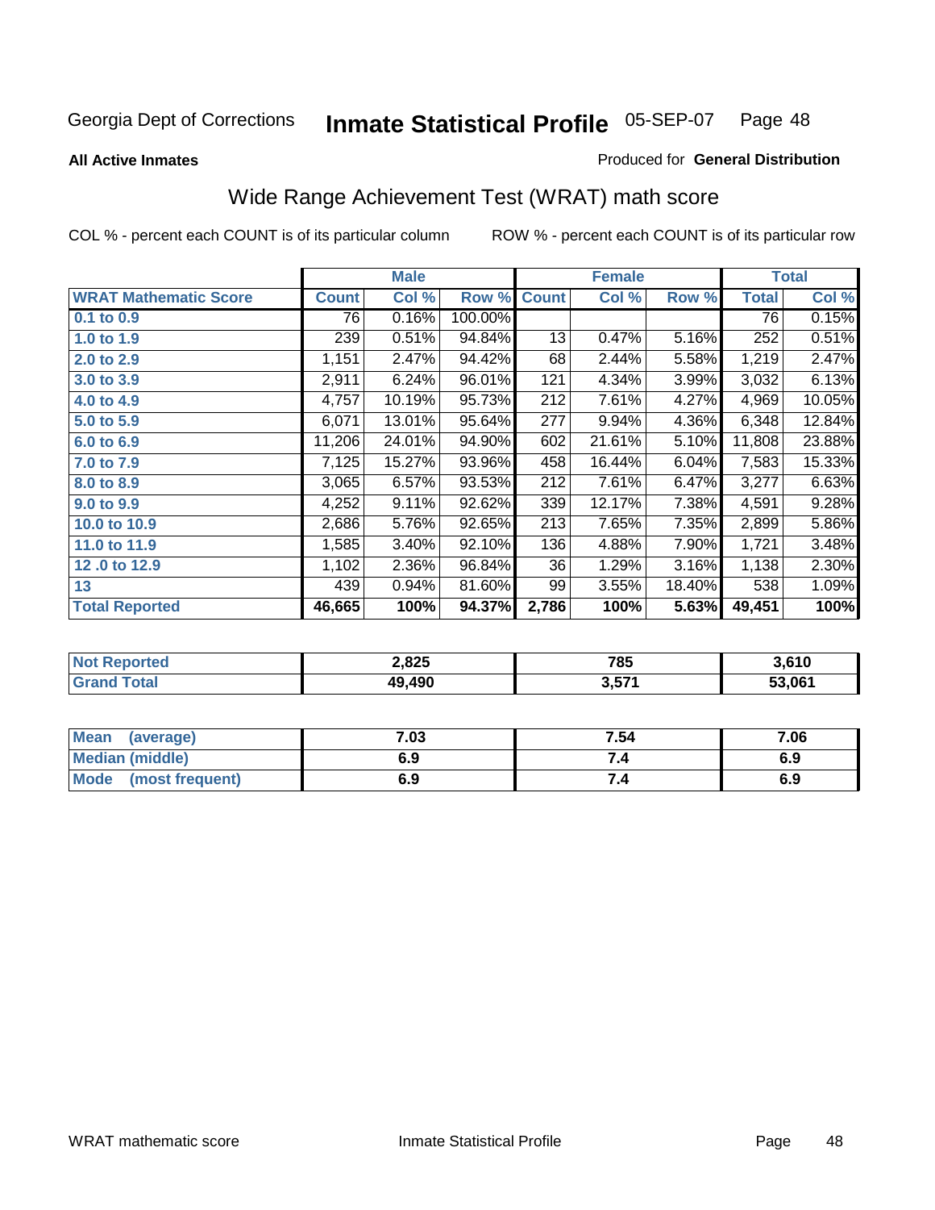Georgia Dept of Corrections **Inmate Statistical Profile** 05-SEP-07

**All Active Inmates**

Produced for **General Distribution**

## Wide Range Achievement Test (WRAT) math score

COL % - percent each COUNT is of its particular column        ROW % - percent each COUNT is of its particular row

| | Male | | | Female | | | Total | |
|---|---|---|---|---|---|---|---|---|
| **WRAT Mathematic Score** | **Count** | **Col %** | **Row %** | **Count** | **Col %** | **Row %** | **Total** | **Col %** |
| 0.1 to 0.9 | 76 | 0.16% | 100.00% | | | | 76 | 0.15% |
| 1.0 to 1.9 | 239 | 0.51% | 94.84% | 13 | 0.47% | 5.16% | 252 | 0.51% |
| 2.0 to 2.9 | 1,151 | 2.47% | 94.42% | 68 | 2.44% | 5.58% | 1,219 | 2.47% |
| 3.0 to 3.9 | 2,911 | 6.24% | 96.01% | 121 | 4.34% | 3.99% | 3,032 | 6.13% |
| 4.0 to 4.9 | 4,757 | 10.19% | 95.73% | 212 | 7.61% | 4.27% | 4,969 | 10.05% |
| 5.0 to 5.9 | 6,071 | 13.01% | 95.64% | 277 | 9.94% | 4.36% | 6,348 | 12.84% |
| 6.0 to 6.9 | 11,206 | 24.01% | 94.90% | 602 | 21.61% | 5.10% | 11,808 | 23.88% |
| 7.0 to 7.9 | 7,125 | 15.27% | 93.96% | 458 | 16.44% | 6.04% | 7,583 | 15.33% |
| 8.0 to 8.9 | 3,065 | 6.57% | 93.53% | 212 | 7.61% | 6.47% | 3,277 | 6.63% |
| 9.0 to 9.9 | 4,252 | 9.11% | 92.62% | 339 | 12.17% | 7.38% | 4,591 | 9.28% |
| 10.0 to 10.9 | 2,686 | 5.76% | 92.65% | 213 | 7.65% | 7.35% | 2,899 | 5.86% |
| 11.0 to 11.9 | 1,585 | 3.40% | 92.10% | 136 | 4.88% | 7.90% | 1,721 | 3.48% |
| 12 .0 to 12.9 | 1,102 | 2.36% | 96.84% | 36 | 1.29% | 3.16% | 1,138 | 2.30% |
| 13 | 439 | 0.94% | 81.60% | 99 | 3.55% | 18.40% | 538 | 1.09% |
| **Total Reported** | **46,665** | **100%** | **94.37%** | **2,786** | **100%** | **5.63%** | **49,451** | **100%** |

| | Male | Female | Total |
|---|---|---|---|
| **Not Reported** | **2,825** | **785** | **3,610** |
| **Grand Total** | **49,490** | **3,571** | **53,061** |

| | Male | Female | Total |
|---|---|---|---|
| **Mean (average)** | **7.03** | **7.54** | **7.06** |
| **Median (middle)** | **6.9** | **7.4** | **6.9** |
| **Mode (most frequent)** | **6.9** | **7.4** | **6.9** |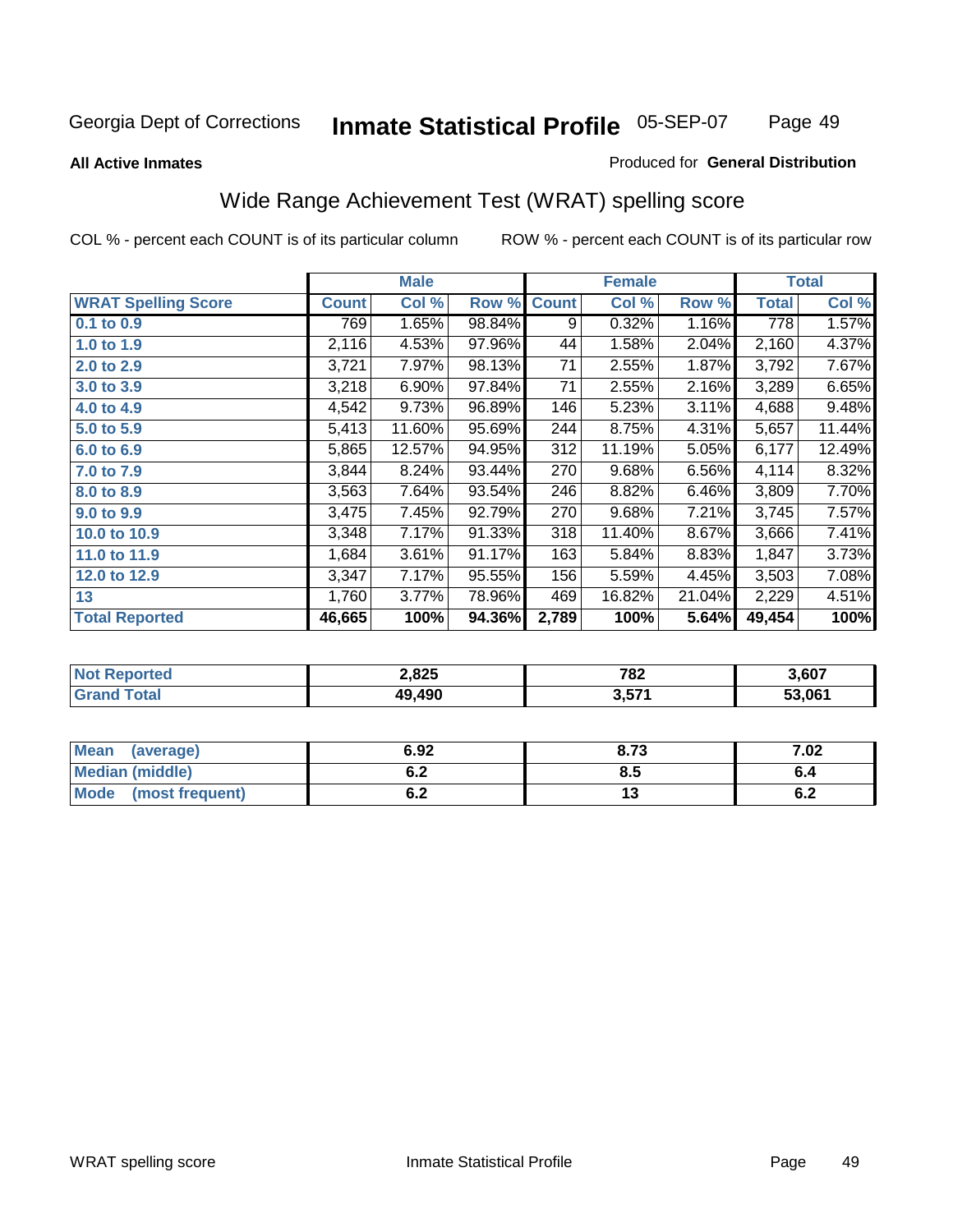Georgia Dept of Corrections **Inmate Statistical Profile** 05-SEP-07

**All Active Inmates**

Produced for **General Distribution**

## Wide Range Achievement Test (WRAT) spelling score

COL % - percent each COUNT is of its particular column

ROW % - percent each COUNT is of its particular row

| | Male | | | Female | | | Total | |
|---|---|---|---|---|---|---|---|---|
| **WRAT Spelling Score** | **Count** | **Col %** | **Row %** | **Count** | **Col %** | **Row %** | **Total** | **Col %** |
| **0.1 to 0.9** | 769 | 1.65% | 98.84% | 9 | 0.32% | 1.16% | 778 | 1.57% |
| **1.0 to 1.9** | 2,116 | 4.53% | 97.96% | 44 | 1.58% | 2.04% | 2,160 | 4.37% |
| **2.0 to 2.9** | 3,721 | 7.97% | 98.13% | 71 | 2.55% | 1.87% | 3,792 | 7.67% |
| **3.0 to 3.9** | 3,218 | 6.90% | 97.84% | 71 | 2.55% | 2.16% | 3,289 | 6.65% |
| **4.0 to 4.9** | 4,542 | 9.73% | 96.89% | 146 | 5.23% | 3.11% | 4,688 | 9.48% |
| **5.0 to 5.9** | 5,413 | 11.60% | 95.69% | 244 | 8.75% | 4.31% | 5,657 | 11.44% |
| **6.0 to 6.9** | 5,865 | 12.57% | 94.95% | 312 | 11.19% | 5.05% | 6,177 | 12.49% |
| **7.0 to 7.9** | 3,844 | 8.24% | 93.44% | 270 | 9.68% | 6.56% | 4,114 | 8.32% |
| **8.0 to 8.9** | 3,563 | 7.64% | 93.54% | 246 | 8.82% | 6.46% | 3,809 | 7.70% |
| **9.0 to 9.9** | 3,475 | 7.45% | 92.79% | 270 | 9.68% | 7.21% | 3,745 | 7.57% |
| **10.0 to 10.9** | 3,348 | 7.17% | 91.33% | 318 | 11.40% | 8.67% | 3,666 | 7.41% |
| **11.0 to 11.9** | 1,684 | 3.61% | 91.17% | 163 | 5.84% | 8.83% | 1,847 | 3.73% |
| **12.0 to 12.9** | 3,347 | 7.17% | 95.55% | 156 | 5.59% | 4.45% | 3,503 | 7.08% |
| **13** | 1,760 | 3.77% | 78.96% | 469 | 16.82% | 21.04% | 2,229 | 4.51% |
| **Total Reported** | **46,665** | **100%** | **94.36%** | **2,789** | **100%** | **5.64%** | **49,454** | **100%** |

| | Male | Female | Total |
|---|---|---|---|
| **Not Reported** | **2,825** | **782** | **3,607** |
| **Grand Total** | **49,490** | **3,571** | **53,061** |

| | Male | Female | Total |
|---|---|---|---|
| **Mean (average)** | **6.92** | **8.73** | **7.02** |
| **Median (middle)** | **6.2** | **8.5** | **6.4** |
| **Mode (most frequent)** | **6.2** | **13** | **6.2** |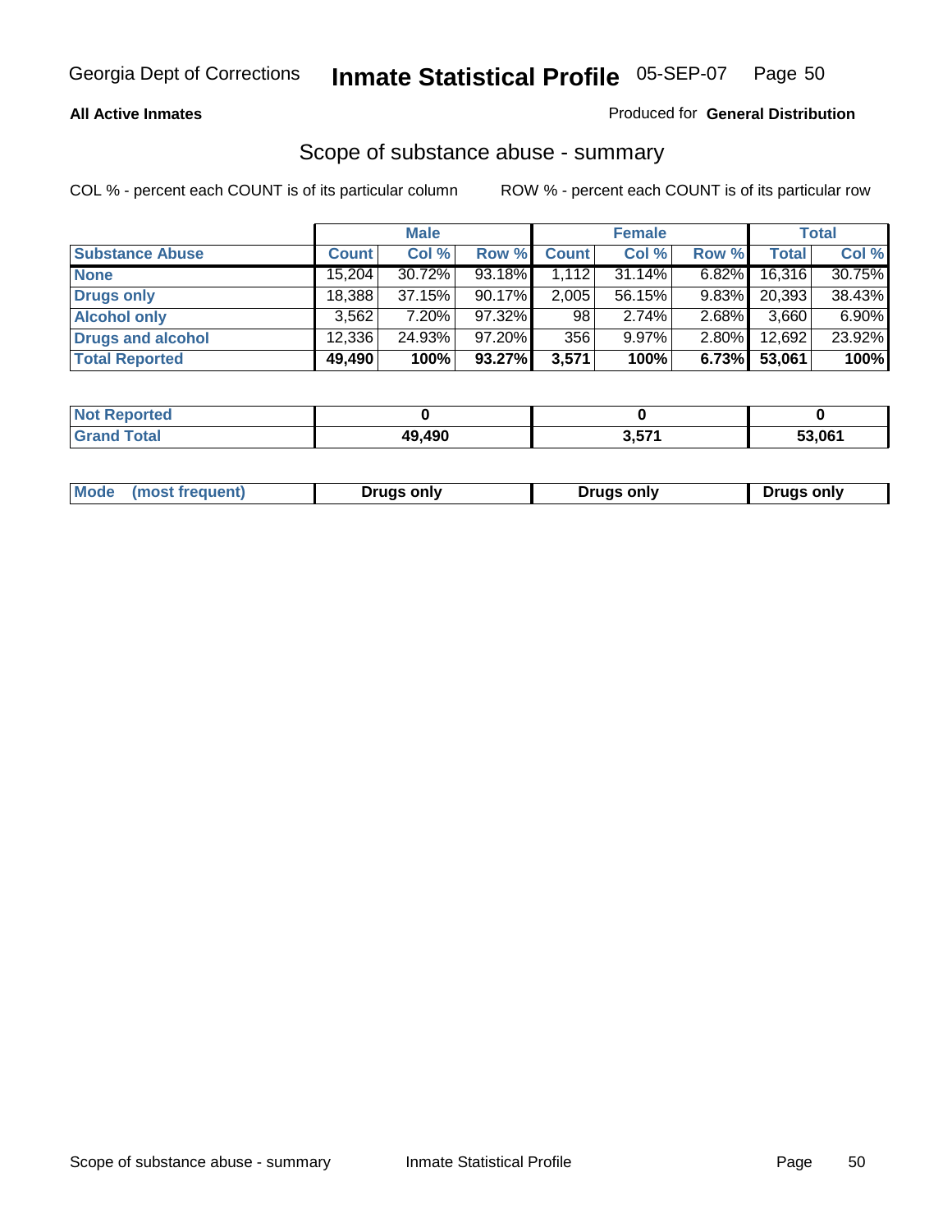**All Active Inmates**

Produced for **General Distribution**

## Scope of substance abuse - summary

COL % - percent each COUNT is of its particular column

ROW % - percent each COUNT is of its particular row

| | Male | | | Female | | | Total | |
|---|---|---|---|---|---|---|---|---|
| **Substance Abuse** | **Count** | **Col %** | **Row %** | **Count** | **Col %** | **Row %** | **Total** | **Col %** |
| **None** | 15,204 | 30.72% | 93.18% | 1,112 | 31.14% | 6.82% | 16,316 | 30.75% |
| **Drugs only** | 18,388 | 37.15% | 90.17% | 2,005 | 56.15% | 9.83% | 20,393 | 38.43% |
| **Alcohol only** | 3,562 | 7.20% | 97.32% | 98 | 2.74% | 2.68% | 3,660 | 6.90% |
| **Drugs and alcohol** | 12,336 | 24.93% | 97.20% | 356 | 9.97% | 2.80% | 12,692 | 23.92% |
| **Total Reported** | **49,490** | **100%** | **93.27%** | **3,571** | **100%** | **6.73%** | **53,061** | **100%** |

| | Male | Female | Total |
|---|---|---|---|
| **Not Reported** | **0** | **0** | **0** |
| **Grand Total** | **49,490** | **3,571** | **53,061** |

| | Male | Female | Total |
|---|---|---|---|
| **Mode (most frequent)** | **Drugs only** | **Drugs only** | **Drugs only** |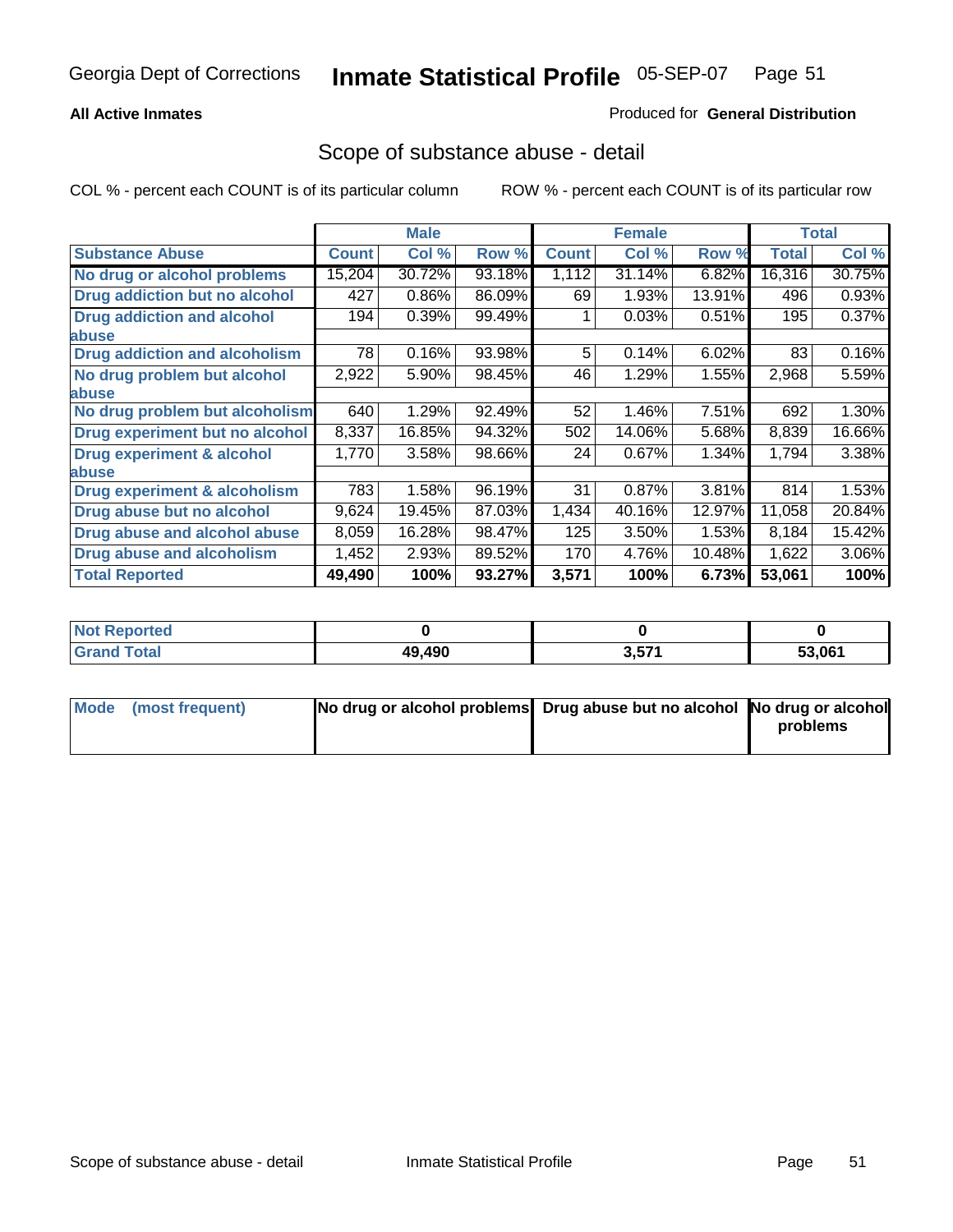Georgia Dept of Corrections **Inmate Statistical Profile** 05-SEP-07

**All Active Inmates**

Produced for **General Distribution**

## Scope of substance abuse - detail

COL % - percent each COUNT is of its particular column    ROW % - percent each COUNT is of its particular row

| | Male | | | Female | | | Total | |
|---|---|---|---|---|---|---|---|---|
| **Substance Abuse** | **Count** | **Col %** | **Row %** | **Count** | **Col %** | **Row %** | **Total** | **Col %** |
| **No drug or alcohol problems** | 15,204 | 30.72% | 93.18% | 1,112 | 31.14% | 6.82% | 16,316 | 30.75% |
| **Drug addiction but no alcohol** | 427 | 0.86% | 86.09% | 69 | 1.93% | 13.91% | 496 | 0.93% |
| **Drug addiction and alcohol abuse** | 194 | 0.39% | 99.49% | 1 | 0.03% | 0.51% | 195 | 0.37% |
| **Drug addiction and alcoholism** | 78 | 0.16% | 93.98% | 5 | 0.14% | 6.02% | 83 | 0.16% |
| **No drug problem but alcohol abuse** | 2,922 | 5.90% | 98.45% | 46 | 1.29% | 1.55% | 2,968 | 5.59% |
| **No drug problem but alcoholism** | 640 | 1.29% | 92.49% | 52 | 1.46% | 7.51% | 692 | 1.30% |
| **Drug experiment but no alcohol** | 8,337 | 16.85% | 94.32% | 502 | 14.06% | 5.68% | 8,839 | 16.66% |
| **Drug experiment & alcohol abuse** | 1,770 | 3.58% | 98.66% | 24 | 0.67% | 1.34% | 1,794 | 3.38% |
| **Drug experiment & alcoholism** | 783 | 1.58% | 96.19% | 31 | 0.87% | 3.81% | 814 | 1.53% |
| **Drug abuse but no alcohol** | 9,624 | 19.45% | 87.03% | 1,434 | 40.16% | 12.97% | 11,058 | 20.84% |
| **Drug abuse and alcohol abuse** | 8,059 | 16.28% | 98.47% | 125 | 3.50% | 1.53% | 8,184 | 15.42% |
| **Drug abuse and alcoholism** | 1,452 | 2.93% | 89.52% | 170 | 4.76% | 10.48% | 1,622 | 3.06% |
| **Total Reported** | **49,490** | **100%** | **93.27%** | **3,571** | **100%** | **6.73%** | **53,061** | **100%** |

| | Male | Female | Total |
|---|---|---|---|
| **Not Reported** | **0** | **0** | **0** |
| **Grand Total** | **49,490** | **3,571** | **53,061** |

| | Male | Female | Total |
|---|---|---|---|
| **Mode (most frequent)** | **No drug or alcohol problems** | **Drug abuse but no alcohol** | **No drug or alcohol problems** |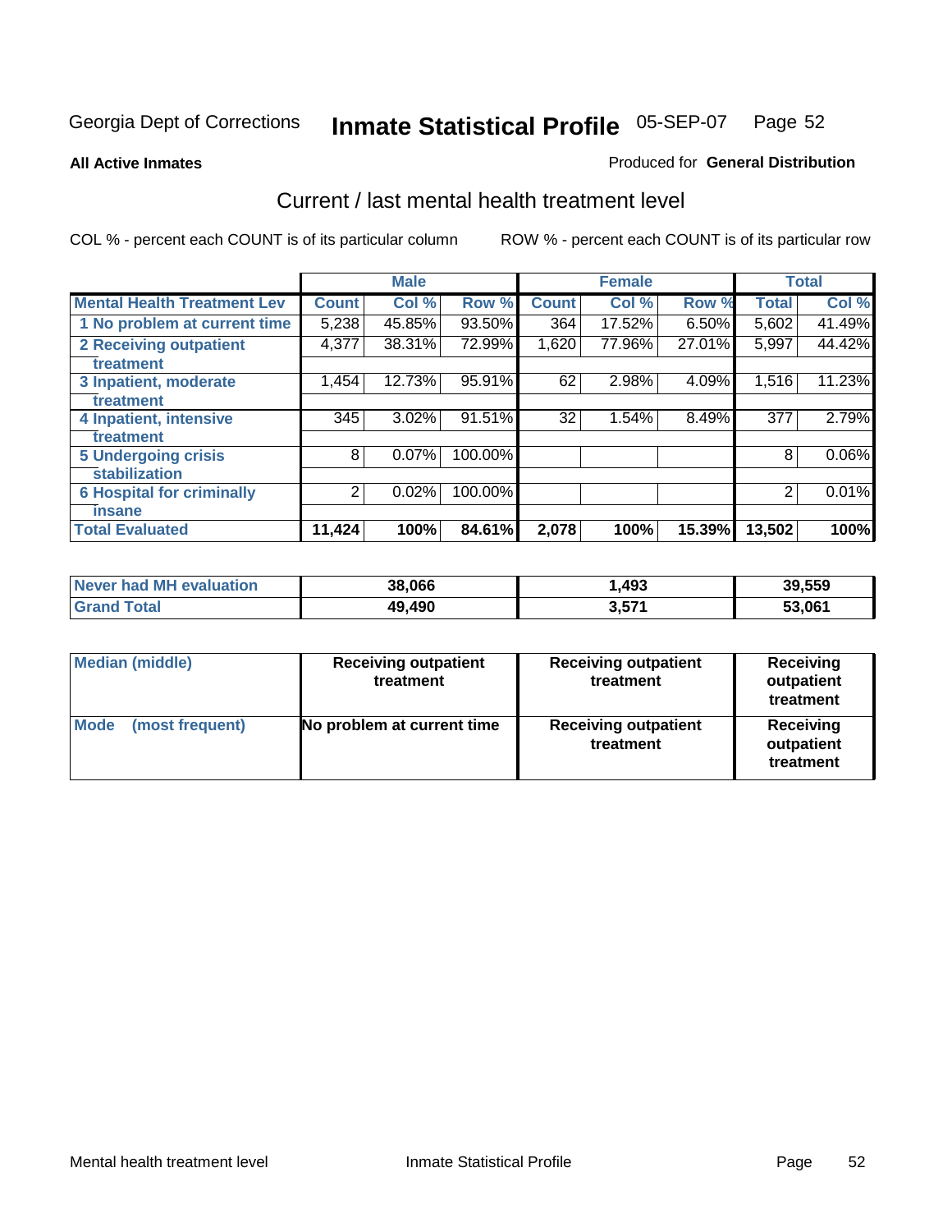Georgia Dept of Corrections **Inmate Statistical Profile** 05-SEP-07

**All Active Inmates** Produced for **General Distribution**

## Current / last mental health treatment level

COL % - percent each COUNT is of its particular column ROW % - percent each COUNT is of its particular row

| | Male | | | Female | | | Total | |
|---|---|---|---|---|---|---|---|---|
| **Mental Health Treatment Lev** | **Count** | **Col %** | **Row %** | **Count** | **Col %** | **Row %** | **Total** | **Col %** |
| 1 No problem at current time | 5,238 | 45.85% | 93.50% | 364 | 17.52% | 6.50% | 5,602 | 41.49% |
| 2 Receiving outpatient treatment | 4,377 | 38.31% | 72.99% | 1,620 | 77.96% | 27.01% | 5,997 | 44.42% |
| 3 Inpatient, moderate treatment | 1,454 | 12.73% | 95.91% | 62 | 2.98% | 4.09% | 1,516 | 11.23% |
| 4 Inpatient, intensive treatment | 345 | 3.02% | 91.51% | 32 | 1.54% | 8.49% | 377 | 2.79% |
| 5 Undergoing crisis stabilization | 8 | 0.07% | 100.00% | | | | 8 | 0.06% |
| 6 Hospital for criminally insane | 2 | 0.02% | 100.00% | | | | 2 | 0.01% |
| **Total Evaluated** | **11,424** | **100%** | **84.61%** | **2,078** | **100%** | **15.39%** | **13,502** | **100%** |

| | Male | Female | Total |
|---|---|---|---|
| **Never had MH evaluation** | **38,066** | **1,493** | **39,559** |
| **Grand Total** | **49,490** | **3,571** | **53,061** |

| | Male | Female | Total |
|---|---|---|---|
| **Median (middle)** | **Receiving outpatient treatment** | **Receiving outpatient treatment** | **Receiving outpatient treatment** |
| **Mode (most frequent)** | **No problem at current time** | **Receiving outpatient treatment** | **Receiving outpatient treatment** |

Mental health treatment level Inmate Statistical Profile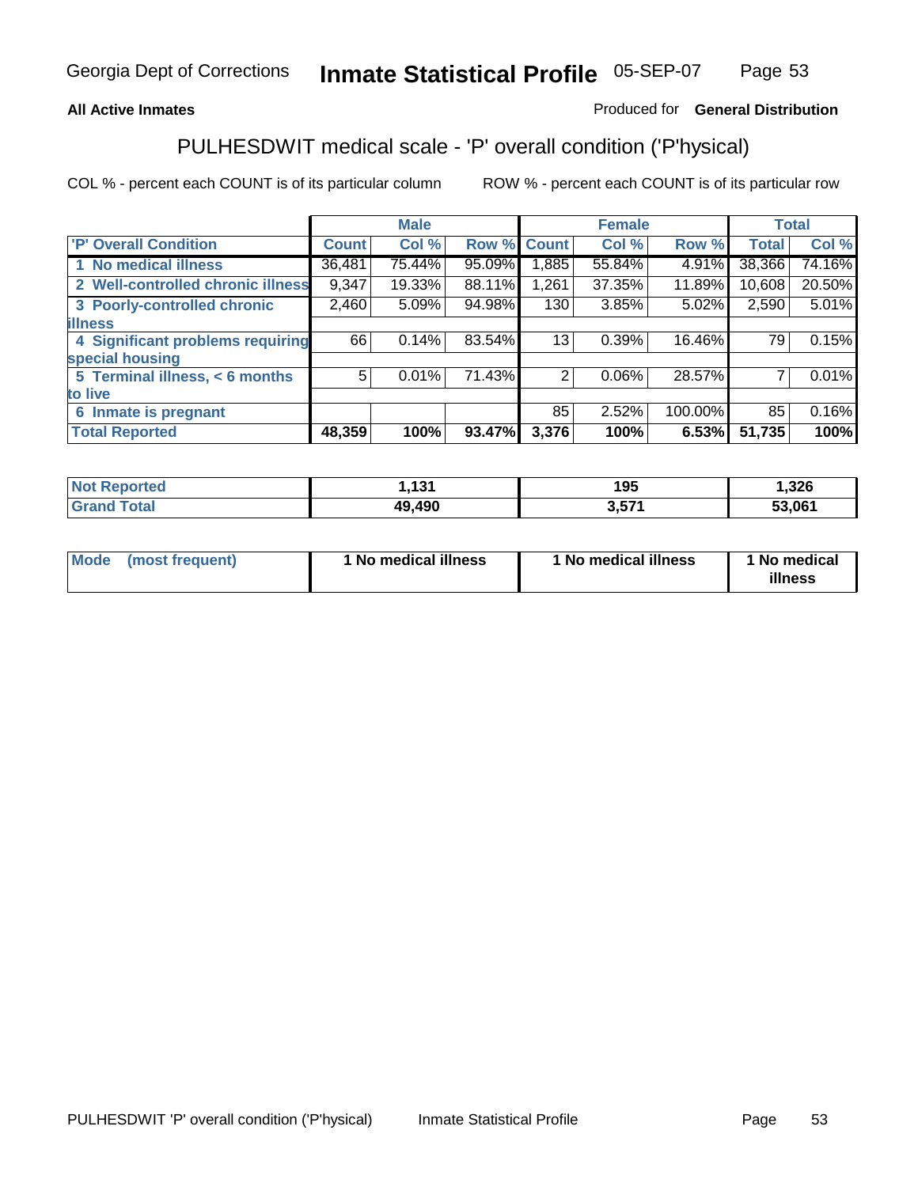Georgia Dept of Corrections **Inmate Statistical Profile** 05-SEP-07

**All Active Inmates**

Produced for **General Distribution**

## PULHESDWIT medical scale - 'P' overall condition ('P'hysical)

COL % - percent each COUNT is of its particular column

ROW % - percent each COUNT is of its particular row

| | Male | | | Female | | | Total | |
|---|---|---|---|---|---|---|---|---|
| 'P' Overall Condition | Count | Col % | Row % | Count | Col % | Row % | Total | Col % |
| 1 No medical illness | 36,481 | 75.44% | 95.09% | 1,885 | 55.84% | 4.91% | 38,366 | 74.16% |
| 2 Well-controlled chronic illness | 9,347 | 19.33% | 88.11% | 1,261 | 37.35% | 11.89% | 10,608 | 20.50% |
| 3 Poorly-controlled chronic illness | 2,460 | 5.09% | 94.98% | 130 | 3.85% | 5.02% | 2,590 | 5.01% |
| 4 Significant problems requiring special housing | 66 | 0.14% | 83.54% | 13 | 0.39% | 16.46% | 79 | 0.15% |
| 5 Terminal illness, < 6 months to live | 5 | 0.01% | 71.43% | 2 | 0.06% | 28.57% | 7 | 0.01% |
| 6 Inmate is pregnant | | | | 85 | 2.52% | 100.00% | 85 | 0.16% |
| **Total Reported** | **48,359** | **100%** | **93.47%** | **3,376** | **100%** | **6.53%** | **51,735** | **100%** |

| | Male | Female | Total |
|---|---|---|---|
| Not Reported | 1,131 | 195 | 1,326 |
| Grand Total | 49,490 | 3,571 | 53,061 |

| | Male | Female | Total |
|---|---|---|---|
| Mode (most frequent) | 1 No medical illness | 1 No medical illness | 1 No medical illness |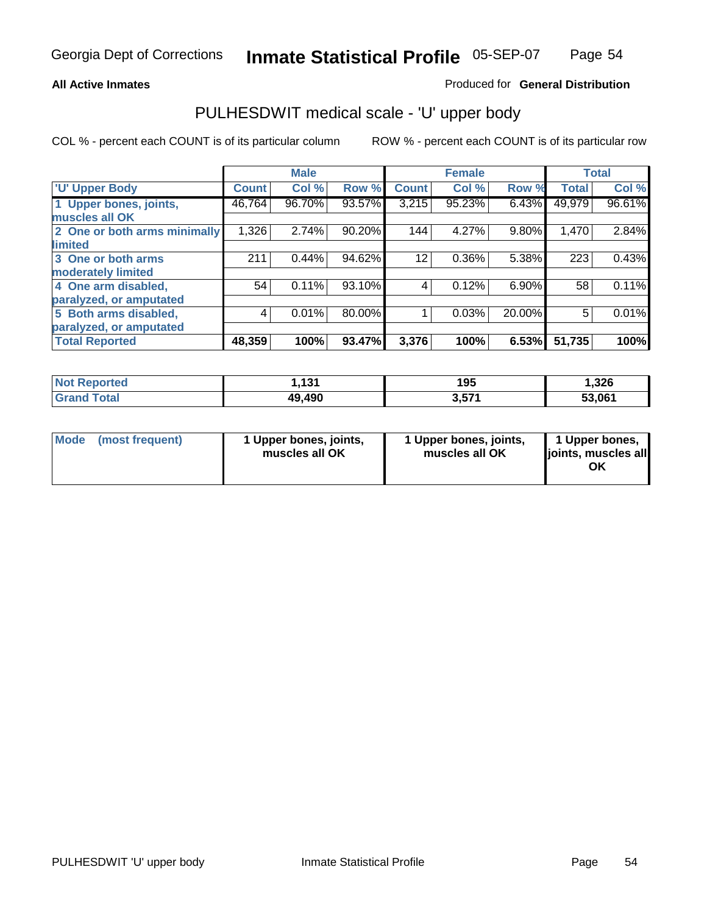Georgia Dept of Corrections **Inmate Statistical Profile** 05-SEP-07

**All Active Inmates**

Produced for **General Distribution**

# PULHESDWIT medical scale - 'U' upper body

COL % - percent each COUNT is of its particular column

ROW % - percent each COUNT is of its particular row

| | Male | | | Female | | | Total | |
|---|---|---|---|---|---|---|---|---|
| 'U' Upper Body | Count | Col % | Row % | Count | Col % | Row % | Total | Col % |
| 1 Upper bones, joints, muscles all OK | 46,764 | 96.70% | 93.57% | 3,215 | 95.23% | 6.43% | 49,979 | 96.61% |
| 2 One or both arms minimally limited | 1,326 | 2.74% | 90.20% | 144 | 4.27% | 9.80% | 1,470 | 2.84% |
| 3 One or both arms moderately limited | 211 | 0.44% | 94.62% | 12 | 0.36% | 5.38% | 223 | 0.43% |
| 4 One arm disabled, paralyzed, or amputated | 54 | 0.11% | 93.10% | 4 | 0.12% | 6.90% | 58 | 0.11% |
| 5 Both arms disabled, paralyzed, or amputated | 4 | 0.01% | 80.00% | 1 | 0.03% | 20.00% | 5 | 0.01% |
| **Total Reported** | **48,359** | **100%** | **93.47%** | **3,376** | **100%** | **6.53%** | **51,735** | **100%** |

| | Male | Female | Total |
|---|---|---|---|
| Not Reported | 1,131 | 195 | 1,326 |
| Grand Total | 49,490 | 3,571 | 53,061 |

| | Male | Female | Total |
|---|---|---|---|
| Mode (most frequent) | 1 Upper bones, joints, muscles all OK | 1 Upper bones, joints, muscles all OK | 1 Upper bones, joints, muscles all OK |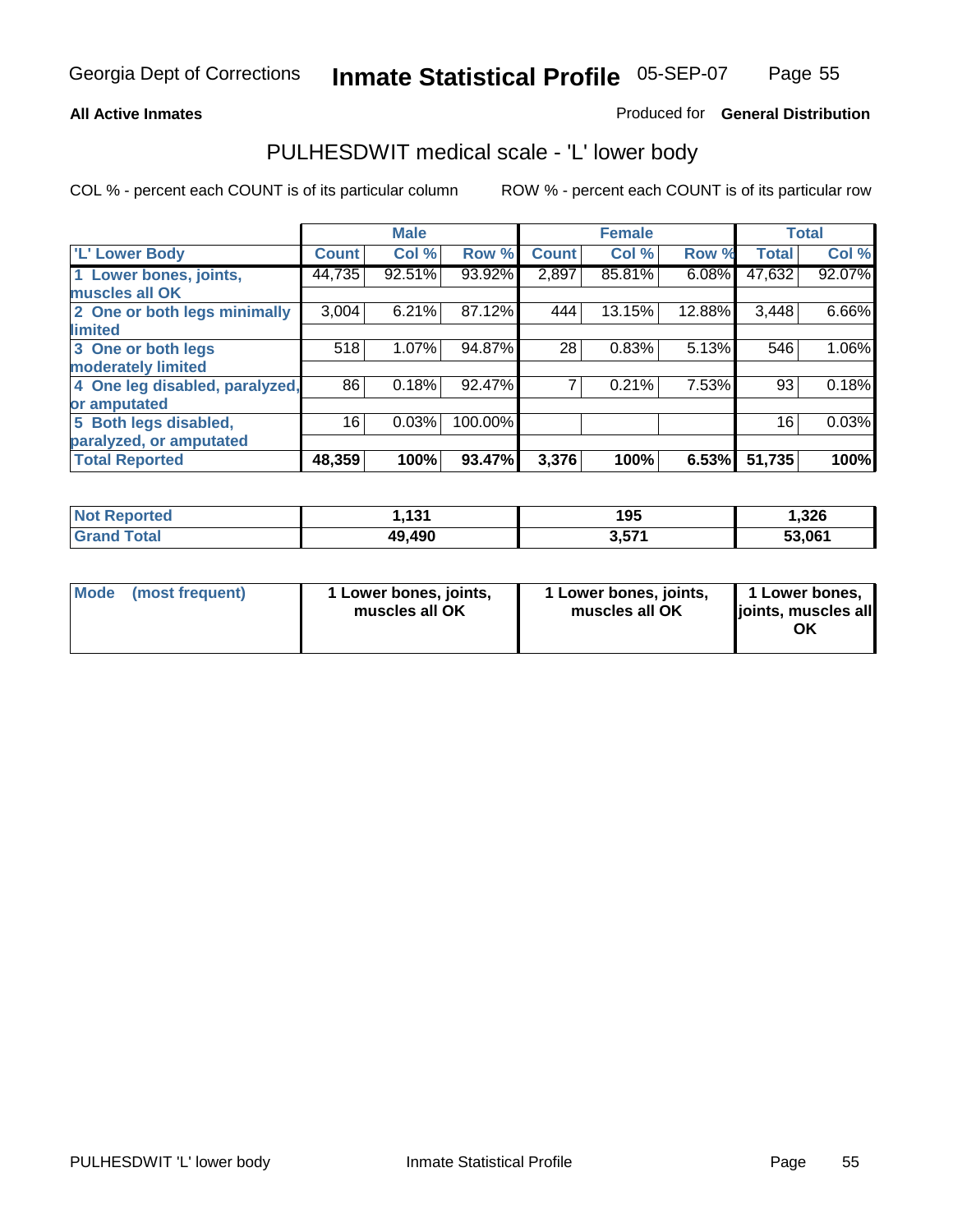# Inmate Statistical Profile

Georgia Dept of Corrections — 05-SEP-07

**All Active Inmates** — Produced for **General Distribution**

## PULHESDWIT medical scale - 'L' lower body

COL % - percent each COUNT is of its particular column

ROW % - percent each COUNT is of its particular row

| | Male | | | Female | | | Total | |
|---|---|---|---|---|---|---|---|---|
| **'L' Lower Body** | **Count** | **Col %** | **Row %** | **Count** | **Col %** | **Row %** | **Total** | **Col %** |
| 1 Lower bones, joints, muscles all OK | 44,735 | 92.51% | 93.92% | 2,897 | 85.81% | 6.08% | 47,632 | 92.07% |
| 2 One or both legs minimally limited | 3,004 | 6.21% | 87.12% | 444 | 13.15% | 12.88% | 3,448 | 6.66% |
| 3 One or both legs moderately limited | 518 | 1.07% | 94.87% | 28 | 0.83% | 5.13% | 546 | 1.06% |
| 4 One leg disabled, paralyzed, or amputated | 86 | 0.18% | 92.47% | 7 | 0.21% | 7.53% | 93 | 0.18% |
| 5 Both legs disabled, paralyzed, or amputated | 16 | 0.03% | 100.00% | | | | 16 | 0.03% |
| **Total Reported** | **48,359** | **100%** | **93.47%** | **3,376** | **100%** | **6.53%** | **51,735** | **100%** |

| | Male | Female | Total |
|---|---|---|---|
| **Not Reported** | **1,131** | **195** | **1,326** |
| **Grand Total** | **49,490** | **3,571** | **53,061** |

| | Male | Female | Total |
|---|---|---|---|
| **Mode (most frequent)** | **1 Lower bones, joints, muscles all OK** | **1 Lower bones, joints, muscles all OK** | **1 Lower bones, joints, muscles all OK** |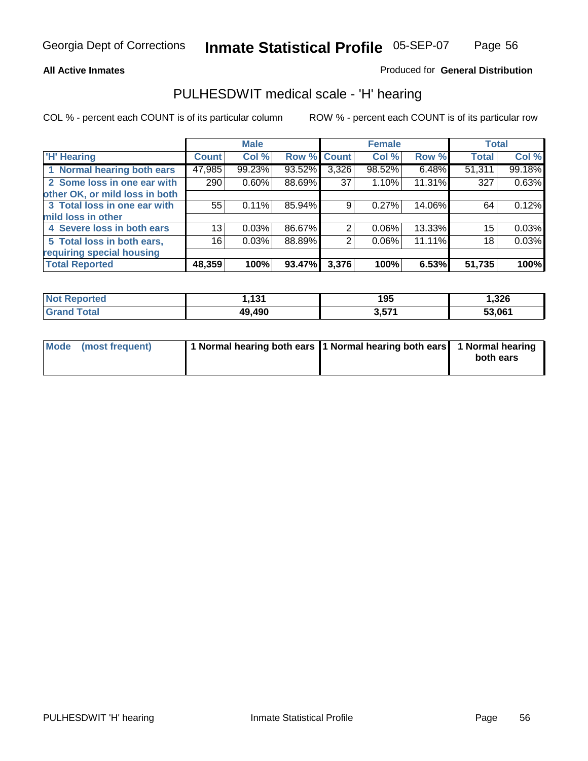Georgia Dept of Corrections **Inmate Statistical Profile** 05-SEP-07

**All Active Inmates**

Produced for **General Distribution**

## PULHESDWIT medical scale - 'H' hearing

COL % - percent each COUNT is of its particular column ROW % - percent each COUNT is of its particular row

| | Male | | | Female | | | Total | |
|---|---|---|---|---|---|---|---|---|
| 'H' Hearing | Count | Col % | Row % | Count | Col % | Row % | Total | Col % |
| 1 Normal hearing both ears | 47,985 | 99.23% | 93.52% | 3,326 | 98.52% | 6.48% | 51,311 | 99.18% |
| 2 Some loss in one ear with other OK, or mild loss in both | 290 | 0.60% | 88.69% | 37 | 1.10% | 11.31% | 327 | 0.63% |
| 3 Total loss in one ear with mild loss in other | 55 | 0.11% | 85.94% | 9 | 0.27% | 14.06% | 64 | 0.12% |
| 4 Severe loss in both ears | 13 | 0.03% | 86.67% | 2 | 0.06% | 13.33% | 15 | 0.03% |
| 5 Total loss in both ears, requiring special housing | 16 | 0.03% | 88.89% | 2 | 0.06% | 11.11% | 18 | 0.03% |
| **Total Reported** | **48,359** | **100%** | **93.47%** | **3,376** | **100%** | **6.53%** | **51,735** | **100%** |

| | Male | Female | Total |
|---|---|---|---|
| Not Reported | 1,131 | 195 | 1,326 |
| Grand Total | 49,490 | 3,571 | 53,061 |

| | Male | Female | Total |
|---|---|---|---|
| Mode (most frequent) | 1 Normal hearing both ears | 1 Normal hearing both ears | 1 Normal hearing both ears |

PULHESDWIT 'H' hearing Inmate Statistical Profile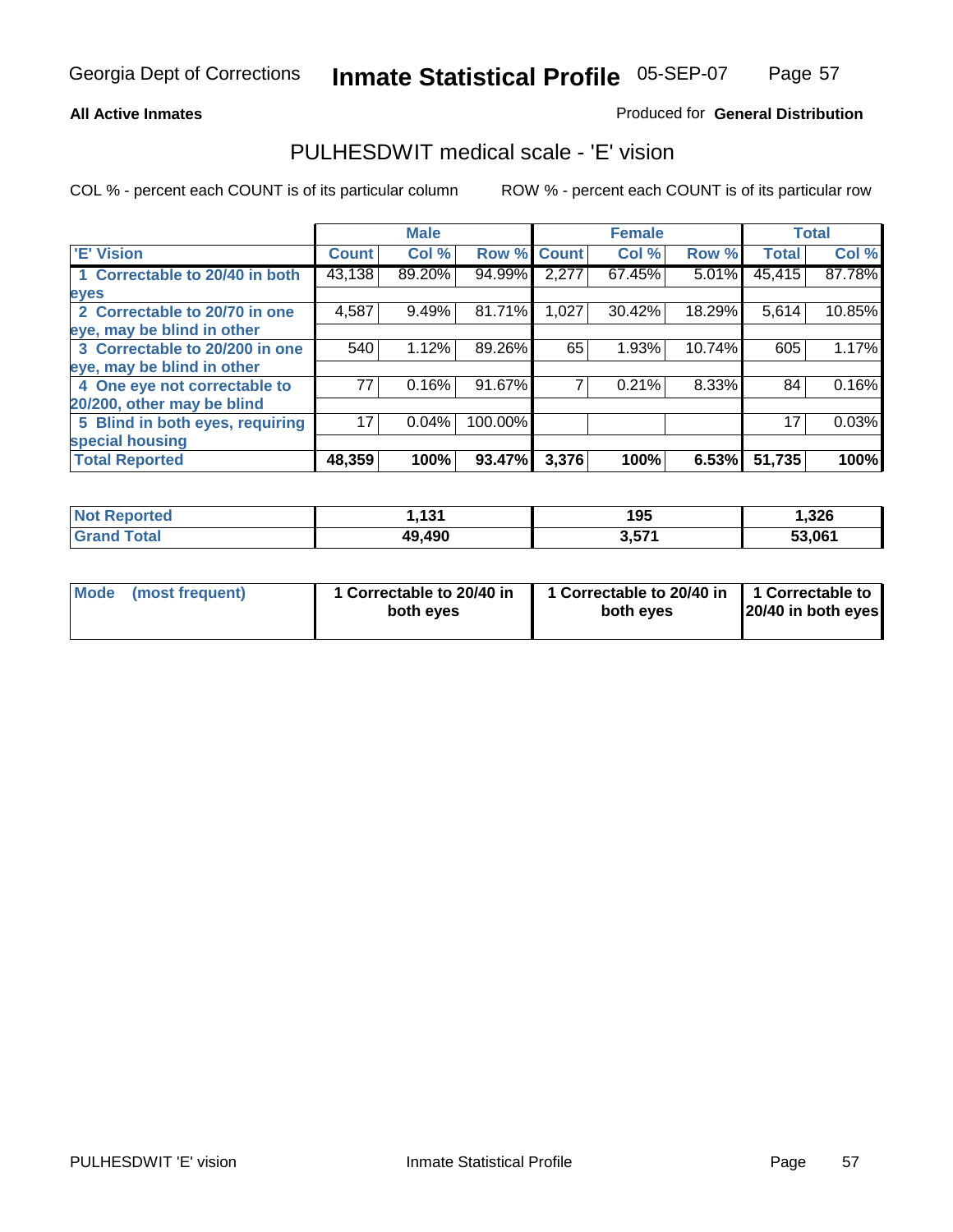Georgia Dept of Corrections **Inmate Statistical Profile** 05-SEP-07

**All Active Inmates**

Produced for **General Distribution**

## PULHESDWIT medical scale - 'E' vision

COL % - percent each COUNT is of its particular column

ROW % - percent each COUNT is of its particular row

| | Male | | | Female | | | Total | |
|---|---|---|---|---|---|---|---|---|
| 'E' Vision | Count | Col % | Row % | Count | Col % | Row % | Total | Col % |
| 1 Correctable to 20/40 in both eyes | 43,138 | 89.20% | 94.99% | 2,277 | 67.45% | 5.01% | 45,415 | 87.78% |
| 2 Correctable to 20/70 in one eye, may be blind in other | 4,587 | 9.49% | 81.71% | 1,027 | 30.42% | 18.29% | 5,614 | 10.85% |
| 3 Correctable to 20/200 in one eye, may be blind in other | 540 | 1.12% | 89.26% | 65 | 1.93% | 10.74% | 605 | 1.17% |
| 4 One eye not correctable to 20/200, other may be blind | 77 | 0.16% | 91.67% | 7 | 0.21% | 8.33% | 84 | 0.16% |
| 5 Blind in both eyes, requiring special housing | 17 | 0.04% | 100.00% | | | | 17 | 0.03% |
| **Total Reported** | **48,359** | **100%** | **93.47%** | **3,376** | **100%** | **6.53%** | **51,735** | **100%** |

| | Male | Female | Total |
|---|---|---|---|
| Not Reported | 1,131 | 195 | 1,326 |
| Grand Total | 49,490 | 3,571 | 53,061 |

| | Male | Female | Total |
|---|---|---|---|
| Mode (most frequent) | 1 Correctable to 20/40 in both eyes | 1 Correctable to 20/40 in both eyes | 1 Correctable to 20/40 in both eyes |

PULHESDWIT 'E' vision Inmate Statistical Profile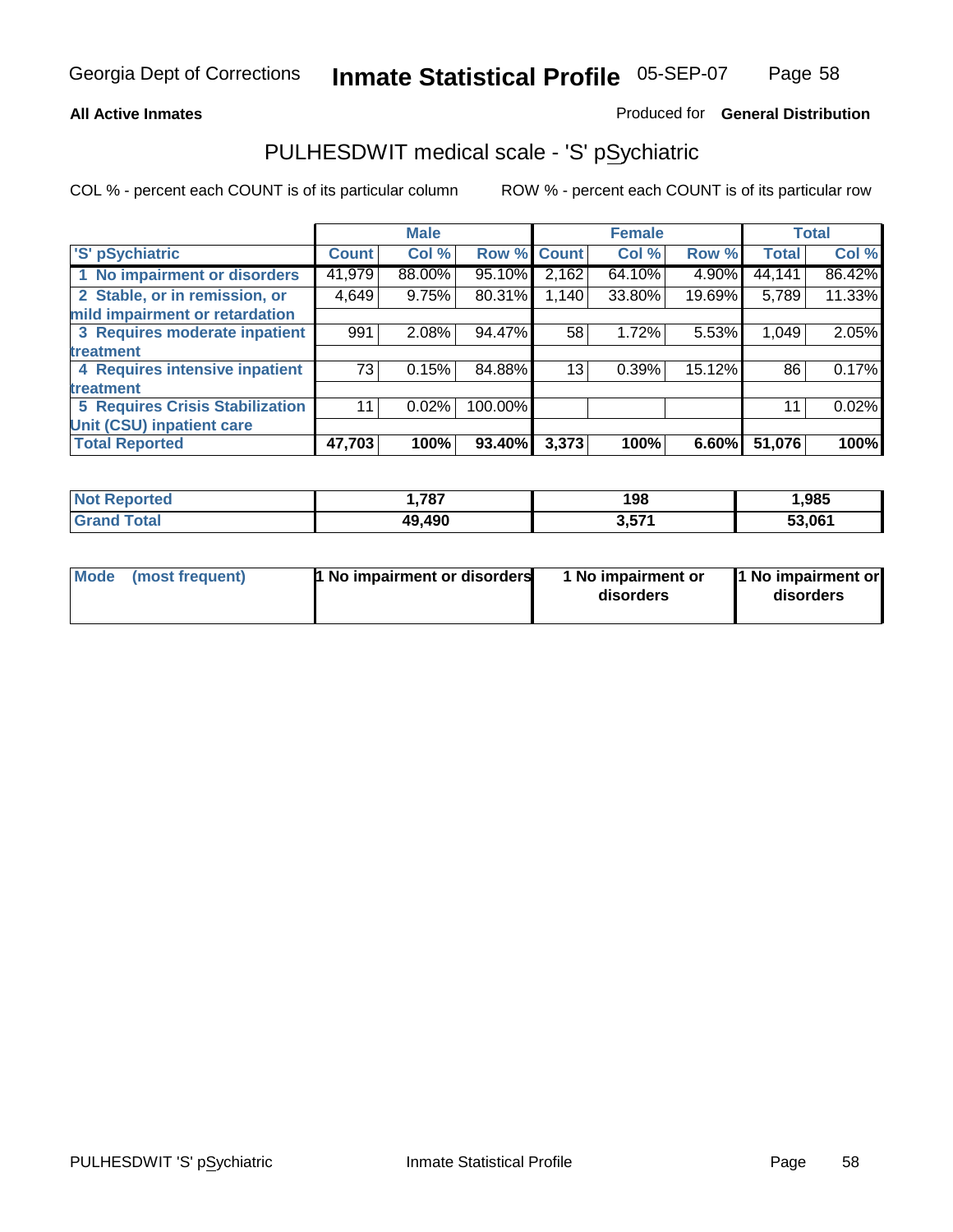Georgia Dept of Corrections **Inmate Statistical Profile** 05-SEP-07

**All Active Inmates**

Produced for **General Distribution**

## PULHESDWIT medical scale - 'S' pSychiatric

COL % - percent each COUNT is of its particular column

ROW % - percent each COUNT is of its particular row

| | Male | | | Female | | | Total | |
|---|---|---|---|---|---|---|---|---|
| 'S' pSychiatric | Count | Col % | Row % | Count | Col % | Row % | Total | Col % |
| 1 No impairment or disorders | 41,979 | 88.00% | 95.10% | 2,162 | 64.10% | 4.90% | 44,141 | 86.42% |
| 2 Stable, or in remission, or mild impairment or retardation | 4,649 | 9.75% | 80.31% | 1,140 | 33.80% | 19.69% | 5,789 | 11.33% |
| 3 Requires moderate inpatient treatment | 991 | 2.08% | 94.47% | 58 | 1.72% | 5.53% | 1,049 | 2.05% |
| 4 Requires intensive inpatient treatment | 73 | 0.15% | 84.88% | 13 | 0.39% | 15.12% | 86 | 0.17% |
| 5 Requires Crisis Stabilization Unit (CSU) inpatient care | 11 | 0.02% | 100.00% | | | | 11 | 0.02% |
| **Total Reported** | **47,703** | **100%** | **93.40%** | **3,373** | **100%** | **6.60%** | **51,076** | **100%** |

| | Male | Female | Total |
|---|---|---|---|
| Not Reported | 1,787 | 198 | 1,985 |
| Grand Total | 49,490 | 3,571 | 53,061 |

| | Male | Female | Total |
|---|---|---|---|
| Mode (most frequent) | 1 No impairment or disorders | 1 No impairment or disorders | 1 No impairment or disorders |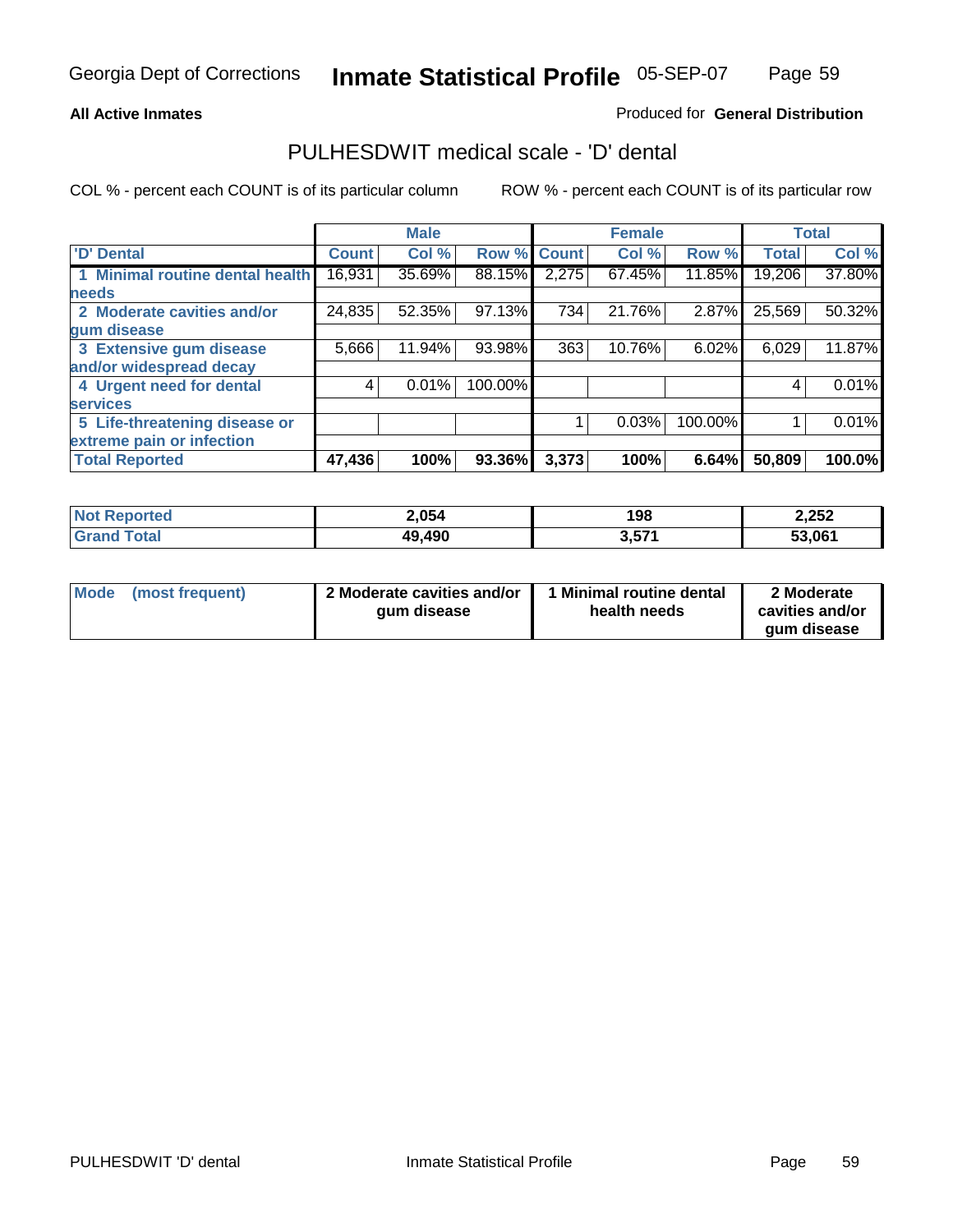Georgia Dept of Corrections **Inmate Statistical Profile** 05-SEP-07

**All Active Inmates**

Produced for **General Distribution**

## PULHESDWIT medical scale - 'D' dental

COL % - percent each COUNT is of its particular column

ROW % - percent each COUNT is of its particular row

| | Male | | | Female | | | Total | |
|---|---|---|---|---|---|---|---|---|
| 'D' Dental | Count | Col % | Row % | Count | Col % | Row % | Total | Col % |
| 1 Minimal routine dental health needs | 16,931 | 35.69% | 88.15% | 2,275 | 67.45% | 11.85% | 19,206 | 37.80% |
| 2 Moderate cavities and/or gum disease | 24,835 | 52.35% | 97.13% | 734 | 21.76% | 2.87% | 25,569 | 50.32% |
| 3 Extensive gum disease and/or widespread decay | 5,666 | 11.94% | 93.98% | 363 | 10.76% | 6.02% | 6,029 | 11.87% |
| 4 Urgent need for dental services | 4 | 0.01% | 100.00% | | | | 4 | 0.01% |
| 5 Life-threatening disease or extreme pain or infection | | | | 1 | 0.03% | 100.00% | 1 | 0.01% |
| **Total Reported** | **47,436** | **100%** | **93.36%** | **3,373** | **100%** | **6.64%** | **50,809** | **100.0%** |

| | Male | Female | Total |
|---|---|---|---|
| Not Reported | 2,054 | 198 | 2,252 |
| Grand Total | 49,490 | 3,571 | 53,061 |

| | Male | Female | Total |
|---|---|---|---|
| Mode (most frequent) | 2 Moderate cavities and/or gum disease | 1 Minimal routine dental health needs | 2 Moderate cavities and/or gum disease |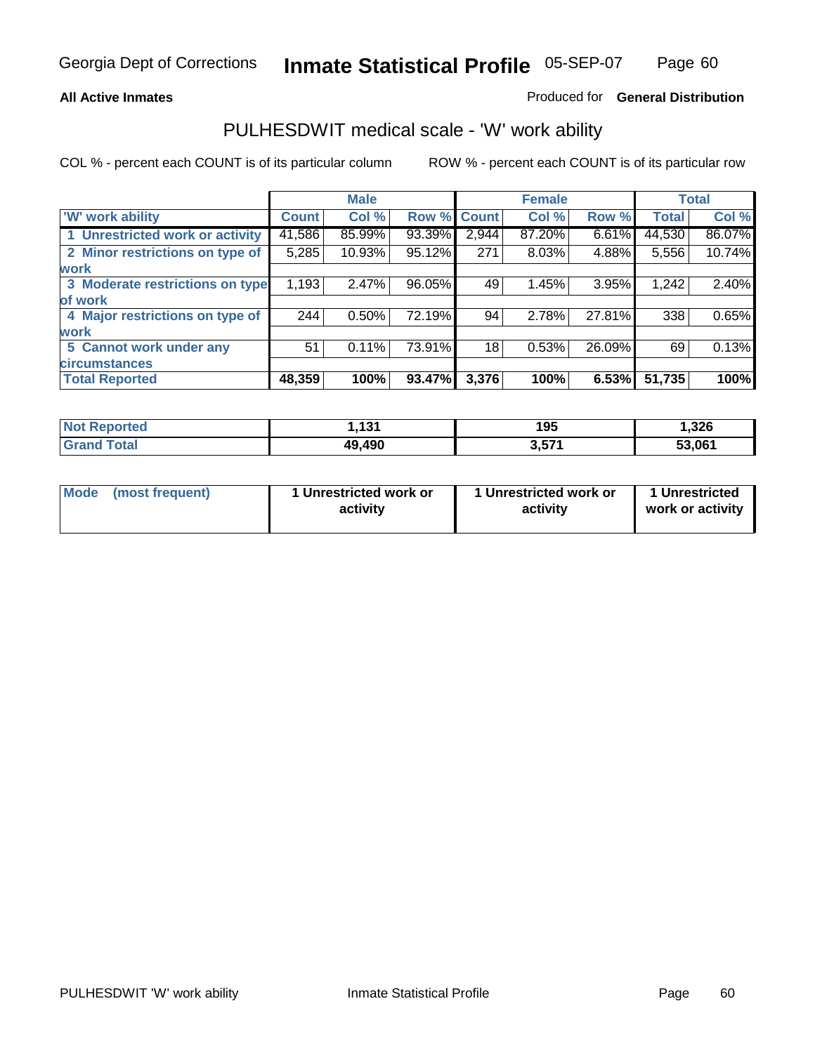**All Active Inmates**

Produced for **General Distribution**

## PULHESDWIT medical scale - 'W' work ability

COL % - percent each COUNT is of its particular column

ROW % - percent each COUNT is of its particular row

| | Male | | | Female | | | Total | |
|---|---|---|---|---|---|---|---|---|
| 'W' work ability | Count | Col % | Row % | Count | Col % | Row % | Total | Col % |
| 1 Unrestricted work or activity | 41,586 | 85.99% | 93.39% | 2,944 | 87.20% | 6.61% | 44,530 | 86.07% |
| 2 Minor restrictions on type of work | 5,285 | 10.93% | 95.12% | 271 | 8.03% | 4.88% | 5,556 | 10.74% |
| 3 Moderate restrictions on type of work | 1,193 | 2.47% | 96.05% | 49 | 1.45% | 3.95% | 1,242 | 2.40% |
| 4 Major restrictions on type of work | 244 | 0.50% | 72.19% | 94 | 2.78% | 27.81% | 338 | 0.65% |
| 5 Cannot work under any circumstances | 51 | 0.11% | 73.91% | 18 | 0.53% | 26.09% | 69 | 0.13% |
| **Total Reported** | **48,359** | **100%** | **93.47%** | **3,376** | **100%** | **6.53%** | **51,735** | **100%** |

| | Male | Female | Total |
|---|---|---|---|
| Not Reported | 1,131 | 195 | 1,326 |
| Grand Total | 49,490 | 3,571 | 53,061 |

| | Male | Female | Total |
|---|---|---|---|
| Mode (most frequent) | 1 Unrestricted work or activity | 1 Unrestricted work or activity | 1 Unrestricted work or activity |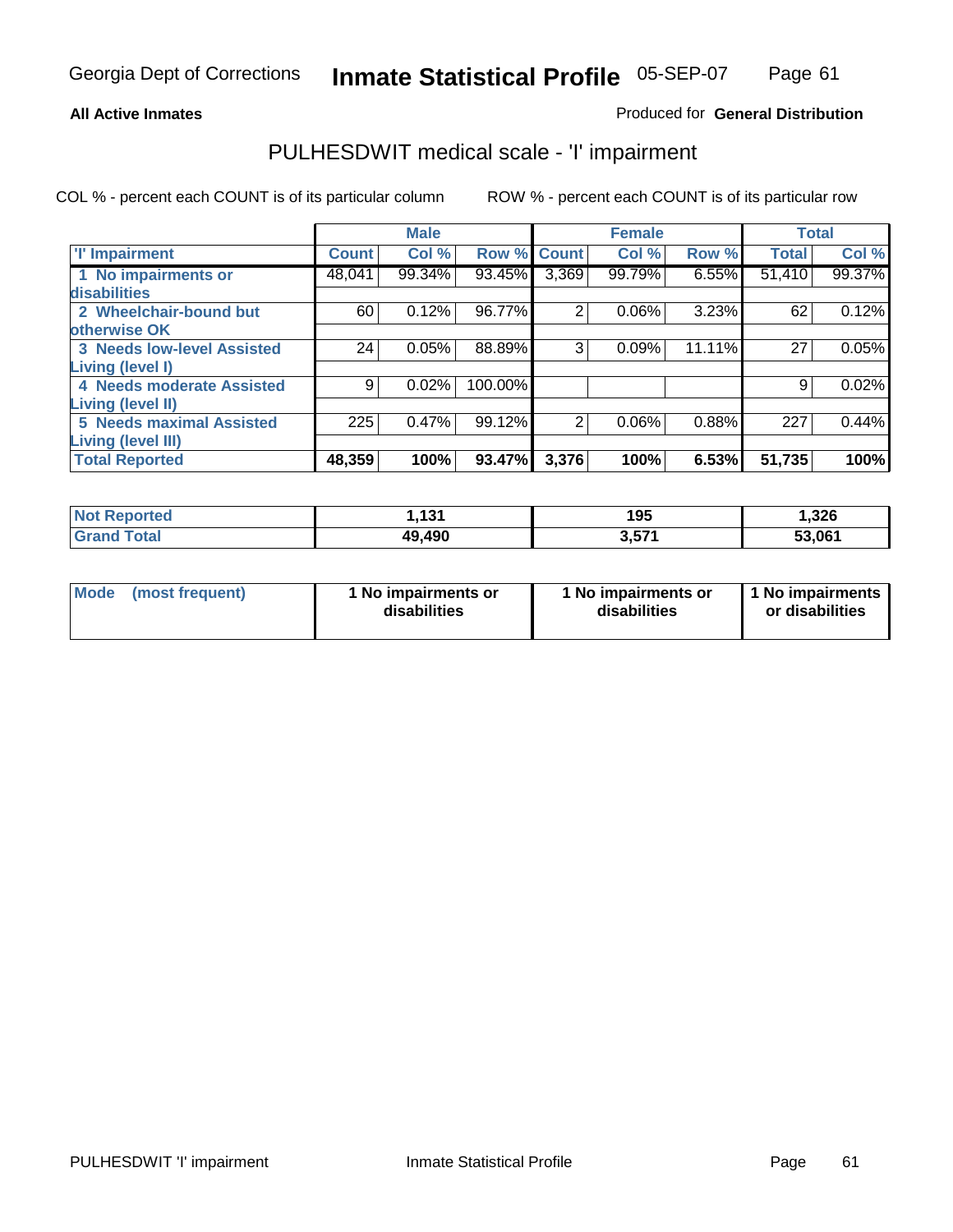Georgia Dept of Corrections **Inmate Statistical Profile** 05-SEP-07

**All Active Inmates**

Produced for **General Distribution**

## PULHESDWIT medical scale - 'I' impairment

COL % - percent each COUNT is of its particular column ROW % - percent each COUNT is of its particular row

| | Male | | | Female | | | Total | |
|---|---|---|---|---|---|---|---|---|
| 'I' Impairment | Count | Col % | Row % | Count | Col % | Row % | Total | Col % |
| 1 No impairments or disabilities | 48,041 | 99.34% | 93.45% | 3,369 | 99.79% | 6.55% | 51,410 | 99.37% |
| 2 Wheelchair-bound but otherwise OK | 60 | 0.12% | 96.77% | 2 | 0.06% | 3.23% | 62 | 0.12% |
| 3 Needs low-level Assisted Living (level I) | 24 | 0.05% | 88.89% | 3 | 0.09% | 11.11% | 27 | 0.05% |
| 4 Needs moderate Assisted Living (level II) | 9 | 0.02% | 100.00% | | | | 9 | 0.02% |
| 5 Needs maximal Assisted Living (level III) | 225 | 0.47% | 99.12% | 2 | 0.06% | 0.88% | 227 | 0.44% |
| **Total Reported** | **48,359** | **100%** | **93.47%** | **3,376** | **100%** | **6.53%** | **51,735** | **100%** |

| | Male | Female | Total |
|---|---|---|---|
| Not Reported | 1,131 | 195 | 1,326 |
| Grand Total | 49,490 | 3,571 | 53,061 |

| | Male | Female | Total |
|---|---|---|---|
| Mode (most frequent) | 1 No impairments or disabilities | 1 No impairments or disabilities | 1 No impairments or disabilities |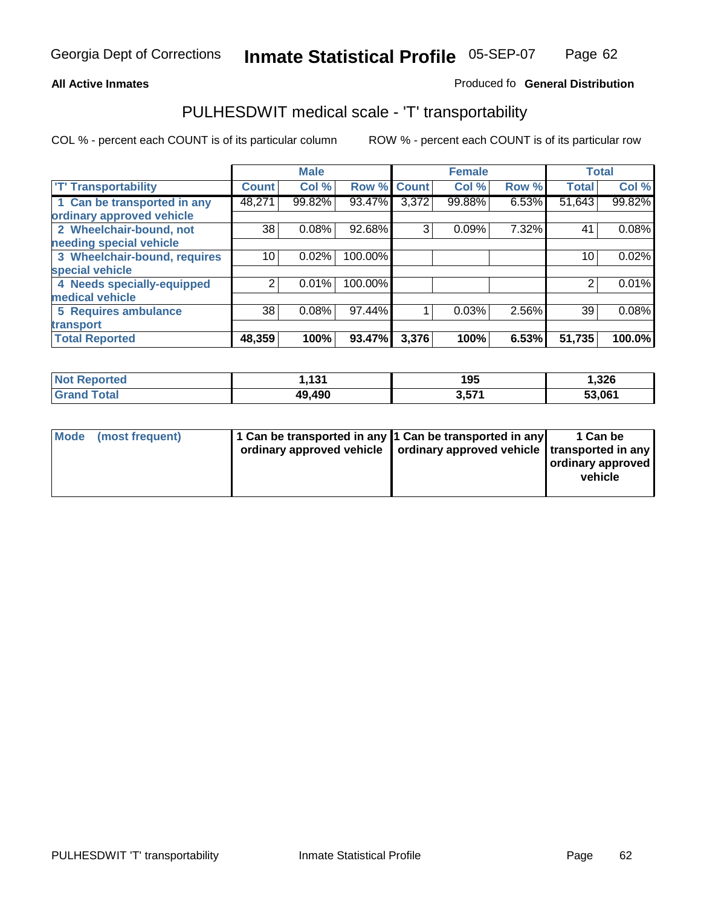**All Active Inmates** Produced fo **General Distribution**

## PULHESDWIT medical scale - 'T' transportability

COL % - percent each COUNT is of its particular column ROW % - percent each COUNT is of its particular row

| | Male | | | Female | | | Total | |
|---|---|---|---|---|---|---|---|---|
| 'T' Transportability | Count | Col % | Row % | Count | Col % | Row % | Total | Col % |
| 1 Can be transported in any ordinary approved vehicle | 48,271 | 99.82% | 93.47% | 3,372 | 99.88% | 6.53% | 51,643 | 99.82% |
| 2 Wheelchair-bound, not needing special vehicle | 38 | 0.08% | 92.68% | 3 | 0.09% | 7.32% | 41 | 0.08% |
| 3 Wheelchair-bound, requires special vehicle | 10 | 0.02% | 100.00% | | | | 10 | 0.02% |
| 4 Needs specially-equipped medical vehicle | 2 | 0.01% | 100.00% | | | | 2 | 0.01% |
| 5 Requires ambulance transport | 38 | 0.08% | 97.44% | 1 | 0.03% | 2.56% | 39 | 0.08% |
| **Total Reported** | **48,359** | **100%** | **93.47%** | **3,376** | **100%** | **6.53%** | **51,735** | **100.0%** |

| | Male | Female | Total |
|---|---|---|---|
| Not Reported | 1,131 | 195 | 1,326 |
| Grand Total | 49,490 | 3,571 | 53,061 |

| | Male | Female | Total |
|---|---|---|---|
| Mode (most frequent) | 1 Can be transported in any ordinary approved vehicle | 1 Can be transported in any ordinary approved vehicle | 1 Can be transported in any ordinary approved vehicle |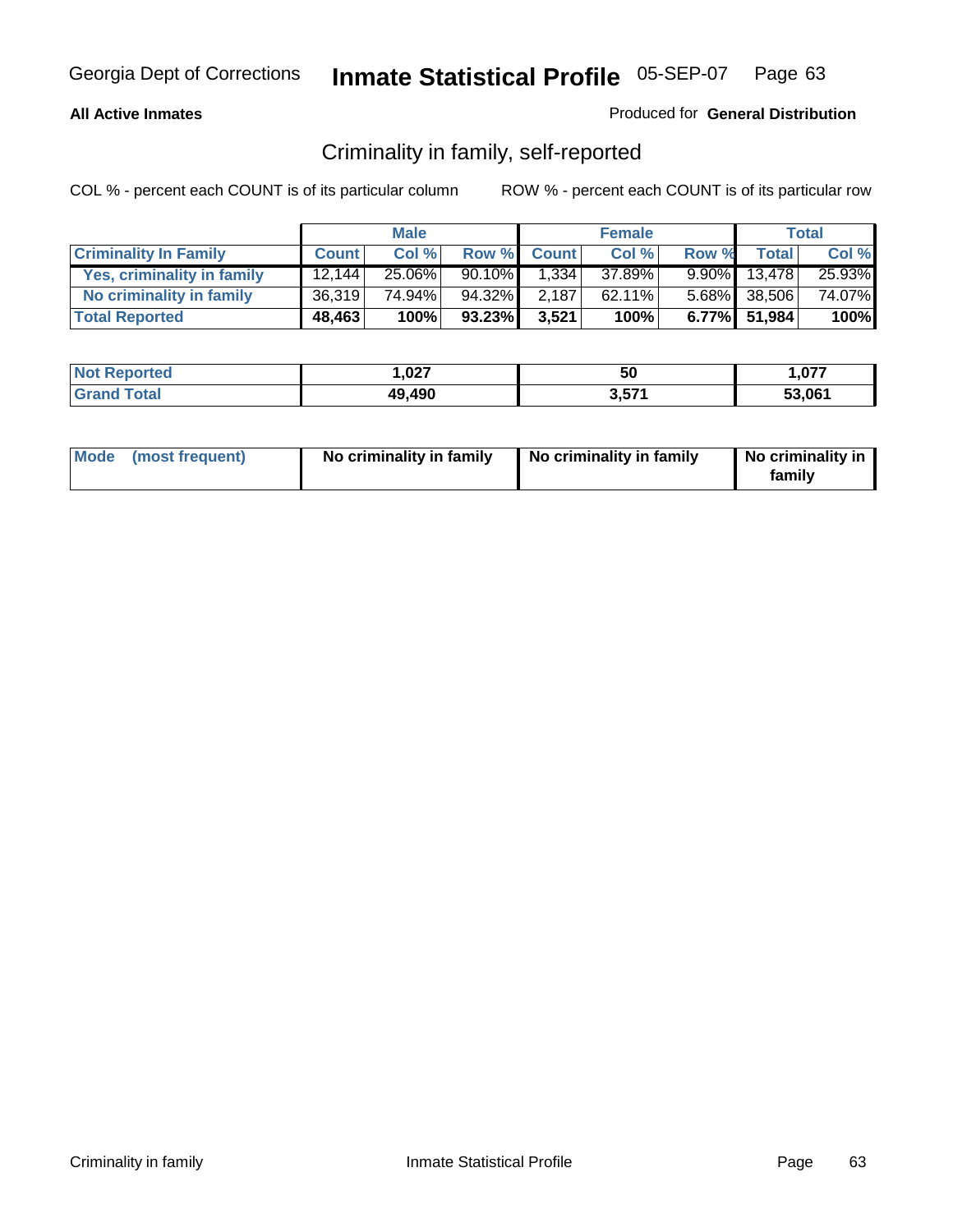**All Active Inmates**

Produced for **General Distribution**

## Criminality in family, self-reported

COL % - percent each COUNT is of its particular column

ROW % - percent each COUNT is of its particular row

| | Male | | | Female | | | Total | |
|---|---|---|---|---|---|---|---|---|
| **Criminality In Family** | **Count** | **Col %** | **Row %** | **Count** | **Col %** | **Row %** | **Total** | **Col %** |
| Yes, criminality in family | 12,144 | 25.06% | 90.10% | 1,334 | 37.89% | 9.90% | 13,478 | 25.93% |
| No criminality in family | 36,319 | 74.94% | 94.32% | 2,187 | 62.11% | 5.68% | 38,506 | 74.07% |
| **Total Reported** | **48,463** | **100%** | **93.23%** | **3,521** | **100%** | **6.77%** | **51,984** | **100%** |

| | Male | Female | Total |
|---|---|---|---|
| **Not Reported** | **1,027** | **50** | **1,077** |
| **Grand Total** | **49,490** | **3,571** | **53,061** |

| | Male | Female | Total |
|---|---|---|---|
| **Mode (most frequent)** | **No criminality in family** | **No criminality in family** | **No criminality in family** |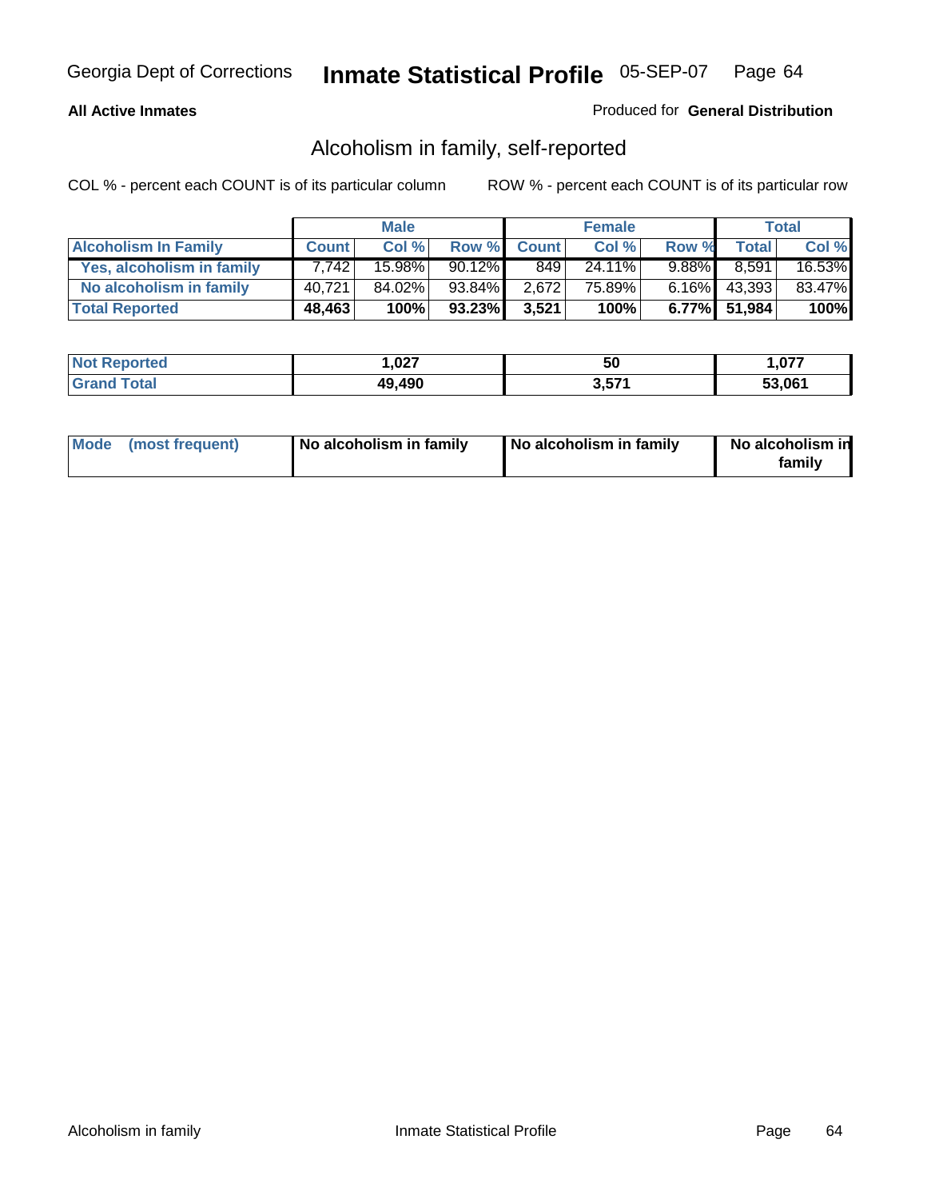Georgia Dept of Corrections **Inmate Statistical Profile** 05-SEP-07

**All Active Inmates**

Produced for **General Distribution**

## Alcoholism in family, self-reported

COL % - percent each COUNT is of its particular column ROW % - percent each COUNT is of its particular row

| | Male | | | Female | | | Total | |
|---|---|---|---|---|---|---|---|---|
| **Alcoholism In Family** | **Count** | **Col %** | **Row %** | **Count** | **Col %** | **Row %** | **Total** | **Col %** |
| **Yes, alcoholism in family** | 7,742 | 15.98% | 90.12% | 849 | 24.11% | 9.88% | 8,591 | 16.53% |
| **No alcoholism in family** | 40,721 | 84.02% | 93.84% | 2,672 | 75.89% | 6.16% | 43,393 | 83.47% |
| **Total Reported** | **48,463** | **100%** | **93.23%** | **3,521** | **100%** | **6.77%** | **51,984** | **100%** |

| | Male | Female | Total |
|---|---|---|---|
| **Not Reported** | **1,027** | **50** | **1,077** |
| **Grand Total** | **49,490** | **3,571** | **53,061** |

| | Male | Female | Total |
|---|---|---|---|
| **Mode (most frequent)** | **No alcoholism in family** | **No alcoholism in family** | **No alcoholism in family** |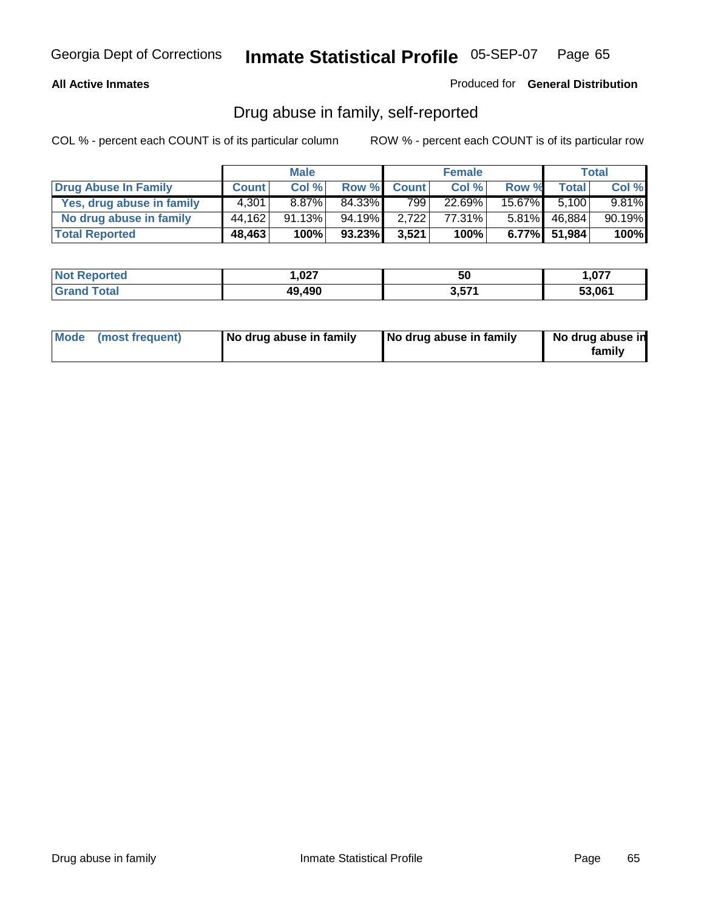**All Active Inmates** Produced for **General Distribution**

## Drug abuse in family, self-reported

COL % - percent each COUNT is of its particular column     ROW % - percent each COUNT is of its particular row

| | Male | | | Female | | | Total | |
|---|---|---|---|---|---|---|---|---|
| **Drug Abuse In Family** | **Count** | **Col %** | **Row %** | **Count** | **Col %** | **Row %** | **Total** | **Col %** |
| Yes, drug abuse in family | 4,301 | 8.87% | 84.33% | 799 | 22.69% | 15.67% | 5,100 | 9.81% |
| No drug abuse in family | 44,162 | 91.13% | 94.19% | 2,722 | 77.31% | 5.81% | 46,884 | 90.19% |
| **Total Reported** | **48,463** | **100%** | **93.23%** | **3,521** | **100%** | **6.77%** | **51,984** | **100%** |

| | Male | Female | Total |
|---|---|---|---|
| Not Reported | 1,027 | 50 | 1,077 |
| Grand Total | 49,490 | 3,571 | 53,061 |

| | Male | Female | Total |
|---|---|---|---|
| Mode (most frequent) | No drug abuse in family | No drug abuse in family | No drug abuse in family |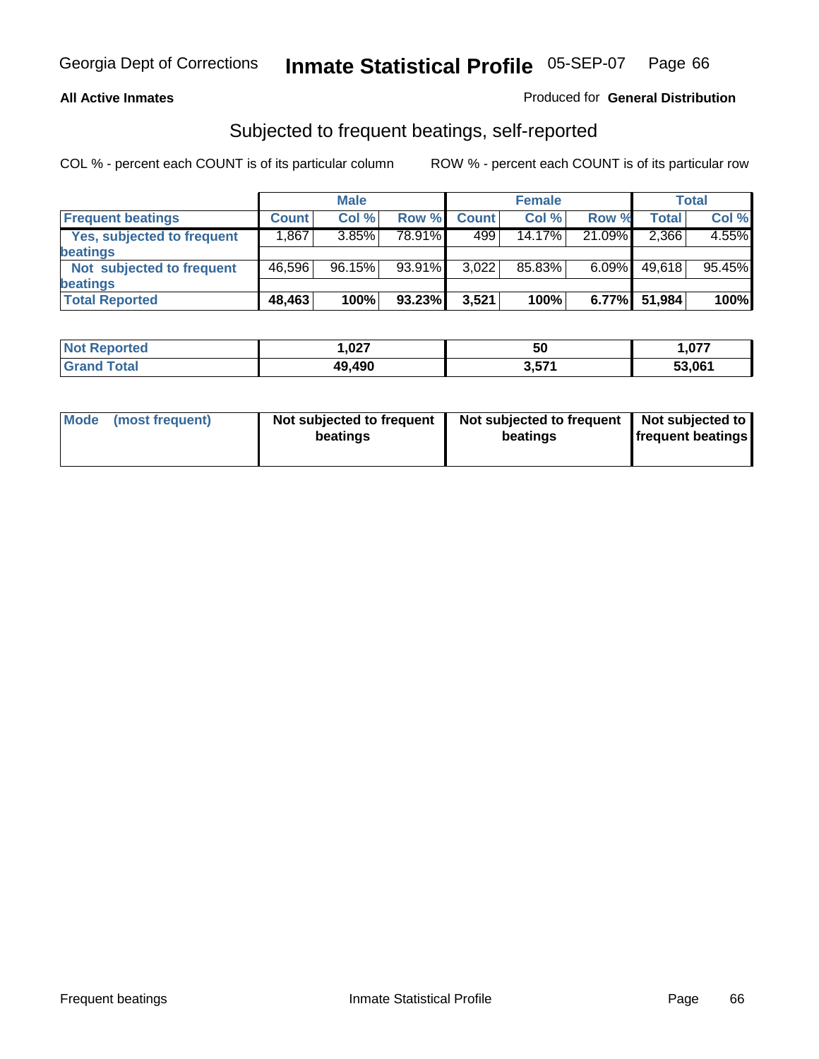Georgia Dept of Corrections **Inmate Statistical Profile** 05-SEP-07

**All Active Inmates**

Produced for **General Distribution**

## Subjected to frequent beatings, self-reported

COL % - percent each COUNT is of its particular column    ROW % - percent each COUNT is of its particular row

| | Male | | | Female | | | Total | |
|---|---|---|---|---|---|---|---|---|
| **Frequent beatings** | **Count** | **Col %** | **Row %** | **Count** | **Col %** | **Row %** | **Total** | **Col %** |
| **Yes, subjected to frequent beatings** | 1,867 | 3.85% | 78.91% | 499 | 14.17% | 21.09% | 2,366 | 4.55% |
| **Not subjected to frequent beatings** | 46,596 | 96.15% | 93.91% | 3,022 | 85.83% | 6.09% | 49,618 | 95.45% |
| **Total Reported** | **48,463** | **100%** | **93.23%** | **3,521** | **100%** | **6.77%** | **51,984** | **100%** |

| | Male | Female | Total |
|---|---|---|---|
| **Not Reported** | **1,027** | **50** | **1,077** |
| **Grand Total** | **49,490** | **3,571** | **53,061** |

| | Male | Female | Total |
|---|---|---|---|
| **Mode (most frequent)** | **Not subjected to frequent beatings** | **Not subjected to frequent beatings** | **Not subjected to frequent beatings** |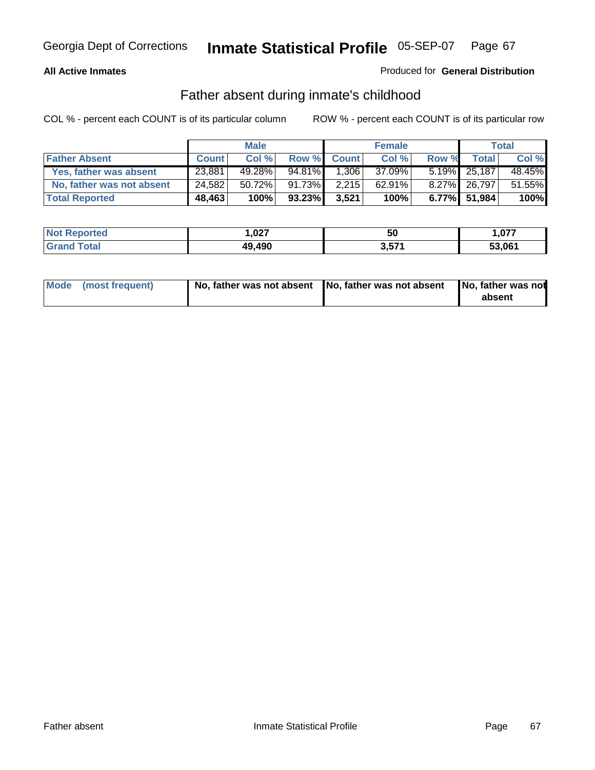Georgia Dept of Corrections **Inmate Statistical Profile** 05-SEP-07

**All Active Inmates**

Produced for **General Distribution**

## Father absent during inmate's childhood

COL % - percent each COUNT is of its particular column    ROW % - percent each COUNT is of its particular row

| | Male | | | Female | | | Total | |
|---|---|---|---|---|---|---|---|---|
| **Father Absent** | **Count** | **Col %** | **Row %** | **Count** | **Col %** | **Row %** | **Total** | **Col %** |
| **Yes, father was absent** | 23,881 | 49.28% | 94.81% | 1,306 | 37.09% | 5.19% | 25,187 | 48.45% |
| **No, father was not absent** | 24,582 | 50.72% | 91.73% | 2,215 | 62.91% | 8.27% | 26,797 | 51.55% |
| **Total Reported** | **48,463** | **100%** | **93.23%** | **3,521** | **100%** | **6.77%** | **51,984** | **100%** |

| | Male | Female | Total |
|---|---|---|---|
| **Not Reported** | **1,027** | **50** | **1,077** |
| **Grand Total** | **49,490** | **3,571** | **53,061** |

| | Male | Female | Total |
|---|---|---|---|
| **Mode (most frequent)** | **No, father was not absent** | **No, father was not absent** | **No, father was not absent** |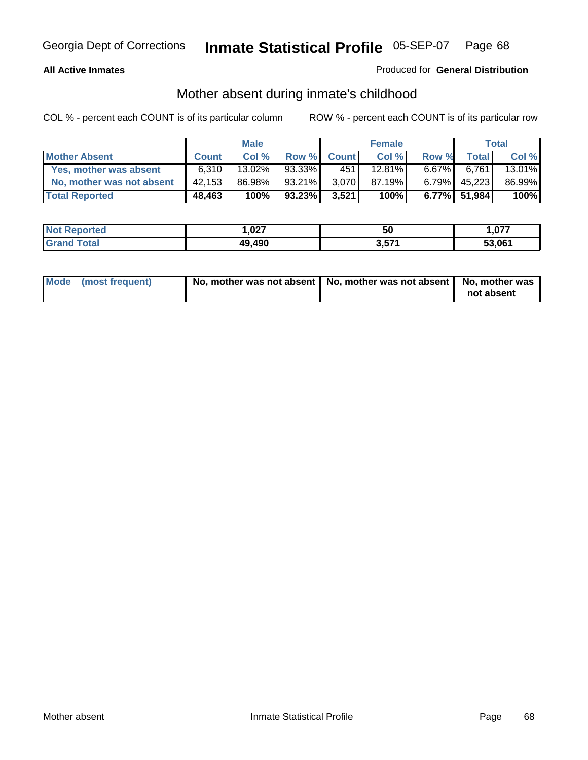Georgia Dept of Corrections **Inmate Statistical Profile** 05-SEP-07

**All Active Inmates**

Produced for **General Distribution**

## Mother absent during inmate's childhood

COL % - percent each COUNT is of its particular column ROW % - percent each COUNT is of its particular row

| | Male | | | Female | | | Total | |
|---|---|---|---|---|---|---|---|---|
| **Mother Absent** | **Count** | **Col %** | **Row %** | **Count** | **Col %** | **Row %** | **Total** | **Col %** |
| Yes, mother was absent | 6,310 | 13.02% | 93.33% | 451 | 12.81% | 6.67% | 6,761 | 13.01% |
| No, mother was not absent | 42,153 | 86.98% | 93.21% | 3,070 | 87.19% | 6.79% | 45,223 | 86.99% |
| **Total Reported** | **48,463** | **100%** | **93.23%** | **3,521** | **100%** | **6.77%** | **51,984** | **100%** |

| | Male | Female | Total |
|---|---|---|---|
| **Not Reported** | **1,027** | **50** | **1,077** |
| **Grand Total** | **49,490** | **3,571** | **53,061** |

| | Male | Female | Total |
|---|---|---|---|
| **Mode (most frequent)** | **No, mother was not absent** | **No, mother was not absent** | **No, mother was not absent** |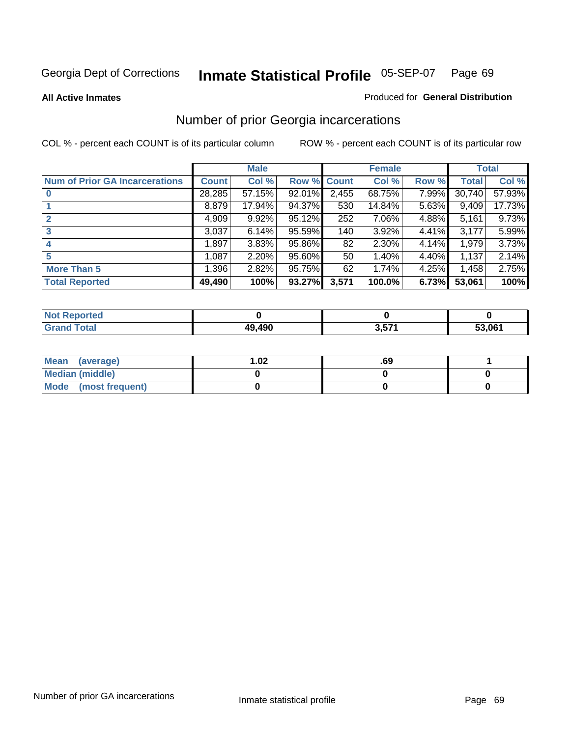Georgia Dept of Corrections **Inmate Statistical Profile** 05-SEP-07

**All Active Inmates**

Produced for **General Distribution**

## Number of prior Georgia incarcerations

COL % - percent each COUNT is of its particular column

ROW % - percent each COUNT is of its particular row

| | Male | | | Female | | | Total | |
|---|---|---|---|---|---|---|---|---|
| **Num of Prior GA Incarcerations** | **Count** | **Col %** | **Row %** | **Count** | **Col %** | **Row %** | **Total** | **Col %** |
| **0** | 28,285 | 57.15% | 92.01% | 2,455 | 68.75% | 7.99% | 30,740 | 57.93% |
| **1** | 8,879 | 17.94% | 94.37% | 530 | 14.84% | 5.63% | 9,409 | 17.73% |
| **2** | 4,909 | 9.92% | 95.12% | 252 | 7.06% | 4.88% | 5,161 | 9.73% |
| **3** | 3,037 | 6.14% | 95.59% | 140 | 3.92% | 4.41% | 3,177 | 5.99% |
| **4** | 1,897 | 3.83% | 95.86% | 82 | 2.30% | 4.14% | 1,979 | 3.73% |
| **5** | 1,087 | 2.20% | 95.60% | 50 | 1.40% | 4.40% | 1,137 | 2.14% |
| **More Than 5** | 1,396 | 2.82% | 95.75% | 62 | 1.74% | 4.25% | 1,458 | 2.75% |
| **Total Reported** | **49,490** | **100%** | **93.27%** | **3,571** | **100.0%** | **6.73%** | **53,061** | **100%** |

| | Male | Female | Total |
|---|---|---|---|
| **Not Reported** | **0** | **0** | **0** |
| **Grand Total** | **49,490** | **3,571** | **53,061** |

| | Male | Female | Total |
|---|---|---|---|
| **Mean (average)** | **1.02** | **.69** | **1** |
| **Median (middle)** | **0** | **0** | **0** |
| **Mode (most frequent)** | **0** | **0** | **0** |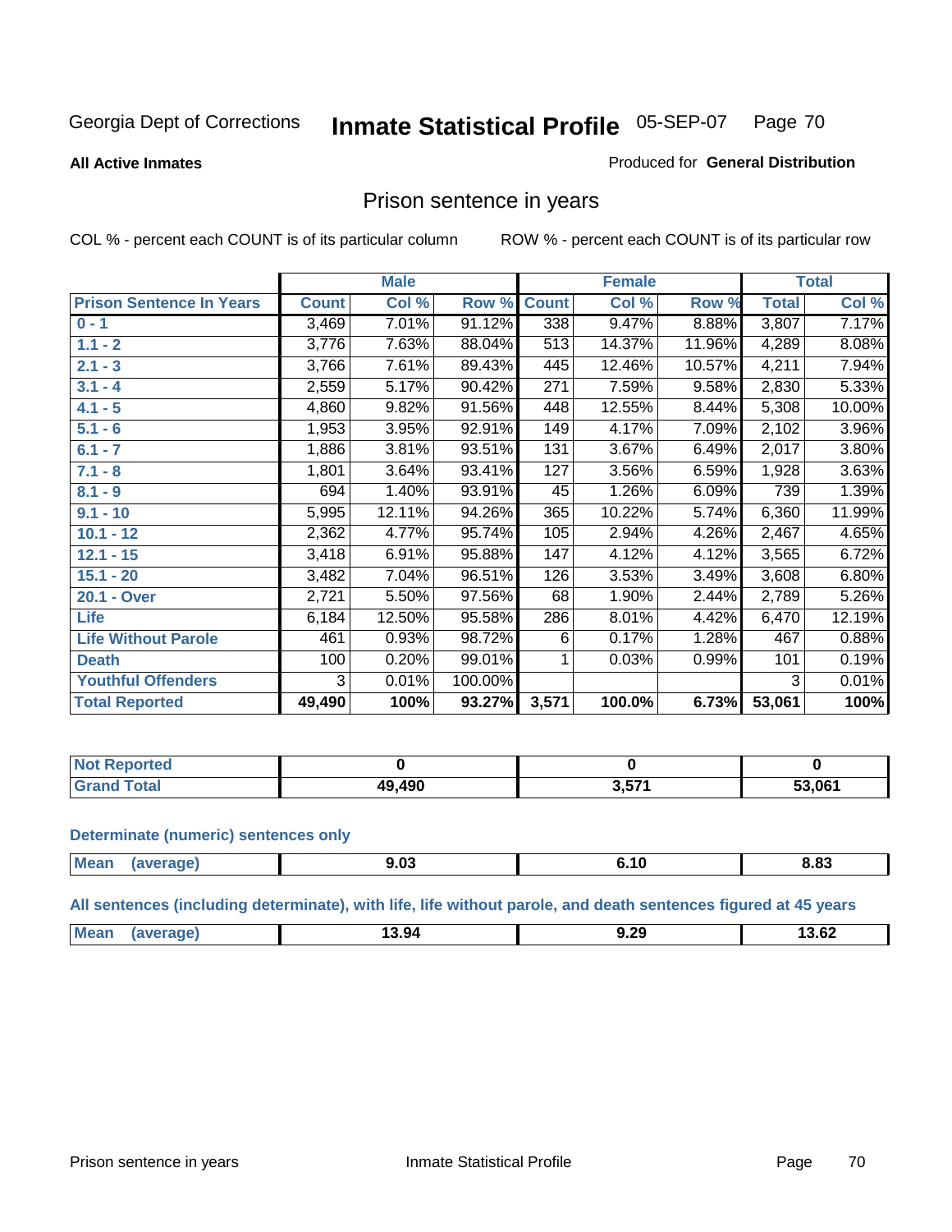Georgia Dept of Corrections **Inmate Statistical Profile** 05-SEP-07

**All Active Inmates**

Produced for **General Distribution**

## Prison sentence in years

COL % - percent each COUNT is of its particular column ROW % - percent each COUNT is of its particular row

| | Male | | | Female | | | Total | |
|---|---|---|---|---|---|---|---|---|
| **Prison Sentence In Years** | **Count** | **Col %** | **Row %** | **Count** | **Col %** | **Row %** | **Total** | **Col %** |
| **0 - 1** | 3,469 | 7.01% | 91.12% | 338 | 9.47% | 8.88% | 3,807 | 7.17% |
| **1.1 - 2** | 3,776 | 7.63% | 88.04% | 513 | 14.37% | 11.96% | 4,289 | 8.08% |
| **2.1 - 3** | 3,766 | 7.61% | 89.43% | 445 | 12.46% | 10.57% | 4,211 | 7.94% |
| **3.1 - 4** | 2,559 | 5.17% | 90.42% | 271 | 7.59% | 9.58% | 2,830 | 5.33% |
| **4.1 - 5** | 4,860 | 9.82% | 91.56% | 448 | 12.55% | 8.44% | 5,308 | 10.00% |
| **5.1 - 6** | 1,953 | 3.95% | 92.91% | 149 | 4.17% | 7.09% | 2,102 | 3.96% |
| **6.1 - 7** | 1,886 | 3.81% | 93.51% | 131 | 3.67% | 6.49% | 2,017 | 3.80% |
| **7.1 - 8** | 1,801 | 3.64% | 93.41% | 127 | 3.56% | 6.59% | 1,928 | 3.63% |
| **8.1 - 9** | 694 | 1.40% | 93.91% | 45 | 1.26% | 6.09% | 739 | 1.39% |
| **9.1 - 10** | 5,995 | 12.11% | 94.26% | 365 | 10.22% | 5.74% | 6,360 | 11.99% |
| **10.1 - 12** | 2,362 | 4.77% | 95.74% | 105 | 2.94% | 4.26% | 2,467 | 4.65% |
| **12.1 - 15** | 3,418 | 6.91% | 95.88% | 147 | 4.12% | 4.12% | 3,565 | 6.72% |
| **15.1 - 20** | 3,482 | 7.04% | 96.51% | 126 | 3.53% | 3.49% | 3,608 | 6.80% |
| **20.1 - Over** | 2,721 | 5.50% | 97.56% | 68 | 1.90% | 2.44% | 2,789 | 5.26% |
| **Life** | 6,184 | 12.50% | 95.58% | 286 | 8.01% | 4.42% | 6,470 | 12.19% |
| **Life Without Parole** | 461 | 0.93% | 98.72% | 6 | 0.17% | 1.28% | 467 | 0.88% |
| **Death** | 100 | 0.20% | 99.01% | 1 | 0.03% | 0.99% | 101 | 0.19% |
| **Youthful Offenders** | 3 | 0.01% | 100.00% | | | | 3 | 0.01% |
| **Total Reported** | **49,490** | **100%** | **93.27%** | **3,571** | **100.0%** | **6.73%** | **53,061** | **100%** |

| | Male | Female | Total |
|---|---|---|---|
| **Not Reported** | **0** | **0** | **0** |
| **Grand Total** | **49,490** | **3,571** | **53,061** |

**Determinate (numeric) sentences only**

| | Male | Female | Total |
|---|---|---|---|
| **Mean (average)** | **9.03** | **6.10** | **8.83** |

**All sentences (including determinate), with life, life without parole, and death sentences figured at 45 years**

| | Male | Female | Total |
|---|---|---|---|
| **Mean (average)** | **13.94** | **9.29** | **13.62** |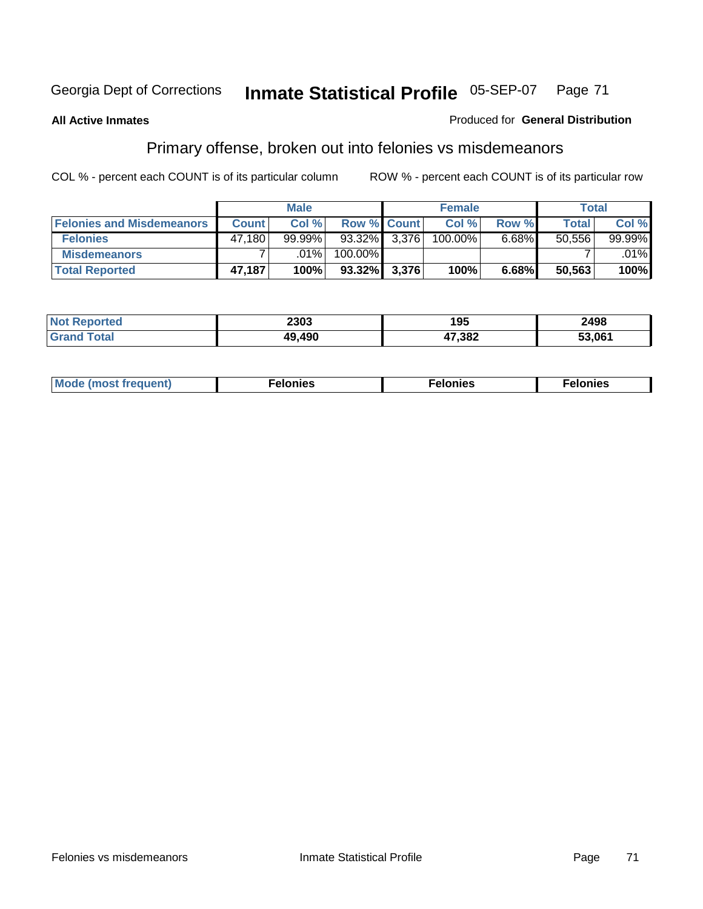Georgia Dept of Corrections **Inmate Statistical Profile** 05-SEP-07

**All Active Inmates**

Produced for **General Distribution**

## Primary offense, broken out into felonies vs misdemeanors

COL % - percent each COUNT is of its particular column

ROW % - percent each COUNT is of its particular row

| | Male | | | Female | | | Total | |
|---|---|---|---|---|---|---|---|---|
| **Felonies and Misdemeanors** | **Count** | **Col %** | **Row %** | **Count** | **Col %** | **Row %** | **Total** | **Col %** |
| **Felonies** | 47,180 | 99.99% | 93.32% | 3,376 | 100.00% | 6.68% | 50,556 | 99.99% |
| **Misdemeanors** | 7 | .01% | 100.00% | | | | 7 | .01% |
| **Total Reported** | **47,187** | **100%** | **93.32%** | **3,376** | **100%** | **6.68%** | **50,563** | **100%** |

| | Male | Female | Total |
|---|---|---|---|
| **Not Reported** | **2303** | **195** | **2498** |
| **Grand Total** | **49,490** | **47,382** | **53,061** |

| | Male | Female | Total |
|---|---|---|---|
| **Mode (most frequent)** | **Felonies** | **Felonies** | **Felonies** |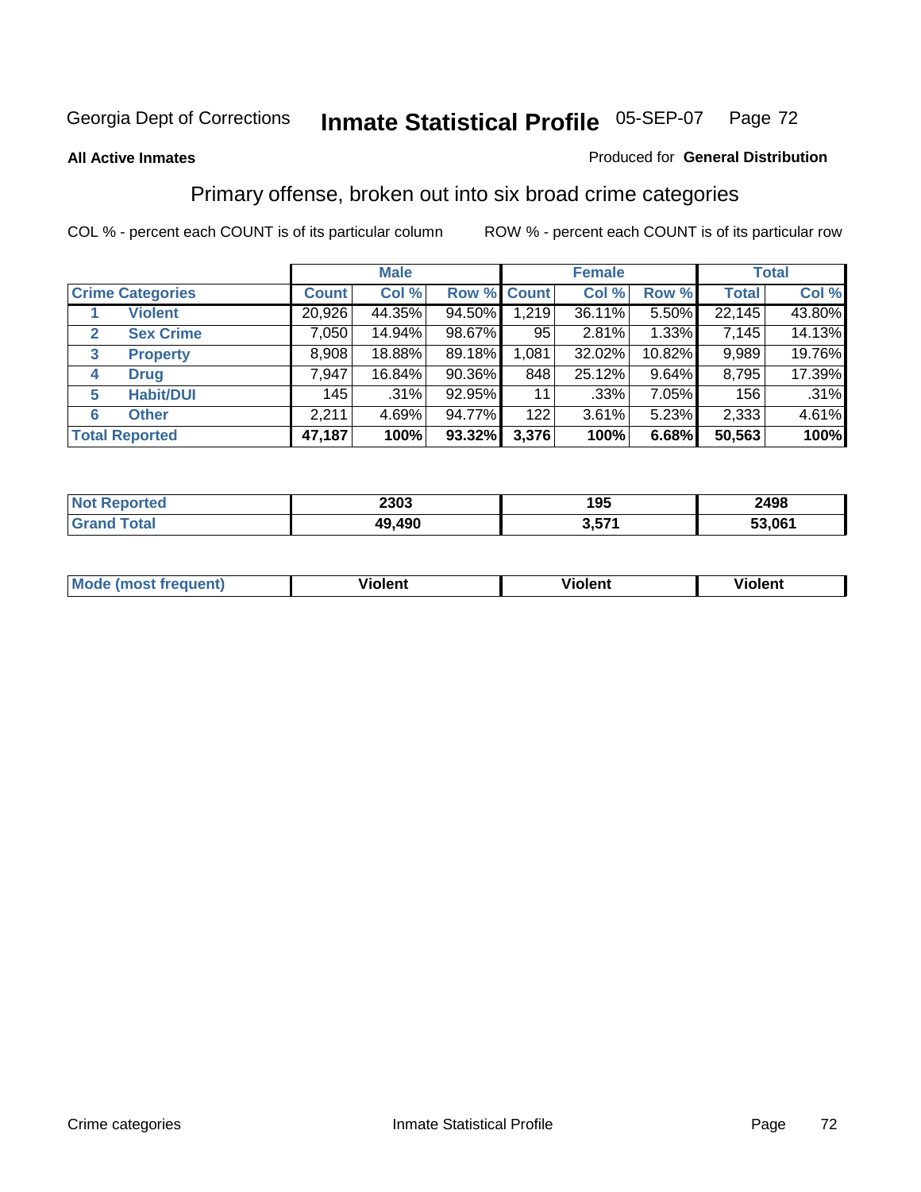Georgia Dept of Corrections **Inmate Statistical Profile** 05-SEP-07

**All Active Inmates**

Produced for **General Distribution**

## Primary offense, broken out into six broad crime categories

COL % - percent each COUNT is of its particular column

ROW % - percent each COUNT is of its particular row

| Crime Categories | | Male | | | Female | | | Total | |
|---|---|---|---|---|---|---|---|---|---|
| | | Count | Col % | Row % | Count | Col % | Row % | Total | Col % |
| 1 | Violent | 20,926 | 44.35% | 94.50% | 1,219 | 36.11% | 5.50% | 22,145 | 43.80% |
| 2 | Sex Crime | 7,050 | 14.94% | 98.67% | 95 | 2.81% | 1.33% | 7,145 | 14.13% |
| 3 | Property | 8,908 | 18.88% | 89.18% | 1,081 | 32.02% | 10.82% | 9,989 | 19.76% |
| 4 | Drug | 7,947 | 16.84% | 90.36% | 848 | 25.12% | 9.64% | 8,795 | 17.39% |
| 5 | Habit/DUI | 145 | .31% | 92.95% | 11 | .33% | 7.05% | 156 | .31% |
| 6 | Other | 2,211 | 4.69% | 94.77% | 122 | 3.61% | 5.23% | 2,333 | 4.61% |
| **Total Reported** | | **47,187** | **100%** | **93.32%** | **3,376** | **100%** | **6.68%** | **50,563** | **100%** |

| | Male | Female | Total |
|---|---|---|---|
| Not Reported | **2303** | **195** | **2498** |
| Grand Total | **49,490** | **3,571** | **53,061** |

| | Male | Female | Total |
|---|---|---|---|
| Mode (most frequent) | **Violent** | **Violent** | **Violent** |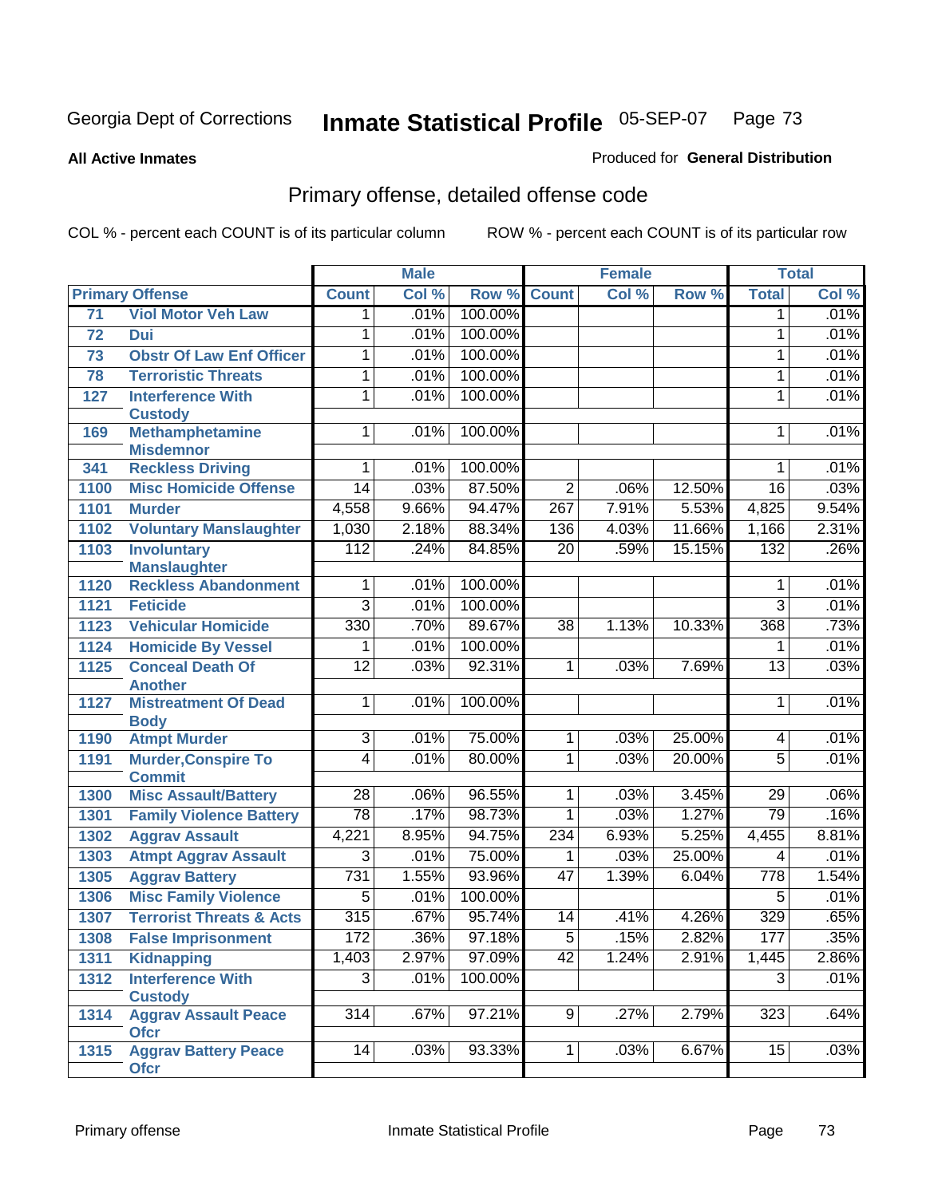Georgia Dept of Corrections

# Inmate Statistical Profile 05-SEP-07

**All Active Inmates**

Produced for **General Distribution**

## Primary offense, detailed offense code

COL % - percent each COUNT is of its particular column

ROW % - percent each COUNT is of its particular row

| Primary Offense | | Male | | | Female | | | Total | |
|---|---|---|---|---|---|---|---|---|---|
| | | Count | Col % | Row % | Count | Col % | Row % | Total | Col % |
| 71 | Viol Motor Veh Law | 1 | .01% | 100.00% | | | | 1 | .01% |
| 72 | Dui | 1 | .01% | 100.00% | | | | 1 | .01% |
| 73 | Obstr Of Law Enf Officer | 1 | .01% | 100.00% | | | | 1 | .01% |
| 78 | Terroristic Threats | 1 | .01% | 100.00% | | | | 1 | .01% |
| 127 | Interference With Custody | 1 | .01% | 100.00% | | | | 1 | .01% |
| 169 | Methamphetamine Misdemnor | 1 | .01% | 100.00% | | | | 1 | .01% |
| 341 | Reckless Driving | 1 | .01% | 100.00% | | | | 1 | .01% |
| 1100 | Misc Homicide Offense | 14 | .03% | 87.50% | 2 | .06% | 12.50% | 16 | .03% |
| 1101 | Murder | 4,558 | 9.66% | 94.47% | 267 | 7.91% | 5.53% | 4,825 | 9.54% |
| 1102 | Voluntary Manslaughter | 1,030 | 2.18% | 88.34% | 136 | 4.03% | 11.66% | 1,166 | 2.31% |
| 1103 | Involuntary Manslaughter | 112 | .24% | 84.85% | 20 | .59% | 15.15% | 132 | .26% |
| 1120 | Reckless Abandonment | 1 | .01% | 100.00% | | | | 1 | .01% |
| 1121 | Feticide | 3 | .01% | 100.00% | | | | 3 | .01% |
| 1123 | Vehicular Homicide | 330 | .70% | 89.67% | 38 | 1.13% | 10.33% | 368 | .73% |
| 1124 | Homicide By Vessel | 1 | .01% | 100.00% | | | | 1 | .01% |
| 1125 | Conceal Death Of Another | 12 | .03% | 92.31% | 1 | .03% | 7.69% | 13 | .03% |
| 1127 | Mistreatment Of Dead Body | 1 | .01% | 100.00% | | | | 1 | .01% |
| 1190 | Atmpt Murder | 3 | .01% | 75.00% | 1 | .03% | 25.00% | 4 | .01% |
| 1191 | Murder,Conspire To Commit | 4 | .01% | 80.00% | 1 | .03% | 20.00% | 5 | .01% |
| 1300 | Misc Assault/Battery | 28 | .06% | 96.55% | 1 | .03% | 3.45% | 29 | .06% |
| 1301 | Family Violence Battery | 78 | .17% | 98.73% | 1 | .03% | 1.27% | 79 | .16% |
| 1302 | Aggrav Assault | 4,221 | 8.95% | 94.75% | 234 | 6.93% | 5.25% | 4,455 | 8.81% |
| 1303 | Atmpt Aggrav Assault | 3 | .01% | 75.00% | 1 | .03% | 25.00% | 4 | .01% |
| 1305 | Aggrav Battery | 731 | 1.55% | 93.96% | 47 | 1.39% | 6.04% | 778 | 1.54% |
| 1306 | Misc Family Violence | 5 | .01% | 100.00% | | | | 5 | .01% |
| 1307 | Terrorist Threats & Acts | 315 | .67% | 95.74% | 14 | .41% | 4.26% | 329 | .65% |
| 1308 | False Imprisonment | 172 | .36% | 97.18% | 5 | .15% | 2.82% | 177 | .35% |
| 1311 | Kidnapping | 1,403 | 2.97% | 97.09% | 42 | 1.24% | 2.91% | 1,445 | 2.86% |
| 1312 | Interference With Custody | 3 | .01% | 100.00% | | | | 3 | .01% |
| 1314 | Aggrav Assault Peace Ofcr | 314 | .67% | 97.21% | 9 | .27% | 2.79% | 323 | .64% |
| 1315 | Aggrav Battery Peace Ofcr | 14 | .03% | 93.33% | 1 | .03% | 6.67% | 15 | .03% |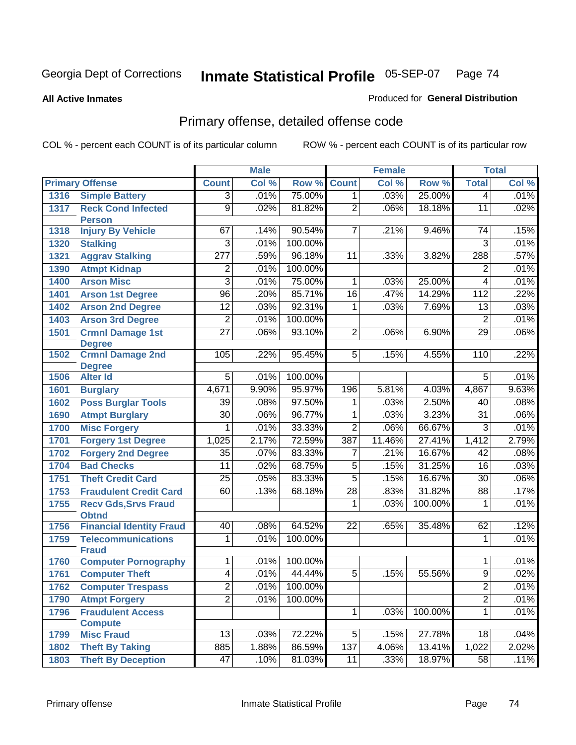Georgia Dept of Corrections **Inmate Statistical Profile** 05-SEP-07

**All Active Inmates** Produced for **General Distribution**

## Primary offense, detailed offense code

COL % - percent each COUNT is of its particular column ROW % - percent each COUNT is of its particular row

| Primary Offense | | Male | | | Female | | | Total | |
|---|---|---|---|---|---|---|---|---|---|
| | | Count | Col % | Row % | Count | Col % | Row % | Total | Col % |
| 1316 | Simple Battery | 3 | .01% | 75.00% | 1 | .03% | 25.00% | 4 | .01% |
| 1317 | Reck Cond Infected Person | 9 | .02% | 81.82% | 2 | .06% | 18.18% | 11 | .02% |
| 1318 | Injury By Vehicle | 67 | .14% | 90.54% | 7 | .21% | 9.46% | 74 | .15% |
| 1320 | Stalking | 3 | .01% | 100.00% | | | | 3 | .01% |
| 1321 | Aggrav Stalking | 277 | .59% | 96.18% | 11 | .33% | 3.82% | 288 | .57% |
| 1390 | Atmpt Kidnap | 2 | .01% | 100.00% | | | | 2 | .01% |
| 1400 | Arson Misc | 3 | .01% | 75.00% | 1 | .03% | 25.00% | 4 | .01% |
| 1401 | Arson 1st Degree | 96 | .20% | 85.71% | 16 | .47% | 14.29% | 112 | .22% |
| 1402 | Arson 2nd Degree | 12 | .03% | 92.31% | 1 | .03% | 7.69% | 13 | .03% |
| 1403 | Arson 3rd Degree | 2 | .01% | 100.00% | | | | 2 | .01% |
| 1501 | Crmnl Damage 1st Degree | 27 | .06% | 93.10% | 2 | .06% | 6.90% | 29 | .06% |
| 1502 | Crmnl Damage 2nd Degree | 105 | .22% | 95.45% | 5 | .15% | 4.55% | 110 | .22% |
| 1506 | Alter Id | 5 | .01% | 100.00% | | | | 5 | .01% |
| 1601 | Burglary | 4,671 | 9.90% | 95.97% | 196 | 5.81% | 4.03% | 4,867 | 9.63% |
| 1602 | Poss Burglar Tools | 39 | .08% | 97.50% | 1 | .03% | 2.50% | 40 | .08% |
| 1690 | Atmpt Burglary | 30 | .06% | 96.77% | 1 | .03% | 3.23% | 31 | .06% |
| 1700 | Misc Forgery | 1 | .01% | 33.33% | 2 | .06% | 66.67% | 3 | .01% |
| 1701 | Forgery 1st Degree | 1,025 | 2.17% | 72.59% | 387 | 11.46% | 27.41% | 1,412 | 2.79% |
| 1702 | Forgery 2nd Degree | 35 | .07% | 83.33% | 7 | .21% | 16.67% | 42 | .08% |
| 1704 | Bad Checks | 11 | .02% | 68.75% | 5 | .15% | 31.25% | 16 | .03% |
| 1751 | Theft Credit Card | 25 | .05% | 83.33% | 5 | .15% | 16.67% | 30 | .06% |
| 1753 | Fraudulent Credit Card | 60 | .13% | 68.18% | 28 | .83% | 31.82% | 88 | .17% |
| 1755 | Recv Gds,Srvs Fraud Obtnd | | | | 1 | .03% | 100.00% | 1 | .01% |
| 1756 | Financial Identity Fraud | 40 | .08% | 64.52% | 22 | .65% | 35.48% | 62 | .12% |
| 1759 | Telecommunications Fraud | 1 | .01% | 100.00% | | | | 1 | .01% |
| 1760 | Computer Pornography | 1 | .01% | 100.00% | | | | 1 | .01% |
| 1761 | Computer Theft | 4 | .01% | 44.44% | 5 | .15% | 55.56% | 9 | .02% |
| 1762 | Computer Trespass | 2 | .01% | 100.00% | | | | 2 | .01% |
| 1790 | Atmpt Forgery | 2 | .01% | 100.00% | | | | 2 | .01% |
| 1796 | Fraudulent Access Compute | | | | 1 | .03% | 100.00% | 1 | .01% |
| 1799 | Misc Fraud | 13 | .03% | 72.22% | 5 | .15% | 27.78% | 18 | .04% |
| 1802 | Theft By Taking | 885 | 1.88% | 86.59% | 137 | 4.06% | 13.41% | 1,022 | 2.02% |
| 1803 | Theft By Deception | 47 | .10% | 81.03% | 11 | .33% | 18.97% | 58 | .11% |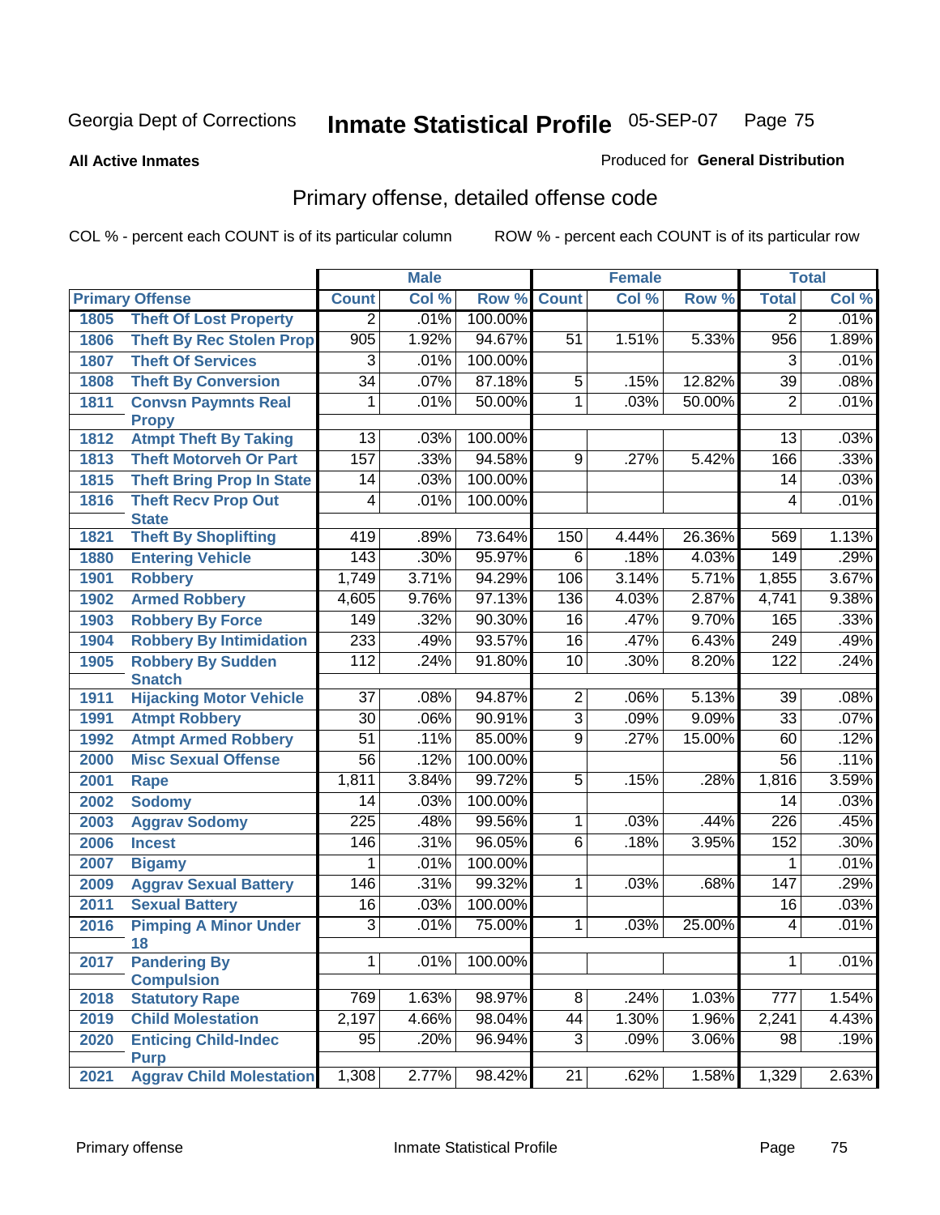Georgia Dept of Corrections **Inmate Statistical Profile** 05-SEP-07

**All Active Inmates** Produced for **General Distribution**

## Primary offense, detailed offense code

COL % - percent each COUNT is of its particular column ROW % - percent each COUNT is of its particular row

| Primary Offense | | Male | | | Female | | | Total | |
|---|---|---|---|---|---|---|---|---|---|
| | | Count | Col % | Row % | Count | Col % | Row % | Total | Col % |
| 1805 | Theft Of Lost Property | 2 | .01% | 100.00% | | | | 2 | .01% |
| 1806 | Theft By Rec Stolen Prop | 905 | 1.92% | 94.67% | 51 | 1.51% | 5.33% | 956 | 1.89% |
| 1807 | Theft Of Services | 3 | .01% | 100.00% | | | | 3 | .01% |
| 1808 | Theft By Conversion | 34 | .07% | 87.18% | 5 | .15% | 12.82% | 39 | .08% |
| 1811 | Convsn Paymnts Real Propy | 1 | .01% | 50.00% | 1 | .03% | 50.00% | 2 | .01% |
| 1812 | Atmpt Theft By Taking | 13 | .03% | 100.00% | | | | 13 | .03% |
| 1813 | Theft Motorveh Or Part | 157 | .33% | 94.58% | 9 | .27% | 5.42% | 166 | .33% |
| 1815 | Theft Bring Prop In State | 14 | .03% | 100.00% | | | | 14 | .03% |
| 1816 | Theft Recv Prop Out State | 4 | .01% | 100.00% | | | | 4 | .01% |
| 1821 | Theft By Shoplifting | 419 | .89% | 73.64% | 150 | 4.44% | 26.36% | 569 | 1.13% |
| 1880 | Entering Vehicle | 143 | .30% | 95.97% | 6 | .18% | 4.03% | 149 | .29% |
| 1901 | Robbery | 1,749 | 3.71% | 94.29% | 106 | 3.14% | 5.71% | 1,855 | 3.67% |
| 1902 | Armed Robbery | 4,605 | 9.76% | 97.13% | 136 | 4.03% | 2.87% | 4,741 | 9.38% |
| 1903 | Robbery By Force | 149 | .32% | 90.30% | 16 | .47% | 9.70% | 165 | .33% |
| 1904 | Robbery By Intimidation | 233 | .49% | 93.57% | 16 | .47% | 6.43% | 249 | .49% |
| 1905 | Robbery By Sudden Snatch | 112 | .24% | 91.80% | 10 | .30% | 8.20% | 122 | .24% |
| 1911 | Hijacking Motor Vehicle | 37 | .08% | 94.87% | 2 | .06% | 5.13% | 39 | .08% |
| 1991 | Atmpt Robbery | 30 | .06% | 90.91% | 3 | .09% | 9.09% | 33 | .07% |
| 1992 | Atmpt Armed Robbery | 51 | .11% | 85.00% | 9 | .27% | 15.00% | 60 | .12% |
| 2000 | Misc Sexual Offense | 56 | .12% | 100.00% | | | | 56 | .11% |
| 2001 | Rape | 1,811 | 3.84% | 99.72% | 5 | .15% | .28% | 1,816 | 3.59% |
| 2002 | Sodomy | 14 | .03% | 100.00% | | | | 14 | .03% |
| 2003 | Aggrav Sodomy | 225 | .48% | 99.56% | 1 | .03% | .44% | 226 | .45% |
| 2006 | Incest | 146 | .31% | 96.05% | 6 | .18% | 3.95% | 152 | .30% |
| 2007 | Bigamy | 1 | .01% | 100.00% | | | | 1 | .01% |
| 2009 | Aggrav Sexual Battery | 146 | .31% | 99.32% | 1 | .03% | .68% | 147 | .29% |
| 2011 | Sexual Battery | 16 | .03% | 100.00% | | | | 16 | .03% |
| 2016 | Pimping A Minor Under 18 | 3 | .01% | 75.00% | 1 | .03% | 25.00% | 4 | .01% |
| 2017 | Pandering By Compulsion | 1 | .01% | 100.00% | | | | 1 | .01% |
| 2018 | Statutory Rape | 769 | 1.63% | 98.97% | 8 | .24% | 1.03% | 777 | 1.54% |
| 2019 | Child Molestation | 2,197 | 4.66% | 98.04% | 44 | 1.30% | 1.96% | 2,241 | 4.43% |
| 2020 | Enticing Child-Indec Purp | 95 | .20% | 96.94% | 3 | .09% | 3.06% | 98 | .19% |
| 2021 | Aggrav Child Molestation | 1,308 | 2.77% | 98.42% | 21 | .62% | 1.58% | 1,329 | 2.63% |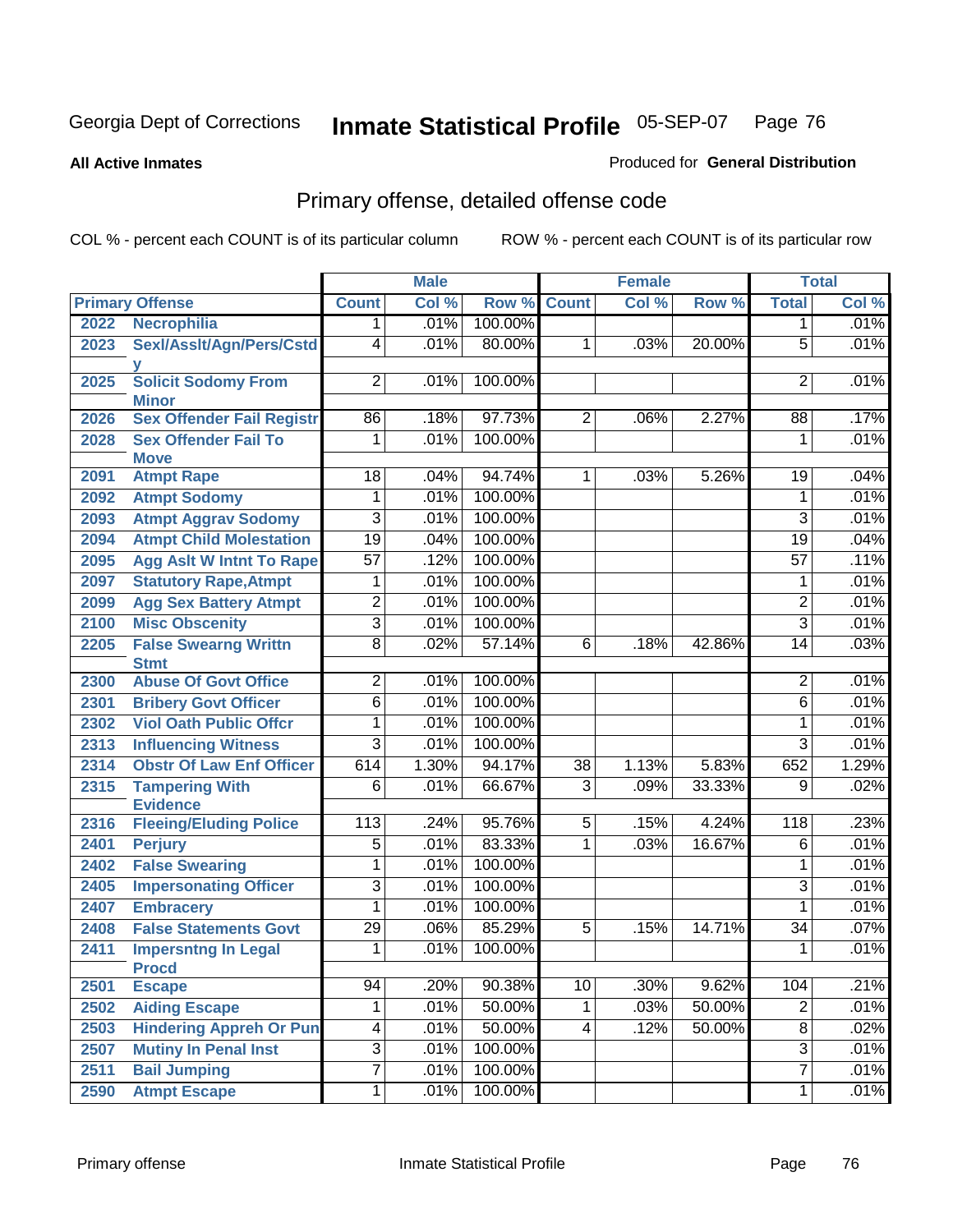Georgia Dept of Corrections **Inmate Statistical Profile** 05-SEP-07

**All Active Inmates**

Produced for **General Distribution**

## Primary offense, detailed offense code

COL % - percent each COUNT is of its particular column ROW % - percent each COUNT is of its particular row

| Primary Offense | | Male | | | Female | | | Total | |
|---|---|---|---|---|---|---|---|---|---|
| | | Count | Col % | Row % | Count | Col % | Row % | Total | Col % |
| 2022 | Necrophilia | 1 | .01% | 100.00% | | | | 1 | .01% |
| 2023 | Sexl/Asslt/Agn/Pers/Cstdy | 4 | .01% | 80.00% | 1 | .03% | 20.00% | 5 | .01% |
| 2025 | Solicit Sodomy From Minor | 2 | .01% | 100.00% | | | | 2 | .01% |
| 2026 | Sex Offender Fail Registr | 86 | .18% | 97.73% | 2 | .06% | 2.27% | 88 | .17% |
| 2028 | Sex Offender Fail To Move | 1 | .01% | 100.00% | | | | 1 | .01% |
| 2091 | Atmpt Rape | 18 | .04% | 94.74% | 1 | .03% | 5.26% | 19 | .04% |
| 2092 | Atmpt Sodomy | 1 | .01% | 100.00% | | | | 1 | .01% |
| 2093 | Atmpt Aggrav Sodomy | 3 | .01% | 100.00% | | | | 3 | .01% |
| 2094 | Atmpt Child Molestation | 19 | .04% | 100.00% | | | | 19 | .04% |
| 2095 | Agg Aslt W Intnt To Rape | 57 | .12% | 100.00% | | | | 57 | .11% |
| 2097 | Statutory Rape,Atmpt | 1 | .01% | 100.00% | | | | 1 | .01% |
| 2099 | Agg Sex Battery Atmpt | 2 | .01% | 100.00% | | | | 2 | .01% |
| 2100 | Misc Obscenity | 3 | .01% | 100.00% | | | | 3 | .01% |
| 2205 | False Swearng Writtn Stmt | 8 | .02% | 57.14% | 6 | .18% | 42.86% | 14 | .03% |
| 2300 | Abuse Of Govt Office | 2 | .01% | 100.00% | | | | 2 | .01% |
| 2301 | Bribery Govt Officer | 6 | .01% | 100.00% | | | | 6 | .01% |
| 2302 | Viol Oath Public Offcr | 1 | .01% | 100.00% | | | | 1 | .01% |
| 2313 | Influencing Witness | 3 | .01% | 100.00% | | | | 3 | .01% |
| 2314 | Obstr Of Law Enf Officer | 614 | 1.30% | 94.17% | 38 | 1.13% | 5.83% | 652 | 1.29% |
| 2315 | Tampering With Evidence | 6 | .01% | 66.67% | 3 | .09% | 33.33% | 9 | .02% |
| 2316 | Fleeing/Eluding Police | 113 | .24% | 95.76% | 5 | .15% | 4.24% | 118 | .23% |
| 2401 | Perjury | 5 | .01% | 83.33% | 1 | .03% | 16.67% | 6 | .01% |
| 2402 | False Swearing | 1 | .01% | 100.00% | | | | 1 | .01% |
| 2405 | Impersonating Officer | 3 | .01% | 100.00% | | | | 3 | .01% |
| 2407 | Embracery | 1 | .01% | 100.00% | | | | 1 | .01% |
| 2408 | False Statements Govt | 29 | .06% | 85.29% | 5 | .15% | 14.71% | 34 | .07% |
| 2411 | Impersntng In Legal Procd | 1 | .01% | 100.00% | | | | 1 | .01% |
| 2501 | Escape | 94 | .20% | 90.38% | 10 | .30% | 9.62% | 104 | .21% |
| 2502 | Aiding Escape | 1 | .01% | 50.00% | 1 | .03% | 50.00% | 2 | .01% |
| 2503 | Hindering Appreh Or Pun | 4 | .01% | 50.00% | 4 | .12% | 50.00% | 8 | .02% |
| 2507 | Mutiny In Penal Inst | 3 | .01% | 100.00% | | | | 3 | .01% |
| 2511 | Bail Jumping | 7 | .01% | 100.00% | | | | 7 | .01% |
| 2590 | Atmpt Escape | 1 | .01% | 100.00% | | | | 1 | .01% |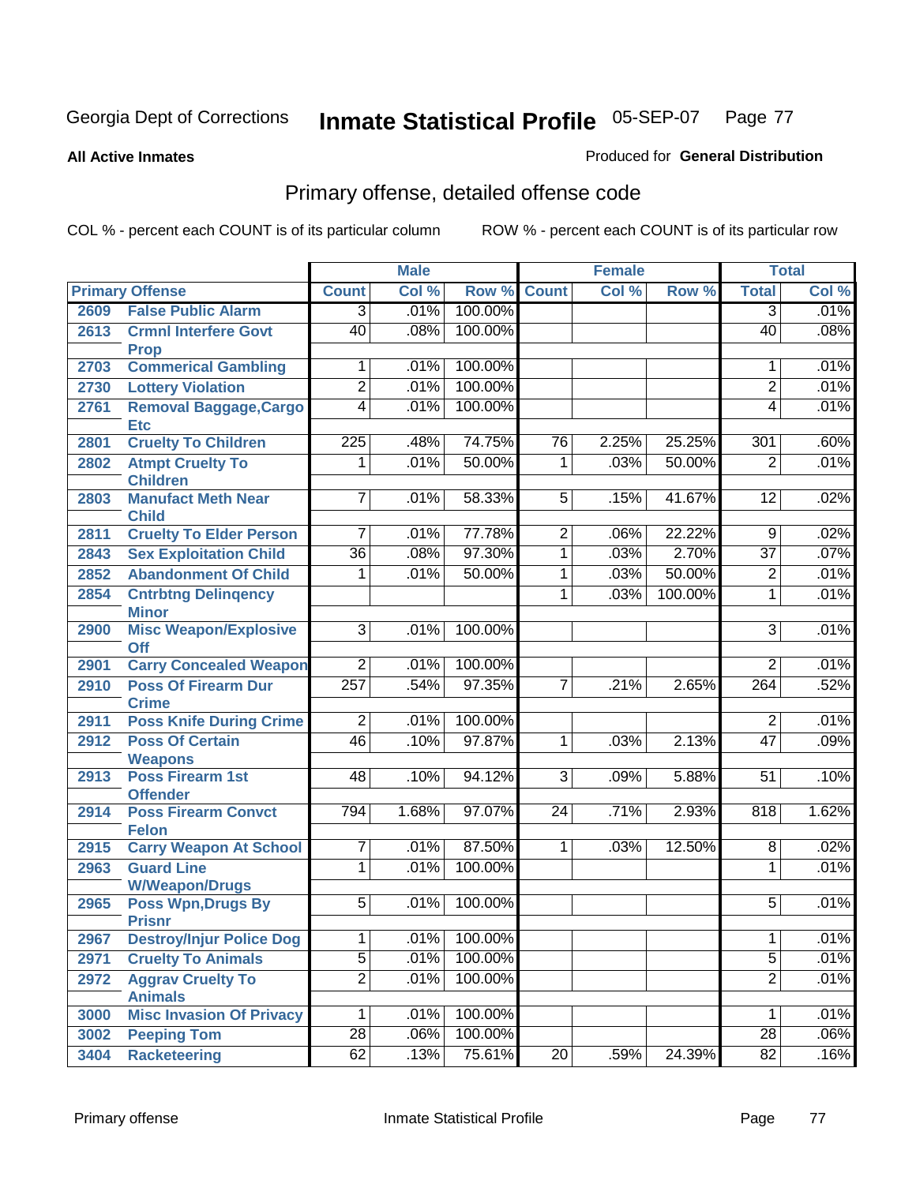Georgia Dept of Corrections **Inmate Statistical Profile** 05-SEP-07

**All Active Inmates**

Produced for **General Distribution**

## Primary offense, detailed offense code

COL % - percent each COUNT is of its particular column ROW % - percent each COUNT is of its particular row

| Primary Offense | | Male | | | Female | | | Total | |
|---|---|---|---|---|---|---|---|---|---|
| | | Count | Col % | Row % | Count | Col % | Row % | Total | Col % |
| 2609 | False Public Alarm | 3 | .01% | 100.00% | | | | 3 | .01% |
| 2613 | Crmnl Interfere Govt Prop | 40 | .08% | 100.00% | | | | 40 | .08% |
| 2703 | Commerical Gambling | 1 | .01% | 100.00% | | | | 1 | .01% |
| 2730 | Lottery Violation | 2 | .01% | 100.00% | | | | 2 | .01% |
| 2761 | Removal Baggage,Cargo Etc | 4 | .01% | 100.00% | | | | 4 | .01% |
| 2801 | Cruelty To Children | 225 | .48% | 74.75% | 76 | 2.25% | 25.25% | 301 | .60% |
| 2802 | Atmpt Cruelty To Children | 1 | .01% | 50.00% | 1 | .03% | 50.00% | 2 | .01% |
| 2803 | Manufact Meth Near Child | 7 | .01% | 58.33% | 5 | .15% | 41.67% | 12 | .02% |
| 2811 | Cruelty To Elder Person | 7 | .01% | 77.78% | 2 | .06% | 22.22% | 9 | .02% |
| 2843 | Sex Exploitation Child | 36 | .08% | 97.30% | 1 | .03% | 2.70% | 37 | .07% |
| 2852 | Abandonment Of Child | 1 | .01% | 50.00% | 1 | .03% | 50.00% | 2 | .01% |
| 2854 | Cntrbtng Delinqency Minor | | | | 1 | .03% | 100.00% | 1 | .01% |
| 2900 | Misc Weapon/Explosive Off | 3 | .01% | 100.00% | | | | 3 | .01% |
| 2901 | Carry Concealed Weapon | 2 | .01% | 100.00% | | | | 2 | .01% |
| 2910 | Poss Of Firearm Dur Crime | 257 | .54% | 97.35% | 7 | .21% | 2.65% | 264 | .52% |
| 2911 | Poss Knife During Crime | 2 | .01% | 100.00% | | | | 2 | .01% |
| 2912 | Poss Of Certain Weapons | 46 | .10% | 97.87% | 1 | .03% | 2.13% | 47 | .09% |
| 2913 | Poss Firearm 1st Offender | 48 | .10% | 94.12% | 3 | .09% | 5.88% | 51 | .10% |
| 2914 | Poss Firearm Convct Felon | 794 | 1.68% | 97.07% | 24 | .71% | 2.93% | 818 | 1.62% |
| 2915 | Carry Weapon At School | 7 | .01% | 87.50% | 1 | .03% | 12.50% | 8 | .02% |
| 2963 | Guard Line W/Weapon/Drugs | 1 | .01% | 100.00% | | | | 1 | .01% |
| 2965 | Poss Wpn,Drugs By Prisnr | 5 | .01% | 100.00% | | | | 5 | .01% |
| 2967 | Destroy/Injur Police Dog | 1 | .01% | 100.00% | | | | 1 | .01% |
| 2971 | Cruelty To Animals | 5 | .01% | 100.00% | | | | 5 | .01% |
| 2972 | Aggrav Cruelty To Animals | 2 | .01% | 100.00% | | | | 2 | .01% |
| 3000 | Misc Invasion Of Privacy | 1 | .01% | 100.00% | | | | 1 | .01% |
| 3002 | Peeping Tom | 28 | .06% | 100.00% | | | | 28 | .06% |
| 3404 | Racketeering | 62 | .13% | 75.61% | 20 | .59% | 24.39% | 82 | .16% |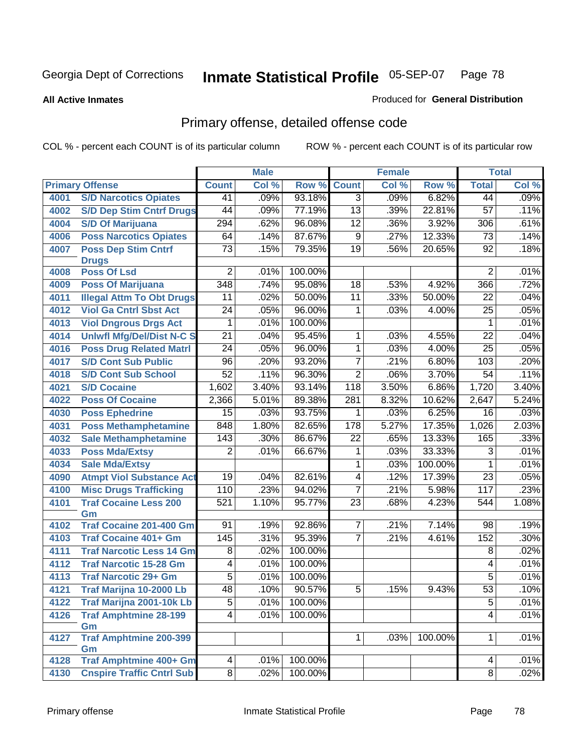Georgia Dept of Corrections **Inmate Statistical Profile** 05-SEP-07

**All Active Inmates**

Produced for **General Distribution**

## Primary offense, detailed offense code

COL % - percent each COUNT is of its particular column ROW % - percent each COUNT is of its particular row

| Primary Offense | | Male | | | Female | | | Total | |
|---|---|---|---|---|---|---|---|---|---|
| | | Count | Col % | Row % | Count | Col % | Row % | Total | Col % |
| 4001 | S/D Narcotics Opiates | 41 | .09% | 93.18% | 3 | .09% | 6.82% | 44 | .09% |
| 4002 | S/D Dep Stim Cntrf Drugs | 44 | .09% | 77.19% | 13 | .39% | 22.81% | 57 | .11% |
| 4004 | S/D Of Marijuana | 294 | .62% | 96.08% | 12 | .36% | 3.92% | 306 | .61% |
| 4006 | Poss Narcotics Opiates | 64 | .14% | 87.67% | 9 | .27% | 12.33% | 73 | .14% |
| 4007 | Poss Dep Stim Cntrf Drugs | 73 | .15% | 79.35% | 19 | .56% | 20.65% | 92 | .18% |
| 4008 | Poss Of Lsd | 2 | .01% | 100.00% | | | | 2 | .01% |
| 4009 | Poss Of Marijuana | 348 | .74% | 95.08% | 18 | .53% | 4.92% | 366 | .72% |
| 4011 | Illegal Attm To Obt Drugs | 11 | .02% | 50.00% | 11 | .33% | 50.00% | 22 | .04% |
| 4012 | Viol Ga Cntrl Sbst Act | 24 | .05% | 96.00% | 1 | .03% | 4.00% | 25 | .05% |
| 4013 | Viol Dngrous Drgs Act | 1 | .01% | 100.00% | | | | 1 | .01% |
| 4014 | Unlwfl Mfg/Del/Dist N-C S | 21 | .04% | 95.45% | 1 | .03% | 4.55% | 22 | .04% |
| 4016 | Poss Drug Related Matrl | 24 | .05% | 96.00% | 1 | .03% | 4.00% | 25 | .05% |
| 4017 | S/D Cont Sub Public | 96 | .20% | 93.20% | 7 | .21% | 6.80% | 103 | .20% |
| 4018 | S/D Cont Sub School | 52 | .11% | 96.30% | 2 | .06% | 3.70% | 54 | .11% |
| 4021 | S/D Cocaine | 1,602 | 3.40% | 93.14% | 118 | 3.50% | 6.86% | 1,720 | 3.40% |
| 4022 | Poss Of Cocaine | 2,366 | 5.01% | 89.38% | 281 | 8.32% | 10.62% | 2,647 | 5.24% |
| 4030 | Poss Ephedrine | 15 | .03% | 93.75% | 1 | .03% | 6.25% | 16 | .03% |
| 4031 | Poss Methamphetamine | 848 | 1.80% | 82.65% | 178 | 5.27% | 17.35% | 1,026 | 2.03% |
| 4032 | Sale Methamphetamine | 143 | .30% | 86.67% | 22 | .65% | 13.33% | 165 | .33% |
| 4033 | Poss Mda/Extsy | 2 | .01% | 66.67% | 1 | .03% | 33.33% | 3 | .01% |
| 4034 | Sale Mda/Extsy | | | | 1 | .03% | 100.00% | 1 | .01% |
| 4090 | Atmpt Viol Substance Act | 19 | .04% | 82.61% | 4 | .12% | 17.39% | 23 | .05% |
| 4100 | Misc Drugs Trafficking | 110 | .23% | 94.02% | 7 | .21% | 5.98% | 117 | .23% |
| 4101 | Traf Cocaine Less 200 Gm | 521 | 1.10% | 95.77% | 23 | .68% | 4.23% | 544 | 1.08% |
| 4102 | Traf Cocaine 201-400 Gm | 91 | .19% | 92.86% | 7 | .21% | 7.14% | 98 | .19% |
| 4103 | Traf Cocaine 401+ Gm | 145 | .31% | 95.39% | 7 | .21% | 4.61% | 152 | .30% |
| 4111 | Traf Narcotic Less 14 Gm | 8 | .02% | 100.00% | | | | 8 | .02% |
| 4112 | Traf Narcotic 15-28 Gm | 4 | .01% | 100.00% | | | | 4 | .01% |
| 4113 | Traf Narcotic 29+ Gm | 5 | .01% | 100.00% | | | | 5 | .01% |
| 4121 | Traf Marijna 10-2000 Lb | 48 | .10% | 90.57% | 5 | .15% | 9.43% | 53 | .10% |
| 4122 | Traf Marijna 2001-10k Lb | 5 | .01% | 100.00% | | | | 5 | .01% |
| 4126 | Traf Amphtmine 28-199 Gm | 4 | .01% | 100.00% | | | | 4 | .01% |
| 4127 | Traf Amphtmine 200-399 Gm | | | | 1 | .03% | 100.00% | 1 | .01% |
| 4128 | Traf Amphtmine 400+ Gm | 4 | .01% | 100.00% | | | | 4 | .01% |
| 4130 | Cnspire Traffic Cntrl Sub | 8 | .02% | 100.00% | | | | 8 | .02% |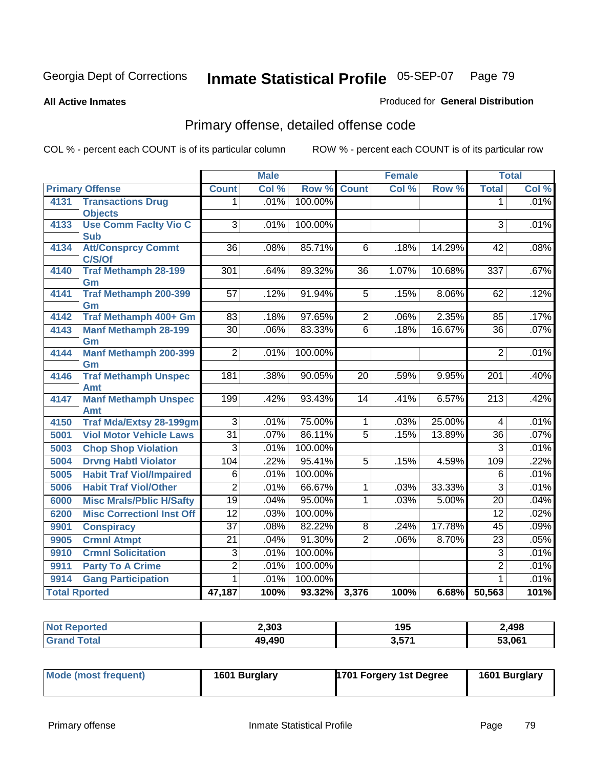Georgia Dept of Corrections **Inmate Statistical Profile** 05-SEP-07

**All Active Inmates**

Produced for **General Distribution**

## Primary offense, detailed offense code

COL % - percent each COUNT is of its particular column

ROW % - percent each COUNT is of its particular row

| Primary Offense | | Male | | | Female | | | Total | |
|---|---|---|---|---|---|---|---|---|---|
| | | Count | Col % | Row % | Count | Col % | Row % | Total | Col % |
| 4131 | Transactions Drug Objects | 1 | .01% | 100.00% | | | | 1 | .01% |
| 4133 | Use Comm Faclty Vio C Sub | 3 | .01% | 100.00% | | | | 3 | .01% |
| 4134 | Att/Consprcy Commt C/S/Of | 36 | .08% | 85.71% | 6 | .18% | 14.29% | 42 | .08% |
| 4140 | Traf Methamph 28-199 Gm | 301 | .64% | 89.32% | 36 | 1.07% | 10.68% | 337 | .67% |
| 4141 | Traf Methamph 200-399 Gm | 57 | .12% | 91.94% | 5 | .15% | 8.06% | 62 | .12% |
| 4142 | Traf Methamph 400+ Gm | 83 | .18% | 97.65% | 2 | .06% | 2.35% | 85 | .17% |
| 4143 | Manf Methamph 28-199 Gm | 30 | .06% | 83.33% | 6 | .18% | 16.67% | 36 | .07% |
| 4144 | Manf Methamph 200-399 Gm | 2 | .01% | 100.00% | | | | 2 | .01% |
| 4146 | Traf Methamph Unspec Amt | 181 | .38% | 90.05% | 20 | .59% | 9.95% | 201 | .40% |
| 4147 | Manf Methamph Unspec Amt | 199 | .42% | 93.43% | 14 | .41% | 6.57% | 213 | .42% |
| 4150 | Traf Mda/Extsy 28-199gm | 3 | .01% | 75.00% | 1 | .03% | 25.00% | 4 | .01% |
| 5001 | Viol Motor Vehicle Laws | 31 | .07% | 86.11% | 5 | .15% | 13.89% | 36 | .07% |
| 5003 | Chop Shop Violation | 3 | .01% | 100.00% | | | | 3 | .01% |
| 5004 | Drvng Habtl Violator | 104 | .22% | 95.41% | 5 | .15% | 4.59% | 109 | .22% |
| 5005 | Habit Traf Viol/Impaired | 6 | .01% | 100.00% | | | | 6 | .01% |
| 5006 | Habit Traf Viol/Other | 2 | .01% | 66.67% | 1 | .03% | 33.33% | 3 | .01% |
| 6000 | Misc Mrals/Pblic H/Safty | 19 | .04% | 95.00% | 1 | .03% | 5.00% | 20 | .04% |
| 6200 | Misc Correctionl Inst Off | 12 | .03% | 100.00% | | | | 12 | .02% |
| 9901 | Conspiracy | 37 | .08% | 82.22% | 8 | .24% | 17.78% | 45 | .09% |
| 9905 | Crmnl Atmpt | 21 | .04% | 91.30% | 2 | .06% | 8.70% | 23 | .05% |
| 9910 | Crmnl Solicitation | 3 | .01% | 100.00% | | | | 3 | .01% |
| 9911 | Party To A Crime | 2 | .01% | 100.00% | | | | 2 | .01% |
| 9914 | Gang Participation | 1 | .01% | 100.00% | | | | 1 | .01% |
| **Total Rported** | | **47,187** | **100%** | **93.32%** | **3,376** | **100%** | **6.68%** | **50,563** | **101%** |

| | Male | Female | Total |
|---|---|---|---|
| **Not Reported** | **2,303** | **195** | **2,498** |
| **Grand Total** | **49,490** | **3,571** | **53,061** |

| | Male | Female | Total |
|---|---|---|---|
| **Mode (most frequent)** | **1601 Burglary** | **1701 Forgery 1st Degree** | **1601 Burglary** |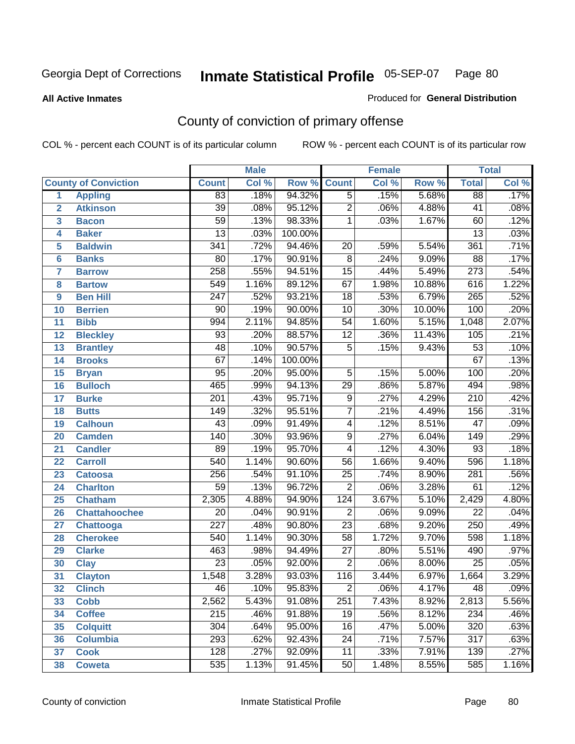# Georgia Dept of Corrections **Inmate Statistical Profile** 05-SEP-07

**All Active Inmates** Produced for **General Distribution**

## County of conviction of primary offense

COL % - percent each COUNT is of its particular column ROW % - percent each COUNT is of its particular row

| | | Male | | | Female | | | Total | |
|---|---|---|---|---|---|---|---|---|---|
| **County of Conviction** | | **Count** | **Col %** | **Row %** | **Count** | **Col %** | **Row %** | **Total** | **Col %** |
| 1 | Appling | 83 | .18% | 94.32% | 5 | .15% | 5.68% | 88 | .17% |
| 2 | Atkinson | 39 | .08% | 95.12% | 2 | .06% | 4.88% | 41 | .08% |
| 3 | Bacon | 59 | .13% | 98.33% | 1 | .03% | 1.67% | 60 | .12% |
| 4 | Baker | 13 | .03% | 100.00% | | | | 13 | .03% |
| 5 | Baldwin | 341 | .72% | 94.46% | 20 | .59% | 5.54% | 361 | .71% |
| 6 | Banks | 80 | .17% | 90.91% | 8 | .24% | 9.09% | 88 | .17% |
| 7 | Barrow | 258 | .55% | 94.51% | 15 | .44% | 5.49% | 273 | .54% |
| 8 | Bartow | 549 | 1.16% | 89.12% | 67 | 1.98% | 10.88% | 616 | 1.22% |
| 9 | Ben Hill | 247 | .52% | 93.21% | 18 | .53% | 6.79% | 265 | .52% |
| 10 | Berrien | 90 | .19% | 90.00% | 10 | .30% | 10.00% | 100 | .20% |
| 11 | Bibb | 994 | 2.11% | 94.85% | 54 | 1.60% | 5.15% | 1,048 | 2.07% |
| 12 | Bleckley | 93 | .20% | 88.57% | 12 | .36% | 11.43% | 105 | .21% |
| 13 | Brantley | 48 | .10% | 90.57% | 5 | .15% | 9.43% | 53 | .10% |
| 14 | Brooks | 67 | .14% | 100.00% | | | | 67 | .13% |
| 15 | Bryan | 95 | .20% | 95.00% | 5 | .15% | 5.00% | 100 | .20% |
| 16 | Bulloch | 465 | .99% | 94.13% | 29 | .86% | 5.87% | 494 | .98% |
| 17 | Burke | 201 | .43% | 95.71% | 9 | .27% | 4.29% | 210 | .42% |
| 18 | Butts | 149 | .32% | 95.51% | 7 | .21% | 4.49% | 156 | .31% |
| 19 | Calhoun | 43 | .09% | 91.49% | 4 | .12% | 8.51% | 47 | .09% |
| 20 | Camden | 140 | .30% | 93.96% | 9 | .27% | 6.04% | 149 | .29% |
| 21 | Candler | 89 | .19% | 95.70% | 4 | .12% | 4.30% | 93 | .18% |
| 22 | Carroll | 540 | 1.14% | 90.60% | 56 | 1.66% | 9.40% | 596 | 1.18% |
| 23 | Catoosa | 256 | .54% | 91.10% | 25 | .74% | 8.90% | 281 | .56% |
| 24 | Charlton | 59 | .13% | 96.72% | 2 | .06% | 3.28% | 61 | .12% |
| 25 | Chatham | 2,305 | 4.88% | 94.90% | 124 | 3.67% | 5.10% | 2,429 | 4.80% |
| 26 | Chattahoochee | 20 | .04% | 90.91% | 2 | .06% | 9.09% | 22 | .04% |
| 27 | Chattooga | 227 | .48% | 90.80% | 23 | .68% | 9.20% | 250 | .49% |
| 28 | Cherokee | 540 | 1.14% | 90.30% | 58 | 1.72% | 9.70% | 598 | 1.18% |
| 29 | Clarke | 463 | .98% | 94.49% | 27 | .80% | 5.51% | 490 | .97% |
| 30 | Clay | 23 | .05% | 92.00% | 2 | .06% | 8.00% | 25 | .05% |
| 31 | Clayton | 1,548 | 3.28% | 93.03% | 116 | 3.44% | 6.97% | 1,664 | 3.29% |
| 32 | Clinch | 46 | .10% | 95.83% | 2 | .06% | 4.17% | 48 | .09% |
| 33 | Cobb | 2,562 | 5.43% | 91.08% | 251 | 7.43% | 8.92% | 2,813 | 5.56% |
| 34 | Coffee | 215 | .46% | 91.88% | 19 | .56% | 8.12% | 234 | .46% |
| 35 | Colquitt | 304 | .64% | 95.00% | 16 | .47% | 5.00% | 320 | .63% |
| 36 | Columbia | 293 | .62% | 92.43% | 24 | .71% | 7.57% | 317 | .63% |
| 37 | Cook | 128 | .27% | 92.09% | 11 | .33% | 7.91% | 139 | .27% |
| 38 | Coweta | 535 | 1.13% | 91.45% | 50 | 1.48% | 8.55% | 585 | 1.16% |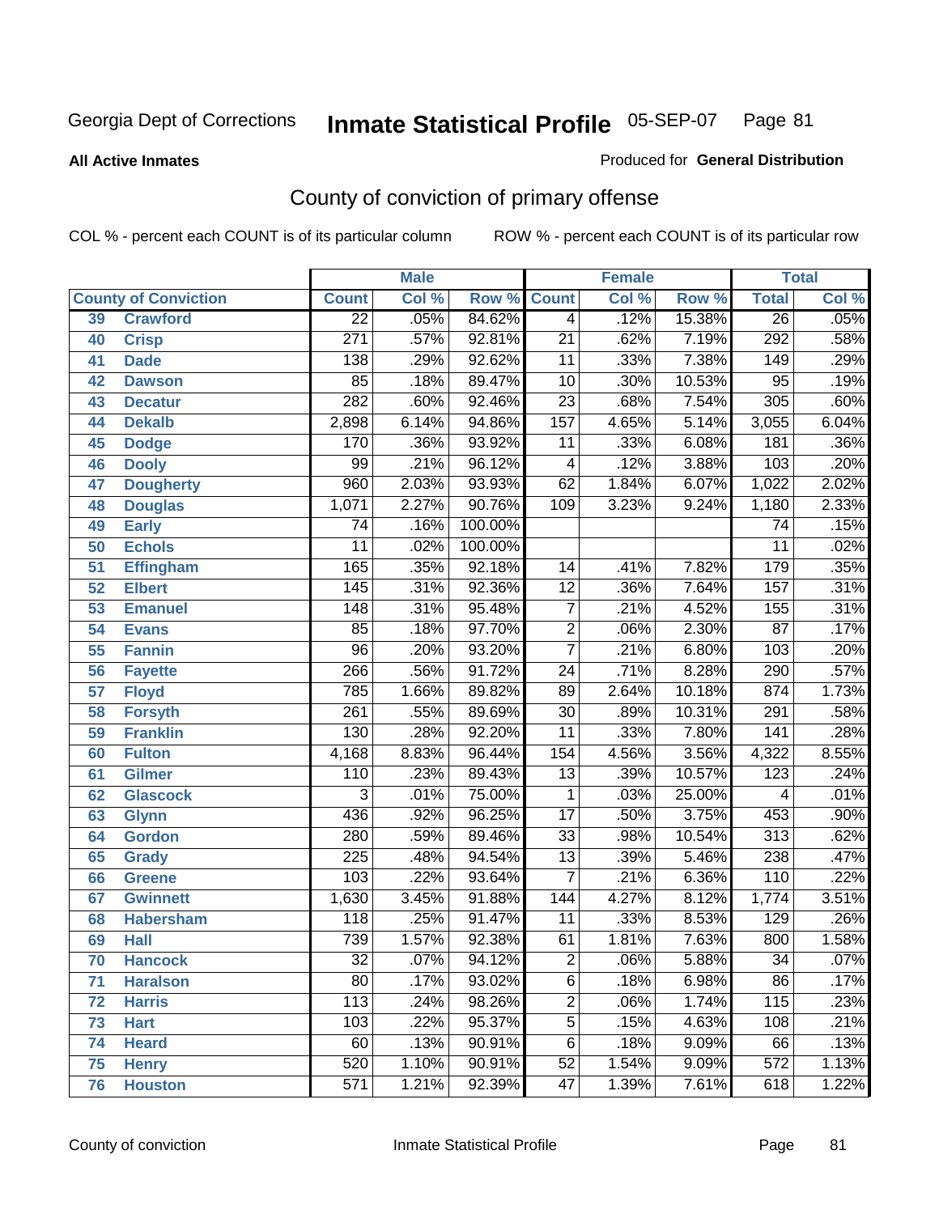Georgia Dept of Corrections **Inmate Statistical Profile** 05-SEP-07

**All Active Inmates**

Produced for **General Distribution**

## County of conviction of primary offense

COL % - percent each COUNT is of its particular column ROW % - percent each COUNT is of its particular row

| County of Conviction | | Male | | | Female | | | Total | |
|---|---|---|---|---|---|---|---|---|---|
| | | Count | Col % | Row % | Count | Col % | Row % | Total | Col % |
| 39 | Crawford | 22 | .05% | 84.62% | 4 | .12% | 15.38% | 26 | .05% |
| 40 | Crisp | 271 | .57% | 92.81% | 21 | .62% | 7.19% | 292 | .58% |
| 41 | Dade | 138 | .29% | 92.62% | 11 | .33% | 7.38% | 149 | .29% |
| 42 | Dawson | 85 | .18% | 89.47% | 10 | .30% | 10.53% | 95 | .19% |
| 43 | Decatur | 282 | .60% | 92.46% | 23 | .68% | 7.54% | 305 | .60% |
| 44 | Dekalb | 2,898 | 6.14% | 94.86% | 157 | 4.65% | 5.14% | 3,055 | 6.04% |
| 45 | Dodge | 170 | .36% | 93.92% | 11 | .33% | 6.08% | 181 | .36% |
| 46 | Dooly | 99 | .21% | 96.12% | 4 | .12% | 3.88% | 103 | .20% |
| 47 | Dougherty | 960 | 2.03% | 93.93% | 62 | 1.84% | 6.07% | 1,022 | 2.02% |
| 48 | Douglas | 1,071 | 2.27% | 90.76% | 109 | 3.23% | 9.24% | 1,180 | 2.33% |
| 49 | Early | 74 | .16% | 100.00% | | | | 74 | .15% |
| 50 | Echols | 11 | .02% | 100.00% | | | | 11 | .02% |
| 51 | Effingham | 165 | .35% | 92.18% | 14 | .41% | 7.82% | 179 | .35% |
| 52 | Elbert | 145 | .31% | 92.36% | 12 | .36% | 7.64% | 157 | .31% |
| 53 | Emanuel | 148 | .31% | 95.48% | 7 | .21% | 4.52% | 155 | .31% |
| 54 | Evans | 85 | .18% | 97.70% | 2 | .06% | 2.30% | 87 | .17% |
| 55 | Fannin | 96 | .20% | 93.20% | 7 | .21% | 6.80% | 103 | .20% |
| 56 | Fayette | 266 | .56% | 91.72% | 24 | .71% | 8.28% | 290 | .57% |
| 57 | Floyd | 785 | 1.66% | 89.82% | 89 | 2.64% | 10.18% | 874 | 1.73% |
| 58 | Forsyth | 261 | .55% | 89.69% | 30 | .89% | 10.31% | 291 | .58% |
| 59 | Franklin | 130 | .28% | 92.20% | 11 | .33% | 7.80% | 141 | .28% |
| 60 | Fulton | 4,168 | 8.83% | 96.44% | 154 | 4.56% | 3.56% | 4,322 | 8.55% |
| 61 | Gilmer | 110 | .23% | 89.43% | 13 | .39% | 10.57% | 123 | .24% |
| 62 | Glascock | 3 | .01% | 75.00% | 1 | .03% | 25.00% | 4 | .01% |
| 63 | Glynn | 436 | .92% | 96.25% | 17 | .50% | 3.75% | 453 | .90% |
| 64 | Gordon | 280 | .59% | 89.46% | 33 | .98% | 10.54% | 313 | .62% |
| 65 | Grady | 225 | .48% | 94.54% | 13 | .39% | 5.46% | 238 | .47% |
| 66 | Greene | 103 | .22% | 93.64% | 7 | .21% | 6.36% | 110 | .22% |
| 67 | Gwinnett | 1,630 | 3.45% | 91.88% | 144 | 4.27% | 8.12% | 1,774 | 3.51% |
| 68 | Habersham | 118 | .25% | 91.47% | 11 | .33% | 8.53% | 129 | .26% |
| 69 | Hall | 739 | 1.57% | 92.38% | 61 | 1.81% | 7.63% | 800 | 1.58% |
| 70 | Hancock | 32 | .07% | 94.12% | 2 | .06% | 5.88% | 34 | .07% |
| 71 | Haralson | 80 | .17% | 93.02% | 6 | .18% | 6.98% | 86 | .17% |
| 72 | Harris | 113 | .24% | 98.26% | 2 | .06% | 1.74% | 115 | .23% |
| 73 | Hart | 103 | .22% | 95.37% | 5 | .15% | 4.63% | 108 | .21% |
| 74 | Heard | 60 | .13% | 90.91% | 6 | .18% | 9.09% | 66 | .13% |
| 75 | Henry | 520 | 1.10% | 90.91% | 52 | 1.54% | 9.09% | 572 | 1.13% |
| 76 | Houston | 571 | 1.21% | 92.39% | 47 | 1.39% | 7.61% | 618 | 1.22% |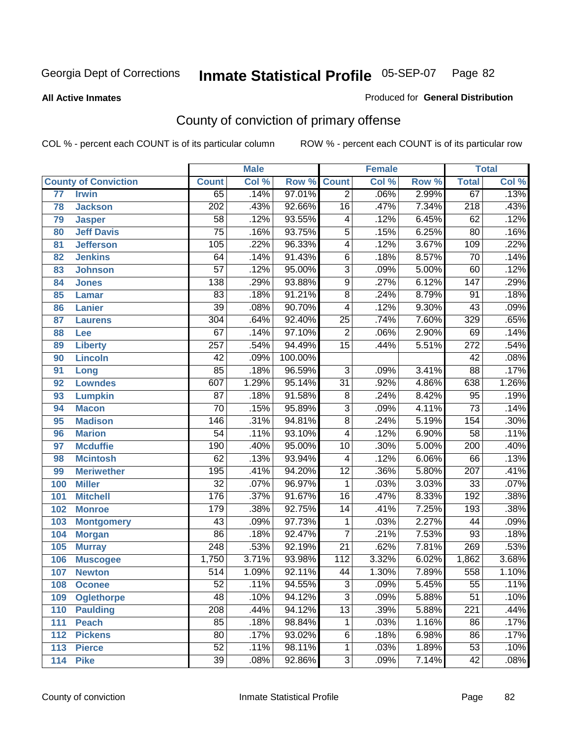Georgia Dept of Corrections **Inmate Statistical Profile** 05-SEP-07

**All Active Inmates**

Produced for **General Distribution**

## County of conviction of primary offense

COL % - percent each COUNT is of its particular column     ROW % - percent each COUNT is of its particular row

| | | Male | | | Female | | | Total | |
|---|---|---|---|---|---|---|---|---|---|
| **County of Conviction** | | **Count** | **Col %** | **Row %** | **Count** | **Col %** | **Row %** | **Total** | **Col %** |
| 77 | Irwin | 65 | .14% | 97.01% | 2 | .06% | 2.99% | 67 | .13% |
| 78 | Jackson | 202 | .43% | 92.66% | 16 | .47% | 7.34% | 218 | .43% |
| 79 | Jasper | 58 | .12% | 93.55% | 4 | .12% | 6.45% | 62 | .12% |
| 80 | Jeff Davis | 75 | .16% | 93.75% | 5 | .15% | 6.25% | 80 | .16% |
| 81 | Jefferson | 105 | .22% | 96.33% | 4 | .12% | 3.67% | 109 | .22% |
| 82 | Jenkins | 64 | .14% | 91.43% | 6 | .18% | 8.57% | 70 | .14% |
| 83 | Johnson | 57 | .12% | 95.00% | 3 | .09% | 5.00% | 60 | .12% |
| 84 | Jones | 138 | .29% | 93.88% | 9 | .27% | 6.12% | 147 | .29% |
| 85 | Lamar | 83 | .18% | 91.21% | 8 | .24% | 8.79% | 91 | .18% |
| 86 | Lanier | 39 | .08% | 90.70% | 4 | .12% | 9.30% | 43 | .09% |
| 87 | Laurens | 304 | .64% | 92.40% | 25 | .74% | 7.60% | 329 | .65% |
| 88 | Lee | 67 | .14% | 97.10% | 2 | .06% | 2.90% | 69 | .14% |
| 89 | Liberty | 257 | .54% | 94.49% | 15 | .44% | 5.51% | 272 | .54% |
| 90 | Lincoln | 42 | .09% | 100.00% | | | | 42 | .08% |
| 91 | Long | 85 | .18% | 96.59% | 3 | .09% | 3.41% | 88 | .17% |
| 92 | Lowndes | 607 | 1.29% | 95.14% | 31 | .92% | 4.86% | 638 | 1.26% |
| 93 | Lumpkin | 87 | .18% | 91.58% | 8 | .24% | 8.42% | 95 | .19% |
| 94 | Macon | 70 | .15% | 95.89% | 3 | .09% | 4.11% | 73 | .14% |
| 95 | Madison | 146 | .31% | 94.81% | 8 | .24% | 5.19% | 154 | .30% |
| 96 | Marion | 54 | .11% | 93.10% | 4 | .12% | 6.90% | 58 | .11% |
| 97 | Mcduffie | 190 | .40% | 95.00% | 10 | .30% | 5.00% | 200 | .40% |
| 98 | Mcintosh | 62 | .13% | 93.94% | 4 | .12% | 6.06% | 66 | .13% |
| 99 | Meriwether | 195 | .41% | 94.20% | 12 | .36% | 5.80% | 207 | .41% |
| 100 | Miller | 32 | .07% | 96.97% | 1 | .03% | 3.03% | 33 | .07% |
| 101 | Mitchell | 176 | .37% | 91.67% | 16 | .47% | 8.33% | 192 | .38% |
| 102 | Monroe | 179 | .38% | 92.75% | 14 | .41% | 7.25% | 193 | .38% |
| 103 | Montgomery | 43 | .09% | 97.73% | 1 | .03% | 2.27% | 44 | .09% |
| 104 | Morgan | 86 | .18% | 92.47% | 7 | .21% | 7.53% | 93 | .18% |
| 105 | Murray | 248 | .53% | 92.19% | 21 | .62% | 7.81% | 269 | .53% |
| 106 | Muscogee | 1,750 | 3.71% | 93.98% | 112 | 3.32% | 6.02% | 1,862 | 3.68% |
| 107 | Newton | 514 | 1.09% | 92.11% | 44 | 1.30% | 7.89% | 558 | 1.10% |
| 108 | Oconee | 52 | .11% | 94.55% | 3 | .09% | 5.45% | 55 | .11% |
| 109 | Oglethorpe | 48 | .10% | 94.12% | 3 | .09% | 5.88% | 51 | .10% |
| 110 | Paulding | 208 | .44% | 94.12% | 13 | .39% | 5.88% | 221 | .44% |
| 111 | Peach | 85 | .18% | 98.84% | 1 | .03% | 1.16% | 86 | .17% |
| 112 | Pickens | 80 | .17% | 93.02% | 6 | .18% | 6.98% | 86 | .17% |
| 113 | Pierce | 52 | .11% | 98.11% | 1 | .03% | 1.89% | 53 | .10% |
| 114 | Pike | 39 | .08% | 92.86% | 3 | .09% | 7.14% | 42 | .08% |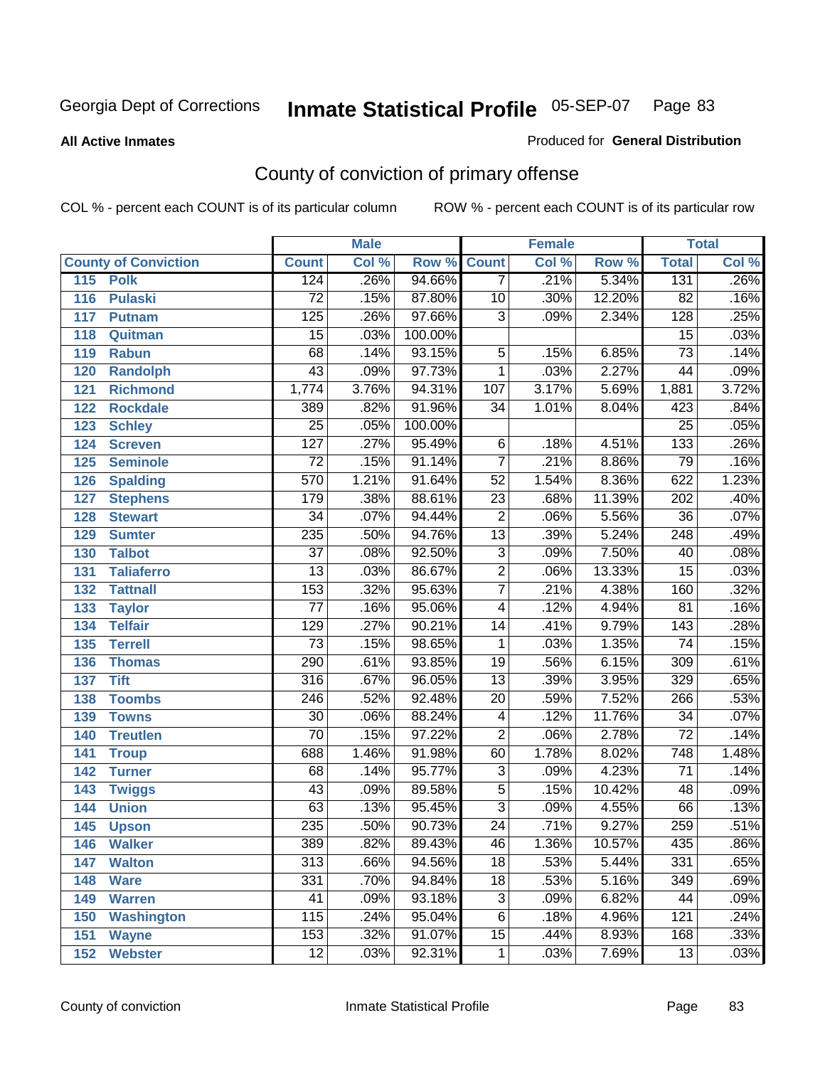Georgia Dept of Corrections **Inmate Statistical Profile** 05-SEP-07

**All Active Inmates**

Produced for **General Distribution**

## County of conviction of primary offense

COL % - percent each COUNT is of its particular column

ROW % - percent each COUNT is of its particular row

| County of Conviction | Male | | | Female | | | Total | |
|---|---|---|---|---|---|---|---|---|
| | Count | Col % | Row % | Count | Col % | Row % | Total | Col % |
| 115 Polk | 124 | .26% | 94.66% | 7 | .21% | 5.34% | 131 | .26% |
| 116 Pulaski | 72 | .15% | 87.80% | 10 | .30% | 12.20% | 82 | .16% |
| 117 Putnam | 125 | .26% | 97.66% | 3 | .09% | 2.34% | 128 | .25% |
| 118 Quitman | 15 | .03% | 100.00% | | | | 15 | .03% |
| 119 Rabun | 68 | .14% | 93.15% | 5 | .15% | 6.85% | 73 | .14% |
| 120 Randolph | 43 | .09% | 97.73% | 1 | .03% | 2.27% | 44 | .09% |
| 121 Richmond | 1,774 | 3.76% | 94.31% | 107 | 3.17% | 5.69% | 1,881 | 3.72% |
| 122 Rockdale | 389 | .82% | 91.96% | 34 | 1.01% | 8.04% | 423 | .84% |
| 123 Schley | 25 | .05% | 100.00% | | | | 25 | .05% |
| 124 Screven | 127 | .27% | 95.49% | 6 | .18% | 4.51% | 133 | .26% |
| 125 Seminole | 72 | .15% | 91.14% | 7 | .21% | 8.86% | 79 | .16% |
| 126 Spalding | 570 | 1.21% | 91.64% | 52 | 1.54% | 8.36% | 622 | 1.23% |
| 127 Stephens | 179 | .38% | 88.61% | 23 | .68% | 11.39% | 202 | .40% |
| 128 Stewart | 34 | .07% | 94.44% | 2 | .06% | 5.56% | 36 | .07% |
| 129 Sumter | 235 | .50% | 94.76% | 13 | .39% | 5.24% | 248 | .49% |
| 130 Talbot | 37 | .08% | 92.50% | 3 | .09% | 7.50% | 40 | .08% |
| 131 Taliaferro | 13 | .03% | 86.67% | 2 | .06% | 13.33% | 15 | .03% |
| 132 Tattnall | 153 | .32% | 95.63% | 7 | .21% | 4.38% | 160 | .32% |
| 133 Taylor | 77 | .16% | 95.06% | 4 | .12% | 4.94% | 81 | .16% |
| 134 Telfair | 129 | .27% | 90.21% | 14 | .41% | 9.79% | 143 | .28% |
| 135 Terrell | 73 | .15% | 98.65% | 1 | .03% | 1.35% | 74 | .15% |
| 136 Thomas | 290 | .61% | 93.85% | 19 | .56% | 6.15% | 309 | .61% |
| 137 Tift | 316 | .67% | 96.05% | 13 | .39% | 3.95% | 329 | .65% |
| 138 Toombs | 246 | .52% | 92.48% | 20 | .59% | 7.52% | 266 | .53% |
| 139 Towns | 30 | .06% | 88.24% | 4 | .12% | 11.76% | 34 | .07% |
| 140 Treutlen | 70 | .15% | 97.22% | 2 | .06% | 2.78% | 72 | .14% |
| 141 Troup | 688 | 1.46% | 91.98% | 60 | 1.78% | 8.02% | 748 | 1.48% |
| 142 Turner | 68 | .14% | 95.77% | 3 | .09% | 4.23% | 71 | .14% |
| 143 Twiggs | 43 | .09% | 89.58% | 5 | .15% | 10.42% | 48 | .09% |
| 144 Union | 63 | .13% | 95.45% | 3 | .09% | 4.55% | 66 | .13% |
| 145 Upson | 235 | .50% | 90.73% | 24 | .71% | 9.27% | 259 | .51% |
| 146 Walker | 389 | .82% | 89.43% | 46 | 1.36% | 10.57% | 435 | .86% |
| 147 Walton | 313 | .66% | 94.56% | 18 | .53% | 5.44% | 331 | .65% |
| 148 Ware | 331 | .70% | 94.84% | 18 | .53% | 5.16% | 349 | .69% |
| 149 Warren | 41 | .09% | 93.18% | 3 | .09% | 6.82% | 44 | .09% |
| 150 Washington | 115 | .24% | 95.04% | 6 | .18% | 4.96% | 121 | .24% |
| 151 Wayne | 153 | .32% | 91.07% | 15 | .44% | 8.93% | 168 | .33% |
| 152 Webster | 12 | .03% | 92.31% | 1 | .03% | 7.69% | 13 | .03% |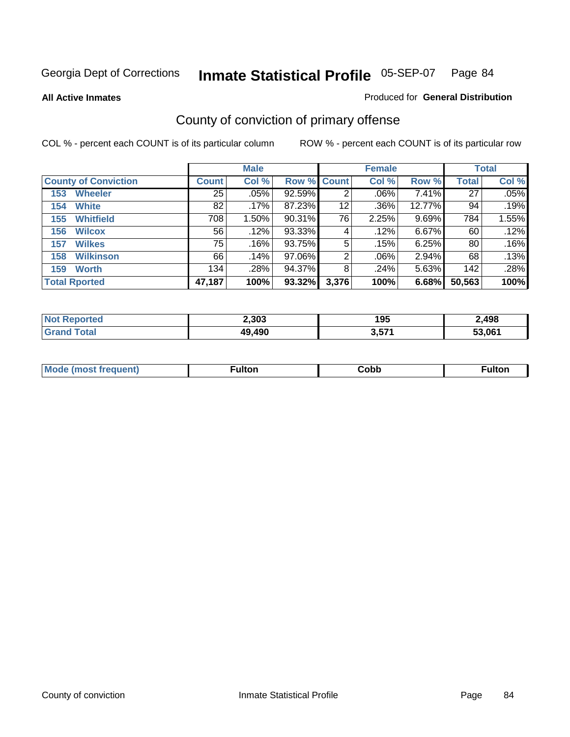Georgia Dept of Corrections **Inmate Statistical Profile** 05-SEP-07 Page 84

**All Active Inmates**

Produced for **General Distribution**

## County of conviction of primary offense

COL % - percent each COUNT is of its particular column ROW % - percent each COUNT is of its particular row

| | Male | | | Female | | | Total | |
|---|---|---|---|---|---|---|---|---|
| **County of Conviction** | **Count** | **Col %** | **Row %** | **Count** | **Col %** | **Row %** | **Total** | **Col %** |
| **153 Wheeler** | 25 | .05% | 92.59% | 2 | .06% | 7.41% | 27 | .05% |
| **154 White** | 82 | .17% | 87.23% | 12 | .36% | 12.77% | 94 | .19% |
| **155 Whitfield** | 708 | 1.50% | 90.31% | 76 | 2.25% | 9.69% | 784 | 1.55% |
| **156 Wilcox** | 56 | .12% | 93.33% | 4 | .12% | 6.67% | 60 | .12% |
| **157 Wilkes** | 75 | .16% | 93.75% | 5 | .15% | 6.25% | 80 | .16% |
| **158 Wilkinson** | 66 | .14% | 97.06% | 2 | .06% | 2.94% | 68 | .13% |
| **159 Worth** | 134 | .28% | 94.37% | 8 | .24% | 5.63% | 142 | .28% |
| **Total Rported** | **47,187** | **100%** | **93.32%** | **3,376** | **100%** | **6.68%** | **50,563** | **100%** |

| | Male | Female | Total |
|---|---|---|---|
| **Not Reported** | **2,303** | **195** | **2,498** |
| **Grand Total** | **49,490** | **3,571** | **53,061** |

| | Male | Female | Total |
|---|---|---|---|
| **Mode (most frequent)** | **Fulton** | **Cobb** | **Fulton** |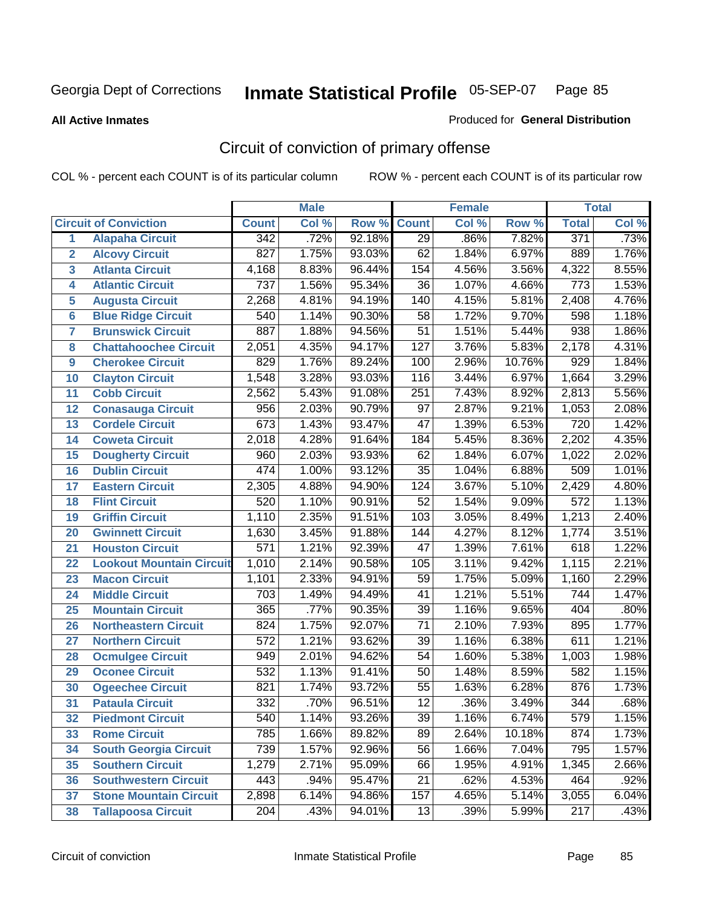Georgia Dept of Corrections **Inmate Statistical Profile** 05-SEP-07 Page 85

**All Active Inmates**

Produced for **General Distribution**

## Circuit of conviction of primary offense

COL % - percent each COUNT is of its particular column ROW % - percent each COUNT is of its particular row

| | | Male | | | Female | | | Total | |
|---|---|---|---|---|---|---|---|---|---|
| **Circuit of Conviction** | | **Count** | **Col %** | **Row %** | **Count** | **Col %** | **Row %** | **Total** | **Col %** |
| 1 | Alapaha Circuit | 342 | .72% | 92.18% | 29 | .86% | 7.82% | 371 | .73% |
| 2 | Alcovy Circuit | 827 | 1.75% | 93.03% | 62 | 1.84% | 6.97% | 889 | 1.76% |
| 3 | Atlanta Circuit | 4,168 | 8.83% | 96.44% | 154 | 4.56% | 3.56% | 4,322 | 8.55% |
| 4 | Atlantic Circuit | 737 | 1.56% | 95.34% | 36 | 1.07% | 4.66% | 773 | 1.53% |
| 5 | Augusta Circuit | 2,268 | 4.81% | 94.19% | 140 | 4.15% | 5.81% | 2,408 | 4.76% |
| 6 | Blue Ridge Circuit | 540 | 1.14% | 90.30% | 58 | 1.72% | 9.70% | 598 | 1.18% |
| 7 | Brunswick Circuit | 887 | 1.88% | 94.56% | 51 | 1.51% | 5.44% | 938 | 1.86% |
| 8 | Chattahoochee Circuit | 2,051 | 4.35% | 94.17% | 127 | 3.76% | 5.83% | 2,178 | 4.31% |
| 9 | Cherokee Circuit | 829 | 1.76% | 89.24% | 100 | 2.96% | 10.76% | 929 | 1.84% |
| 10 | Clayton Circuit | 1,548 | 3.28% | 93.03% | 116 | 3.44% | 6.97% | 1,664 | 3.29% |
| 11 | Cobb Circuit | 2,562 | 5.43% | 91.08% | 251 | 7.43% | 8.92% | 2,813 | 5.56% |
| 12 | Conasauga Circuit | 956 | 2.03% | 90.79% | 97 | 2.87% | 9.21% | 1,053 | 2.08% |
| 13 | Cordele Circuit | 673 | 1.43% | 93.47% | 47 | 1.39% | 6.53% | 720 | 1.42% |
| 14 | Coweta Circuit | 2,018 | 4.28% | 91.64% | 184 | 5.45% | 8.36% | 2,202 | 4.35% |
| 15 | Dougherty Circuit | 960 | 2.03% | 93.93% | 62 | 1.84% | 6.07% | 1,022 | 2.02% |
| 16 | Dublin Circuit | 474 | 1.00% | 93.12% | 35 | 1.04% | 6.88% | 509 | 1.01% |
| 17 | Eastern Circuit | 2,305 | 4.88% | 94.90% | 124 | 3.67% | 5.10% | 2,429 | 4.80% |
| 18 | Flint Circuit | 520 | 1.10% | 90.91% | 52 | 1.54% | 9.09% | 572 | 1.13% |
| 19 | Griffin Circuit | 1,110 | 2.35% | 91.51% | 103 | 3.05% | 8.49% | 1,213 | 2.40% |
| 20 | Gwinnett Circuit | 1,630 | 3.45% | 91.88% | 144 | 4.27% | 8.12% | 1,774 | 3.51% |
| 21 | Houston Circuit | 571 | 1.21% | 92.39% | 47 | 1.39% | 7.61% | 618 | 1.22% |
| 22 | Lookout Mountain Circuit | 1,010 | 2.14% | 90.58% | 105 | 3.11% | 9.42% | 1,115 | 2.21% |
| 23 | Macon Circuit | 1,101 | 2.33% | 94.91% | 59 | 1.75% | 5.09% | 1,160 | 2.29% |
| 24 | Middle Circuit | 703 | 1.49% | 94.49% | 41 | 1.21% | 5.51% | 744 | 1.47% |
| 25 | Mountain Circuit | 365 | .77% | 90.35% | 39 | 1.16% | 9.65% | 404 | .80% |
| 26 | Northeastern Circuit | 824 | 1.75% | 92.07% | 71 | 2.10% | 7.93% | 895 | 1.77% |
| 27 | Northern Circuit | 572 | 1.21% | 93.62% | 39 | 1.16% | 6.38% | 611 | 1.21% |
| 28 | Ocmulgee Circuit | 949 | 2.01% | 94.62% | 54 | 1.60% | 5.38% | 1,003 | 1.98% |
| 29 | Oconee Circuit | 532 | 1.13% | 91.41% | 50 | 1.48% | 8.59% | 582 | 1.15% |
| 30 | Ogeechee Circuit | 821 | 1.74% | 93.72% | 55 | 1.63% | 6.28% | 876 | 1.73% |
| 31 | Pataula Circuit | 332 | .70% | 96.51% | 12 | .36% | 3.49% | 344 | .68% |
| 32 | Piedmont Circuit | 540 | 1.14% | 93.26% | 39 | 1.16% | 6.74% | 579 | 1.15% |
| 33 | Rome Circuit | 785 | 1.66% | 89.82% | 89 | 2.64% | 10.18% | 874 | 1.73% |
| 34 | South Georgia Circuit | 739 | 1.57% | 92.96% | 56 | 1.66% | 7.04% | 795 | 1.57% |
| 35 | Southern Circuit | 1,279 | 2.71% | 95.09% | 66 | 1.95% | 4.91% | 1,345 | 2.66% |
| 36 | Southwestern Circuit | 443 | .94% | 95.47% | 21 | .62% | 4.53% | 464 | .92% |
| 37 | Stone Mountain Circuit | 2,898 | 6.14% | 94.86% | 157 | 4.65% | 5.14% | 3,055 | 6.04% |
| 38 | Tallapoosa Circuit | 204 | .43% | 94.01% | 13 | .39% | 5.99% | 217 | .43% |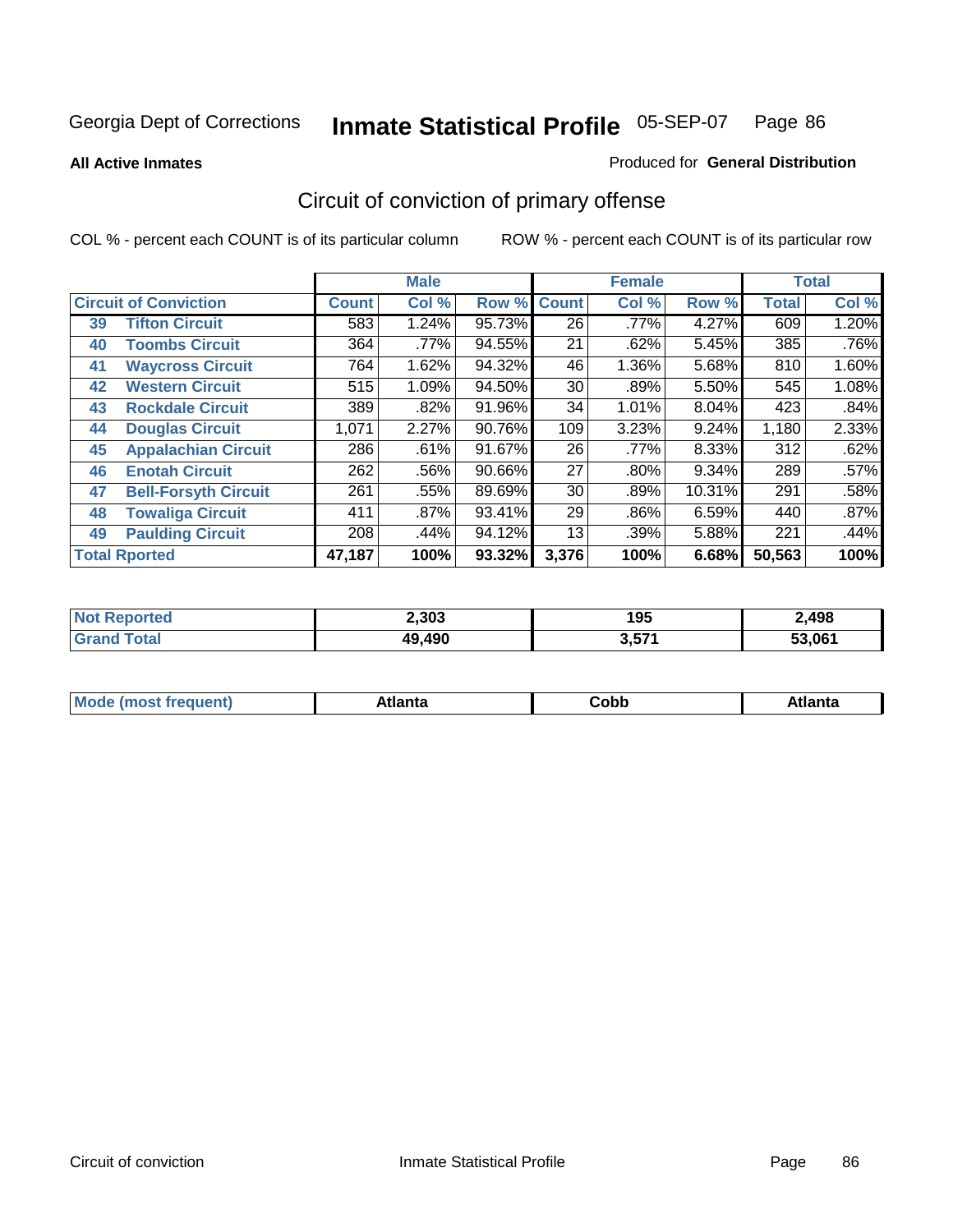Georgia Dept of Corrections **Inmate Statistical Profile** 05-SEP-07

**All Active Inmates**

Produced for **General Distribution**

## Circuit of conviction of primary offense

COL % - percent each COUNT is of its particular column

ROW % - percent each COUNT is of its particular row

| | | Male | | | Female | | | Total | |
|---|---|---|---|---|---|---|---|---|---|
| **Circuit of Conviction** | | **Count** | **Col %** | **Row %** | **Count** | **Col %** | **Row %** | **Total** | **Col %** |
| 39 | **Tifton Circuit** | 583 | 1.24% | 95.73% | 26 | .77% | 4.27% | 609 | 1.20% |
| 40 | **Toombs Circuit** | 364 | .77% | 94.55% | 21 | .62% | 5.45% | 385 | .76% |
| 41 | **Waycross Circuit** | 764 | 1.62% | 94.32% | 46 | 1.36% | 5.68% | 810 | 1.60% |
| 42 | **Western Circuit** | 515 | 1.09% | 94.50% | 30 | .89% | 5.50% | 545 | 1.08% |
| 43 | **Rockdale Circuit** | 389 | .82% | 91.96% | 34 | 1.01% | 8.04% | 423 | .84% |
| 44 | **Douglas Circuit** | 1,071 | 2.27% | 90.76% | 109 | 3.23% | 9.24% | 1,180 | 2.33% |
| 45 | **Appalachian Circuit** | 286 | .61% | 91.67% | 26 | .77% | 8.33% | 312 | .62% |
| 46 | **Enotah Circuit** | 262 | .56% | 90.66% | 27 | .80% | 9.34% | 289 | .57% |
| 47 | **Bell-Forsyth Circuit** | 261 | .55% | 89.69% | 30 | .89% | 10.31% | 291 | .58% |
| 48 | **Towaliga Circuit** | 411 | .87% | 93.41% | 29 | .86% | 6.59% | 440 | .87% |
| 49 | **Paulding Circuit** | 208 | .44% | 94.12% | 13 | .39% | 5.88% | 221 | .44% |
| **Total Rported** | | **47,187** | **100%** | **93.32%** | **3,376** | **100%** | **6.68%** | **50,563** | **100%** |

| | Male | Female | Total |
|---|---|---|---|
| **Not Reported** | **2,303** | **195** | **2,498** |
| **Grand Total** | **49,490** | **3,571** | **53,061** |

| | Male | Female | Total |
|---|---|---|---|
| **Mode (most frequent)** | **Atlanta** | **Cobb** | **Atlanta** |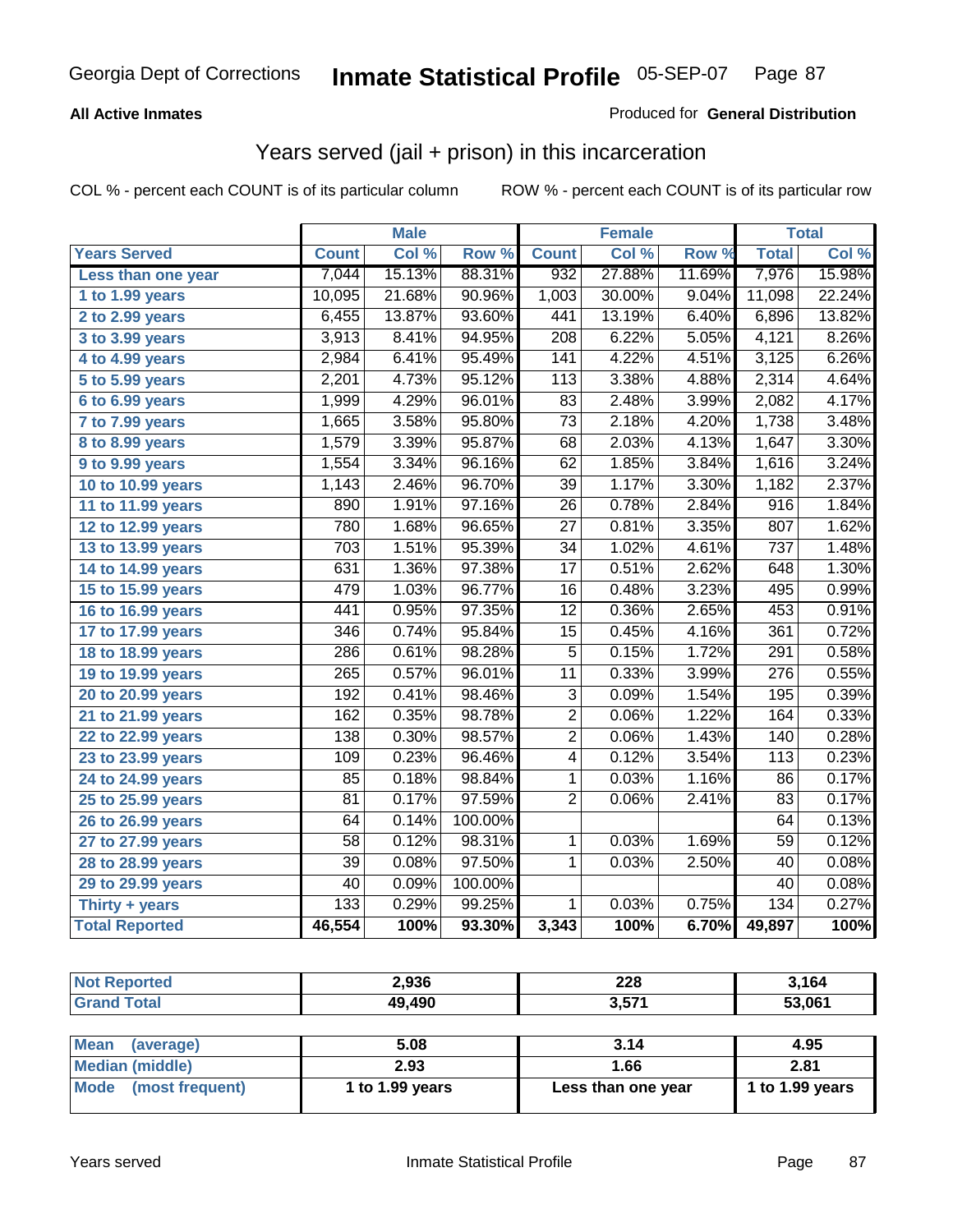Georgia Dept of Corrections **Inmate Statistical Profile** 05-SEP-07

**All Active Inmates**

Produced for **General Distribution**

## Years served (jail + prison) in this incarceration

COL % - percent each COUNT is of its particular column

ROW % - percent each COUNT is of its particular row

| | Male | | | Female | | | Total | |
|---|---|---|---|---|---|---|---|---|
| **Years Served** | **Count** | **Col %** | **Row %** | **Count** | **Col %** | **Row %** | **Total** | **Col %** |
| Less than one year | 7,044 | 15.13% | 88.31% | 932 | 27.88% | 11.69% | 7,976 | 15.98% |
| 1 to 1.99 years | 10,095 | 21.68% | 90.96% | 1,003 | 30.00% | 9.04% | 11,098 | 22.24% |
| 2 to 2.99 years | 6,455 | 13.87% | 93.60% | 441 | 13.19% | 6.40% | 6,896 | 13.82% |
| 3 to 3.99 years | 3,913 | 8.41% | 94.95% | 208 | 6.22% | 5.05% | 4,121 | 8.26% |
| 4 to 4.99 years | 2,984 | 6.41% | 95.49% | 141 | 4.22% | 4.51% | 3,125 | 6.26% |
| 5 to 5.99 years | 2,201 | 4.73% | 95.12% | 113 | 3.38% | 4.88% | 2,314 | 4.64% |
| 6 to 6.99 years | 1,999 | 4.29% | 96.01% | 83 | 2.48% | 3.99% | 2,082 | 4.17% |
| 7 to 7.99 years | 1,665 | 3.58% | 95.80% | 73 | 2.18% | 4.20% | 1,738 | 3.48% |
| 8 to 8.99 years | 1,579 | 3.39% | 95.87% | 68 | 2.03% | 4.13% | 1,647 | 3.30% |
| 9 to 9.99 years | 1,554 | 3.34% | 96.16% | 62 | 1.85% | 3.84% | 1,616 | 3.24% |
| 10 to 10.99 years | 1,143 | 2.46% | 96.70% | 39 | 1.17% | 3.30% | 1,182 | 2.37% |
| 11 to 11.99 years | 890 | 1.91% | 97.16% | 26 | 0.78% | 2.84% | 916 | 1.84% |
| 12 to 12.99 years | 780 | 1.68% | 96.65% | 27 | 0.81% | 3.35% | 807 | 1.62% |
| 13 to 13.99 years | 703 | 1.51% | 95.39% | 34 | 1.02% | 4.61% | 737 | 1.48% |
| 14 to 14.99 years | 631 | 1.36% | 97.38% | 17 | 0.51% | 2.62% | 648 | 1.30% |
| 15 to 15.99 years | 479 | 1.03% | 96.77% | 16 | 0.48% | 3.23% | 495 | 0.99% |
| 16 to 16.99 years | 441 | 0.95% | 97.35% | 12 | 0.36% | 2.65% | 453 | 0.91% |
| 17 to 17.99 years | 346 | 0.74% | 95.84% | 15 | 0.45% | 4.16% | 361 | 0.72% |
| 18 to 18.99 years | 286 | 0.61% | 98.28% | 5 | 0.15% | 1.72% | 291 | 0.58% |
| 19 to 19.99 years | 265 | 0.57% | 96.01% | 11 | 0.33% | 3.99% | 276 | 0.55% |
| 20 to 20.99 years | 192 | 0.41% | 98.46% | 3 | 0.09% | 1.54% | 195 | 0.39% |
| 21 to 21.99 years | 162 | 0.35% | 98.78% | 2 | 0.06% | 1.22% | 164 | 0.33% |
| 22 to 22.99 years | 138 | 0.30% | 98.57% | 2 | 0.06% | 1.43% | 140 | 0.28% |
| 23 to 23.99 years | 109 | 0.23% | 96.46% | 4 | 0.12% | 3.54% | 113 | 0.23% |
| 24 to 24.99 years | 85 | 0.18% | 98.84% | 1 | 0.03% | 1.16% | 86 | 0.17% |
| 25 to 25.99 years | 81 | 0.17% | 97.59% | 2 | 0.06% | 2.41% | 83 | 0.17% |
| 26 to 26.99 years | 64 | 0.14% | 100.00% | | | | 64 | 0.13% |
| 27 to 27.99 years | 58 | 0.12% | 98.31% | 1 | 0.03% | 1.69% | 59 | 0.12% |
| 28 to 28.99 years | 39 | 0.08% | 97.50% | 1 | 0.03% | 2.50% | 40 | 0.08% |
| 29 to 29.99 years | 40 | 0.09% | 100.00% | | | | 40 | 0.08% |
| Thirty + years | 133 | 0.29% | 99.25% | 1 | 0.03% | 0.75% | 134 | 0.27% |
| **Total Reported** | **46,554** | **100%** | **93.30%** | **3,343** | **100%** | **6.70%** | **49,897** | **100%** |

| | Male | Female | Total |
|---|---|---|---|
| Not Reported | 2,936 | 228 | 3,164 |
| Grand Total | 49,490 | 3,571 | 53,061 |

| | Male | Female | Total |
|---|---|---|---|
| Mean (average) | 5.08 | 3.14 | 4.95 |
| Median (middle) | 2.93 | 1.66 | 2.81 |
| Mode (most frequent) | 1 to 1.99 years | Less than one year | 1 to 1.99 years |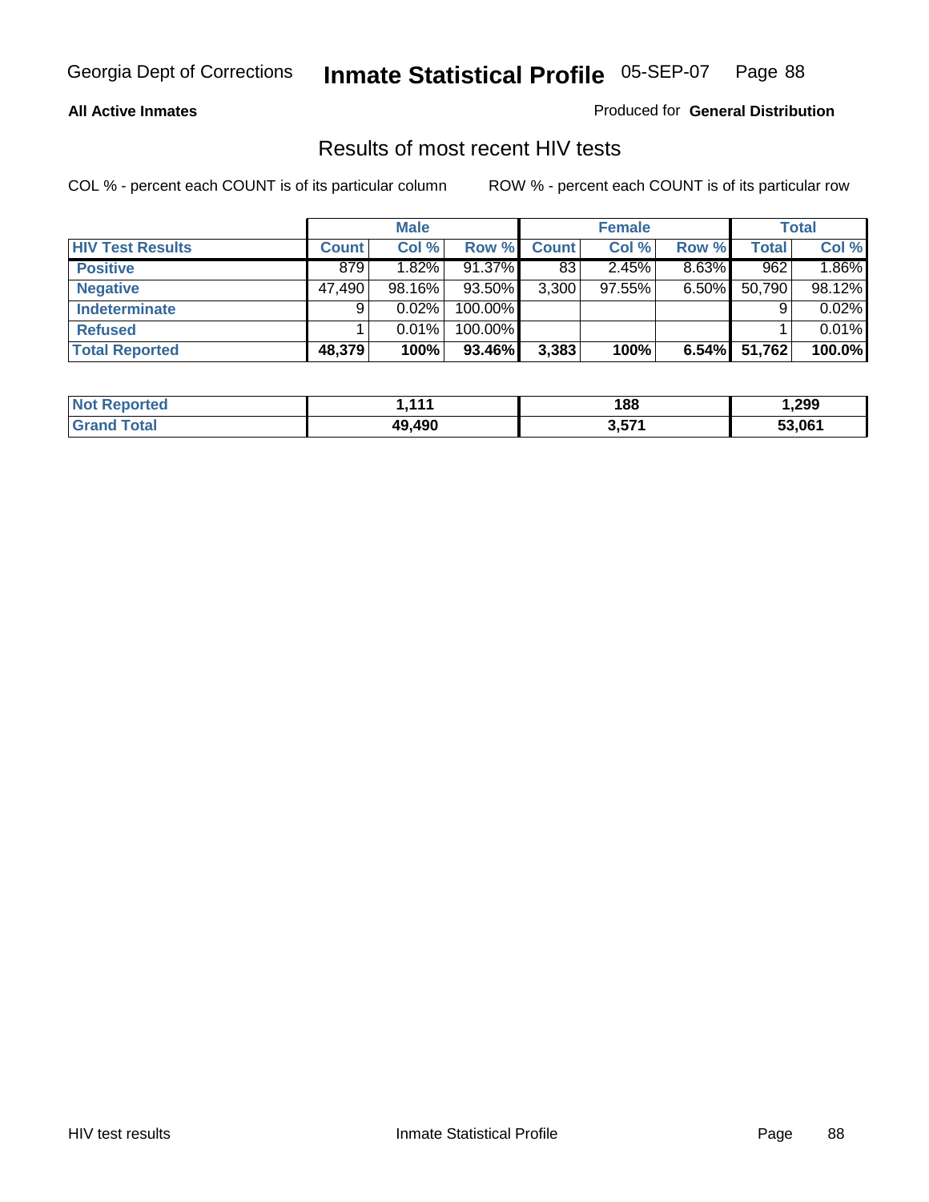Georgia Dept of Corrections **Inmate Statistical Profile** 05-SEP-07

**All Active Inmates**

Produced for **General Distribution**

## Results of most recent HIV tests

COL % - percent each COUNT is of its particular column

ROW % - percent each COUNT is of its particular row

| | Male | | | Female | | | Total | |
|---|---|---|---|---|---|---|---|---|
| **HIV Test Results** | **Count** | **Col %** | **Row %** | **Count** | **Col %** | **Row %** | **Total** | **Col %** |
| **Positive** | 879 | 1.82% | 91.37% | 83 | 2.45% | 8.63% | 962 | 1.86% |
| **Negative** | 47,490 | 98.16% | 93.50% | 3,300 | 97.55% | 6.50% | 50,790 | 98.12% |
| **Indeterminate** | 9 | 0.02% | 100.00% | | | | 9 | 0.02% |
| **Refused** | 1 | 0.01% | 100.00% | | | | 1 | 0.01% |
| **Total Reported** | **48,379** | **100%** | **93.46%** | **3,383** | **100%** | **6.54%** | **51,762** | **100.0%** |

| | Male | Female | Total |
|---|---|---|---|
| **Not Reported** | **1,111** | **188** | **1,299** |
| **Grand Total** | **49,490** | **3,571** | **53,061** |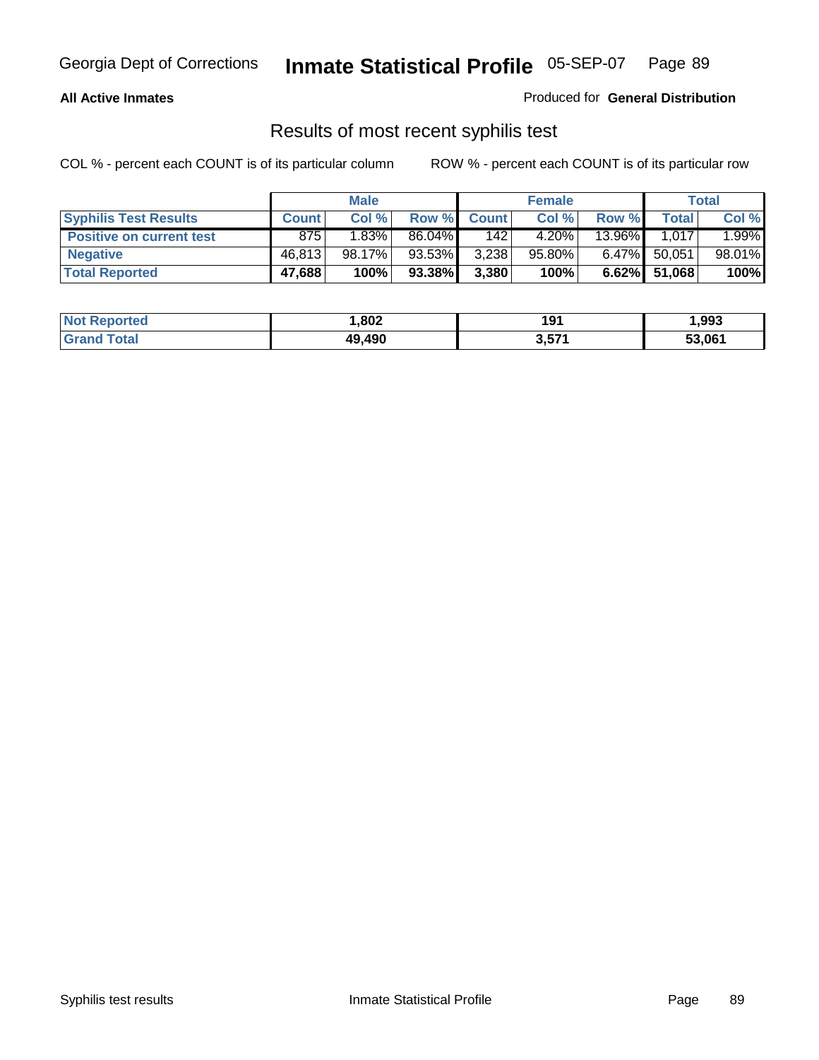Georgia Dept of Corrections **Inmate Statistical Profile** 05-SEP-07

**All Active Inmates**

Produced for **General Distribution**

## Results of most recent syphilis test

COL % - percent each COUNT is of its particular column ROW % - percent each COUNT is of its particular row

| | Male | | | Female | | | Total | |
|---|---|---|---|---|---|---|---|---|
| **Syphilis Test Results** | **Count** | **Col %** | **Row %** | **Count** | **Col %** | **Row %** | **Total** | **Col %** |
| **Positive on current test** | 875 | 1.83% | 86.04% | 142 | 4.20% | 13.96% | 1,017 | 1.99% |
| **Negative** | 46,813 | 98.17% | 93.53% | 3,238 | 95.80% | 6.47% | 50,051 | 98.01% |
| **Total Reported** | **47,688** | **100%** | **93.38%** | **3,380** | **100%** | **6.62%** | **51,068** | **100%** |

| | Male | Female | Total |
|---|---|---|---|
| **Not Reported** | **1,802** | **191** | **1,993** |
| **Grand Total** | **49,490** | **3,571** | **53,061** |

Syphilis test results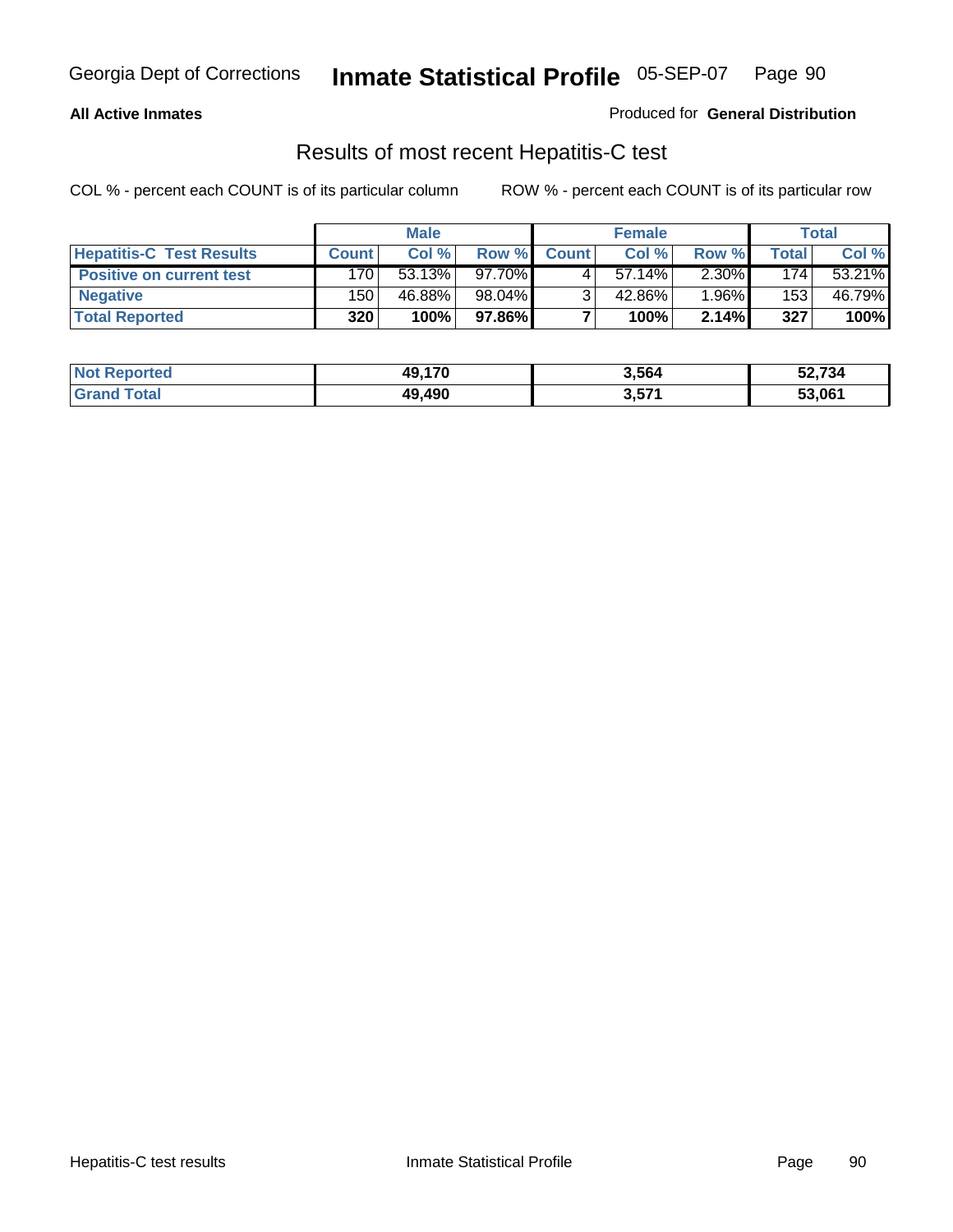**All Active Inmates** Produced for **General Distribution**

## Results of most recent Hepatitis-C test

COL % - percent each COUNT is of its particular column ROW % - percent each COUNT is of its particular row

| | Male | | | Female | | | Total | |
|---|---|---|---|---|---|---|---|---|
| **Hepatitis-C Test Results** | **Count** | **Col %** | **Row %** | **Count** | **Col %** | **Row %** | **Total** | **Col %** |
| **Positive on current test** | 170 | 53.13% | 97.70% | 4 | 57.14% | 2.30% | 174 | 53.21% |
| **Negative** | 150 | 46.88% | 98.04% | 3 | 42.86% | 1.96% | 153 | 46.79% |
| **Total Reported** | **320** | **100%** | **97.86%** | **7** | **100%** | **2.14%** | **327** | **100%** |

| | Male | Female | Total |
|---|---|---|---|
| **Not Reported** | **49,170** | **3,564** | **52,734** |
| **Grand Total** | **49,490** | **3,571** | **53,061** |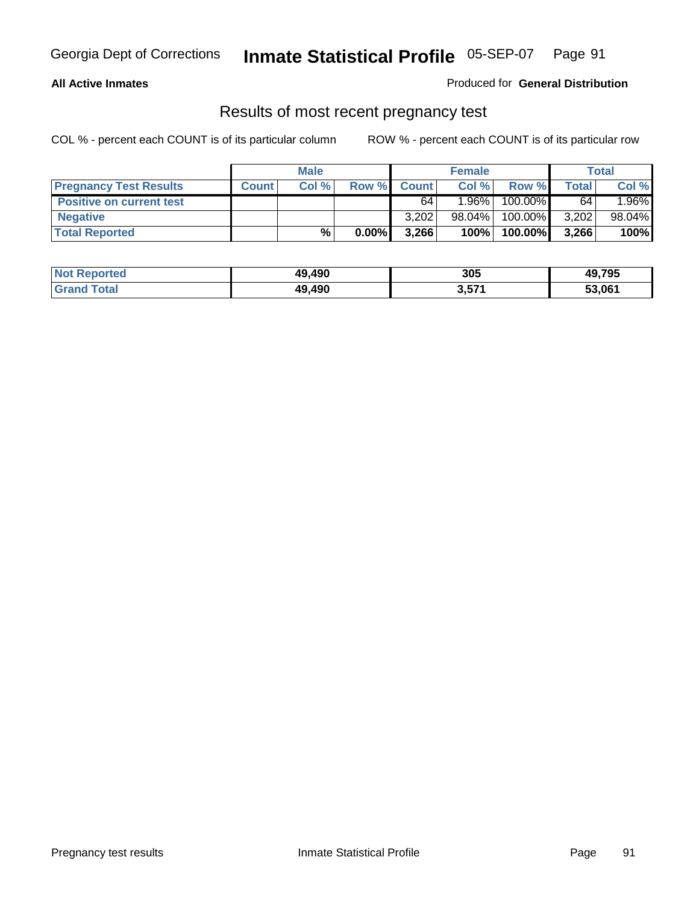**All Active Inmates**

Produced for **General Distribution**

## Results of most recent pregnancy test

COL % - percent each COUNT is of its particular column

ROW % - percent each COUNT is of its particular row

| | Male | | | Female | | | Total | |
|---|---|---|---|---|---|---|---|---|
| **Pregnancy Test Results** | **Count** | **Col %** | **Row %** | **Count** | **Col %** | **Row %** | **Total** | **Col %** |
| **Positive on current test** | | | | 64 | 1.96% | 100.00% | 64 | 1.96% |
| **Negative** | | | | 3,202 | 98.04% | 100.00% | 3,202 | 98.04% |
| **Total Reported** | | **%** | **0.00%** | **3,266** | **100%** | **100.00%** | **3,266** | **100%** |

| | Male | Female | Total |
|---|---|---|---|
| **Not Reported** | **49,490** | **305** | **49,795** |
| **Grand Total** | **49,490** | **3,571** | **53,061** |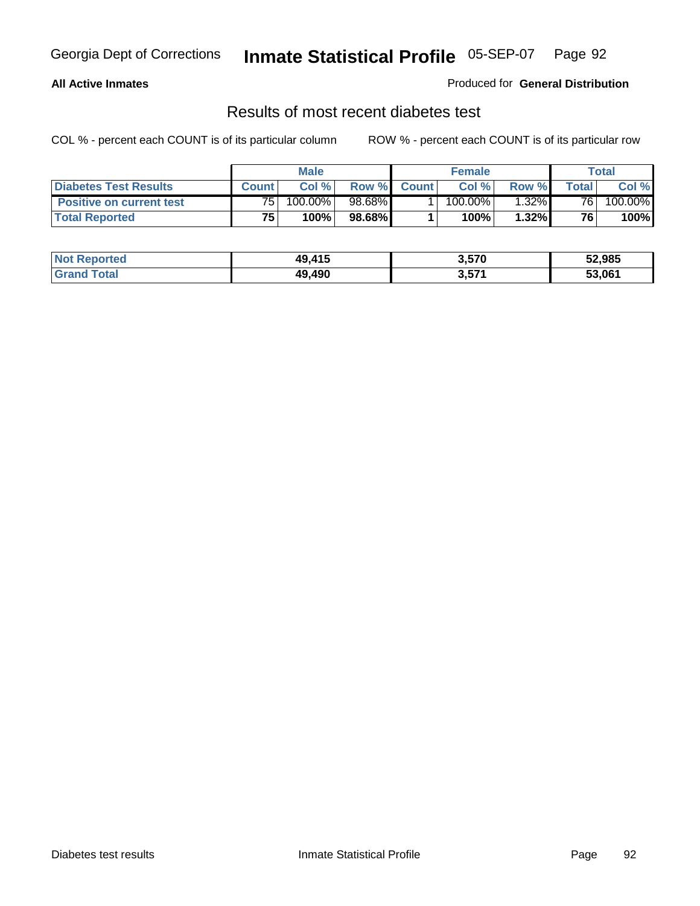**All Active Inmates**

Produced for **General Distribution**

## Results of most recent diabetes test

COL % - percent each COUNT is of its particular column

ROW % - percent each COUNT is of its particular row

| | Male | | | Female | | | Total | |
|---|---|---|---|---|---|---|---|---|
| **Diabetes Test Results** | **Count** | **Col %** | **Row %** | **Count** | **Col %** | **Row %** | **Total** | **Col %** |
| **Positive on current test** | 75 | 100.00% | 98.68% | 1 | 100.00% | 1.32% | 76 | 100.00% |
| **Total Reported** | **75** | **100%** | **98.68%** | **1** | **100%** | **1.32%** | **76** | **100%** |

| | Male | Female | Total |
|---|---|---|---|
| **Not Reported** | **49,415** | **3,570** | **52,985** |
| **Grand Total** | **49,490** | **3,571** | **53,061** |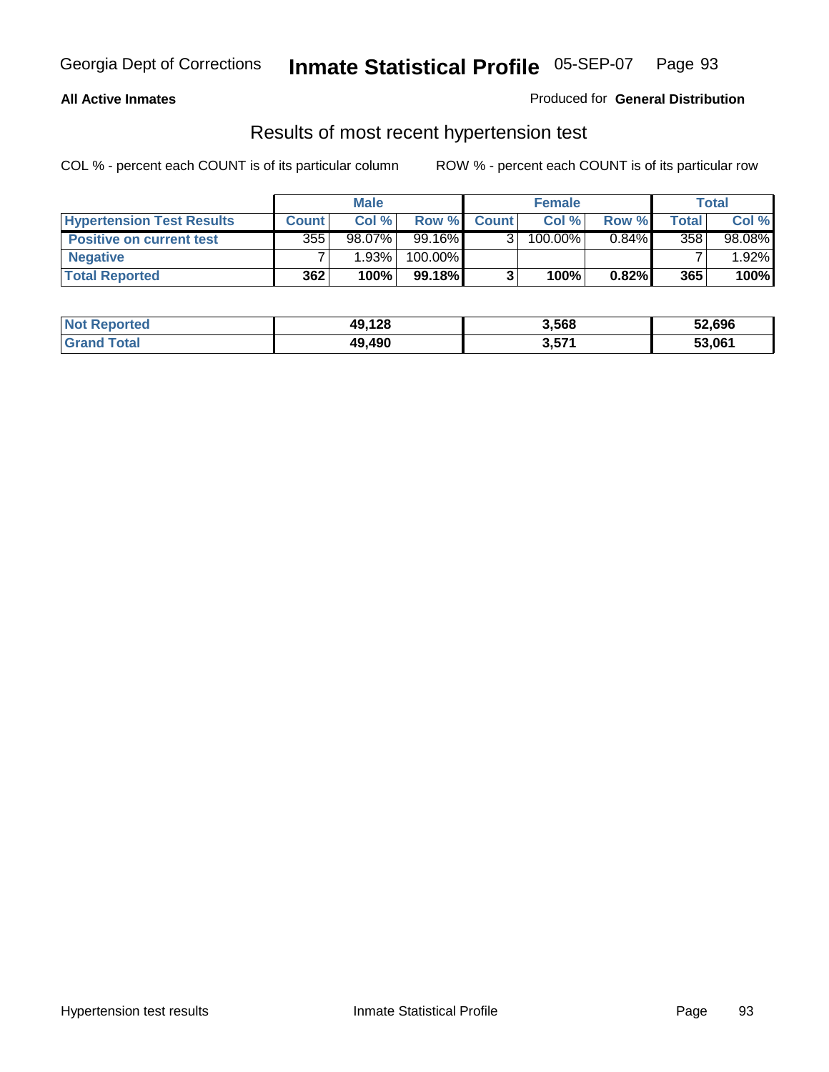**All Active Inmates** Produced for **General Distribution**

## Results of most recent hypertension test

COL % - percent each COUNT is of its particular column ROW % - percent each COUNT is of its particular row

| | Male | | | Female | | | Total | |
|---|---|---|---|---|---|---|---|---|
| Hypertension Test Results | Count | Col % | Row % | Count | Col % | Row % | Total | Col % |
| Positive on current test | 355 | 98.07% | 99.16% | 3 | 100.00% | 0.84% | 358 | 98.08% |
| Negative | 7 | 1.93% | 100.00% | | | | 7 | 1.92% |
| **Total Reported** | **362** | **100%** | **99.18%** | **3** | **100%** | **0.82%** | **365** | **100%** |

| | Male | Female | Total |
|---|---|---|---|
| Not Reported | 49,128 | 3,568 | 52,696 |
| Grand Total | 49,490 | 3,571 | 53,061 |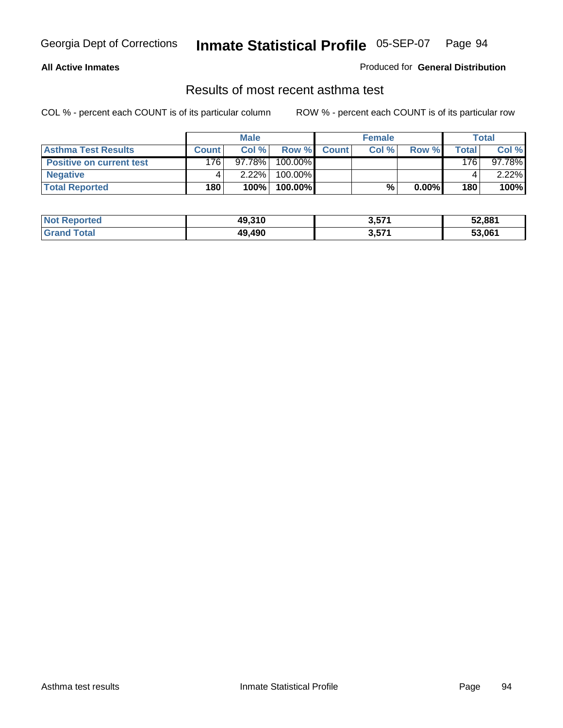Georgia Dept of Corrections **Inmate Statistical Profile** 05-SEP-07

**All Active Inmates**

Produced for **General Distribution**

## Results of most recent asthma test

COL % - percent each COUNT is of its particular column

ROW % - percent each COUNT is of its particular row

| | Male | | | Female | | | Total | |
|---|---|---|---|---|---|---|---|---|
| **Asthma Test Results** | **Count** | **Col %** | **Row %** | **Count** | **Col %** | **Row %** | **Total** | **Col %** |
| **Positive on current test** | 176 | 97.78% | 100.00% | | | | 176 | 97.78% |
| **Negative** | 4 | 2.22% | 100.00% | | | | 4 | 2.22% |
| **Total Reported** | **180** | **100%** | **100.00%** | | **%** | **0.00%** | **180** | **100%** |

| | Male | Female | Total |
|---|---|---|---|
| **Not Reported** | **49,310** | **3,571** | **52,881** |
| **Grand Total** | **49,490** | **3,571** | **53,061** |

Asthma test results Inmate Statistical Profile